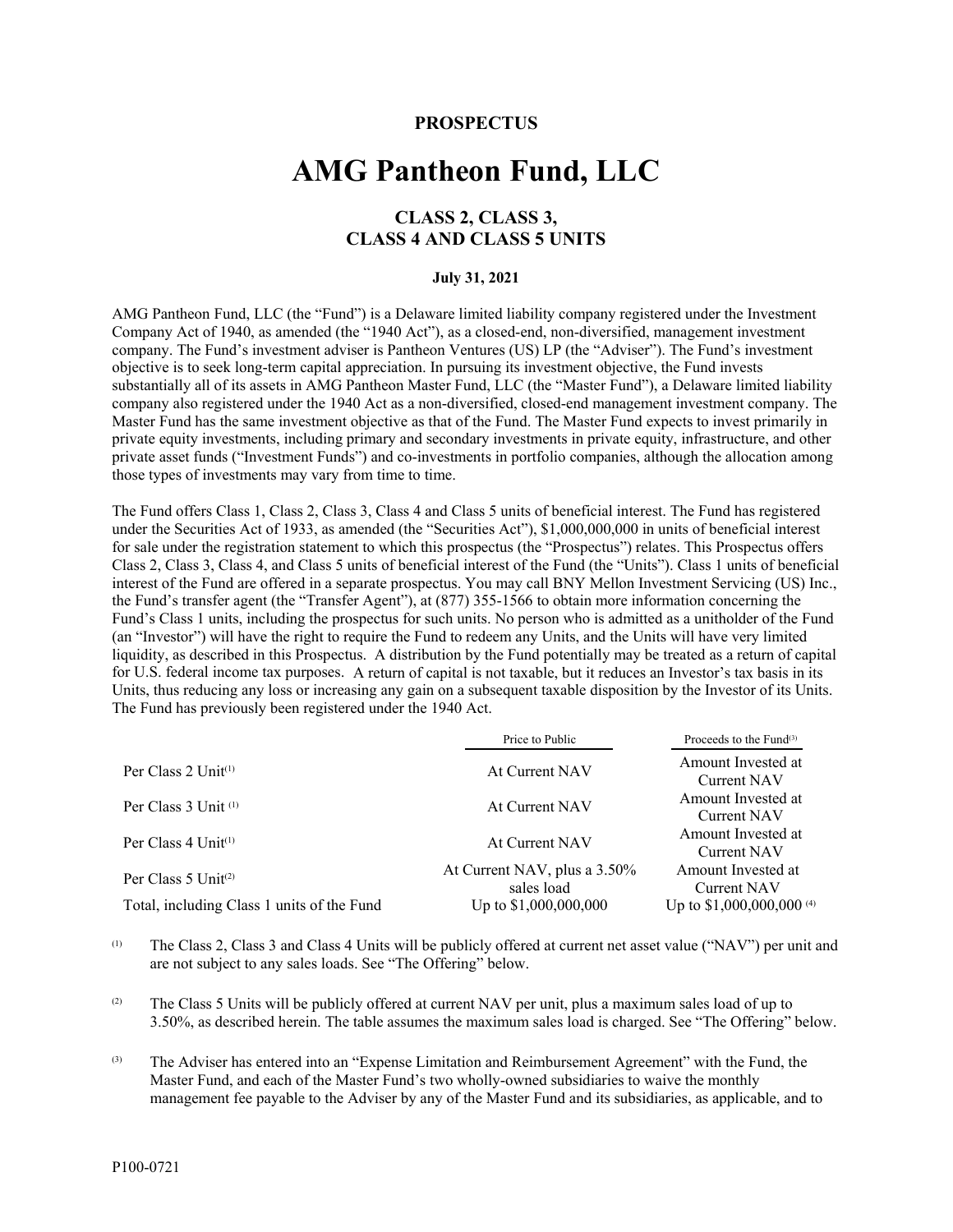**PROSPECTUS**

# AMG Pantheon Fund, LLC

## CLASS 2, CLASS 3, CLASS 4 AND CLASS 5 UNITS

**July 31, 2021**

AMG Pantheon Fund, LLC (the "Fund") is a Delaware limited liability company registered under the Investment Company Act of 1940, as amended (the "1940 Act"), as a closed-end, non-diversified, management investment company. The Fund's investment adviser is Pantheon Ventures (US) LP (the "Adviser"). The Fund's investment objective is to seek long-term capital appreciation. In pursuing its investment objective, the Fund invests substantially all of its assets in AMG Pantheon Master Fund, LLC (the "Master Fund"), a Delaware limited liability company also registered under the 1940 Act as a non-diversified, closed-end management investment company. The Master Fund has the same investment objective as that of the Fund. The Master Fund expects to invest primarily in private equity investments, including primary and secondary investments in private equity, infrastructure, and other private asset funds ("Investment Funds") and co-investments in portfolio companies, although the allocation among those types of investments may vary from time to time.

The Fund offers Class 1, Class 2, Class 3, Class 4 and Class 5 units of beneficial interest. The Fund has registered under the Securities Act of 1933, as amended (the "Securities Act"), $1,000,000,000 in units of beneficial interest for sale under the registration statement to which this prospectus (the "Prospectus") relates. This Prospectus offers Class 2, Class 3, Class 4, and Class 5 units of beneficial interest of the Fund (the "Units"). Class 1 units of beneficial interest of the Fund are offered in a separate prospectus. You may call BNY Mellon Investment Servicing (US) Inc., the Fund's transfer agent (the "Transfer Agent"), at (877) 355-1566 to obtain more information concerning the Fund's Class 1 units, including the prospectus for such units. No person who is admitted as a unitholder of the Fund (an "Investor") will have the right to require the Fund to redeem any Units, and the Units will have very limited liquidity, as described in this Prospectus. A distribution by the Fund potentially may be treated as a return of capital for U.S. federal income tax purposes. A return of capital is not taxable, but it reduces an Investor's tax basis in its Units, thus reducing any loss or increasing any gain on a subsequent taxable disposition by the Investor of its Units. The Fund has previously been registered under the 1940 Act.

| | Price to Public | Proceeds to the Fund[3] |
|---|---|---|
| Per Class 2 Unit[1] | At Current NAV | Amount Invested at Current NAV |
| Per Class 3 Unit [1] | At Current NAV | Amount Invested at Current NAV |
| Per Class 4 Unit[1] | At Current NAV | Amount Invested at Current NAV |
| Per Class 5 Unit[2] | At Current NAV, plus a 3.50% sales load | Amount Invested at Current NAV |
| Total, including Class 1 units of the Fund | Up to $1,000,000,000 | Up to $1,000,000,000 [4] |

(1) The Class 2, Class 3 and Class 4 Units will be publicly offered at current net asset value ("NAV") per unit and are not subject to any sales loads. See "The Offering" below.

(2) The Class 5 Units will be publicly offered at current NAV per unit, plus a maximum sales load of up to 3.50%, as described herein. The table assumes the maximum sales load is charged. See "The Offering" below.

(3) The Adviser has entered into an "Expense Limitation and Reimbursement Agreement" with the Fund, the Master Fund, and each of the Master Fund's two wholly-owned subsidiaries to waive the monthly management fee payable to the Adviser by any of the Master Fund and its subsidiaries, as applicable, and to

P100-0721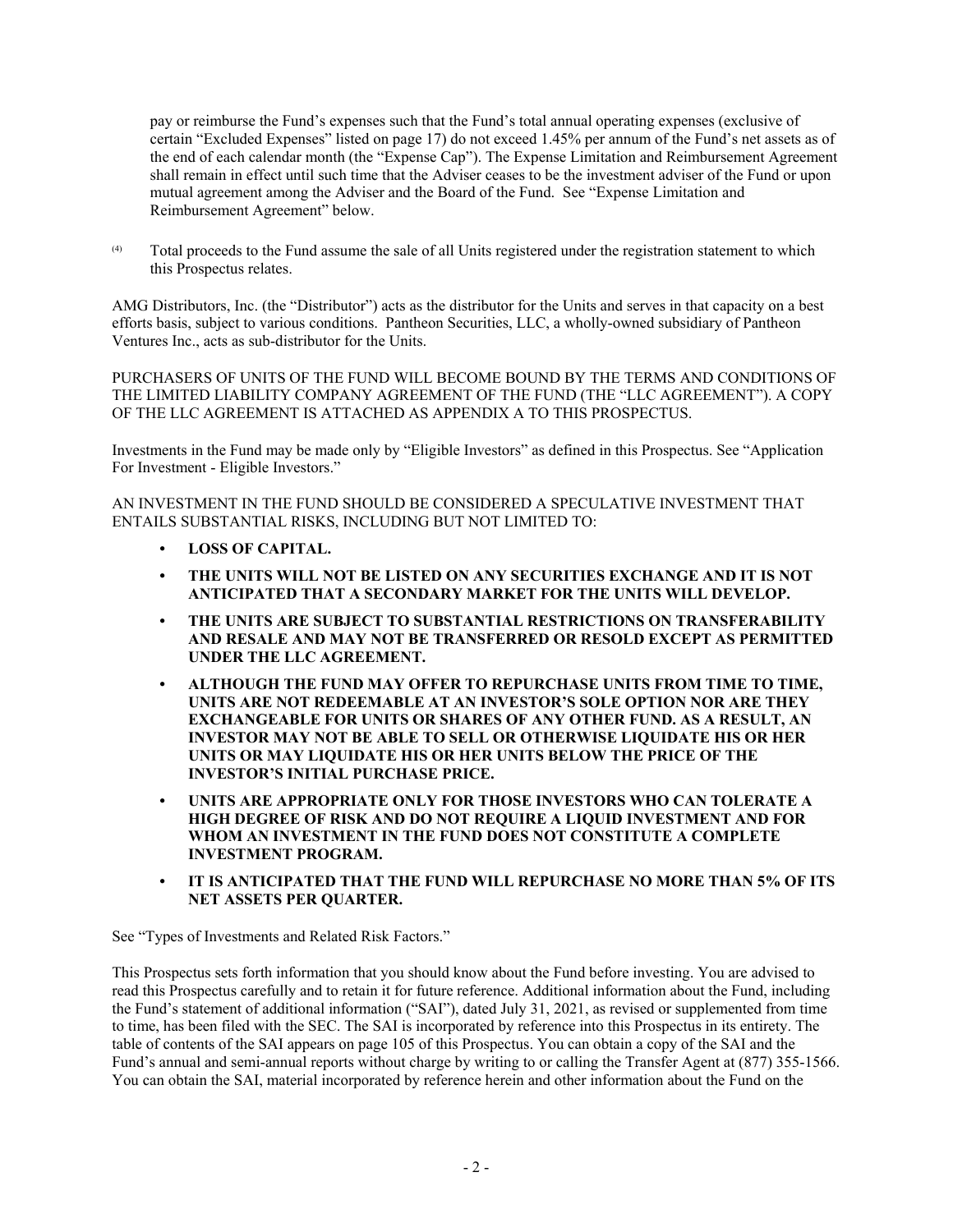pay or reimburse the Fund's expenses such that the Fund's total annual operating expenses (exclusive of certain "Excluded Expenses" listed on page 17) do not exceed 1.45% per annum of the Fund's net assets as of the end of each calendar month (the "Expense Cap"). The Expense Limitation and Reimbursement Agreement shall remain in effect until such time that the Adviser ceases to be the investment adviser of the Fund or upon mutual agreement among the Adviser and the Board of the Fund. See "Expense Limitation and Reimbursement Agreement" below.

(4) Total proceeds to the Fund assume the sale of all Units registered under the registration statement to which this Prospectus relates.

AMG Distributors, Inc. (the "Distributor") acts as the distributor for the Units and serves in that capacity on a best efforts basis, subject to various conditions. Pantheon Securities, LLC, a wholly-owned subsidiary of Pantheon Ventures Inc., acts as sub-distributor for the Units.

PURCHASERS OF UNITS OF THE FUND WILL BECOME BOUND BY THE TERMS AND CONDITIONS OF THE LIMITED LIABILITY COMPANY AGREEMENT OF THE FUND (THE "LLC AGREEMENT"). A COPY OF THE LLC AGREEMENT IS ATTACHED AS APPENDIX A TO THIS PROSPECTUS.

Investments in the Fund may be made only by "Eligible Investors" as defined in this Prospectus. See "Application For Investment - Eligible Investors."

AN INVESTMENT IN THE FUND SHOULD BE CONSIDERED A SPECULATIVE INVESTMENT THAT ENTAILS SUBSTANTIAL RISKS, INCLUDING BUT NOT LIMITED TO:

- **LOSS OF CAPITAL.**
- **THE UNITS WILL NOT BE LISTED ON ANY SECURITIES EXCHANGE AND IT IS NOT ANTICIPATED THAT A SECONDARY MARKET FOR THE UNITS WILL DEVELOP.**
- **THE UNITS ARE SUBJECT TO SUBSTANTIAL RESTRICTIONS ON TRANSFERABILITY AND RESALE AND MAY NOT BE TRANSFERRED OR RESOLD EXCEPT AS PERMITTED UNDER THE LLC AGREEMENT.**
- **ALTHOUGH THE FUND MAY OFFER TO REPURCHASE UNITS FROM TIME TO TIME, UNITS ARE NOT REDEEMABLE AT AN INVESTOR'S SOLE OPTION NOR ARE THEY EXCHANGEABLE FOR UNITS OR SHARES OF ANY OTHER FUND. AS A RESULT, AN INVESTOR MAY NOT BE ABLE TO SELL OR OTHERWISE LIQUIDATE HIS OR HER UNITS OR MAY LIQUIDATE HIS OR HER UNITS BELOW THE PRICE OF THE INVESTOR'S INITIAL PURCHASE PRICE.**
- **UNITS ARE APPROPRIATE ONLY FOR THOSE INVESTORS WHO CAN TOLERATE A HIGH DEGREE OF RISK AND DO NOT REQUIRE A LIQUID INVESTMENT AND FOR WHOM AN INVESTMENT IN THE FUND DOES NOT CONSTITUTE A COMPLETE INVESTMENT PROGRAM.**
- **IT IS ANTICIPATED THAT THE FUND WILL REPURCHASE NO MORE THAN 5% OF ITS NET ASSETS PER QUARTER.**

See "Types of Investments and Related Risk Factors."

This Prospectus sets forth information that you should know about the Fund before investing. You are advised to read this Prospectus carefully and to retain it for future reference. Additional information about the Fund, including the Fund's statement of additional information ("SAI"), dated July 31, 2021, as revised or supplemented from time to time, has been filed with the SEC. The SAI is incorporated by reference into this Prospectus in its entirety. The table of contents of the SAI appears on page 105 of this Prospectus. You can obtain a copy of the SAI and the Fund's annual and semi-annual reports without charge by writing to or calling the Transfer Agent at (877) 355-1566. You can obtain the SAI, material incorporated by reference herein and other information about the Fund on the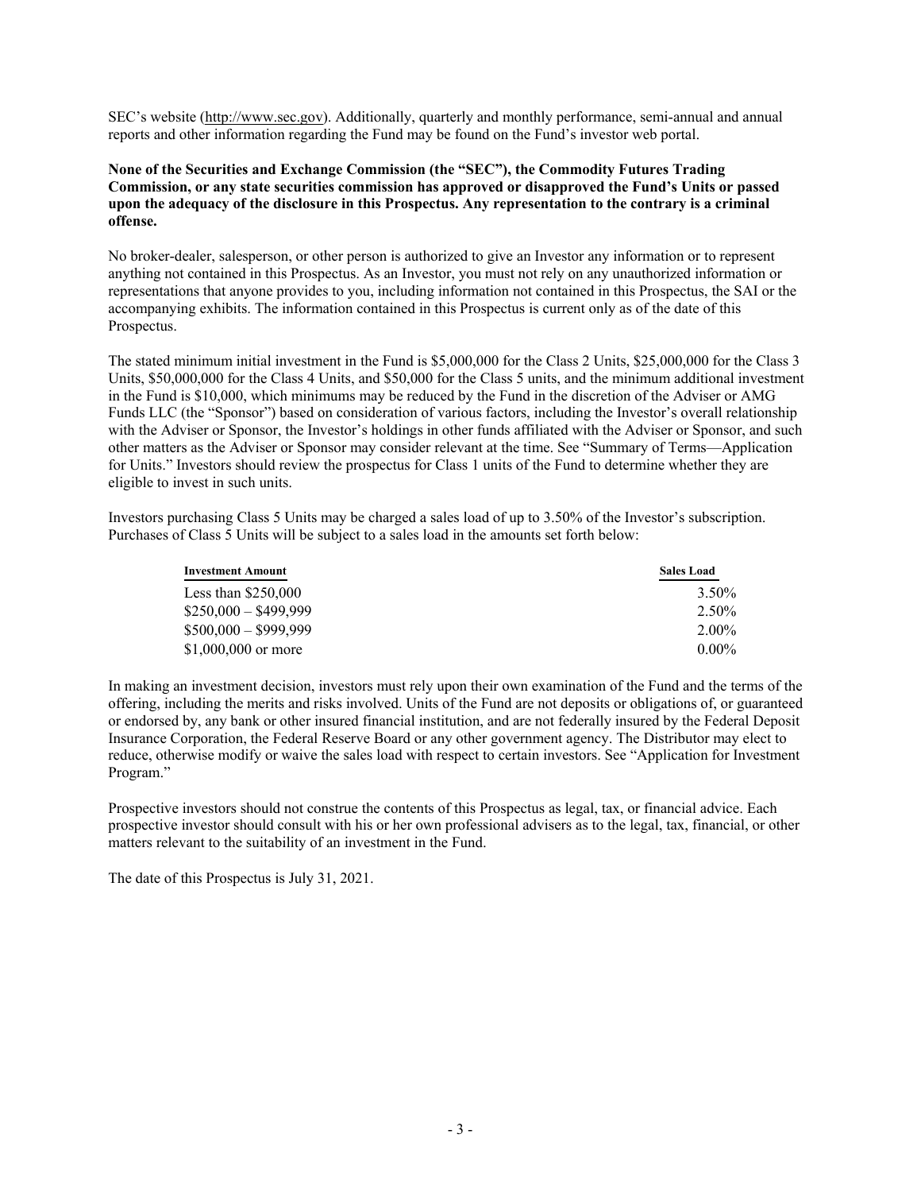SEC's website (http://www.sec.gov). Additionally, quarterly and monthly performance, semi-annual and annual reports and other information regarding the Fund may be found on the Fund's investor web portal.

**None of the Securities and Exchange Commission (the "SEC"), the Commodity Futures Trading Commission, or any state securities commission has approved or disapproved the Fund's Units or passed upon the adequacy of the disclosure in this Prospectus. Any representation to the contrary is a criminal offense.**

No broker-dealer, salesperson, or other person is authorized to give an Investor any information or to represent anything not contained in this Prospectus. As an Investor, you must not rely on any unauthorized information or representations that anyone provides to you, including information not contained in this Prospectus, the SAI or the accompanying exhibits. The information contained in this Prospectus is current only as of the date of this Prospectus.

The stated minimum initial investment in the Fund is $5,000,000 for the Class 2 Units, $25,000,000 for the Class 3 Units, $50,000,000 for the Class 4 Units, and $50,000 for the Class 5 units, and the minimum additional investment in the Fund is $10,000, which minimums may be reduced by the Fund in the discretion of the Adviser or AMG Funds LLC (the "Sponsor") based on consideration of various factors, including the Investor's overall relationship with the Adviser or Sponsor, the Investor's holdings in other funds affiliated with the Adviser or Sponsor, and such other matters as the Adviser or Sponsor may consider relevant at the time. See "Summary of Terms—Application for Units." Investors should review the prospectus for Class 1 units of the Fund to determine whether they are eligible to invest in such units.

Investors purchasing Class 5 Units may be charged a sales load of up to 3.50% of the Investor's subscription. Purchases of Class 5 Units will be subject to a sales load in the amounts set forth below:

| Investment Amount | Sales Load |
|---|---|
| Less than $250,000 | 3.50% |
| $250,000 – $499,999 | 2.50% |
| $500,000 – $999,999 | 2.00% |
| $1,000,000 or more | 0.00% |

In making an investment decision, investors must rely upon their own examination of the Fund and the terms of the offering, including the merits and risks involved. Units of the Fund are not deposits or obligations of, or guaranteed or endorsed by, any bank or other insured financial institution, and are not federally insured by the Federal Deposit Insurance Corporation, the Federal Reserve Board or any other government agency. The Distributor may elect to reduce, otherwise modify or waive the sales load with respect to certain investors. See "Application for Investment Program."

Prospective investors should not construe the contents of this Prospectus as legal, tax, or financial advice. Each prospective investor should consult with his or her own professional advisers as to the legal, tax, financial, or other matters relevant to the suitability of an investment in the Fund.

The date of this Prospectus is July 31, 2021.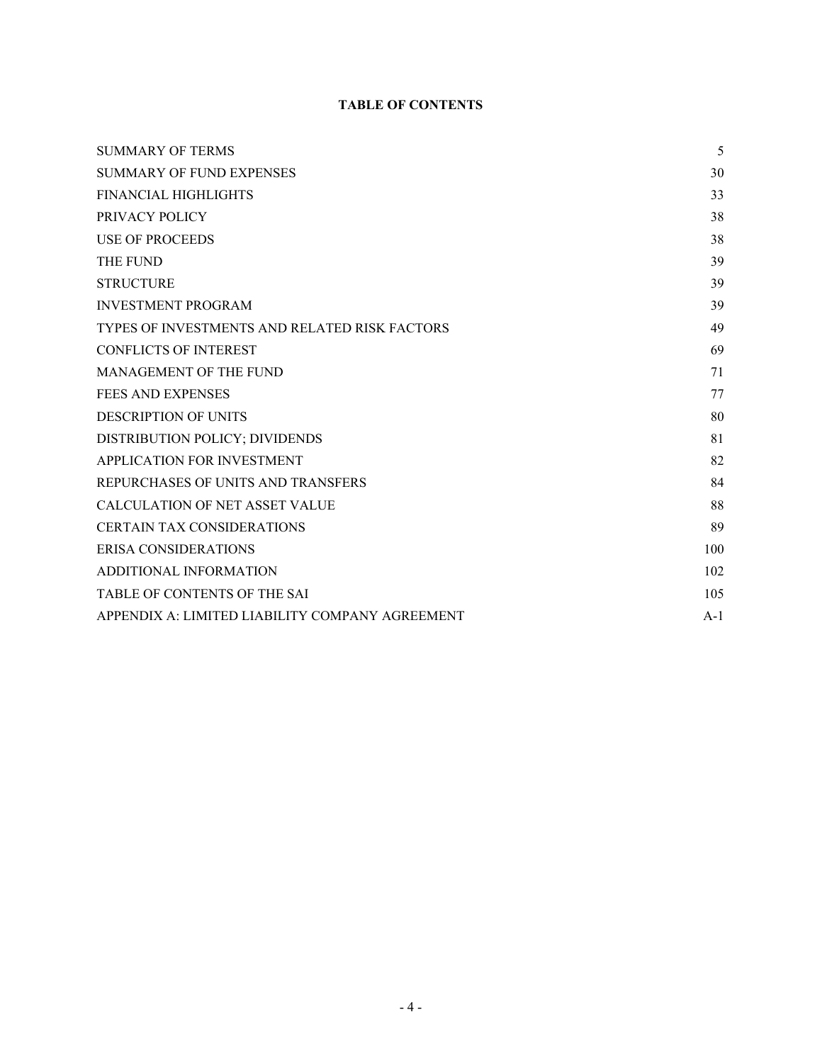**TABLE OF CONTENTS**

| | |
|---|---|
| SUMMARY OF TERMS | 5 |
| SUMMARY OF FUND EXPENSES | 30 |
| FINANCIAL HIGHLIGHTS | 33 |
| PRIVACY POLICY | 38 |
| USE OF PROCEEDS | 38 |
| THE FUND | 39 |
| STRUCTURE | 39 |
| INVESTMENT PROGRAM | 39 |
| TYPES OF INVESTMENTS AND RELATED RISK FACTORS | 49 |
| CONFLICTS OF INTEREST | 69 |
| MANAGEMENT OF THE FUND | 71 |
| FEES AND EXPENSES | 77 |
| DESCRIPTION OF UNITS | 80 |
| DISTRIBUTION POLICY; DIVIDENDS | 81 |
| APPLICATION FOR INVESTMENT | 82 |
| REPURCHASES OF UNITS AND TRANSFERS | 84 |
| CALCULATION OF NET ASSET VALUE | 88 |
| CERTAIN TAX CONSIDERATIONS | 89 |
| ERISA CONSIDERATIONS | 100 |
| ADDITIONAL INFORMATION | 102 |
| TABLE OF CONTENTS OF THE SAI | 105 |
| APPENDIX A: LIMITED LIABILITY COMPANY AGREEMENT | A-1 |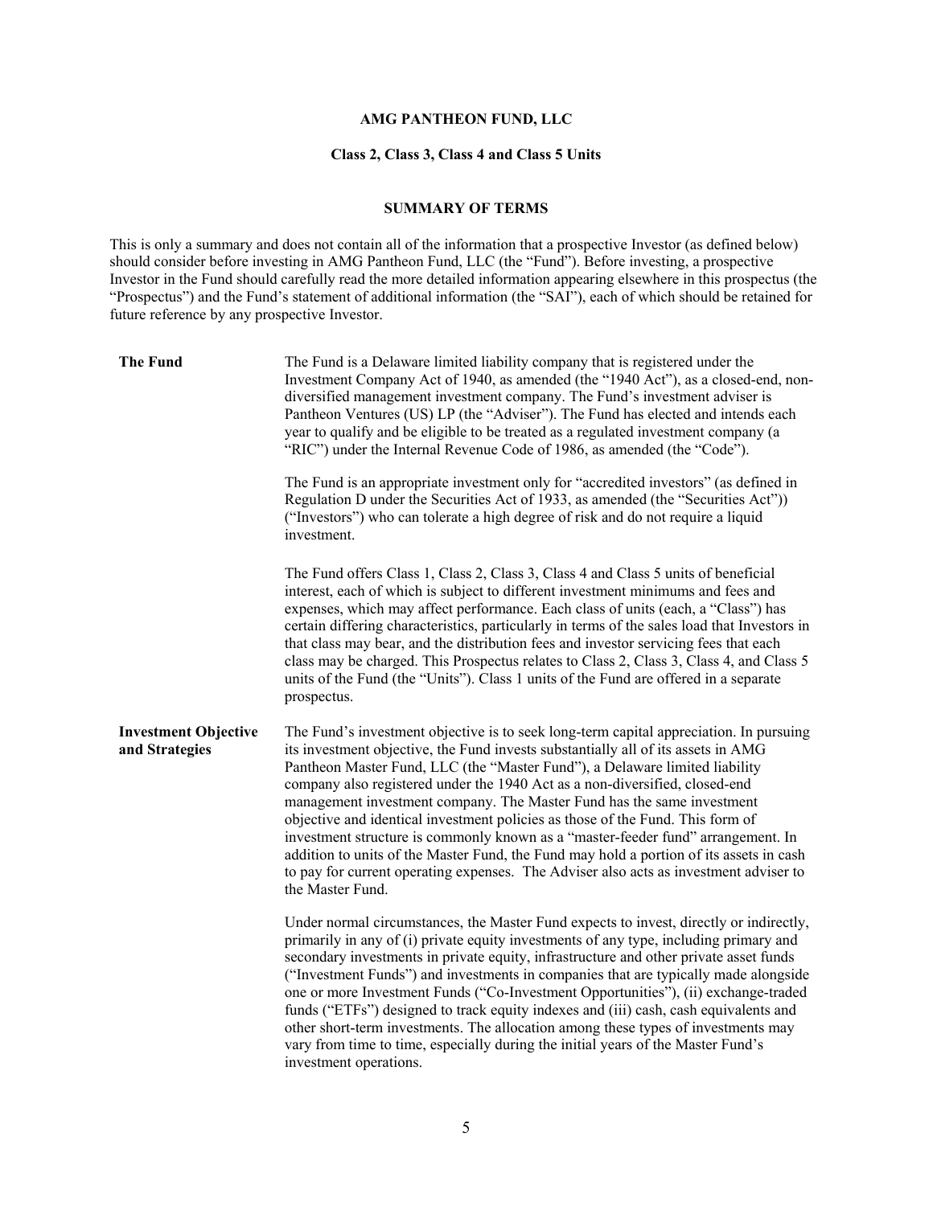**AMG PANTHEON FUND, LLC**

**Class 2, Class 3, Class 4 and Class 5 Units**

**SUMMARY OF TERMS**

This is only a summary and does not contain all of the information that a prospective Investor (as defined below) should consider before investing in AMG Pantheon Fund, LLC (the "Fund"). Before investing, a prospective Investor in the Fund should carefully read the more detailed information appearing elsewhere in this prospectus (the "Prospectus") and the Fund's statement of additional information (the "SAI"), each of which should be retained for future reference by any prospective Investor.

**The Fund**

The Fund is a Delaware limited liability company that is registered under the Investment Company Act of 1940, as amended (the "1940 Act"), as a closed-end, non-diversified management investment company. The Fund's investment adviser is Pantheon Ventures (US) LP (the "Adviser"). The Fund has elected and intends each year to qualify and be eligible to be treated as a regulated investment company (a "RIC") under the Internal Revenue Code of 1986, as amended (the "Code").

The Fund is an appropriate investment only for "accredited investors" (as defined in Regulation D under the Securities Act of 1933, as amended (the "Securities Act")) ("Investors") who can tolerate a high degree of risk and do not require a liquid investment.

The Fund offers Class 1, Class 2, Class 3, Class 4 and Class 5 units of beneficial interest, each of which is subject to different investment minimums and fees and expenses, which may affect performance. Each class of units (each, a "Class") has certain differing characteristics, particularly in terms of the sales load that Investors in that class may bear, and the distribution fees and investor servicing fees that each class may be charged. This Prospectus relates to Class 2, Class 3, Class 4, and Class 5 units of the Fund (the "Units"). Class 1 units of the Fund are offered in a separate prospectus.

**Investment Objective and Strategies**

The Fund's investment objective is to seek long-term capital appreciation. In pursuing its investment objective, the Fund invests substantially all of its assets in AMG Pantheon Master Fund, LLC (the "Master Fund"), a Delaware limited liability company also registered under the 1940 Act as a non-diversified, closed-end management investment company. The Master Fund has the same investment objective and identical investment policies as those of the Fund. This form of investment structure is commonly known as a "master-feeder fund" arrangement. In addition to units of the Master Fund, the Fund may hold a portion of its assets in cash to pay for current operating expenses. The Adviser also acts as investment adviser to the Master Fund.

Under normal circumstances, the Master Fund expects to invest, directly or indirectly, primarily in any of (i) private equity investments of any type, including primary and secondary investments in private equity, infrastructure and other private asset funds ("Investment Funds") and investments in companies that are typically made alongside one or more Investment Funds ("Co-Investment Opportunities"), (ii) exchange-traded funds ("ETFs") designed to track equity indexes and (iii) cash, cash equivalents and other short-term investments. The allocation among these types of investments may vary from time to time, especially during the initial years of the Master Fund's investment operations.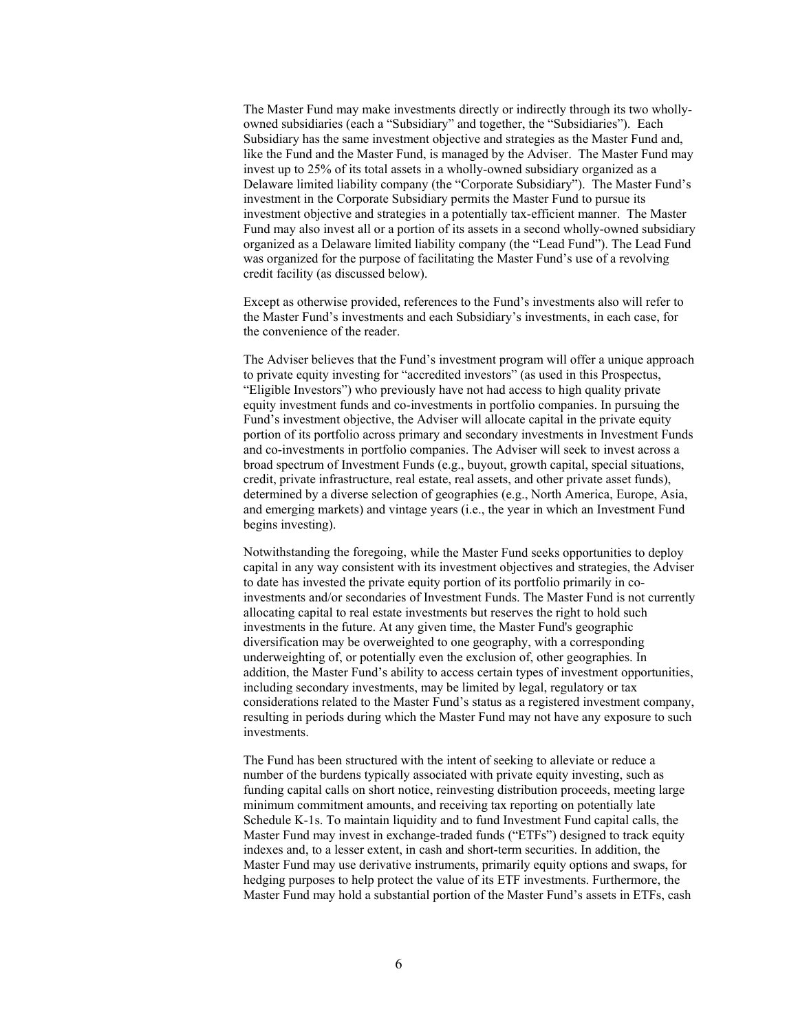The Master Fund may make investments directly or indirectly through its two wholly-owned subsidiaries (each a "Subsidiary" and together, the "Subsidiaries"). Each Subsidiary has the same investment objective and strategies as the Master Fund and, like the Fund and the Master Fund, is managed by the Adviser. The Master Fund may invest up to 25% of its total assets in a wholly-owned subsidiary organized as a Delaware limited liability company (the "Corporate Subsidiary"). The Master Fund's investment in the Corporate Subsidiary permits the Master Fund to pursue its investment objective and strategies in a potentially tax-efficient manner. The Master Fund may also invest all or a portion of its assets in a second wholly-owned subsidiary organized as a Delaware limited liability company (the "Lead Fund"). The Lead Fund was organized for the purpose of facilitating the Master Fund's use of a revolving credit facility (as discussed below).

Except as otherwise provided, references to the Fund's investments also will refer to the Master Fund's investments and each Subsidiary's investments, in each case, for the convenience of the reader.

The Adviser believes that the Fund's investment program will offer a unique approach to private equity investing for "accredited investors" (as used in this Prospectus, "Eligible Investors") who previously have not had access to high quality private equity investment funds and co-investments in portfolio companies. In pursuing the Fund's investment objective, the Adviser will allocate capital in the private equity portion of its portfolio across primary and secondary investments in Investment Funds and co-investments in portfolio companies. The Adviser will seek to invest across a broad spectrum of Investment Funds (e.g., buyout, growth capital, special situations, credit, private infrastructure, real estate, real assets, and other private asset funds), determined by a diverse selection of geographies (e.g., North America, Europe, Asia, and emerging markets) and vintage years (i.e., the year in which an Investment Fund begins investing).

Notwithstanding the foregoing, while the Master Fund seeks opportunities to deploy capital in any way consistent with its investment objectives and strategies, the Adviser to date has invested the private equity portion of its portfolio primarily in co-investments and/or secondaries of Investment Funds. The Master Fund is not currently allocating capital to real estate investments but reserves the right to hold such investments in the future. At any given time, the Master Fund's geographic diversification may be overweighted to one geography, with a corresponding underweighting of, or potentially even the exclusion of, other geographies. In addition, the Master Fund's ability to access certain types of investment opportunities, including secondary investments, may be limited by legal, regulatory or tax considerations related to the Master Fund's status as a registered investment company, resulting in periods during which the Master Fund may not have any exposure to such investments.

The Fund has been structured with the intent of seeking to alleviate or reduce a number of the burdens typically associated with private equity investing, such as funding capital calls on short notice, reinvesting distribution proceeds, meeting large minimum commitment amounts, and receiving tax reporting on potentially late Schedule K-1s. To maintain liquidity and to fund Investment Fund capital calls, the Master Fund may invest in exchange-traded funds ("ETFs") designed to track equity indexes and, to a lesser extent, in cash and short-term securities. In addition, the Master Fund may use derivative instruments, primarily equity options and swaps, for hedging purposes to help protect the value of its ETF investments. Furthermore, the Master Fund may hold a substantial portion of the Master Fund's assets in ETFs, cash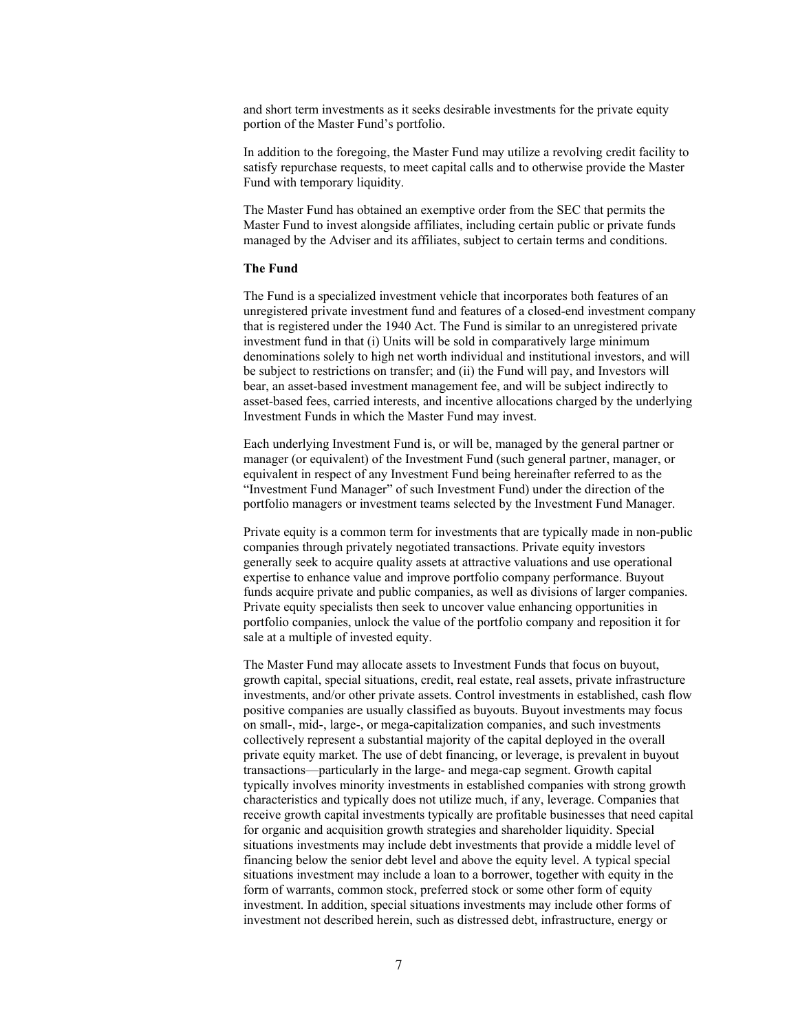and short term investments as it seeks desirable investments for the private equity portion of the Master Fund's portfolio.

In addition to the foregoing, the Master Fund may utilize a revolving credit facility to satisfy repurchase requests, to meet capital calls and to otherwise provide the Master Fund with temporary liquidity.

The Master Fund has obtained an exemptive order from the SEC that permits the Master Fund to invest alongside affiliates, including certain public or private funds managed by the Adviser and its affiliates, subject to certain terms and conditions.

**The Fund**

The Fund is a specialized investment vehicle that incorporates both features of an unregistered private investment fund and features of a closed-end investment company that is registered under the 1940 Act. The Fund is similar to an unregistered private investment fund in that (i) Units will be sold in comparatively large minimum denominations solely to high net worth individual and institutional investors, and will be subject to restrictions on transfer; and (ii) the Fund will pay, and Investors will bear, an asset-based investment management fee, and will be subject indirectly to asset-based fees, carried interests, and incentive allocations charged by the underlying Investment Funds in which the Master Fund may invest.

Each underlying Investment Fund is, or will be, managed by the general partner or manager (or equivalent) of the Investment Fund (such general partner, manager, or equivalent in respect of any Investment Fund being hereinafter referred to as the "Investment Fund Manager" of such Investment Fund) under the direction of the portfolio managers or investment teams selected by the Investment Fund Manager.

Private equity is a common term for investments that are typically made in non-public companies through privately negotiated transactions. Private equity investors generally seek to acquire quality assets at attractive valuations and use operational expertise to enhance value and improve portfolio company performance. Buyout funds acquire private and public companies, as well as divisions of larger companies. Private equity specialists then seek to uncover value enhancing opportunities in portfolio companies, unlock the value of the portfolio company and reposition it for sale at a multiple of invested equity.

The Master Fund may allocate assets to Investment Funds that focus on buyout, growth capital, special situations, credit, real estate, real assets, private infrastructure investments, and/or other private assets. Control investments in established, cash flow positive companies are usually classified as buyouts. Buyout investments may focus on small-, mid-, large-, or mega-capitalization companies, and such investments collectively represent a substantial majority of the capital deployed in the overall private equity market. The use of debt financing, or leverage, is prevalent in buyout transactions—particularly in the large- and mega-cap segment. Growth capital typically involves minority investments in established companies with strong growth characteristics and typically does not utilize much, if any, leverage. Companies that receive growth capital investments typically are profitable businesses that need capital for organic and acquisition growth strategies and shareholder liquidity. Special situations investments may include debt investments that provide a middle level of financing below the senior debt level and above the equity level. A typical special situations investment may include a loan to a borrower, together with equity in the form of warrants, common stock, preferred stock or some other form of equity investment. In addition, special situations investments may include other forms of investment not described herein, such as distressed debt, infrastructure, energy or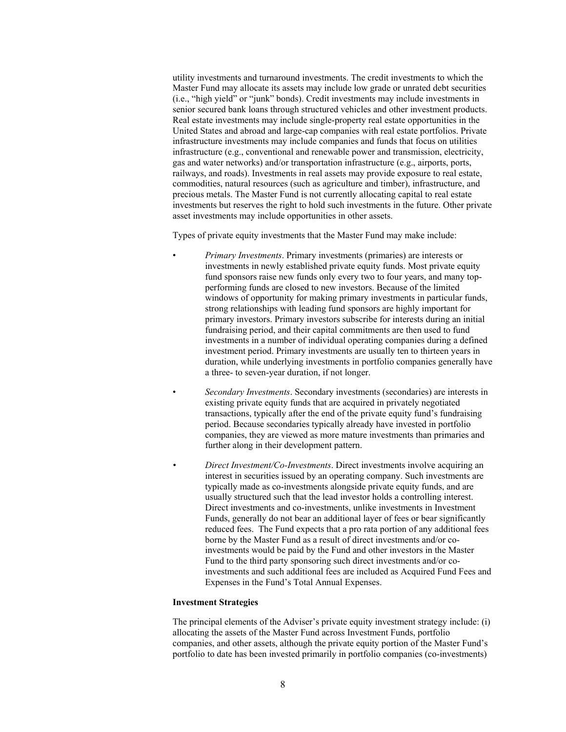utility investments and turnaround investments. The credit investments to which the Master Fund may allocate its assets may include low grade or unrated debt securities (i.e., "high yield" or "junk" bonds). Credit investments may include investments in senior secured bank loans through structured vehicles and other investment products. Real estate investments may include single-property real estate opportunities in the United States and abroad and large-cap companies with real estate portfolios. Private infrastructure investments may include companies and funds that focus on utilities infrastructure (e.g., conventional and renewable power and transmission, electricity, gas and water networks) and/or transportation infrastructure (e.g., airports, ports, railways, and roads). Investments in real assets may provide exposure to real estate, commodities, natural resources (such as agriculture and timber), infrastructure, and precious metals. The Master Fund is not currently allocating capital to real estate investments but reserves the right to hold such investments in the future. Other private asset investments may include opportunities in other assets.

Types of private equity investments that the Master Fund may make include:

- *Primary Investments*. Primary investments (primaries) are interests or investments in newly established private equity funds. Most private equity fund sponsors raise new funds only every two to four years, and many top-performing funds are closed to new investors. Because of the limited windows of opportunity for making primary investments in particular funds, strong relationships with leading fund sponsors are highly important for primary investors. Primary investors subscribe for interests during an initial fundraising period, and their capital commitments are then used to fund investments in a number of individual operating companies during a defined investment period. Primary investments are usually ten to thirteen years in duration, while underlying investments in portfolio companies generally have a three- to seven-year duration, if not longer.

- *Secondary Investments*. Secondary investments (secondaries) are interests in existing private equity funds that are acquired in privately negotiated transactions, typically after the end of the private equity fund's fundraising period. Because secondaries typically already have invested in portfolio companies, they are viewed as more mature investments than primaries and further along in their development pattern.

- *Direct Investment/Co-Investments*. Direct investments involve acquiring an interest in securities issued by an operating company. Such investments are typically made as co-investments alongside private equity funds, and are usually structured such that the lead investor holds a controlling interest. Direct investments and co-investments, unlike investments in Investment Funds, generally do not bear an additional layer of fees or bear significantly reduced fees. The Fund expects that a pro rata portion of any additional fees borne by the Master Fund as a result of direct investments and/or co-investments would be paid by the Fund and other investors in the Master Fund to the third party sponsoring such direct investments and/or co-investments and such additional fees are included as Acquired Fund Fees and Expenses in the Fund's Total Annual Expenses.

**Investment Strategies**

The principal elements of the Adviser's private equity investment strategy include: (i) allocating the assets of the Master Fund across Investment Funds, portfolio companies, and other assets, although the private equity portion of the Master Fund's portfolio to date has been invested primarily in portfolio companies (co-investments)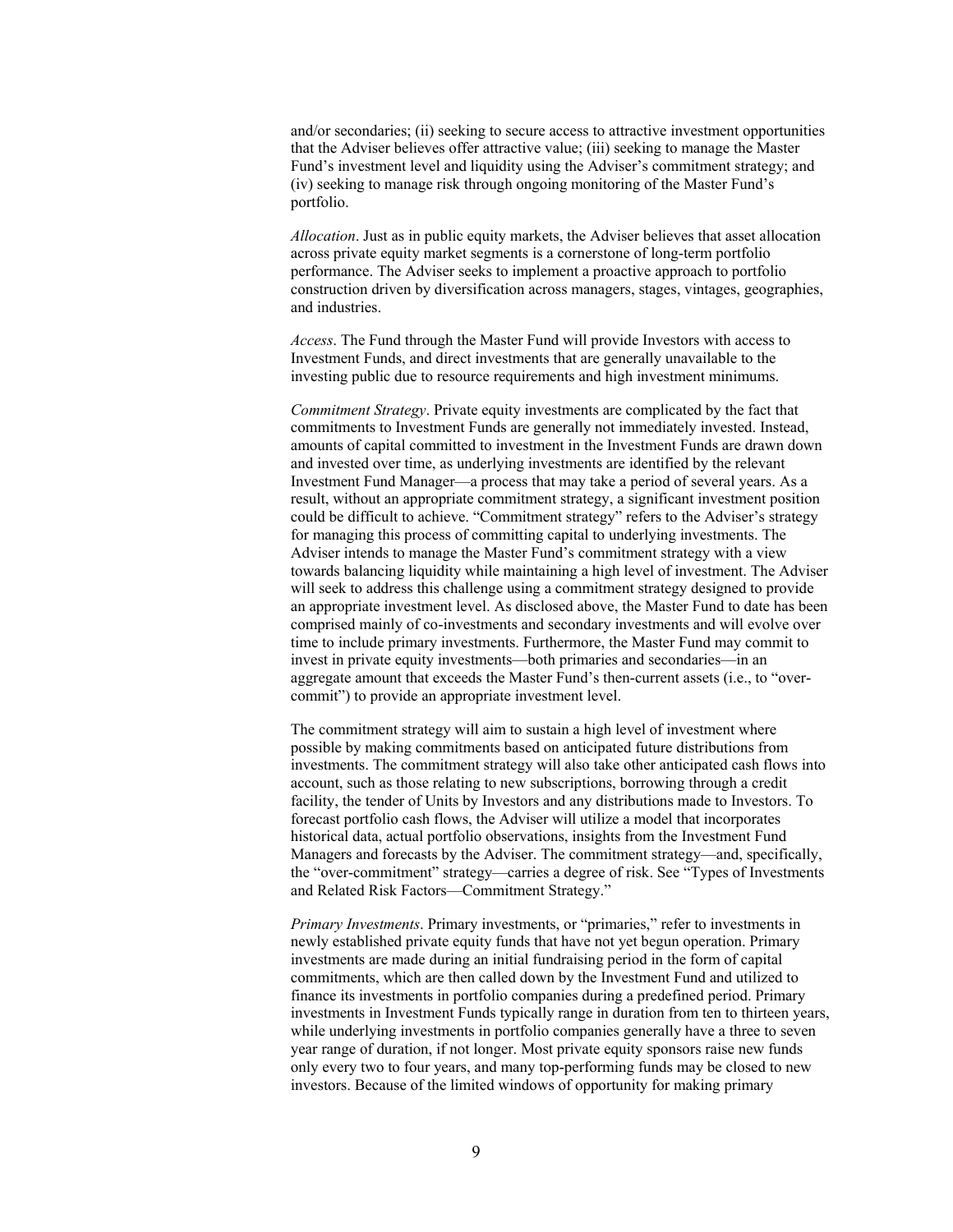and/or secondaries; (ii) seeking to secure access to attractive investment opportunities that the Adviser believes offer attractive value; (iii) seeking to manage the Master Fund's investment level and liquidity using the Adviser's commitment strategy; and (iv) seeking to manage risk through ongoing monitoring of the Master Fund's portfolio.

*Allocation*. Just as in public equity markets, the Adviser believes that asset allocation across private equity market segments is a cornerstone of long-term portfolio performance. The Adviser seeks to implement a proactive approach to portfolio construction driven by diversification across managers, stages, vintages, geographies, and industries.

*Access*. The Fund through the Master Fund will provide Investors with access to Investment Funds, and direct investments that are generally unavailable to the investing public due to resource requirements and high investment minimums.

*Commitment Strategy*. Private equity investments are complicated by the fact that commitments to Investment Funds are generally not immediately invested. Instead, amounts of capital committed to investment in the Investment Funds are drawn down and invested over time, as underlying investments are identified by the relevant Investment Fund Manager—a process that may take a period of several years. As a result, without an appropriate commitment strategy, a significant investment position could be difficult to achieve. "Commitment strategy" refers to the Adviser's strategy for managing this process of committing capital to underlying investments. The Adviser intends to manage the Master Fund's commitment strategy with a view towards balancing liquidity while maintaining a high level of investment. The Adviser will seek to address this challenge using a commitment strategy designed to provide an appropriate investment level. As disclosed above, the Master Fund to date has been comprised mainly of co-investments and secondary investments and will evolve over time to include primary investments. Furthermore, the Master Fund may commit to invest in private equity investments—both primaries and secondaries—in an aggregate amount that exceeds the Master Fund's then-current assets (i.e., to "over-commit") to provide an appropriate investment level.

The commitment strategy will aim to sustain a high level of investment where possible by making commitments based on anticipated future distributions from investments. The commitment strategy will also take other anticipated cash flows into account, such as those relating to new subscriptions, borrowing through a credit facility, the tender of Units by Investors and any distributions made to Investors. To forecast portfolio cash flows, the Adviser will utilize a model that incorporates historical data, actual portfolio observations, insights from the Investment Fund Managers and forecasts by the Adviser. The commitment strategy—and, specifically, the "over-commitment" strategy—carries a degree of risk. See "Types of Investments and Related Risk Factors—Commitment Strategy."

*Primary Investments*. Primary investments, or "primaries," refer to investments in newly established private equity funds that have not yet begun operation. Primary investments are made during an initial fundraising period in the form of capital commitments, which are then called down by the Investment Fund and utilized to finance its investments in portfolio companies during a predefined period. Primary investments in Investment Funds typically range in duration from ten to thirteen years, while underlying investments in portfolio companies generally have a three to seven year range of duration, if not longer. Most private equity sponsors raise new funds only every two to four years, and many top-performing funds may be closed to new investors. Because of the limited windows of opportunity for making primary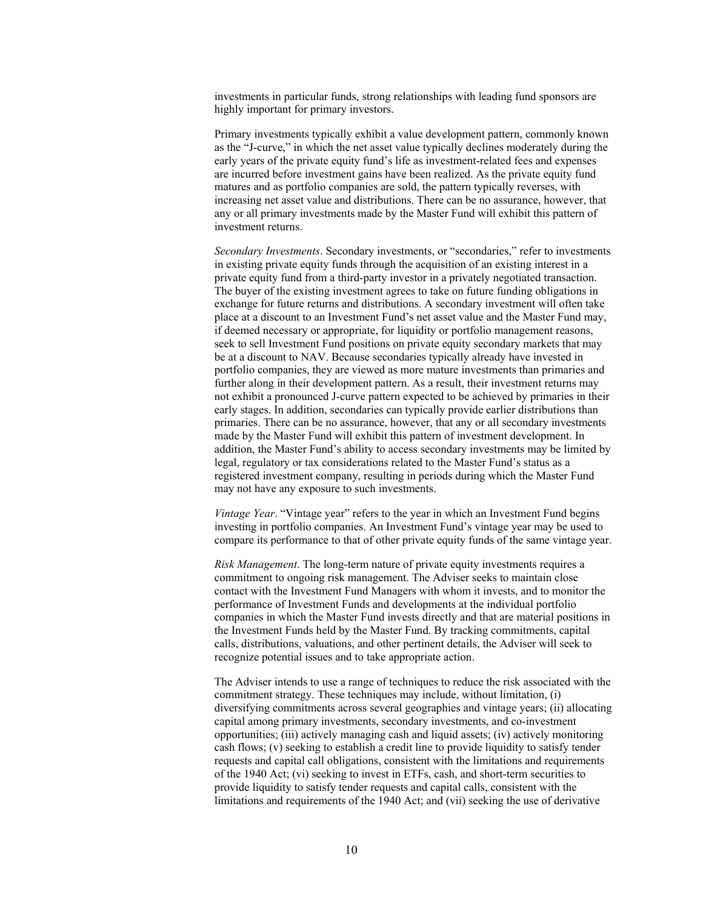investments in particular funds, strong relationships with leading fund sponsors are highly important for primary investors.

Primary investments typically exhibit a value development pattern, commonly known as the "J-curve," in which the net asset value typically declines moderately during the early years of the private equity fund's life as investment-related fees and expenses are incurred before investment gains have been realized. As the private equity fund matures and as portfolio companies are sold, the pattern typically reverses, with increasing net asset value and distributions. There can be no assurance, however, that any or all primary investments made by the Master Fund will exhibit this pattern of investment returns.

*Secondary Investments*. Secondary investments, or "secondaries," refer to investments in existing private equity funds through the acquisition of an existing interest in a private equity fund from a third-party investor in a privately negotiated transaction. The buyer of the existing investment agrees to take on future funding obligations in exchange for future returns and distributions. A secondary investment will often take place at a discount to an Investment Fund's net asset value and the Master Fund may, if deemed necessary or appropriate, for liquidity or portfolio management reasons, seek to sell Investment Fund positions on private equity secondary markets that may be at a discount to NAV. Because secondaries typically already have invested in portfolio companies, they are viewed as more mature investments than primaries and further along in their development pattern. As a result, their investment returns may not exhibit a pronounced J-curve pattern expected to be achieved by primaries in their early stages. In addition, secondaries can typically provide earlier distributions than primaries. There can be no assurance, however, that any or all secondary investments made by the Master Fund will exhibit this pattern of investment development. In addition, the Master Fund's ability to access secondary investments may be limited by legal, regulatory or tax considerations related to the Master Fund's status as a registered investment company, resulting in periods during which the Master Fund may not have any exposure to such investments.

*Vintage Year*. "Vintage year" refers to the year in which an Investment Fund begins investing in portfolio companies. An Investment Fund's vintage year may be used to compare its performance to that of other private equity funds of the same vintage year.

*Risk Management*. The long-term nature of private equity investments requires a commitment to ongoing risk management. The Adviser seeks to maintain close contact with the Investment Fund Managers with whom it invests, and to monitor the performance of Investment Funds and developments at the individual portfolio companies in which the Master Fund invests directly and that are material positions in the Investment Funds held by the Master Fund. By tracking commitments, capital calls, distributions, valuations, and other pertinent details, the Adviser will seek to recognize potential issues and to take appropriate action.

The Adviser intends to use a range of techniques to reduce the risk associated with the commitment strategy. These techniques may include, without limitation, (i) diversifying commitments across several geographies and vintage years; (ii) allocating capital among primary investments, secondary investments, and co-investment opportunities; (iii) actively managing cash and liquid assets; (iv) actively monitoring cash flows; (v) seeking to establish a credit line to provide liquidity to satisfy tender requests and capital call obligations, consistent with the limitations and requirements of the 1940 Act; (vi) seeking to invest in ETFs, cash, and short-term securities to provide liquidity to satisfy tender requests and capital calls, consistent with the limitations and requirements of the 1940 Act; and (vii) seeking the use of derivative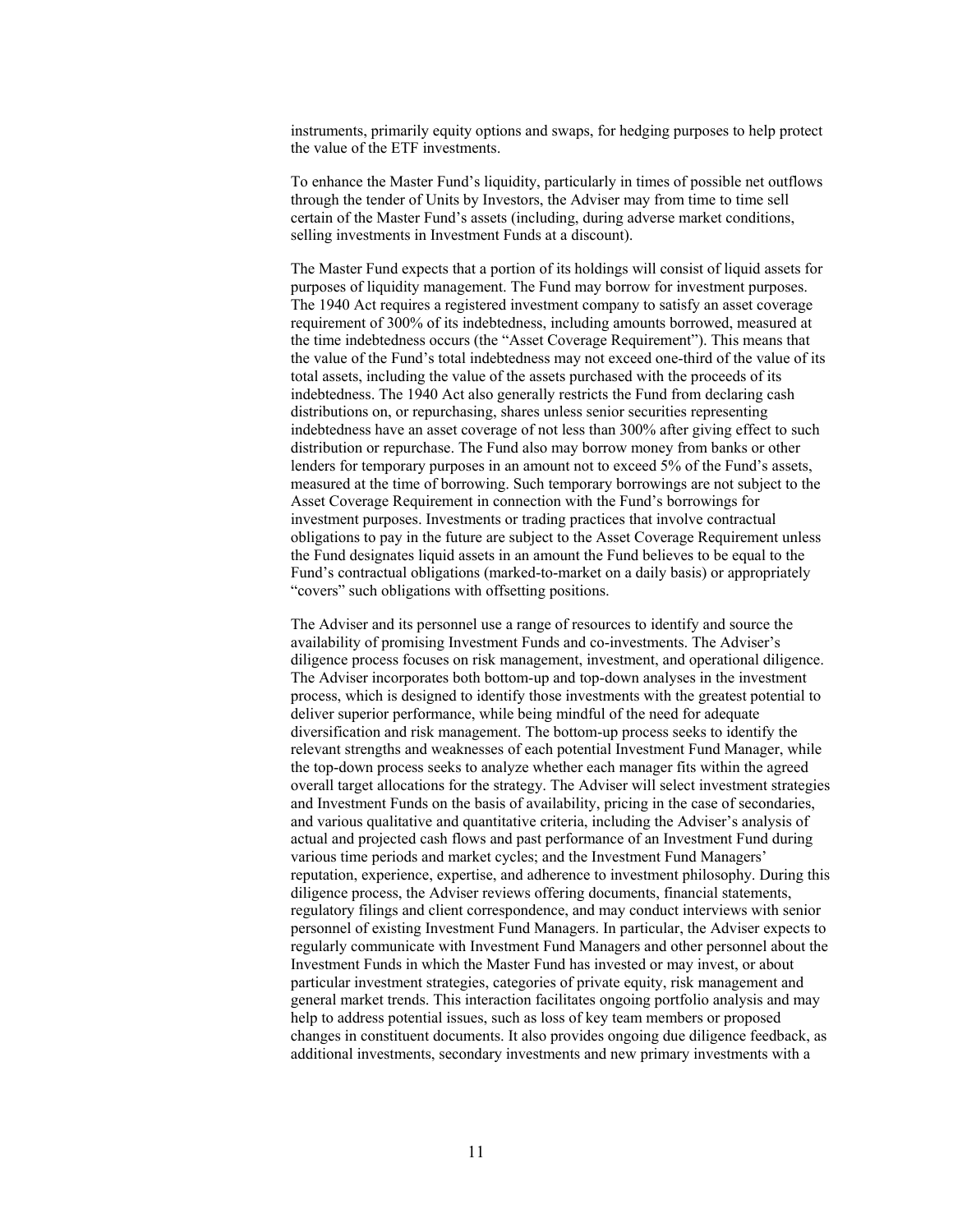instruments, primarily equity options and swaps, for hedging purposes to help protect the value of the ETF investments.

To enhance the Master Fund's liquidity, particularly in times of possible net outflows through the tender of Units by Investors, the Adviser may from time to time sell certain of the Master Fund's assets (including, during adverse market conditions, selling investments in Investment Funds at a discount).

The Master Fund expects that a portion of its holdings will consist of liquid assets for purposes of liquidity management. The Fund may borrow for investment purposes. The 1940 Act requires a registered investment company to satisfy an asset coverage requirement of 300% of its indebtedness, including amounts borrowed, measured at the time indebtedness occurs (the "Asset Coverage Requirement"). This means that the value of the Fund's total indebtedness may not exceed one-third of the value of its total assets, including the value of the assets purchased with the proceeds of its indebtedness. The 1940 Act also generally restricts the Fund from declaring cash distributions on, or repurchasing, shares unless senior securities representing indebtedness have an asset coverage of not less than 300% after giving effect to such distribution or repurchase. The Fund also may borrow money from banks or other lenders for temporary purposes in an amount not to exceed 5% of the Fund's assets, measured at the time of borrowing. Such temporary borrowings are not subject to the Asset Coverage Requirement in connection with the Fund's borrowings for investment purposes. Investments or trading practices that involve contractual obligations to pay in the future are subject to the Asset Coverage Requirement unless the Fund designates liquid assets in an amount the Fund believes to be equal to the Fund's contractual obligations (marked-to-market on a daily basis) or appropriately "covers" such obligations with offsetting positions.

The Adviser and its personnel use a range of resources to identify and source the availability of promising Investment Funds and co-investments. The Adviser's diligence process focuses on risk management, investment, and operational diligence. The Adviser incorporates both bottom-up and top-down analyses in the investment process, which is designed to identify those investments with the greatest potential to deliver superior performance, while being mindful of the need for adequate diversification and risk management. The bottom-up process seeks to identify the relevant strengths and weaknesses of each potential Investment Fund Manager, while the top-down process seeks to analyze whether each manager fits within the agreed overall target allocations for the strategy. The Adviser will select investment strategies and Investment Funds on the basis of availability, pricing in the case of secondaries, and various qualitative and quantitative criteria, including the Adviser's analysis of actual and projected cash flows and past performance of an Investment Fund during various time periods and market cycles; and the Investment Fund Managers' reputation, experience, expertise, and adherence to investment philosophy. During this diligence process, the Adviser reviews offering documents, financial statements, regulatory filings and client correspondence, and may conduct interviews with senior personnel of existing Investment Fund Managers. In particular, the Adviser expects to regularly communicate with Investment Fund Managers and other personnel about the Investment Funds in which the Master Fund has invested or may invest, or about particular investment strategies, categories of private equity, risk management and general market trends. This interaction facilitates ongoing portfolio analysis and may help to address potential issues, such as loss of key team members or proposed changes in constituent documents. It also provides ongoing due diligence feedback, as additional investments, secondary investments and new primary investments with a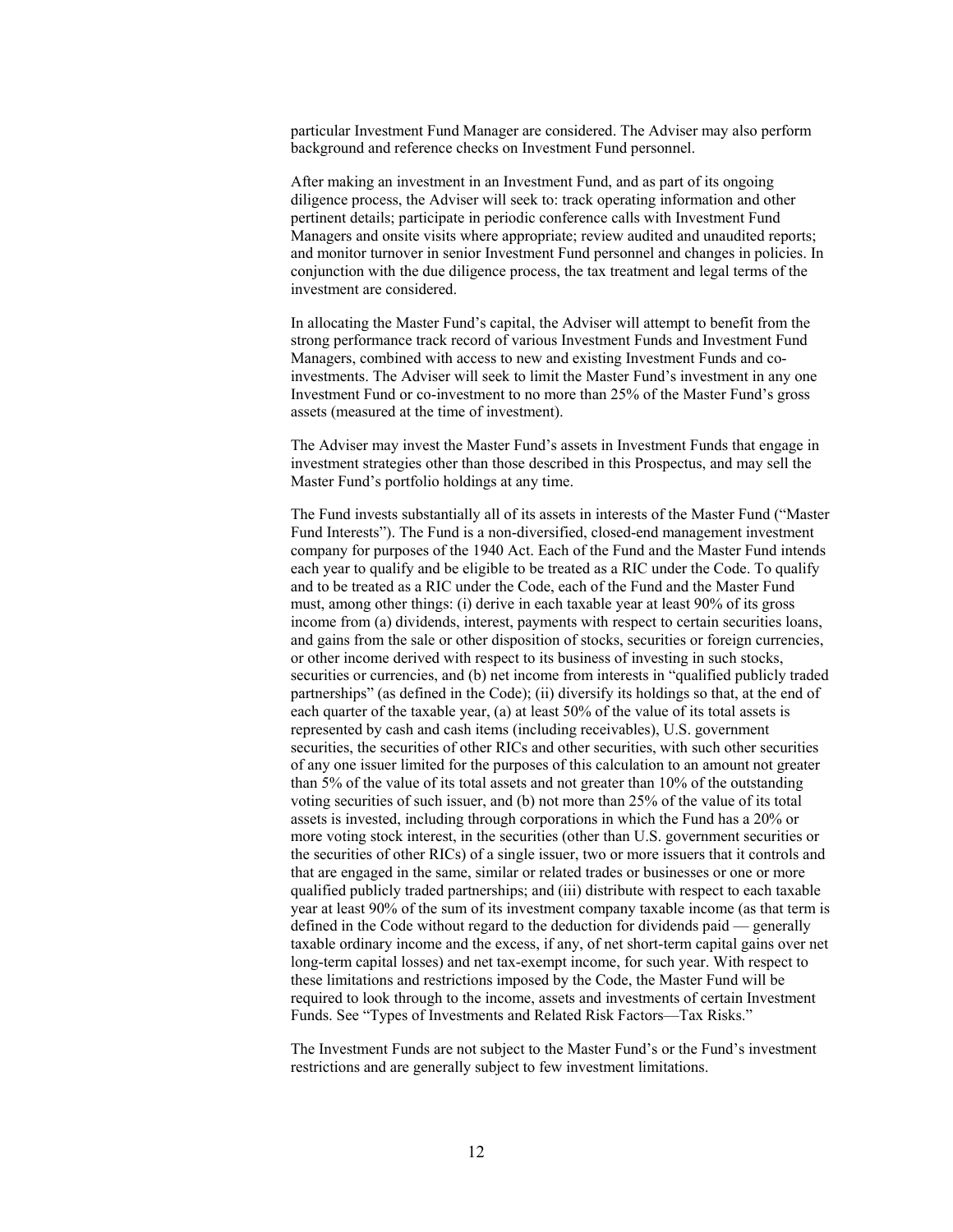particular Investment Fund Manager are considered. The Adviser may also perform background and reference checks on Investment Fund personnel.

After making an investment in an Investment Fund, and as part of its ongoing diligence process, the Adviser will seek to: track operating information and other pertinent details; participate in periodic conference calls with Investment Fund Managers and onsite visits where appropriate; review audited and unaudited reports; and monitor turnover in senior Investment Fund personnel and changes in policies. In conjunction with the due diligence process, the tax treatment and legal terms of the investment are considered.

In allocating the Master Fund's capital, the Adviser will attempt to benefit from the strong performance track record of various Investment Funds and Investment Fund Managers, combined with access to new and existing Investment Funds and co-investments. The Adviser will seek to limit the Master Fund's investment in any one Investment Fund or co-investment to no more than 25% of the Master Fund's gross assets (measured at the time of investment).

The Adviser may invest the Master Fund's assets in Investment Funds that engage in investment strategies other than those described in this Prospectus, and may sell the Master Fund's portfolio holdings at any time.

The Fund invests substantially all of its assets in interests of the Master Fund ("Master Fund Interests"). The Fund is a non-diversified, closed-end management investment company for purposes of the 1940 Act. Each of the Fund and the Master Fund intends each year to qualify and be eligible to be treated as a RIC under the Code. To qualify and to be treated as a RIC under the Code, each of the Fund and the Master Fund must, among other things: (i) derive in each taxable year at least 90% of its gross income from (a) dividends, interest, payments with respect to certain securities loans, and gains from the sale or other disposition of stocks, securities or foreign currencies, or other income derived with respect to its business of investing in such stocks, securities or currencies, and (b) net income from interests in "qualified publicly traded partnerships" (as defined in the Code); (ii) diversify its holdings so that, at the end of each quarter of the taxable year, (a) at least 50% of the value of its total assets is represented by cash and cash items (including receivables), U.S. government securities, the securities of other RICs and other securities, with such other securities of any one issuer limited for the purposes of this calculation to an amount not greater than 5% of the value of its total assets and not greater than 10% of the outstanding voting securities of such issuer, and (b) not more than 25% of the value of its total assets is invested, including through corporations in which the Fund has a 20% or more voting stock interest, in the securities (other than U.S. government securities or the securities of other RICs) of a single issuer, two or more issuers that it controls and that are engaged in the same, similar or related trades or businesses or one or more qualified publicly traded partnerships; and (iii) distribute with respect to each taxable year at least 90% of the sum of its investment company taxable income (as that term is defined in the Code without regard to the deduction for dividends paid — generally taxable ordinary income and the excess, if any, of net short-term capital gains over net long-term capital losses) and net tax-exempt income, for such year. With respect to these limitations and restrictions imposed by the Code, the Master Fund will be required to look through to the income, assets and investments of certain Investment Funds. See "Types of Investments and Related Risk Factors—Tax Risks."

The Investment Funds are not subject to the Master Fund's or the Fund's investment restrictions and are generally subject to few investment limitations.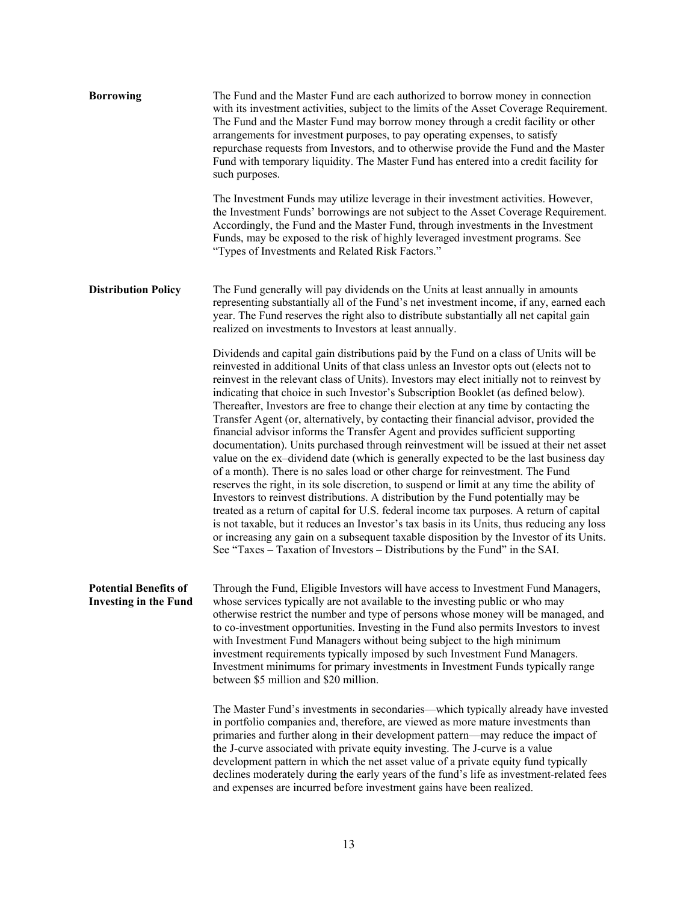**Borrowing**

The Fund and the Master Fund are each authorized to borrow money in connection with its investment activities, subject to the limits of the Asset Coverage Requirement. The Fund and the Master Fund may borrow money through a credit facility or other arrangements for investment purposes, to pay operating expenses, to satisfy repurchase requests from Investors, and to otherwise provide the Fund and the Master Fund with temporary liquidity. The Master Fund has entered into a credit facility for such purposes.

The Investment Funds may utilize leverage in their investment activities. However, the Investment Funds' borrowings are not subject to the Asset Coverage Requirement. Accordingly, the Fund and the Master Fund, through investments in the Investment Funds, may be exposed to the risk of highly leveraged investment programs. See "Types of Investments and Related Risk Factors."

**Distribution Policy**

The Fund generally will pay dividends on the Units at least annually in amounts representing substantially all of the Fund's net investment income, if any, earned each year. The Fund reserves the right also to distribute substantially all net capital gain realized on investments to Investors at least annually.

Dividends and capital gain distributions paid by the Fund on a class of Units will be reinvested in additional Units of that class unless an Investor opts out (elects not to reinvest in the relevant class of Units). Investors may elect initially not to reinvest by indicating that choice in such Investor's Subscription Booklet (as defined below). Thereafter, Investors are free to change their election at any time by contacting the Transfer Agent (or, alternatively, by contacting their financial advisor, provided the financial advisor informs the Transfer Agent and provides sufficient supporting documentation). Units purchased through reinvestment will be issued at their net asset value on the ex–dividend date (which is generally expected to be the last business day of a month). There is no sales load or other charge for reinvestment. The Fund reserves the right, in its sole discretion, to suspend or limit at any time the ability of Investors to reinvest distributions. A distribution by the Fund potentially may be treated as a return of capital for U.S. federal income tax purposes. A return of capital is not taxable, but it reduces an Investor's tax basis in its Units, thus reducing any loss or increasing any gain on a subsequent taxable disposition by the Investor of its Units. See "Taxes – Taxation of Investors – Distributions by the Fund" in the SAI.

**Potential Benefits of Investing in the Fund**

Through the Fund, Eligible Investors will have access to Investment Fund Managers, whose services typically are not available to the investing public or who may otherwise restrict the number and type of persons whose money will be managed, and to co-investment opportunities. Investing in the Fund also permits Investors to invest with Investment Fund Managers without being subject to the high minimum investment requirements typically imposed by such Investment Fund Managers. Investment minimums for primary investments in Investment Funds typically range between $5 million and $20 million.

The Master Fund's investments in secondaries—which typically already have invested in portfolio companies and, therefore, are viewed as more mature investments than primaries and further along in their development pattern—may reduce the impact of the J-curve associated with private equity investing. The J-curve is a value development pattern in which the net asset value of a private equity fund typically declines moderately during the early years of the fund's life as investment-related fees and expenses are incurred before investment gains have been realized.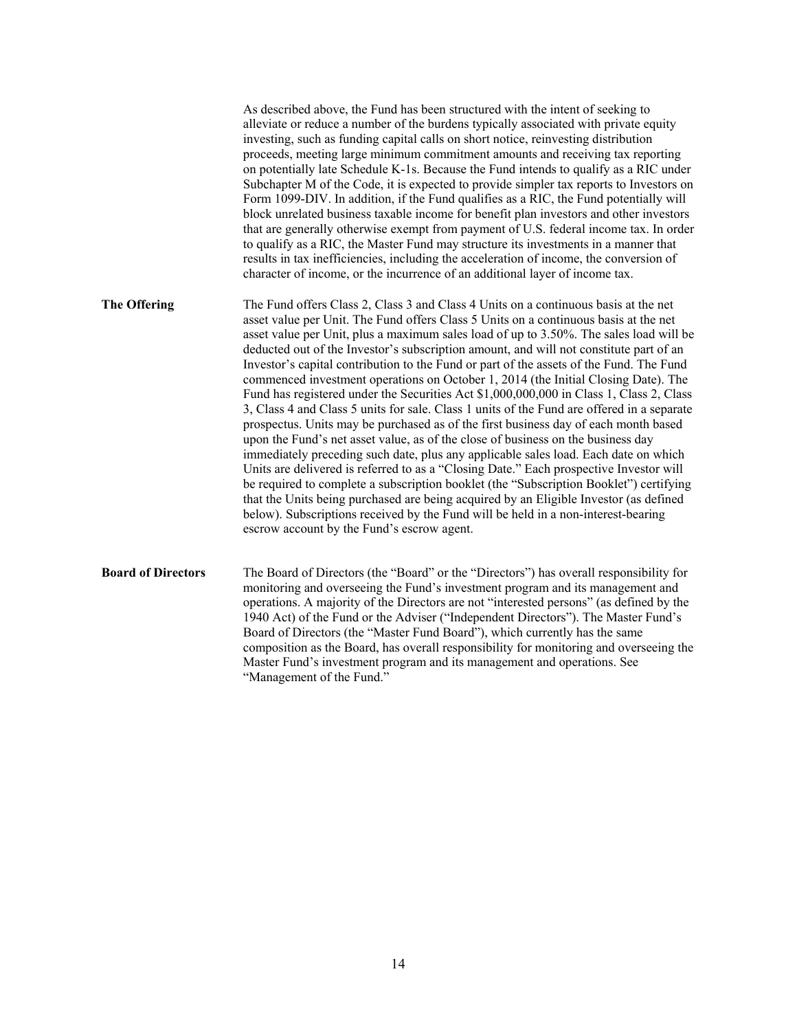As described above, the Fund has been structured with the intent of seeking to alleviate or reduce a number of the burdens typically associated with private equity investing, such as funding capital calls on short notice, reinvesting distribution proceeds, meeting large minimum commitment amounts and receiving tax reporting on potentially late Schedule K-1s. Because the Fund intends to qualify as a RIC under Subchapter M of the Code, it is expected to provide simpler tax reports to Investors on Form 1099-DIV. In addition, if the Fund qualifies as a RIC, the Fund potentially will block unrelated business taxable income for benefit plan investors and other investors that are generally otherwise exempt from payment of U.S. federal income tax. In order to qualify as a RIC, the Master Fund may structure its investments in a manner that results in tax inefficiencies, including the acceleration of income, the conversion of character of income, or the incurrence of an additional layer of income tax.

**The Offering**

The Fund offers Class 2, Class 3 and Class 4 Units on a continuous basis at the net asset value per Unit. The Fund offers Class 5 Units on a continuous basis at the net asset value per Unit, plus a maximum sales load of up to 3.50%. The sales load will be deducted out of the Investor's subscription amount, and will not constitute part of an Investor's capital contribution to the Fund or part of the assets of the Fund. The Fund commenced investment operations on October 1, 2014 (the Initial Closing Date). The Fund has registered under the Securities Act $1,000,000,000 in Class 1, Class 2, Class 3, Class 4 and Class 5 units for sale. Class 1 units of the Fund are offered in a separate prospectus. Units may be purchased as of the first business day of each month based upon the Fund's net asset value, as of the close of business on the business day immediately preceding such date, plus any applicable sales load. Each date on which Units are delivered is referred to as a "Closing Date." Each prospective Investor will be required to complete a subscription booklet (the "Subscription Booklet") certifying that the Units being purchased are being acquired by an Eligible Investor (as defined below). Subscriptions received by the Fund will be held in a non-interest-bearing escrow account by the Fund's escrow agent.

**Board of Directors**

The Board of Directors (the "Board" or the "Directors") has overall responsibility for monitoring and overseeing the Fund's investment program and its management and operations. A majority of the Directors are not "interested persons" (as defined by the 1940 Act) of the Fund or the Adviser ("Independent Directors"). The Master Fund's Board of Directors (the "Master Fund Board"), which currently has the same composition as the Board, has overall responsibility for monitoring and overseeing the Master Fund's investment program and its management and operations. See "Management of the Fund."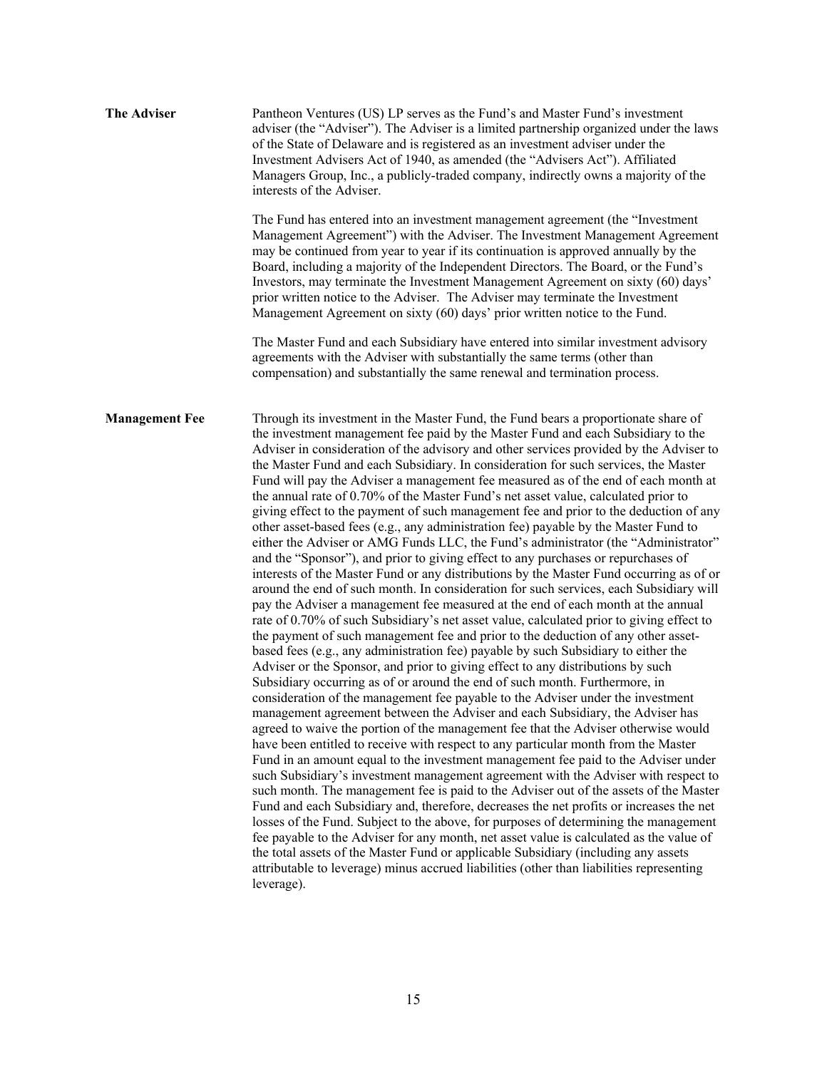**The Adviser**

Pantheon Ventures (US) LP serves as the Fund's and Master Fund's investment adviser (the "Adviser"). The Adviser is a limited partnership organized under the laws of the State of Delaware and is registered as an investment adviser under the Investment Advisers Act of 1940, as amended (the "Advisers Act"). Affiliated Managers Group, Inc., a publicly-traded company, indirectly owns a majority of the interests of the Adviser.

The Fund has entered into an investment management agreement (the "Investment Management Agreement") with the Adviser. The Investment Management Agreement may be continued from year to year if its continuation is approved annually by the Board, including a majority of the Independent Directors. The Board, or the Fund's Investors, may terminate the Investment Management Agreement on sixty (60) days' prior written notice to the Adviser. The Adviser may terminate the Investment Management Agreement on sixty (60) days' prior written notice to the Fund.

The Master Fund and each Subsidiary have entered into similar investment advisory agreements with the Adviser with substantially the same terms (other than compensation) and substantially the same renewal and termination process.

**Management Fee**

Through its investment in the Master Fund, the Fund bears a proportionate share of the investment management fee paid by the Master Fund and each Subsidiary to the Adviser in consideration of the advisory and other services provided by the Adviser to the Master Fund and each Subsidiary. In consideration for such services, the Master Fund will pay the Adviser a management fee measured as of the end of each month at the annual rate of 0.70% of the Master Fund's net asset value, calculated prior to giving effect to the payment of such management fee and prior to the deduction of any other asset-based fees (e.g., any administration fee) payable by the Master Fund to either the Adviser or AMG Funds LLC, the Fund's administrator (the "Administrator" and the "Sponsor"), and prior to giving effect to any purchases or repurchases of interests of the Master Fund or any distributions by the Master Fund occurring as of or around the end of such month. In consideration for such services, each Subsidiary will pay the Adviser a management fee measured at the end of each month at the annual rate of 0.70% of such Subsidiary's net asset value, calculated prior to giving effect to the payment of such management fee and prior to the deduction of any other asset-based fees (e.g., any administration fee) payable by such Subsidiary to either the Adviser or the Sponsor, and prior to giving effect to any distributions by such Subsidiary occurring as of or around the end of such month. Furthermore, in consideration of the management fee payable to the Adviser under the investment management agreement between the Adviser and each Subsidiary, the Adviser has agreed to waive the portion of the management fee that the Adviser otherwise would have been entitled to receive with respect to any particular month from the Master Fund in an amount equal to the investment management fee paid to the Adviser under such Subsidiary's investment management agreement with the Adviser with respect to such month. The management fee is paid to the Adviser out of the assets of the Master Fund and each Subsidiary and, therefore, decreases the net profits or increases the net losses of the Fund. Subject to the above, for purposes of determining the management fee payable to the Adviser for any month, net asset value is calculated as the value of the total assets of the Master Fund or applicable Subsidiary (including any assets attributable to leverage) minus accrued liabilities (other than liabilities representing leverage).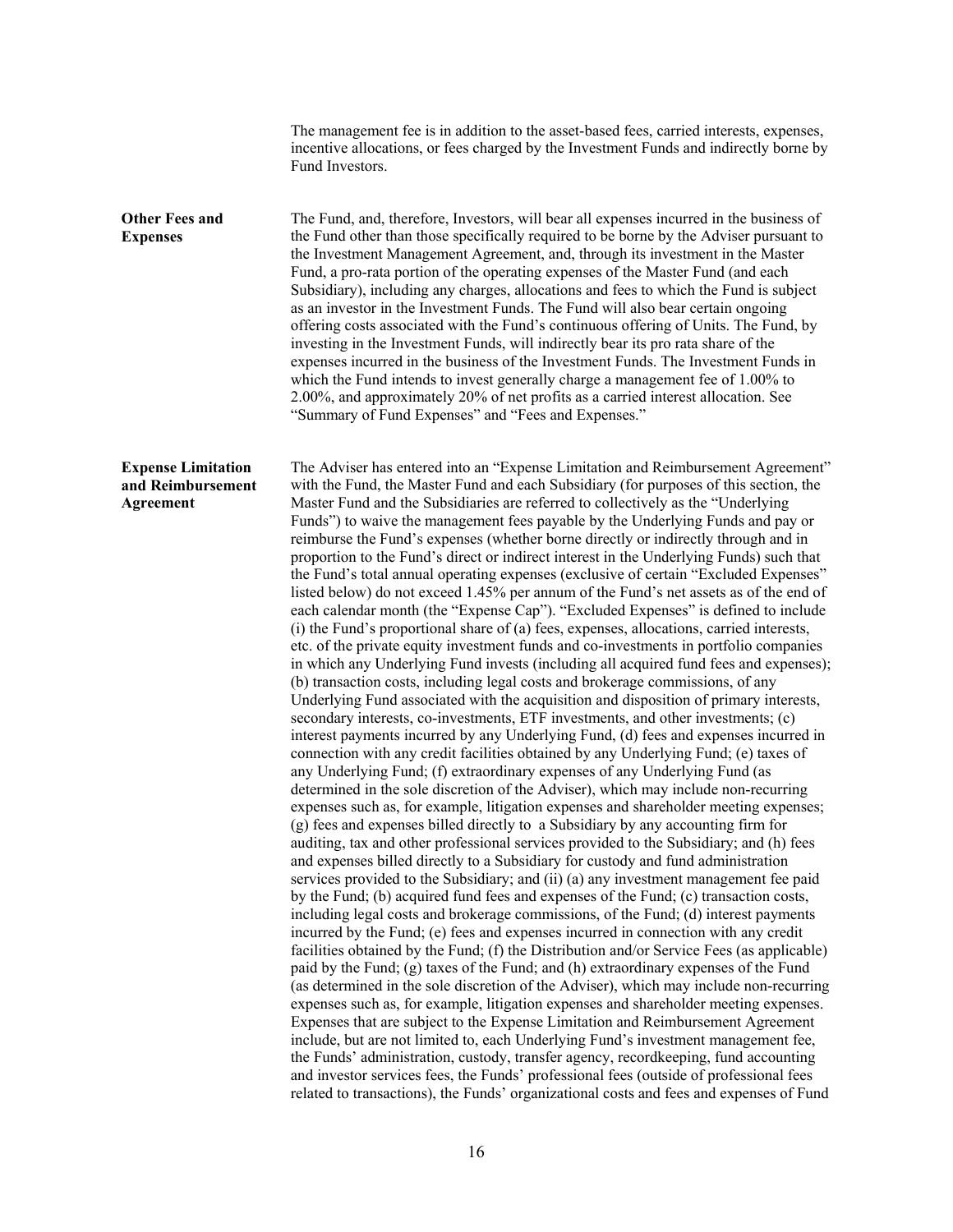The management fee is in addition to the asset-based fees, carried interests, expenses, incentive allocations, or fees charged by the Investment Funds and indirectly borne by Fund Investors.

**Other Fees and Expenses**

The Fund, and, therefore, Investors, will bear all expenses incurred in the business of the Fund other than those specifically required to be borne by the Adviser pursuant to the Investment Management Agreement, and, through its investment in the Master Fund, a pro-rata portion of the operating expenses of the Master Fund (and each Subsidiary), including any charges, allocations and fees to which the Fund is subject as an investor in the Investment Funds. The Fund will also bear certain ongoing offering costs associated with the Fund's continuous offering of Units. The Fund, by investing in the Investment Funds, will indirectly bear its pro rata share of the expenses incurred in the business of the Investment Funds. The Investment Funds in which the Fund intends to invest generally charge a management fee of 1.00% to 2.00%, and approximately 20% of net profits as a carried interest allocation. See "Summary of Fund Expenses" and "Fees and Expenses."

**Expense Limitation and Reimbursement Agreement**

The Adviser has entered into an "Expense Limitation and Reimbursement Agreement" with the Fund, the Master Fund and each Subsidiary (for purposes of this section, the Master Fund and the Subsidiaries are referred to collectively as the "Underlying Funds") to waive the management fees payable by the Underlying Funds and pay or reimburse the Fund's expenses (whether borne directly or indirectly through and in proportion to the Fund's direct or indirect interest in the Underlying Funds) such that the Fund's total annual operating expenses (exclusive of certain "Excluded Expenses" listed below) do not exceed 1.45% per annum of the Fund's net assets as of the end of each calendar month (the "Expense Cap"). "Excluded Expenses" is defined to include (i) the Fund's proportional share of (a) fees, expenses, allocations, carried interests, etc. of the private equity investment funds and co-investments in portfolio companies in which any Underlying Fund invests (including all acquired fund fees and expenses); (b) transaction costs, including legal costs and brokerage commissions, of any Underlying Fund associated with the acquisition and disposition of primary interests, secondary interests, co-investments, ETF investments, and other investments; (c) interest payments incurred by any Underlying Fund, (d) fees and expenses incurred in connection with any credit facilities obtained by any Underlying Fund; (e) taxes of any Underlying Fund; (f) extraordinary expenses of any Underlying Fund (as determined in the sole discretion of the Adviser), which may include non-recurring expenses such as, for example, litigation expenses and shareholder meeting expenses; (g) fees and expenses billed directly to a Subsidiary by any accounting firm for auditing, tax and other professional services provided to the Subsidiary; and (h) fees and expenses billed directly to a Subsidiary for custody and fund administration services provided to the Subsidiary; and (ii) (a) any investment management fee paid by the Fund; (b) acquired fund fees and expenses of the Fund; (c) transaction costs, including legal costs and brokerage commissions, of the Fund; (d) interest payments incurred by the Fund; (e) fees and expenses incurred in connection with any credit facilities obtained by the Fund; (f) the Distribution and/or Service Fees (as applicable) paid by the Fund; (g) taxes of the Fund; and (h) extraordinary expenses of the Fund (as determined in the sole discretion of the Adviser), which may include non-recurring expenses such as, for example, litigation expenses and shareholder meeting expenses. Expenses that are subject to the Expense Limitation and Reimbursement Agreement include, but are not limited to, each Underlying Fund's investment management fee, the Funds' administration, custody, transfer agency, recordkeeping, fund accounting and investor services fees, the Funds' professional fees (outside of professional fees related to transactions), the Funds' organizational costs and fees and expenses of Fund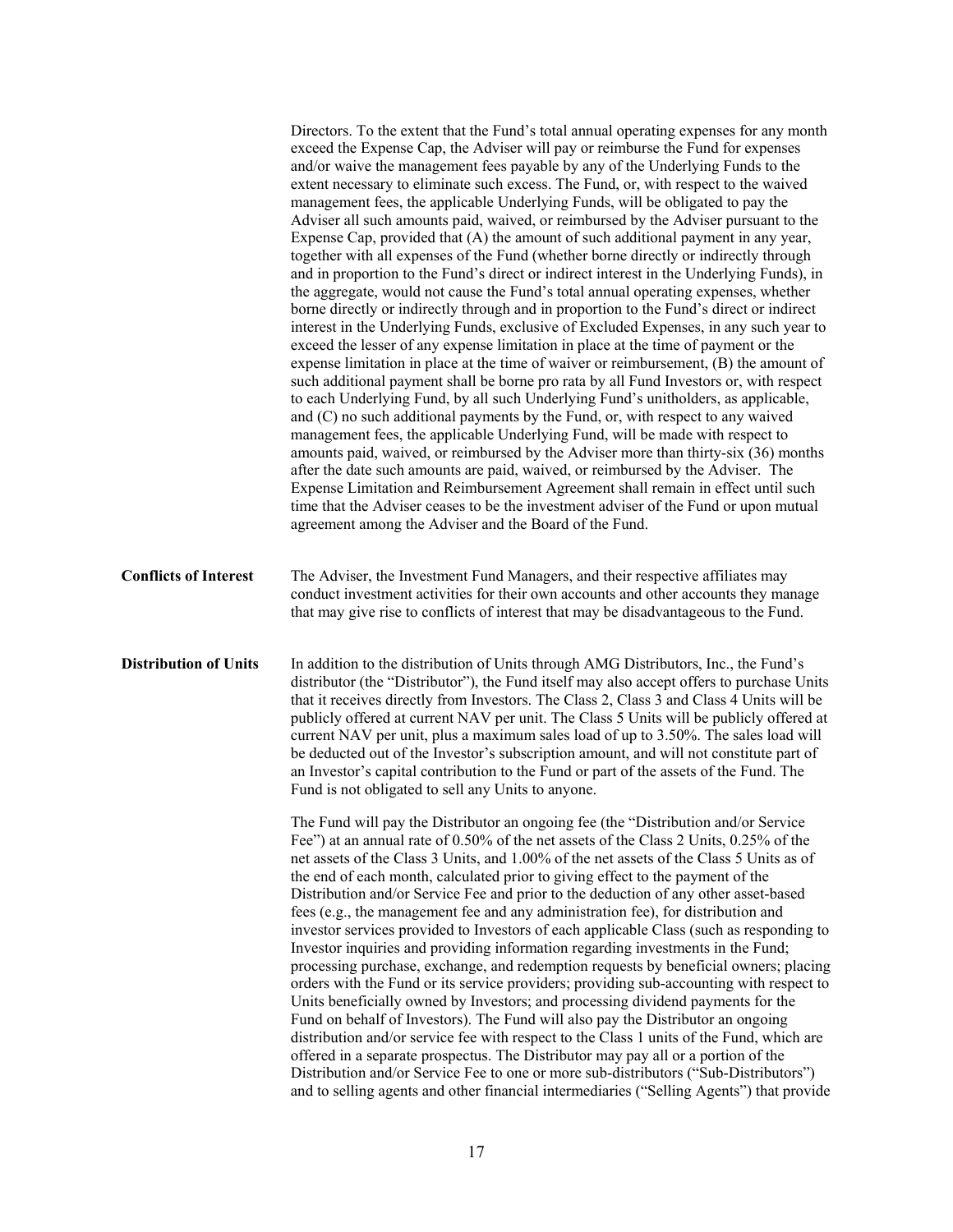Directors. To the extent that the Fund's total annual operating expenses for any month exceed the Expense Cap, the Adviser will pay or reimburse the Fund for expenses and/or waive the management fees payable by any of the Underlying Funds to the extent necessary to eliminate such excess. The Fund, or, with respect to the waived management fees, the applicable Underlying Funds, will be obligated to pay the Adviser all such amounts paid, waived, or reimbursed by the Adviser pursuant to the Expense Cap, provided that (A) the amount of such additional payment in any year, together with all expenses of the Fund (whether borne directly or indirectly through and in proportion to the Fund's direct or indirect interest in the Underlying Funds), in the aggregate, would not cause the Fund's total annual operating expenses, whether borne directly or indirectly through and in proportion to the Fund's direct or indirect interest in the Underlying Funds, exclusive of Excluded Expenses, in any such year to exceed the lesser of any expense limitation in place at the time of payment or the expense limitation in place at the time of waiver or reimbursement, (B) the amount of such additional payment shall be borne pro rata by all Fund Investors or, with respect to each Underlying Fund, by all such Underlying Fund's unitholders, as applicable, and (C) no such additional payments by the Fund, or, with respect to any waived management fees, the applicable Underlying Fund, will be made with respect to amounts paid, waived, or reimbursed by the Adviser more than thirty-six (36) months after the date such amounts are paid, waived, or reimbursed by the Adviser. The Expense Limitation and Reimbursement Agreement shall remain in effect until such time that the Adviser ceases to be the investment adviser of the Fund or upon mutual agreement among the Adviser and the Board of the Fund.

**Conflicts of Interest**

The Adviser, the Investment Fund Managers, and their respective affiliates may conduct investment activities for their own accounts and other accounts they manage that may give rise to conflicts of interest that may be disadvantageous to the Fund.

**Distribution of Units**

In addition to the distribution of Units through AMG Distributors, Inc., the Fund's distributor (the "Distributor"), the Fund itself may also accept offers to purchase Units that it receives directly from Investors. The Class 2, Class 3 and Class 4 Units will be publicly offered at current NAV per unit. The Class 5 Units will be publicly offered at current NAV per unit, plus a maximum sales load of up to 3.50%. The sales load will be deducted out of the Investor's subscription amount, and will not constitute part of an Investor's capital contribution to the Fund or part of the assets of the Fund. The Fund is not obligated to sell any Units to anyone.

The Fund will pay the Distributor an ongoing fee (the "Distribution and/or Service Fee") at an annual rate of 0.50% of the net assets of the Class 2 Units, 0.25% of the net assets of the Class 3 Units, and 1.00% of the net assets of the Class 5 Units as of the end of each month, calculated prior to giving effect to the payment of the Distribution and/or Service Fee and prior to the deduction of any other asset-based fees (e.g., the management fee and any administration fee), for distribution and investor services provided to Investors of each applicable Class (such as responding to Investor inquiries and providing information regarding investments in the Fund; processing purchase, exchange, and redemption requests by beneficial owners; placing orders with the Fund or its service providers; providing sub-accounting with respect to Units beneficially owned by Investors; and processing dividend payments for the Fund on behalf of Investors). The Fund will also pay the Distributor an ongoing distribution and/or service fee with respect to the Class 1 units of the Fund, which are offered in a separate prospectus. The Distributor may pay all or a portion of the Distribution and/or Service Fee to one or more sub-distributors ("Sub-Distributors") and to selling agents and other financial intermediaries ("Selling Agents") that provide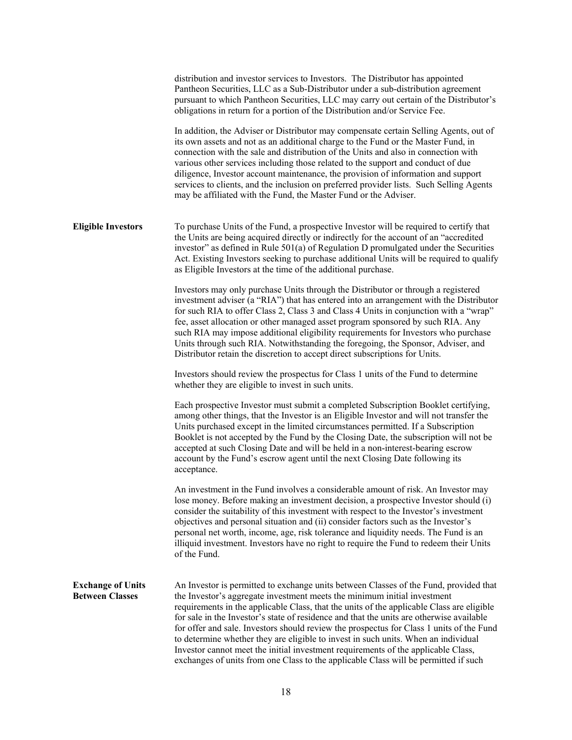distribution and investor services to Investors. The Distributor has appointed Pantheon Securities, LLC as a Sub-Distributor under a sub-distribution agreement pursuant to which Pantheon Securities, LLC may carry out certain of the Distributor's obligations in return for a portion of the Distribution and/or Service Fee.

In addition, the Adviser or Distributor may compensate certain Selling Agents, out of its own assets and not as an additional charge to the Fund or the Master Fund, in connection with the sale and distribution of the Units and also in connection with various other services including those related to the support and conduct of due diligence, Investor account maintenance, the provision of information and support services to clients, and the inclusion on preferred provider lists. Such Selling Agents may be affiliated with the Fund, the Master Fund or the Adviser.

**Eligible Investors**

To purchase Units of the Fund, a prospective Investor will be required to certify that the Units are being acquired directly or indirectly for the account of an "accredited investor" as defined in Rule 501(a) of Regulation D promulgated under the Securities Act. Existing Investors seeking to purchase additional Units will be required to qualify as Eligible Investors at the time of the additional purchase.

Investors may only purchase Units through the Distributor or through a registered investment adviser (a "RIA") that has entered into an arrangement with the Distributor for such RIA to offer Class 2, Class 3 and Class 4 Units in conjunction with a "wrap" fee, asset allocation or other managed asset program sponsored by such RIA. Any such RIA may impose additional eligibility requirements for Investors who purchase Units through such RIA. Notwithstanding the foregoing, the Sponsor, Adviser, and Distributor retain the discretion to accept direct subscriptions for Units.

Investors should review the prospectus for Class 1 units of the Fund to determine whether they are eligible to invest in such units.

Each prospective Investor must submit a completed Subscription Booklet certifying, among other things, that the Investor is an Eligible Investor and will not transfer the Units purchased except in the limited circumstances permitted. If a Subscription Booklet is not accepted by the Fund by the Closing Date, the subscription will not be accepted at such Closing Date and will be held in a non-interest-bearing escrow account by the Fund's escrow agent until the next Closing Date following its acceptance.

An investment in the Fund involves a considerable amount of risk. An Investor may lose money. Before making an investment decision, a prospective Investor should (i) consider the suitability of this investment with respect to the Investor's investment objectives and personal situation and (ii) consider factors such as the Investor's personal net worth, income, age, risk tolerance and liquidity needs. The Fund is an illiquid investment. Investors have no right to require the Fund to redeem their Units of the Fund.

**Exchange of Units Between Classes**

An Investor is permitted to exchange units between Classes of the Fund, provided that the Investor's aggregate investment meets the minimum initial investment requirements in the applicable Class, that the units of the applicable Class are eligible for sale in the Investor's state of residence and that the units are otherwise available for offer and sale. Investors should review the prospectus for Class 1 units of the Fund to determine whether they are eligible to invest in such units. When an individual Investor cannot meet the initial investment requirements of the applicable Class, exchanges of units from one Class to the applicable Class will be permitted if such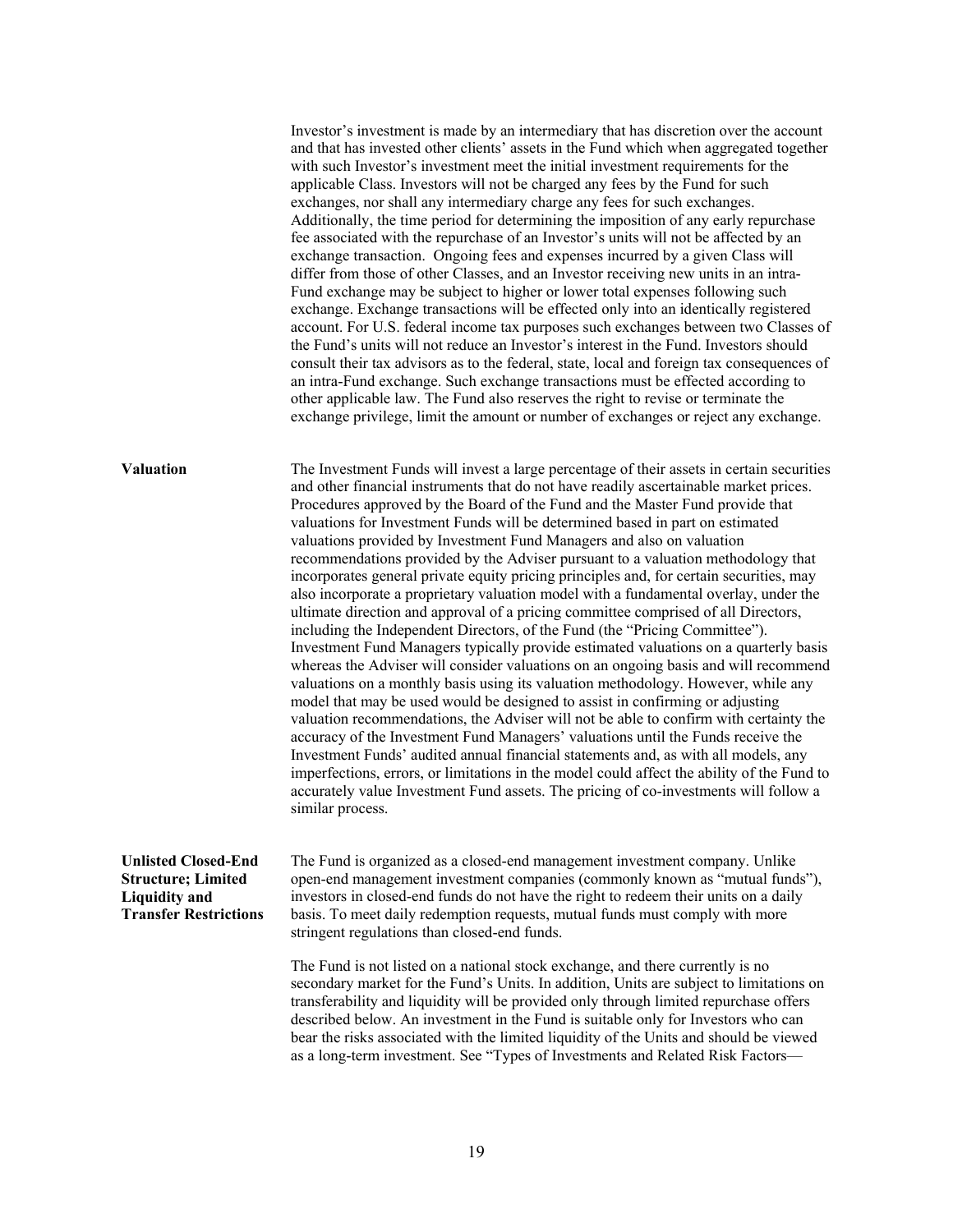Investor's investment is made by an intermediary that has discretion over the account and that has invested other clients' assets in the Fund which when aggregated together with such Investor's investment meet the initial investment requirements for the applicable Class. Investors will not be charged any fees by the Fund for such exchanges, nor shall any intermediary charge any fees for such exchanges. Additionally, the time period for determining the imposition of any early repurchase fee associated with the repurchase of an Investor's units will not be affected by an exchange transaction. Ongoing fees and expenses incurred by a given Class will differ from those of other Classes, and an Investor receiving new units in an intra-Fund exchange may be subject to higher or lower total expenses following such exchange. Exchange transactions will be effected only into an identically registered account. For U.S. federal income tax purposes such exchanges between two Classes of the Fund's units will not reduce an Investor's interest in the Fund. Investors should consult their tax advisors as to the federal, state, local and foreign tax consequences of an intra-Fund exchange. Such exchange transactions must be effected according to other applicable law. The Fund also reserves the right to revise or terminate the exchange privilege, limit the amount or number of exchanges or reject any exchange.

**Valuation**

The Investment Funds will invest a large percentage of their assets in certain securities and other financial instruments that do not have readily ascertainable market prices. Procedures approved by the Board of the Fund and the Master Fund provide that valuations for Investment Funds will be determined based in part on estimated valuations provided by Investment Fund Managers and also on valuation recommendations provided by the Adviser pursuant to a valuation methodology that incorporates general private equity pricing principles and, for certain securities, may also incorporate a proprietary valuation model with a fundamental overlay, under the ultimate direction and approval of a pricing committee comprised of all Directors, including the Independent Directors, of the Fund (the "Pricing Committee"). Investment Fund Managers typically provide estimated valuations on a quarterly basis whereas the Adviser will consider valuations on an ongoing basis and will recommend valuations on a monthly basis using its valuation methodology. However, while any model that may be used would be designed to assist in confirming or adjusting valuation recommendations, the Adviser will not be able to confirm with certainty the accuracy of the Investment Fund Managers' valuations until the Funds receive the Investment Funds' audited annual financial statements and, as with all models, any imperfections, errors, or limitations in the model could affect the ability of the Fund to accurately value Investment Fund assets. The pricing of co-investments will follow a similar process.

**Unlisted Closed-End Structure; Limited Liquidity and Transfer Restrictions**

The Fund is organized as a closed-end management investment company. Unlike open-end management investment companies (commonly known as "mutual funds"), investors in closed-end funds do not have the right to redeem their units on a daily basis. To meet daily redemption requests, mutual funds must comply with more stringent regulations than closed-end funds.

The Fund is not listed on a national stock exchange, and there currently is no secondary market for the Fund's Units. In addition, Units are subject to limitations on transferability and liquidity will be provided only through limited repurchase offers described below. An investment in the Fund is suitable only for Investors who can bear the risks associated with the limited liquidity of the Units and should be viewed as a long-term investment. See "Types of Investments and Related Risk Factors—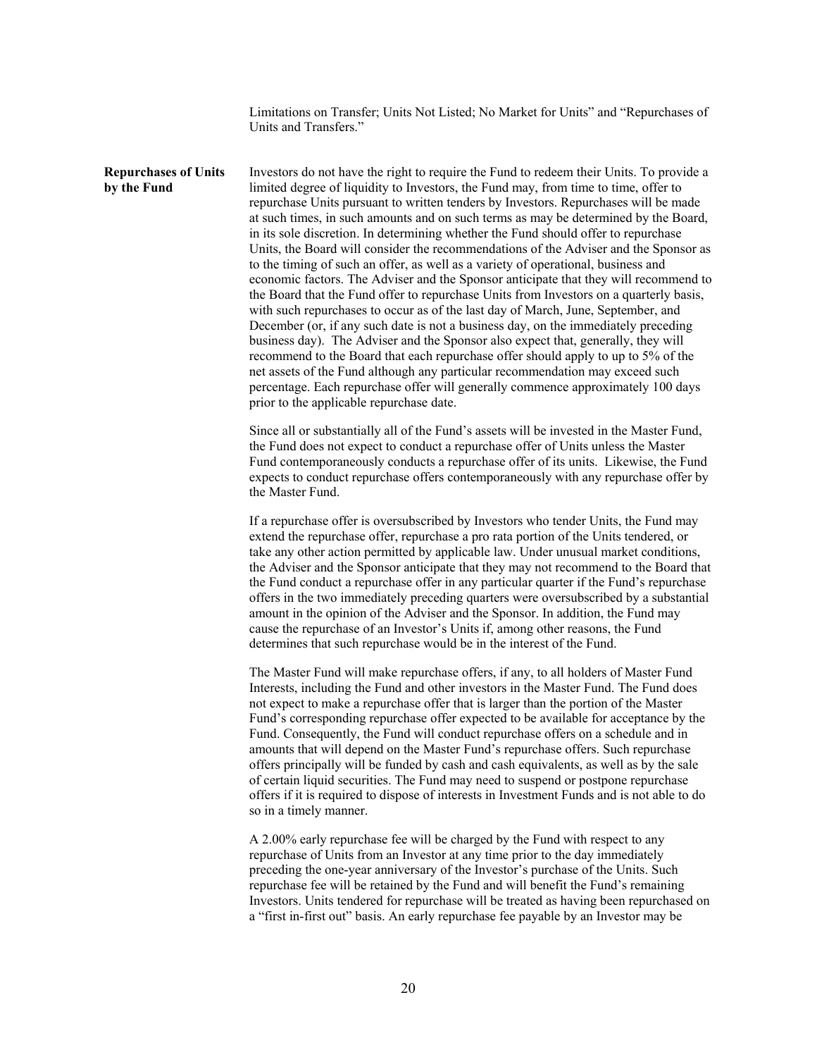Limitations on Transfer; Units Not Listed; No Market for Units" and "Repurchases of Units and Transfers."

**Repurchases of Units by the Fund**

Investors do not have the right to require the Fund to redeem their Units. To provide a limited degree of liquidity to Investors, the Fund may, from time to time, offer to repurchase Units pursuant to written tenders by Investors. Repurchases will be made at such times, in such amounts and on such terms as may be determined by the Board, in its sole discretion. In determining whether the Fund should offer to repurchase Units, the Board will consider the recommendations of the Adviser and the Sponsor as to the timing of such an offer, as well as a variety of operational, business and economic factors. The Adviser and the Sponsor anticipate that they will recommend to the Board that the Fund offer to repurchase Units from Investors on a quarterly basis, with such repurchases to occur as of the last day of March, June, September, and December (or, if any such date is not a business day, on the immediately preceding business day). The Adviser and the Sponsor also expect that, generally, they will recommend to the Board that each repurchase offer should apply to up to 5% of the net assets of the Fund although any particular recommendation may exceed such percentage. Each repurchase offer will generally commence approximately 100 days prior to the applicable repurchase date.

Since all or substantially all of the Fund's assets will be invested in the Master Fund, the Fund does not expect to conduct a repurchase offer of Units unless the Master Fund contemporaneously conducts a repurchase offer of its units. Likewise, the Fund expects to conduct repurchase offers contemporaneously with any repurchase offer by the Master Fund.

If a repurchase offer is oversubscribed by Investors who tender Units, the Fund may extend the repurchase offer, repurchase a pro rata portion of the Units tendered, or take any other action permitted by applicable law. Under unusual market conditions, the Adviser and the Sponsor anticipate that they may not recommend to the Board that the Fund conduct a repurchase offer in any particular quarter if the Fund's repurchase offers in the two immediately preceding quarters were oversubscribed by a substantial amount in the opinion of the Adviser and the Sponsor. In addition, the Fund may cause the repurchase of an Investor's Units if, among other reasons, the Fund determines that such repurchase would be in the interest of the Fund.

The Master Fund will make repurchase offers, if any, to all holders of Master Fund Interests, including the Fund and other investors in the Master Fund. The Fund does not expect to make a repurchase offer that is larger than the portion of the Master Fund's corresponding repurchase offer expected to be available for acceptance by the Fund. Consequently, the Fund will conduct repurchase offers on a schedule and in amounts that will depend on the Master Fund's repurchase offers. Such repurchase offers principally will be funded by cash and cash equivalents, as well as by the sale of certain liquid securities. The Fund may need to suspend or postpone repurchase offers if it is required to dispose of interests in Investment Funds and is not able to do so in a timely manner.

A 2.00% early repurchase fee will be charged by the Fund with respect to any repurchase of Units from an Investor at any time prior to the day immediately preceding the one-year anniversary of the Investor's purchase of the Units. Such repurchase fee will be retained by the Fund and will benefit the Fund's remaining Investors. Units tendered for repurchase will be treated as having been repurchased on a "first in-first out" basis. An early repurchase fee payable by an Investor may be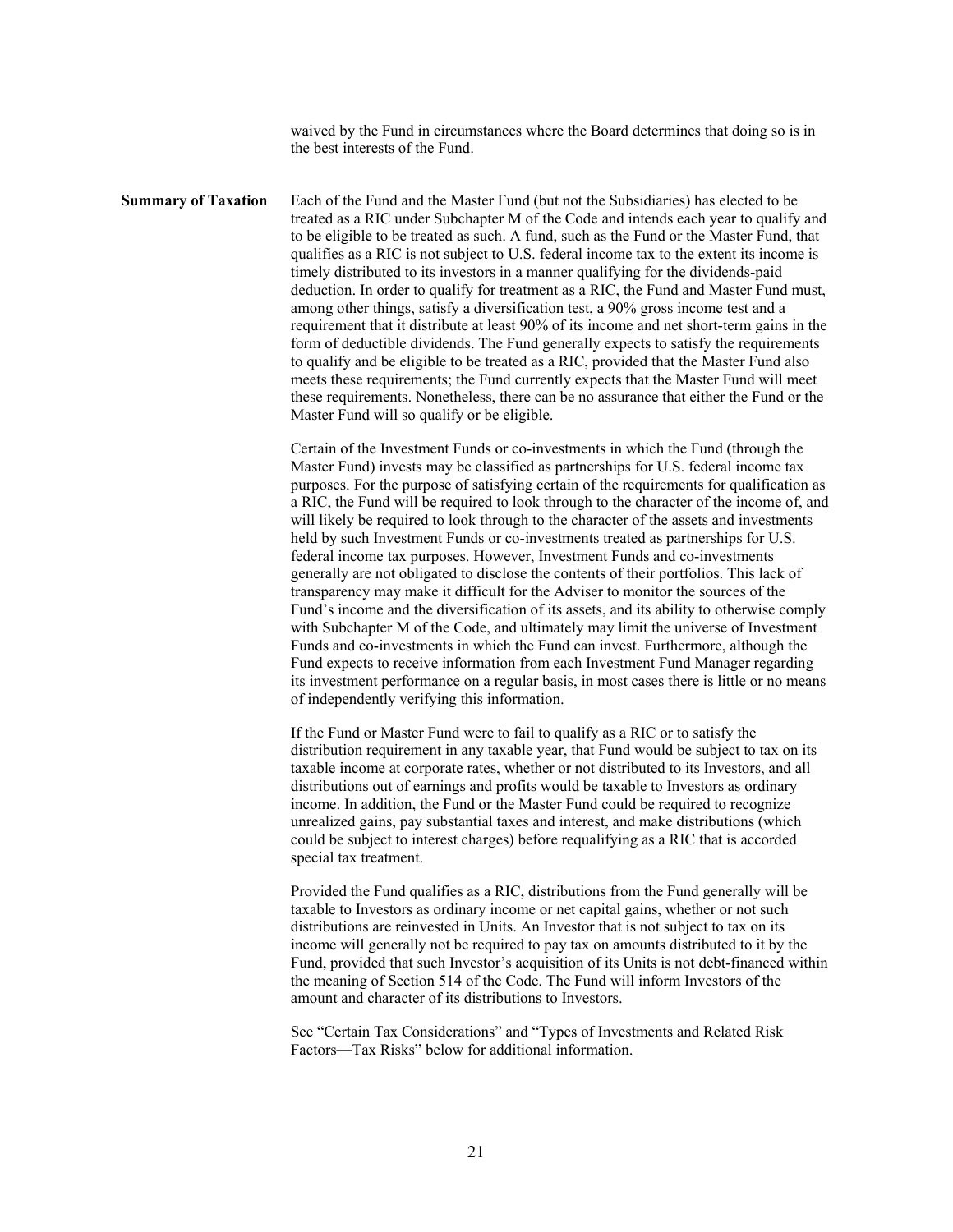waived by the Fund in circumstances where the Board determines that doing so is in the best interests of the Fund.

**Summary of Taxation**

Each of the Fund and the Master Fund (but not the Subsidiaries) has elected to be treated as a RIC under Subchapter M of the Code and intends each year to qualify and to be eligible to be treated as such. A fund, such as the Fund or the Master Fund, that qualifies as a RIC is not subject to U.S. federal income tax to the extent its income is timely distributed to its investors in a manner qualifying for the dividends-paid deduction. In order to qualify for treatment as a RIC, the Fund and Master Fund must, among other things, satisfy a diversification test, a 90% gross income test and a requirement that it distribute at least 90% of its income and net short-term gains in the form of deductible dividends. The Fund generally expects to satisfy the requirements to qualify and be eligible to be treated as a RIC, provided that the Master Fund also meets these requirements; the Fund currently expects that the Master Fund will meet these requirements. Nonetheless, there can be no assurance that either the Fund or the Master Fund will so qualify or be eligible.

Certain of the Investment Funds or co-investments in which the Fund (through the Master Fund) invests may be classified as partnerships for U.S. federal income tax purposes. For the purpose of satisfying certain of the requirements for qualification as a RIC, the Fund will be required to look through to the character of the income of, and will likely be required to look through to the character of the assets and investments held by such Investment Funds or co-investments treated as partnerships for U.S. federal income tax purposes. However, Investment Funds and co-investments generally are not obligated to disclose the contents of their portfolios. This lack of transparency may make it difficult for the Adviser to monitor the sources of the Fund's income and the diversification of its assets, and its ability to otherwise comply with Subchapter M of the Code, and ultimately may limit the universe of Investment Funds and co-investments in which the Fund can invest. Furthermore, although the Fund expects to receive information from each Investment Fund Manager regarding its investment performance on a regular basis, in most cases there is little or no means of independently verifying this information.

If the Fund or Master Fund were to fail to qualify as a RIC or to satisfy the distribution requirement in any taxable year, that Fund would be subject to tax on its taxable income at corporate rates, whether or not distributed to its Investors, and all distributions out of earnings and profits would be taxable to Investors as ordinary income. In addition, the Fund or the Master Fund could be required to recognize unrealized gains, pay substantial taxes and interest, and make distributions (which could be subject to interest charges) before requalifying as a RIC that is accorded special tax treatment.

Provided the Fund qualifies as a RIC, distributions from the Fund generally will be taxable to Investors as ordinary income or net capital gains, whether or not such distributions are reinvested in Units. An Investor that is not subject to tax on its income will generally not be required to pay tax on amounts distributed to it by the Fund, provided that such Investor's acquisition of its Units is not debt-financed within the meaning of Section 514 of the Code. The Fund will inform Investors of the amount and character of its distributions to Investors.

See "Certain Tax Considerations" and "Types of Investments and Related Risk Factors—Tax Risks" below for additional information.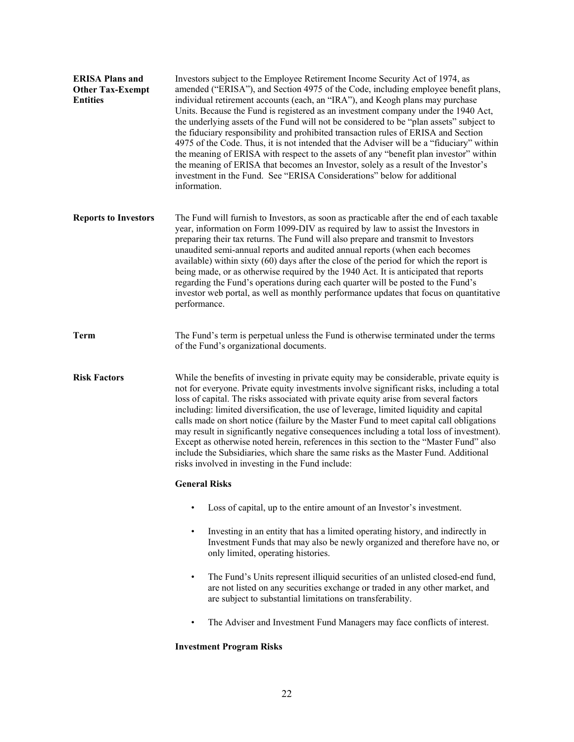**ERISA Plans and Other Tax-Exempt Entities**

Investors subject to the Employee Retirement Income Security Act of 1974, as amended ("ERISA"), and Section 4975 of the Code, including employee benefit plans, individual retirement accounts (each, an "IRA"), and Keogh plans may purchase Units. Because the Fund is registered as an investment company under the 1940 Act, the underlying assets of the Fund will not be considered to be "plan assets" subject to the fiduciary responsibility and prohibited transaction rules of ERISA and Section 4975 of the Code. Thus, it is not intended that the Adviser will be a "fiduciary" within the meaning of ERISA with respect to the assets of any "benefit plan investor" within the meaning of ERISA that becomes an Investor, solely as a result of the Investor's investment in the Fund. See "ERISA Considerations" below for additional information.

**Reports to Investors**

The Fund will furnish to Investors, as soon as practicable after the end of each taxable year, information on Form 1099-DIV as required by law to assist the Investors in preparing their tax returns. The Fund will also prepare and transmit to Investors unaudited semi-annual reports and audited annual reports (when each becomes available) within sixty (60) days after the close of the period for which the report is being made, or as otherwise required by the 1940 Act. It is anticipated that reports regarding the Fund's operations during each quarter will be posted to the Fund's investor web portal, as well as monthly performance updates that focus on quantitative performance.

**Term**

The Fund's term is perpetual unless the Fund is otherwise terminated under the terms of the Fund's organizational documents.

**Risk Factors**

While the benefits of investing in private equity may be considerable, private equity is not for everyone. Private equity investments involve significant risks, including a total loss of capital. The risks associated with private equity arise from several factors including: limited diversification, the use of leverage, limited liquidity and capital calls made on short notice (failure by the Master Fund to meet capital call obligations may result in significantly negative consequences including a total loss of investment). Except as otherwise noted herein, references in this section to the "Master Fund" also include the Subsidiaries, which share the same risks as the Master Fund. Additional risks involved in investing in the Fund include:

**General Risks**

- Loss of capital, up to the entire amount of an Investor's investment.
- Investing in an entity that has a limited operating history, and indirectly in Investment Funds that may also be newly organized and therefore have no, or only limited, operating histories.
- The Fund's Units represent illiquid securities of an unlisted closed-end fund, are not listed on any securities exchange or traded in any other market, and are subject to substantial limitations on transferability.
- The Adviser and Investment Fund Managers may face conflicts of interest.

**Investment Program Risks**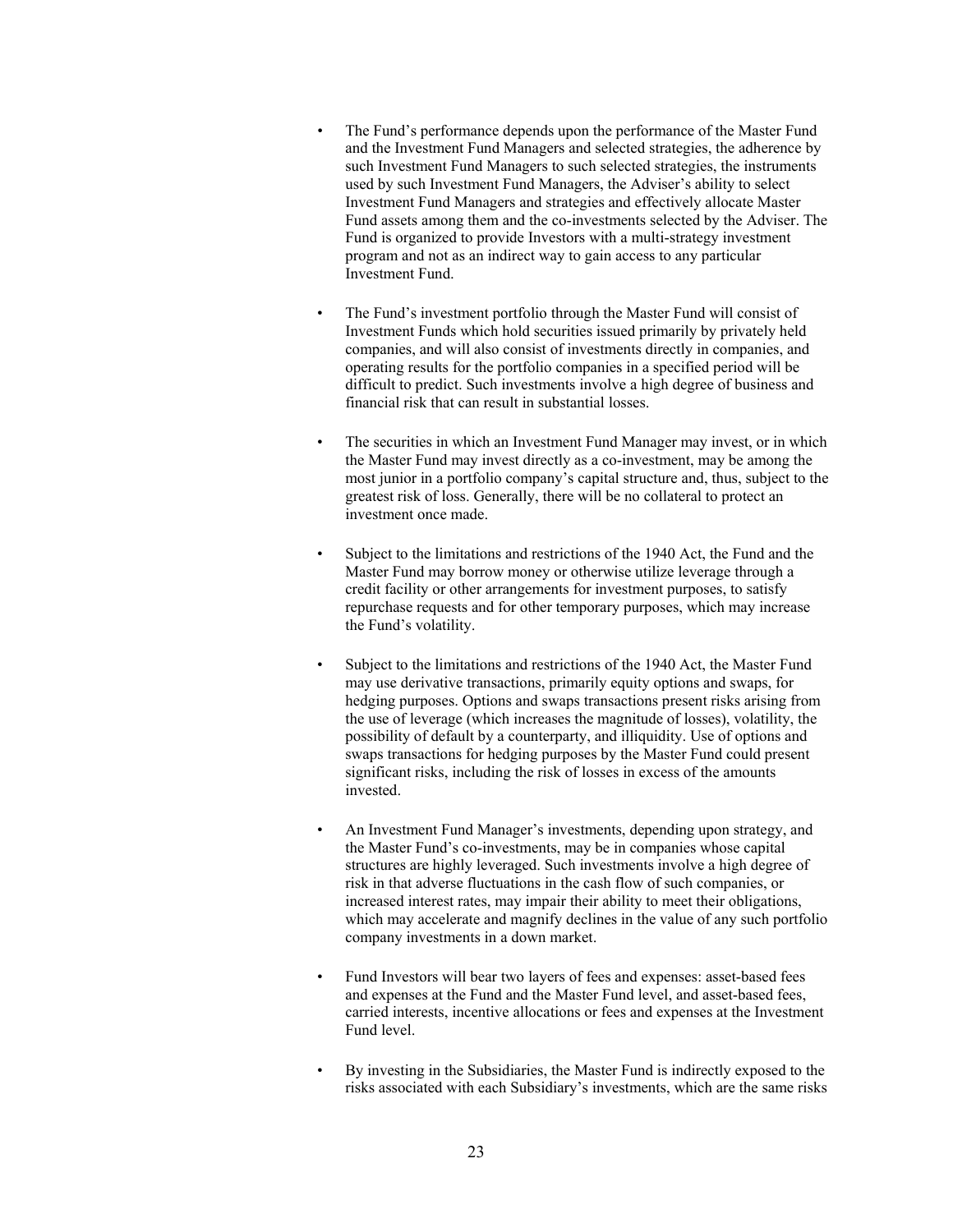- The Fund's performance depends upon the performance of the Master Fund and the Investment Fund Managers and selected strategies, the adherence by such Investment Fund Managers to such selected strategies, the instruments used by such Investment Fund Managers, the Adviser's ability to select Investment Fund Managers and strategies and effectively allocate Master Fund assets among them and the co-investments selected by the Adviser. The Fund is organized to provide Investors with a multi-strategy investment program and not as an indirect way to gain access to any particular Investment Fund.

- The Fund's investment portfolio through the Master Fund will consist of Investment Funds which hold securities issued primarily by privately held companies, and will also consist of investments directly in companies, and operating results for the portfolio companies in a specified period will be difficult to predict. Such investments involve a high degree of business and financial risk that can result in substantial losses.

- The securities in which an Investment Fund Manager may invest, or in which the Master Fund may invest directly as a co-investment, may be among the most junior in a portfolio company's capital structure and, thus, subject to the greatest risk of loss. Generally, there will be no collateral to protect an investment once made.

- Subject to the limitations and restrictions of the 1940 Act, the Fund and the Master Fund may borrow money or otherwise utilize leverage through a credit facility or other arrangements for investment purposes, to satisfy repurchase requests and for other temporary purposes, which may increase the Fund's volatility.

- Subject to the limitations and restrictions of the 1940 Act, the Master Fund may use derivative transactions, primarily equity options and swaps, for hedging purposes. Options and swaps transactions present risks arising from the use of leverage (which increases the magnitude of losses), volatility, the possibility of default by a counterparty, and illiquidity. Use of options and swaps transactions for hedging purposes by the Master Fund could present significant risks, including the risk of losses in excess of the amounts invested.

- An Investment Fund Manager's investments, depending upon strategy, and the Master Fund's co-investments, may be in companies whose capital structures are highly leveraged. Such investments involve a high degree of risk in that adverse fluctuations in the cash flow of such companies, or increased interest rates, may impair their ability to meet their obligations, which may accelerate and magnify declines in the value of any such portfolio company investments in a down market.

- Fund Investors will bear two layers of fees and expenses: asset-based fees and expenses at the Fund and the Master Fund level, and asset-based fees, carried interests, incentive allocations or fees and expenses at the Investment Fund level.

- By investing in the Subsidiaries, the Master Fund is indirectly exposed to the risks associated with each Subsidiary's investments, which are the same risks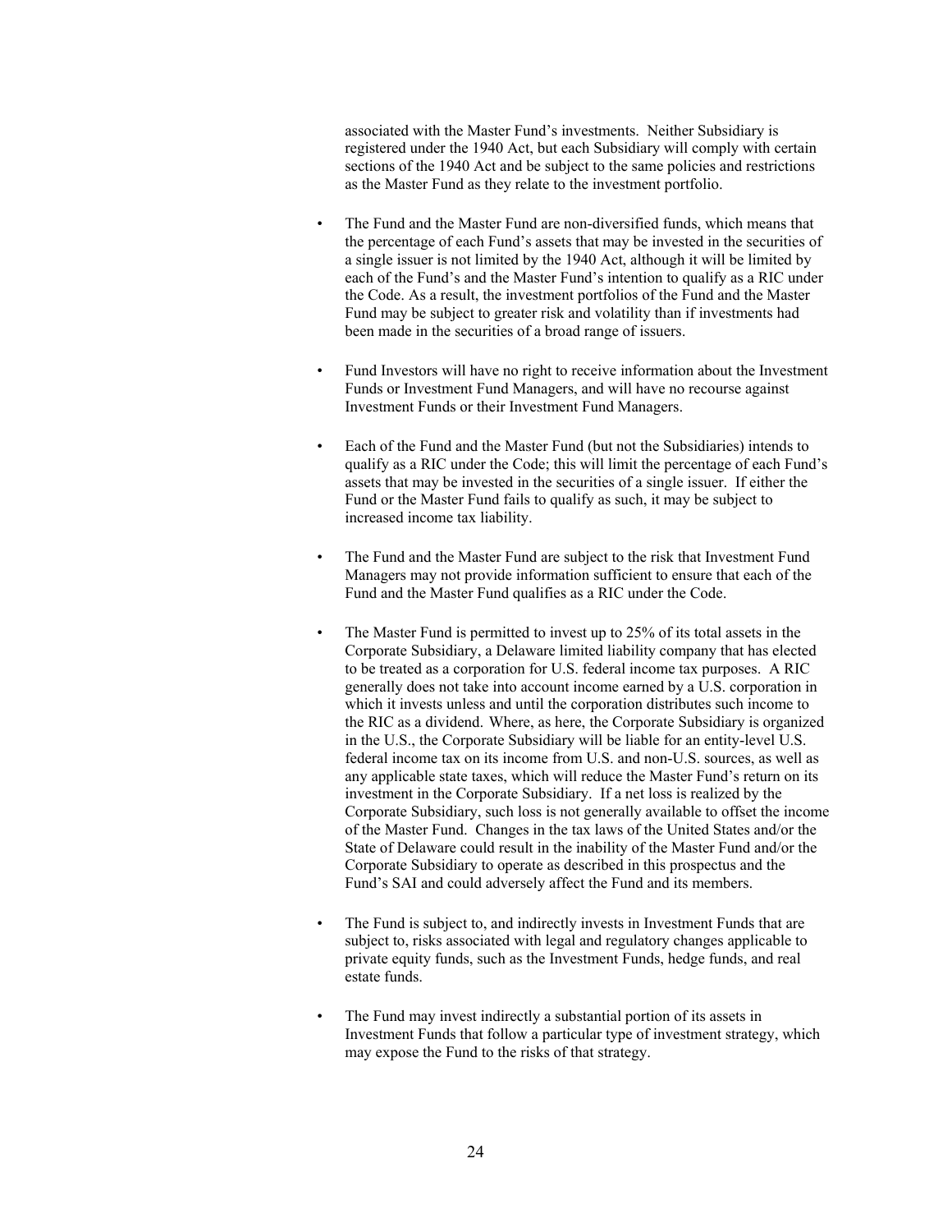associated with the Master Fund's investments. Neither Subsidiary is registered under the 1940 Act, but each Subsidiary will comply with certain sections of the 1940 Act and be subject to the same policies and restrictions as the Master Fund as they relate to the investment portfolio.

- The Fund and the Master Fund are non-diversified funds, which means that the percentage of each Fund's assets that may be invested in the securities of a single issuer is not limited by the 1940 Act, although it will be limited by each of the Fund's and the Master Fund's intention to qualify as a RIC under the Code. As a result, the investment portfolios of the Fund and the Master Fund may be subject to greater risk and volatility than if investments had been made in the securities of a broad range of issuers.

- Fund Investors will have no right to receive information about the Investment Funds or Investment Fund Managers, and will have no recourse against Investment Funds or their Investment Fund Managers.

- Each of the Fund and the Master Fund (but not the Subsidiaries) intends to qualify as a RIC under the Code; this will limit the percentage of each Fund's assets that may be invested in the securities of a single issuer. If either the Fund or the Master Fund fails to qualify as such, it may be subject to increased income tax liability.

- The Fund and the Master Fund are subject to the risk that Investment Fund Managers may not provide information sufficient to ensure that each of the Fund and the Master Fund qualifies as a RIC under the Code.

- The Master Fund is permitted to invest up to 25% of its total assets in the Corporate Subsidiary, a Delaware limited liability company that has elected to be treated as a corporation for U.S. federal income tax purposes. A RIC generally does not take into account income earned by a U.S. corporation in which it invests unless and until the corporation distributes such income to the RIC as a dividend. Where, as here, the Corporate Subsidiary is organized in the U.S., the Corporate Subsidiary will be liable for an entity-level U.S. federal income tax on its income from U.S. and non-U.S. sources, as well as any applicable state taxes, which will reduce the Master Fund's return on its investment in the Corporate Subsidiary. If a net loss is realized by the Corporate Subsidiary, such loss is not generally available to offset the income of the Master Fund. Changes in the tax laws of the United States and/or the State of Delaware could result in the inability of the Master Fund and/or the Corporate Subsidiary to operate as described in this prospectus and the Fund's SAI and could adversely affect the Fund and its members.

- The Fund is subject to, and indirectly invests in Investment Funds that are subject to, risks associated with legal and regulatory changes applicable to private equity funds, such as the Investment Funds, hedge funds, and real estate funds.

- The Fund may invest indirectly a substantial portion of its assets in Investment Funds that follow a particular type of investment strategy, which may expose the Fund to the risks of that strategy.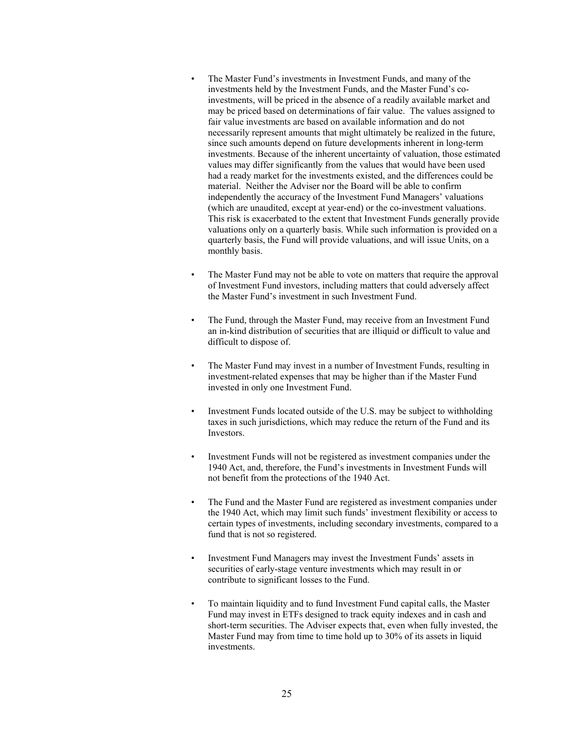- The Master Fund's investments in Investment Funds, and many of the investments held by the Investment Funds, and the Master Fund's co-investments, will be priced in the absence of a readily available market and may be priced based on determinations of fair value. The values assigned to fair value investments are based on available information and do not necessarily represent amounts that might ultimately be realized in the future, since such amounts depend on future developments inherent in long-term investments. Because of the inherent uncertainty of valuation, those estimated values may differ significantly from the values that would have been used had a ready market for the investments existed, and the differences could be material. Neither the Adviser nor the Board will be able to confirm independently the accuracy of the Investment Fund Managers' valuations (which are unaudited, except at year-end) or the co-investment valuations. This risk is exacerbated to the extent that Investment Funds generally provide valuations only on a quarterly basis. While such information is provided on a quarterly basis, the Fund will provide valuations, and will issue Units, on a monthly basis.

- The Master Fund may not be able to vote on matters that require the approval of Investment Fund investors, including matters that could adversely affect the Master Fund's investment in such Investment Fund.

- The Fund, through the Master Fund, may receive from an Investment Fund an in-kind distribution of securities that are illiquid or difficult to value and difficult to dispose of.

- The Master Fund may invest in a number of Investment Funds, resulting in investment-related expenses that may be higher than if the Master Fund invested in only one Investment Fund.

- Investment Funds located outside of the U.S. may be subject to withholding taxes in such jurisdictions, which may reduce the return of the Fund and its Investors.

- Investment Funds will not be registered as investment companies under the 1940 Act, and, therefore, the Fund's investments in Investment Funds will not benefit from the protections of the 1940 Act.

- The Fund and the Master Fund are registered as investment companies under the 1940 Act, which may limit such funds' investment flexibility or access to certain types of investments, including secondary investments, compared to a fund that is not so registered.

- Investment Fund Managers may invest the Investment Funds' assets in securities of early-stage venture investments which may result in or contribute to significant losses to the Fund.

- To maintain liquidity and to fund Investment Fund capital calls, the Master Fund may invest in ETFs designed to track equity indexes and in cash and short-term securities. The Adviser expects that, even when fully invested, the Master Fund may from time to time hold up to 30% of its assets in liquid investments.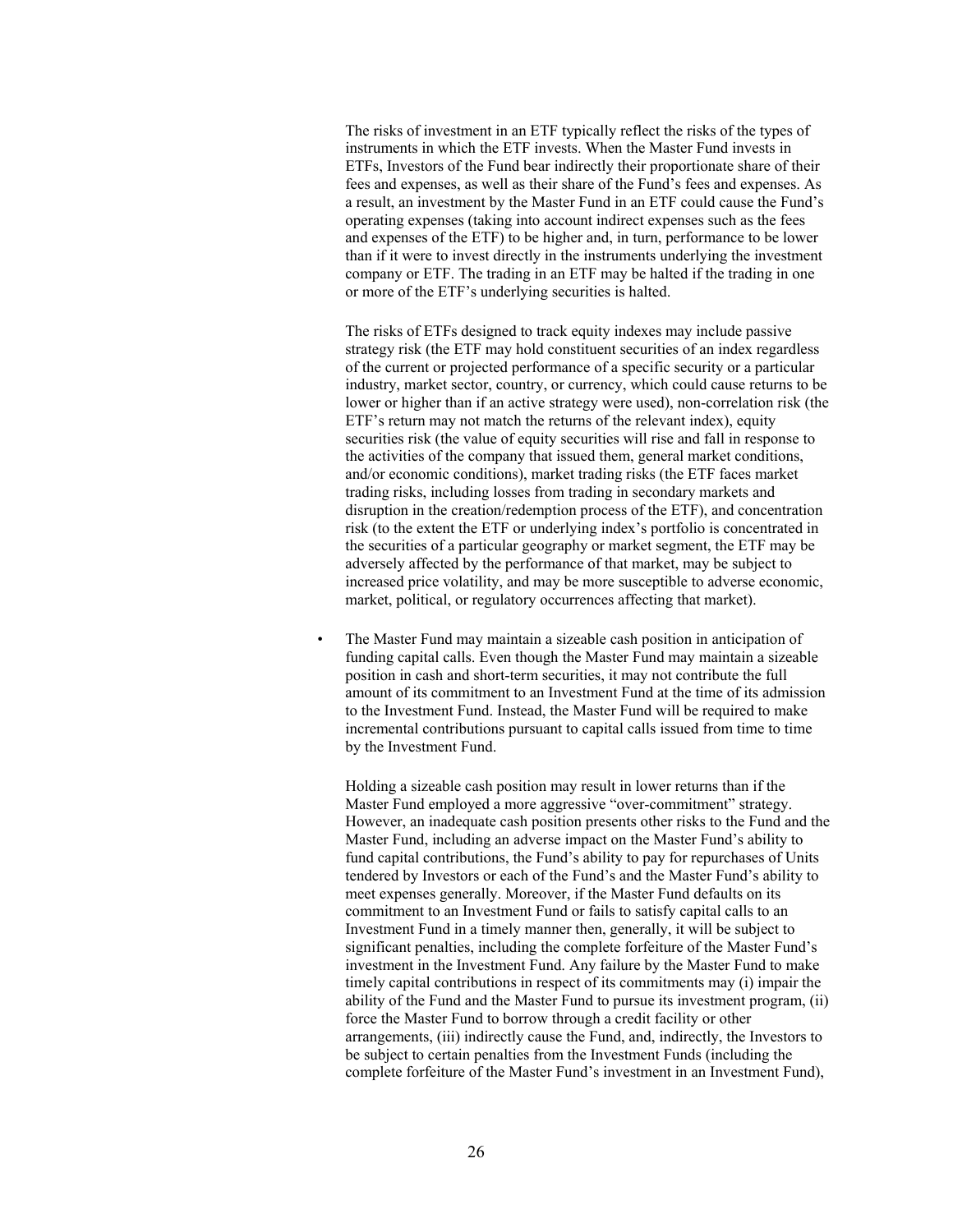The risks of investment in an ETF typically reflect the risks of the types of instruments in which the ETF invests. When the Master Fund invests in ETFs, Investors of the Fund bear indirectly their proportionate share of their fees and expenses, as well as their share of the Fund's fees and expenses. As a result, an investment by the Master Fund in an ETF could cause the Fund's operating expenses (taking into account indirect expenses such as the fees and expenses of the ETF) to be higher and, in turn, performance to be lower than if it were to invest directly in the instruments underlying the investment company or ETF. The trading in an ETF may be halted if the trading in one or more of the ETF's underlying securities is halted.

The risks of ETFs designed to track equity indexes may include passive strategy risk (the ETF may hold constituent securities of an index regardless of the current or projected performance of a specific security or a particular industry, market sector, country, or currency, which could cause returns to be lower or higher than if an active strategy were used), non-correlation risk (the ETF's return may not match the returns of the relevant index), equity securities risk (the value of equity securities will rise and fall in response to the activities of the company that issued them, general market conditions, and/or economic conditions), market trading risks (the ETF faces market trading risks, including losses from trading in secondary markets and disruption in the creation/redemption process of the ETF), and concentration risk (to the extent the ETF or underlying index's portfolio is concentrated in the securities of a particular geography or market segment, the ETF may be adversely affected by the performance of that market, may be subject to increased price volatility, and may be more susceptible to adverse economic, market, political, or regulatory occurrences affecting that market).

- The Master Fund may maintain a sizeable cash position in anticipation of funding capital calls. Even though the Master Fund may maintain a sizeable position in cash and short-term securities, it may not contribute the full amount of its commitment to an Investment Fund at the time of its admission to the Investment Fund. Instead, the Master Fund will be required to make incremental contributions pursuant to capital calls issued from time to time by the Investment Fund.

  Holding a sizeable cash position may result in lower returns than if the Master Fund employed a more aggressive "over-commitment" strategy. However, an inadequate cash position presents other risks to the Fund and the Master Fund, including an adverse impact on the Master Fund's ability to fund capital contributions, the Fund's ability to pay for repurchases of Units tendered by Investors or each of the Fund's and the Master Fund's ability to meet expenses generally. Moreover, if the Master Fund defaults on its commitment to an Investment Fund or fails to satisfy capital calls to an Investment Fund in a timely manner then, generally, it will be subject to significant penalties, including the complete forfeiture of the Master Fund's investment in the Investment Fund. Any failure by the Master Fund to make timely capital contributions in respect of its commitments may (i) impair the ability of the Fund and the Master Fund to pursue its investment program, (ii) force the Master Fund to borrow through a credit facility or other arrangements, (iii) indirectly cause the Fund, and, indirectly, the Investors to be subject to certain penalties from the Investment Funds (including the complete forfeiture of the Master Fund's investment in an Investment Fund),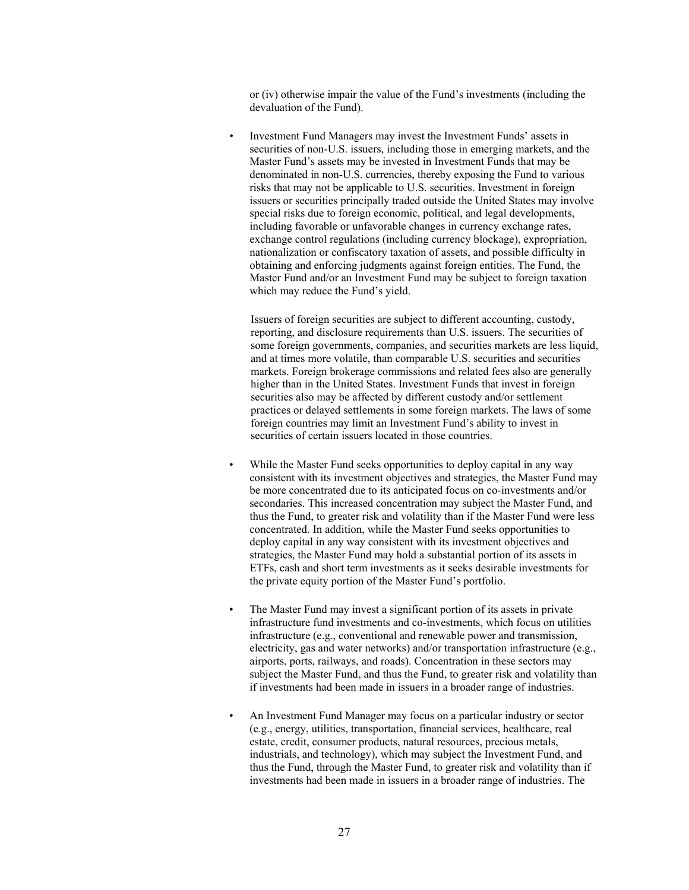or (iv) otherwise impair the value of the Fund's investments (including the devaluation of the Fund).

- Investment Fund Managers may invest the Investment Funds' assets in securities of non-U.S. issuers, including those in emerging markets, and the Master Fund's assets may be invested in Investment Funds that may be denominated in non-U.S. currencies, thereby exposing the Fund to various risks that may not be applicable to U.S. securities. Investment in foreign issuers or securities principally traded outside the United States may involve special risks due to foreign economic, political, and legal developments, including favorable or unfavorable changes in currency exchange rates, exchange control regulations (including currency blockage), expropriation, nationalization or confiscatory taxation of assets, and possible difficulty in obtaining and enforcing judgments against foreign entities. The Fund, the Master Fund and/or an Investment Fund may be subject to foreign taxation which may reduce the Fund's yield.

  Issuers of foreign securities are subject to different accounting, custody, reporting, and disclosure requirements than U.S. issuers. The securities of some foreign governments, companies, and securities markets are less liquid, and at times more volatile, than comparable U.S. securities and securities markets. Foreign brokerage commissions and related fees also are generally higher than in the United States. Investment Funds that invest in foreign securities also may be affected by different custody and/or settlement practices or delayed settlements in some foreign markets. The laws of some foreign countries may limit an Investment Fund's ability to invest in securities of certain issuers located in those countries.

- While the Master Fund seeks opportunities to deploy capital in any way consistent with its investment objectives and strategies, the Master Fund may be more concentrated due to its anticipated focus on co-investments and/or secondaries. This increased concentration may subject the Master Fund, and thus the Fund, to greater risk and volatility than if the Master Fund were less concentrated. In addition, while the Master Fund seeks opportunities to deploy capital in any way consistent with its investment objectives and strategies, the Master Fund may hold a substantial portion of its assets in ETFs, cash and short term investments as it seeks desirable investments for the private equity portion of the Master Fund's portfolio.

- The Master Fund may invest a significant portion of its assets in private infrastructure fund investments and co-investments, which focus on utilities infrastructure (e.g., conventional and renewable power and transmission, electricity, gas and water networks) and/or transportation infrastructure (e.g., airports, ports, railways, and roads). Concentration in these sectors may subject the Master Fund, and thus the Fund, to greater risk and volatility than if investments had been made in issuers in a broader range of industries.

- An Investment Fund Manager may focus on a particular industry or sector (e.g., energy, utilities, transportation, financial services, healthcare, real estate, credit, consumer products, natural resources, precious metals, industrials, and technology), which may subject the Investment Fund, and thus the Fund, through the Master Fund, to greater risk and volatility than if investments had been made in issuers in a broader range of industries. The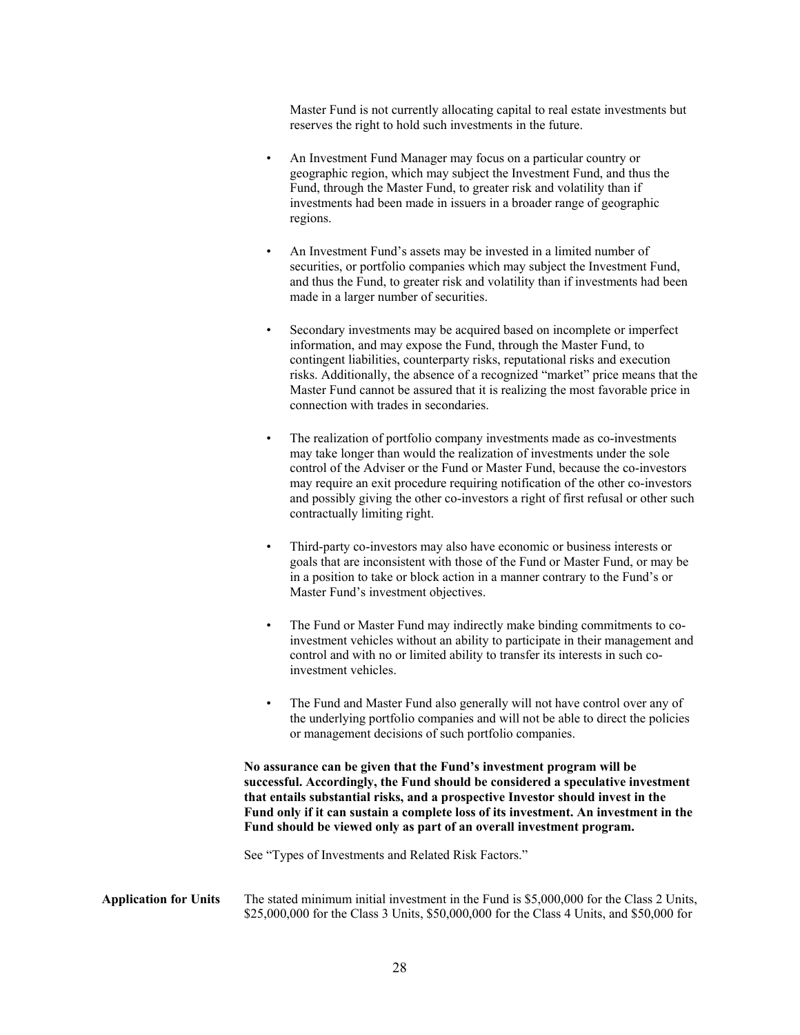Master Fund is not currently allocating capital to real estate investments but reserves the right to hold such investments in the future.

- An Investment Fund Manager may focus on a particular country or geographic region, which may subject the Investment Fund, and thus the Fund, through the Master Fund, to greater risk and volatility than if investments had been made in issuers in a broader range of geographic regions.

- An Investment Fund's assets may be invested in a limited number of securities, or portfolio companies which may subject the Investment Fund, and thus the Fund, to greater risk and volatility than if investments had been made in a larger number of securities.

- Secondary investments may be acquired based on incomplete or imperfect information, and may expose the Fund, through the Master Fund, to contingent liabilities, counterparty risks, reputational risks and execution risks. Additionally, the absence of a recognized "market" price means that the Master Fund cannot be assured that it is realizing the most favorable price in connection with trades in secondaries.

- The realization of portfolio company investments made as co-investments may take longer than would the realization of investments under the sole control of the Adviser or the Fund or Master Fund, because the co-investors may require an exit procedure requiring notification of the other co-investors and possibly giving the other co-investors a right of first refusal or other such contractually limiting right.

- Third-party co-investors may also have economic or business interests or goals that are inconsistent with those of the Fund or Master Fund, or may be in a position to take or block action in a manner contrary to the Fund's or Master Fund's investment objectives.

- The Fund or Master Fund may indirectly make binding commitments to co-investment vehicles without an ability to participate in their management and control and with no or limited ability to transfer its interests in such co-investment vehicles.

- The Fund and Master Fund also generally will not have control over any of the underlying portfolio companies and will not be able to direct the policies or management decisions of such portfolio companies.

**No assurance can be given that the Fund's investment program will be successful. Accordingly, the Fund should be considered a speculative investment that entails substantial risks, and a prospective Investor should invest in the Fund only if it can sustain a complete loss of its investment. An investment in the Fund should be viewed only as part of an overall investment program.**

See "Types of Investments and Related Risk Factors."

**Application for Units**

The stated minimum initial investment in the Fund is $5,000,000 for the Class 2 Units, $25,000,000 for the Class 3 Units, $50,000,000 for the Class 4 Units, and $50,000 for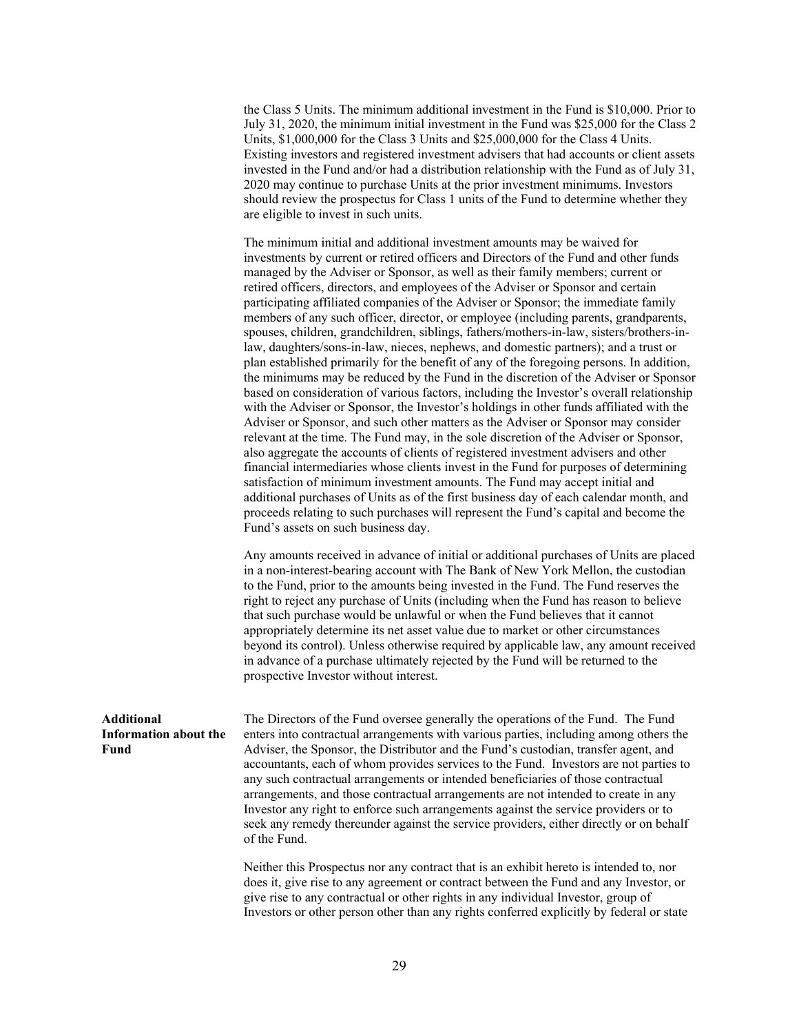the Class 5 Units. The minimum additional investment in the Fund is $10,000. Prior to July 31, 2020, the minimum initial investment in the Fund was $25,000 for the Class 2 Units, $1,000,000 for the Class 3 Units and $25,000,000 for the Class 4 Units. Existing investors and registered investment advisers that had accounts or client assets invested in the Fund and/or had a distribution relationship with the Fund as of July 31, 2020 may continue to purchase Units at the prior investment minimums. Investors should review the prospectus for Class 1 units of the Fund to determine whether they are eligible to invest in such units.

The minimum initial and additional investment amounts may be waived for investments by current or retired officers and Directors of the Fund and other funds managed by the Adviser or Sponsor, as well as their family members; current or retired officers, directors, and employees of the Adviser or Sponsor and certain participating affiliated companies of the Adviser or Sponsor; the immediate family members of any such officer, director, or employee (including parents, grandparents, spouses, children, grandchildren, siblings, fathers/mothers-in-law, sisters/brothers-in-law, daughters/sons-in-law, nieces, nephews, and domestic partners); and a trust or plan established primarily for the benefit of any of the foregoing persons. In addition, the minimums may be reduced by the Fund in the discretion of the Adviser or Sponsor based on consideration of various factors, including the Investor's overall relationship with the Adviser or Sponsor, the Investor's holdings in other funds affiliated with the Adviser or Sponsor, and such other matters as the Adviser or Sponsor may consider relevant at the time. The Fund may, in the sole discretion of the Adviser or Sponsor, also aggregate the accounts of clients of registered investment advisers and other financial intermediaries whose clients invest in the Fund for purposes of determining satisfaction of minimum investment amounts. The Fund may accept initial and additional purchases of Units as of the first business day of each calendar month, and proceeds relating to such purchases will represent the Fund's capital and become the Fund's assets on such business day.

Any amounts received in advance of initial or additional purchases of Units are placed in a non-interest-bearing account with The Bank of New York Mellon, the custodian to the Fund, prior to the amounts being invested in the Fund. The Fund reserves the right to reject any purchase of Units (including when the Fund has reason to believe that such purchase would be unlawful or when the Fund believes that it cannot appropriately determine its net asset value due to market or other circumstances beyond its control). Unless otherwise required by applicable law, any amount received in advance of a purchase ultimately rejected by the Fund will be returned to the prospective Investor without interest.

**Additional Information about the Fund**

The Directors of the Fund oversee generally the operations of the Fund. The Fund enters into contractual arrangements with various parties, including among others the Adviser, the Sponsor, the Distributor and the Fund's custodian, transfer agent, and accountants, each of whom provides services to the Fund. Investors are not parties to any such contractual arrangements or intended beneficiaries of those contractual arrangements, and those contractual arrangements are not intended to create in any Investor any right to enforce such arrangements against the service providers or to seek any remedy thereunder against the service providers, either directly or on behalf of the Fund.

Neither this Prospectus nor any contract that is an exhibit hereto is intended to, nor does it, give rise to any agreement or contract between the Fund and any Investor, or give rise to any contractual or other rights in any individual Investor, group of Investors or other person other than any rights conferred explicitly by federal or state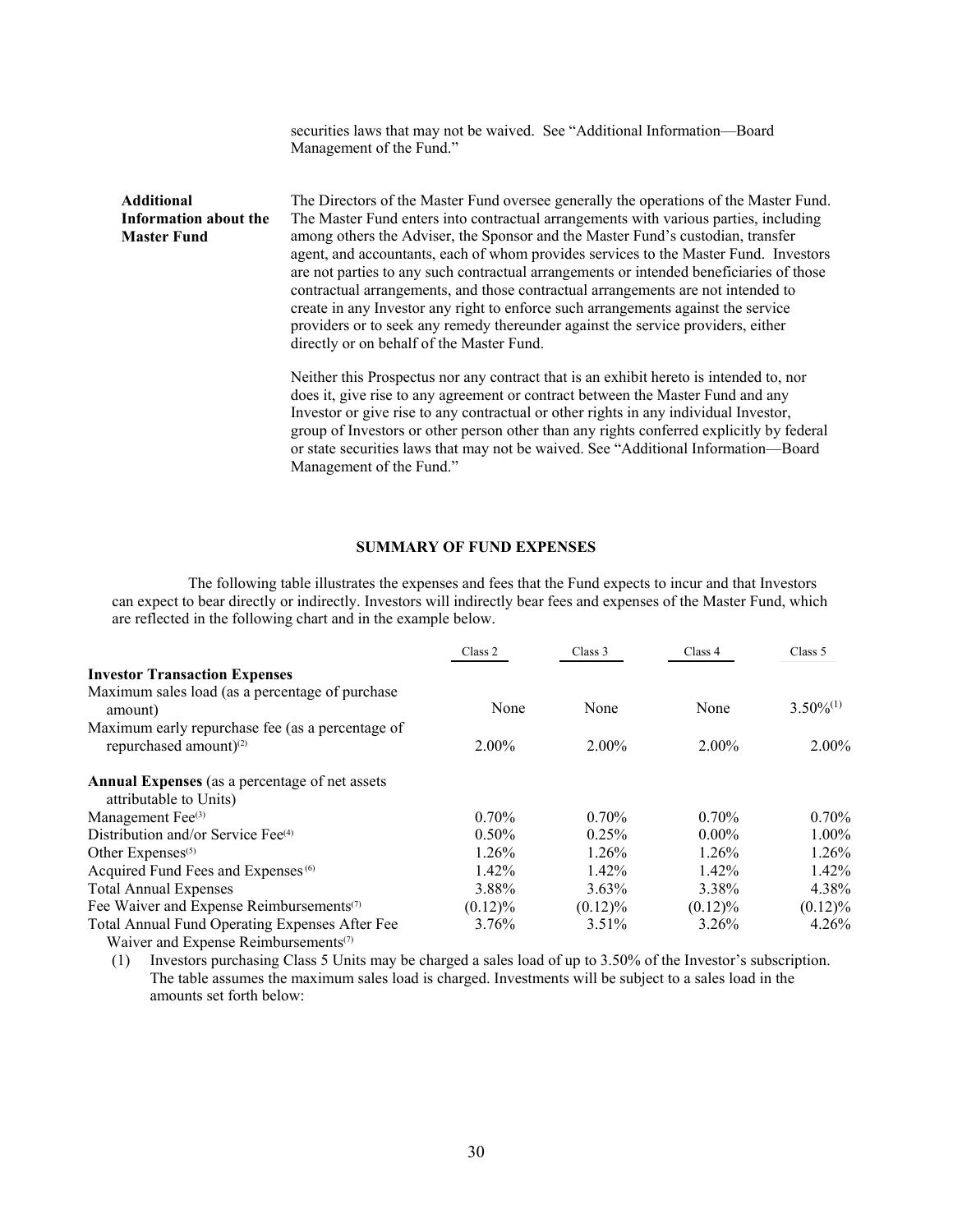securities laws that may not be waived. See "Additional Information—Board Management of the Fund."

**Additional Information about the Master Fund**

The Directors of the Master Fund oversee generally the operations of the Master Fund. The Master Fund enters into contractual arrangements with various parties, including among others the Adviser, the Sponsor and the Master Fund's custodian, transfer agent, and accountants, each of whom provides services to the Master Fund. Investors are not parties to any such contractual arrangements or intended beneficiaries of those contractual arrangements, and those contractual arrangements are not intended to create in any Investor any right to enforce such arrangements against the service providers or to seek any remedy thereunder against the service providers, either directly or on behalf of the Master Fund.

Neither this Prospectus nor any contract that is an exhibit hereto is intended to, nor does it, give rise to any agreement or contract between the Master Fund and any Investor or give rise to any contractual or other rights in any individual Investor, group of Investors or other person other than any rights conferred explicitly by federal or state securities laws that may not be waived. See "Additional Information—Board Management of the Fund."

## SUMMARY OF FUND EXPENSES

The following table illustrates the expenses and fees that the Fund expects to incur and that Investors can expect to bear directly or indirectly. Investors will indirectly bear fees and expenses of the Master Fund, which are reflected in the following chart and in the example below.

| | Class 2 | Class 3 | Class 4 | Class 5 |
|---|---|---|---|---|
| **Investor Transaction Expenses** | | | | |
| Maximum sales load (as a percentage of purchase amount) | None | None | None | 3.50%[1] |
| Maximum early repurchase fee (as a percentage of repurchased amount)[2] | 2.00% | 2.00% | 2.00% | 2.00% |
| **Annual Expenses** (as a percentage of net assets attributable to Units) | | | | |
| Management Fee[3] | 0.70% | 0.70% | 0.70% | 0.70% |
| Distribution and/or Service Fee[4] | 0.50% | 0.25% | 0.00% | 1.00% |
| Other Expenses[5] | 1.26% | 1.26% | 1.26% | 1.26% |
| Acquired Fund Fees and Expenses[6] | 1.42% | 1.42% | 1.42% | 1.42% |
| Total Annual Expenses | 3.88% | 3.63% | 3.38% | 4.38% |
| Fee Waiver and Expense Reimbursements[7] | (0.12)% | (0.12)% | (0.12)% | (0.12)% |
| Total Annual Fund Operating Expenses After Fee Waiver and Expense Reimbursements[7] | 3.76% | 3.51% | 3.26% | 4.26% |

(1) Investors purchasing Class 5 Units may be charged a sales load of up to 3.50% of the Investor's subscription. The table assumes the maximum sales load is charged. Investments will be subject to a sales load in the amounts set forth below: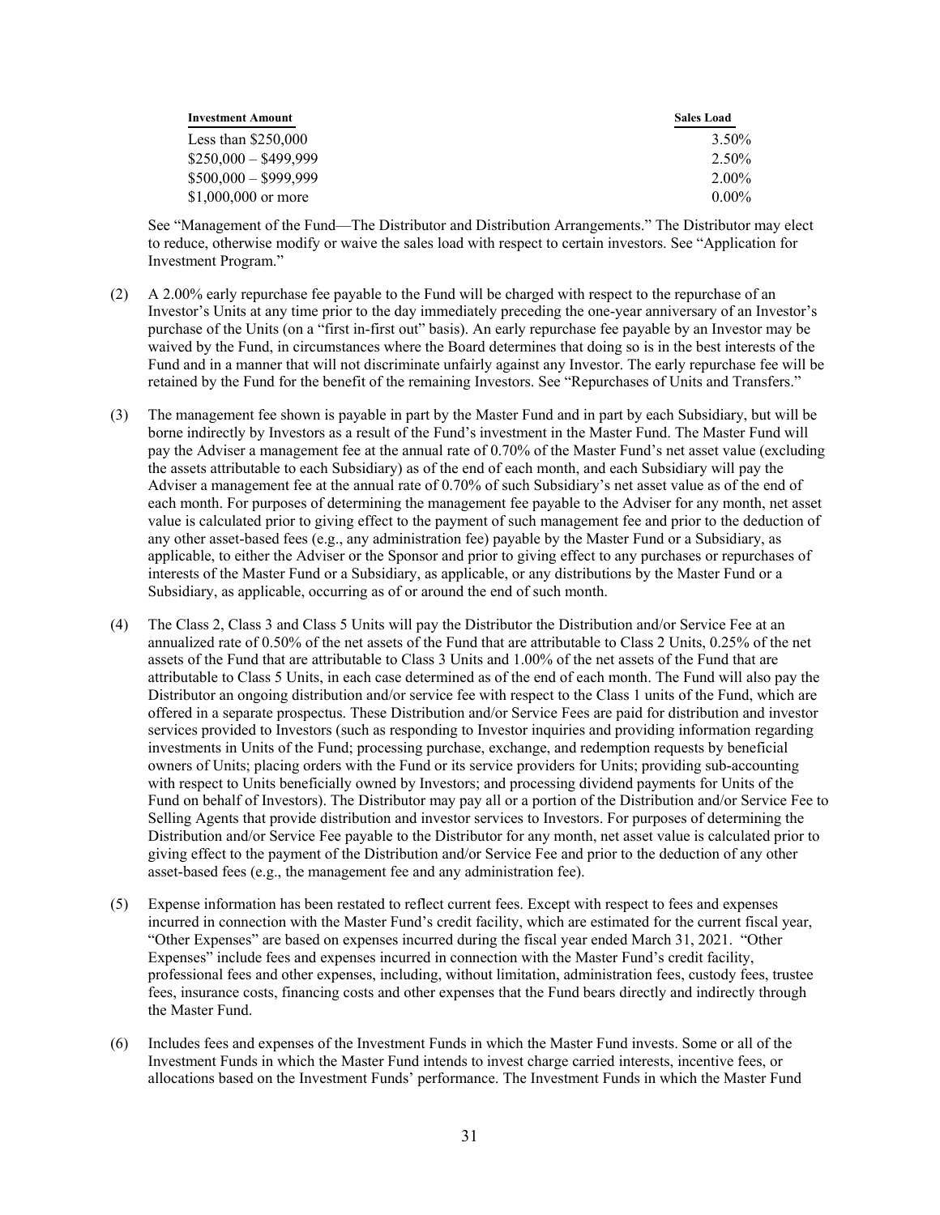| Investment Amount | Sales Load |
|---|---|
| Less than $250,000 | 3.50% |
| $250,000 – $499,999 | 2.50% |
| $500,000 – $999,999 | 2.00% |
| $1,000,000 or more | 0.00% |

See "Management of the Fund—The Distributor and Distribution Arrangements." The Distributor may elect to reduce, otherwise modify or waive the sales load with respect to certain investors. See "Application for Investment Program."

(2) A 2.00% early repurchase fee payable to the Fund will be charged with respect to the repurchase of an Investor's Units at any time prior to the day immediately preceding the one-year anniversary of an Investor's purchase of the Units (on a "first in-first out" basis). An early repurchase fee payable by an Investor may be waived by the Fund, in circumstances where the Board determines that doing so is in the best interests of the Fund and in a manner that will not discriminate unfairly against any Investor. The early repurchase fee will be retained by the Fund for the benefit of the remaining Investors. See "Repurchases of Units and Transfers."

(3) The management fee shown is payable in part by the Master Fund and in part by each Subsidiary, but will be borne indirectly by Investors as a result of the Fund's investment in the Master Fund. The Master Fund will pay the Adviser a management fee at the annual rate of 0.70% of the Master Fund's net asset value (excluding the assets attributable to each Subsidiary) as of the end of each month, and each Subsidiary will pay the Adviser a management fee at the annual rate of 0.70% of such Subsidiary's net asset value as of the end of each month. For purposes of determining the management fee payable to the Adviser for any month, net asset value is calculated prior to giving effect to the payment of such management fee and prior to the deduction of any other asset-based fees (e.g., any administration fee) payable by the Master Fund or a Subsidiary, as applicable, to either the Adviser or the Sponsor and prior to giving effect to any purchases or repurchases of interests of the Master Fund or a Subsidiary, as applicable, or any distributions by the Master Fund or a Subsidiary, as applicable, occurring as of or around the end of such month.

(4) The Class 2, Class 3 and Class 5 Units will pay the Distributor the Distribution and/or Service Fee at an annualized rate of 0.50% of the net assets of the Fund that are attributable to Class 2 Units, 0.25% of the net assets of the Fund that are attributable to Class 3 Units and 1.00% of the net assets of the Fund that are attributable to Class 5 Units, in each case determined as of the end of each month. The Fund will also pay the Distributor an ongoing distribution and/or service fee with respect to the Class 1 units of the Fund, which are offered in a separate prospectus. These Distribution and/or Service Fees are paid for distribution and investor services provided to Investors (such as responding to Investor inquiries and providing information regarding investments in Units of the Fund; processing purchase, exchange, and redemption requests by beneficial owners of Units; placing orders with the Fund or its service providers for Units; providing sub-accounting with respect to Units beneficially owned by Investors; and processing dividend payments for Units of the Fund on behalf of Investors). The Distributor may pay all or a portion of the Distribution and/or Service Fee to Selling Agents that provide distribution and investor services to Investors. For purposes of determining the Distribution and/or Service Fee payable to the Distributor for any month, net asset value is calculated prior to giving effect to the payment of the Distribution and/or Service Fee and prior to the deduction of any other asset-based fees (e.g., the management fee and any administration fee).

(5) Expense information has been restated to reflect current fees. Except with respect to fees and expenses incurred in connection with the Master Fund's credit facility, which are estimated for the current fiscal year, "Other Expenses" are based on expenses incurred during the fiscal year ended March 31, 2021. "Other Expenses" include fees and expenses incurred in connection with the Master Fund's credit facility, professional fees and other expenses, including, without limitation, administration fees, custody fees, trustee fees, insurance costs, financing costs and other expenses that the Fund bears directly and indirectly through the Master Fund.

(6) Includes fees and expenses of the Investment Funds in which the Master Fund invests. Some or all of the Investment Funds in which the Master Fund intends to invest charge carried interests, incentive fees, or allocations based on the Investment Funds' performance. The Investment Funds in which the Master Fund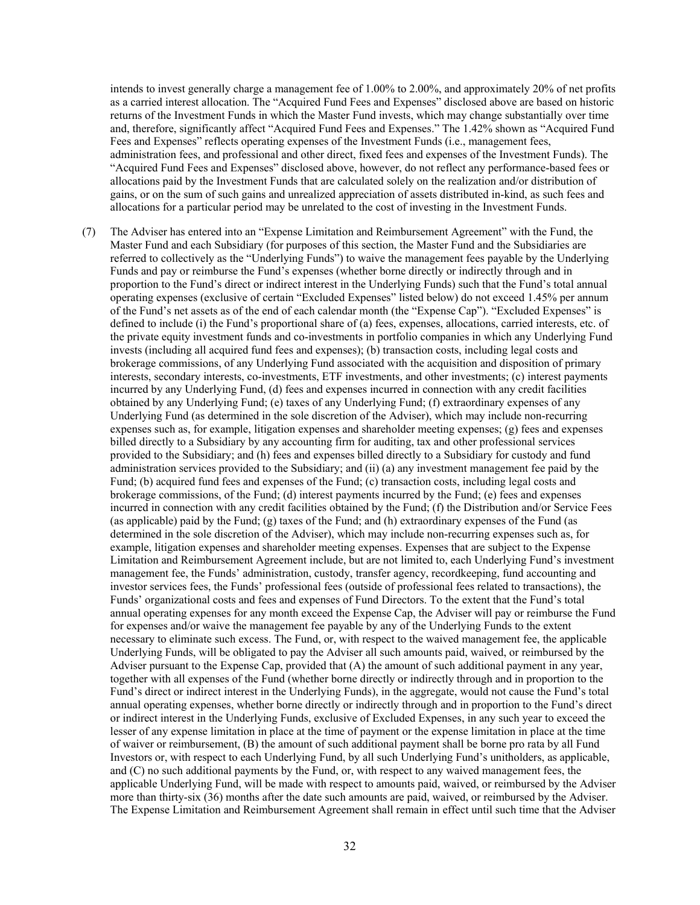intends to invest generally charge a management fee of 1.00% to 2.00%, and approximately 20% of net profits as a carried interest allocation. The "Acquired Fund Fees and Expenses" disclosed above are based on historic returns of the Investment Funds in which the Master Fund invests, which may change substantially over time and, therefore, significantly affect "Acquired Fund Fees and Expenses." The 1.42% shown as "Acquired Fund Fees and Expenses" reflects operating expenses of the Investment Funds (i.e., management fees, administration fees, and professional and other direct, fixed fees and expenses of the Investment Funds). The "Acquired Fund Fees and Expenses" disclosed above, however, do not reflect any performance-based fees or allocations paid by the Investment Funds that are calculated solely on the realization and/or distribution of gains, or on the sum of such gains and unrealized appreciation of assets distributed in-kind, as such fees and allocations for a particular period may be unrelated to the cost of investing in the Investment Funds.

(7) The Adviser has entered into an "Expense Limitation and Reimbursement Agreement" with the Fund, the Master Fund and each Subsidiary (for purposes of this section, the Master Fund and the Subsidiaries are referred to collectively as the "Underlying Funds") to waive the management fees payable by the Underlying Funds and pay or reimburse the Fund's expenses (whether borne directly or indirectly through and in proportion to the Fund's direct or indirect interest in the Underlying Funds) such that the Fund's total annual operating expenses (exclusive of certain "Excluded Expenses" listed below) do not exceed 1.45% per annum of the Fund's net assets as of the end of each calendar month (the "Expense Cap"). "Excluded Expenses" is defined to include (i) the Fund's proportional share of (a) fees, expenses, allocations, carried interests, etc. of the private equity investment funds and co-investments in portfolio companies in which any Underlying Fund invests (including all acquired fund fees and expenses); (b) transaction costs, including legal costs and brokerage commissions, of any Underlying Fund associated with the acquisition and disposition of primary interests, secondary interests, co-investments, ETF investments, and other investments; (c) interest payments incurred by any Underlying Fund, (d) fees and expenses incurred in connection with any credit facilities obtained by any Underlying Fund; (e) taxes of any Underlying Fund; (f) extraordinary expenses of any Underlying Fund (as determined in the sole discretion of the Adviser), which may include non-recurring expenses such as, for example, litigation expenses and shareholder meeting expenses; (g) fees and expenses billed directly to a Subsidiary by any accounting firm for auditing, tax and other professional services provided to the Subsidiary; and (h) fees and expenses billed directly to a Subsidiary for custody and fund administration services provided to the Subsidiary; and (ii) (a) any investment management fee paid by the Fund; (b) acquired fund fees and expenses of the Fund; (c) transaction costs, including legal costs and brokerage commissions, of the Fund; (d) interest payments incurred by the Fund; (e) fees and expenses incurred in connection with any credit facilities obtained by the Fund; (f) the Distribution and/or Service Fees (as applicable) paid by the Fund; (g) taxes of the Fund; and (h) extraordinary expenses of the Fund (as determined in the sole discretion of the Adviser), which may include non-recurring expenses such as, for example, litigation expenses and shareholder meeting expenses. Expenses that are subject to the Expense Limitation and Reimbursement Agreement include, but are not limited to, each Underlying Fund's investment management fee, the Funds' administration, custody, transfer agency, recordkeeping, fund accounting and investor services fees, the Funds' professional fees (outside of professional fees related to transactions), the Funds' organizational costs and fees and expenses of Fund Directors. To the extent that the Fund's total annual operating expenses for any month exceed the Expense Cap, the Adviser will pay or reimburse the Fund for expenses and/or waive the management fee payable by any of the Underlying Funds to the extent necessary to eliminate such excess. The Fund, or, with respect to the waived management fee, the applicable Underlying Funds, will be obligated to pay the Adviser all such amounts paid, waived, or reimbursed by the Adviser pursuant to the Expense Cap, provided that (A) the amount of such additional payment in any year, together with all expenses of the Fund (whether borne directly or indirectly through and in proportion to the Fund's direct or indirect interest in the Underlying Funds), in the aggregate, would not cause the Fund's total annual operating expenses, whether borne directly or indirectly through and in proportion to the Fund's direct or indirect interest in the Underlying Funds, exclusive of Excluded Expenses, in any such year to exceed the lesser of any expense limitation in place at the time of payment or the expense limitation in place at the time of waiver or reimbursement, (B) the amount of such additional payment shall be borne pro rata by all Fund Investors or, with respect to each Underlying Fund, by all such Underlying Fund's unitholders, as applicable, and (C) no such additional payments by the Fund, or, with respect to any waived management fees, the applicable Underlying Fund, will be made with respect to amounts paid, waived, or reimbursed by the Adviser more than thirty-six (36) months after the date such amounts are paid, waived, or reimbursed by the Adviser. The Expense Limitation and Reimbursement Agreement shall remain in effect until such time that the Adviser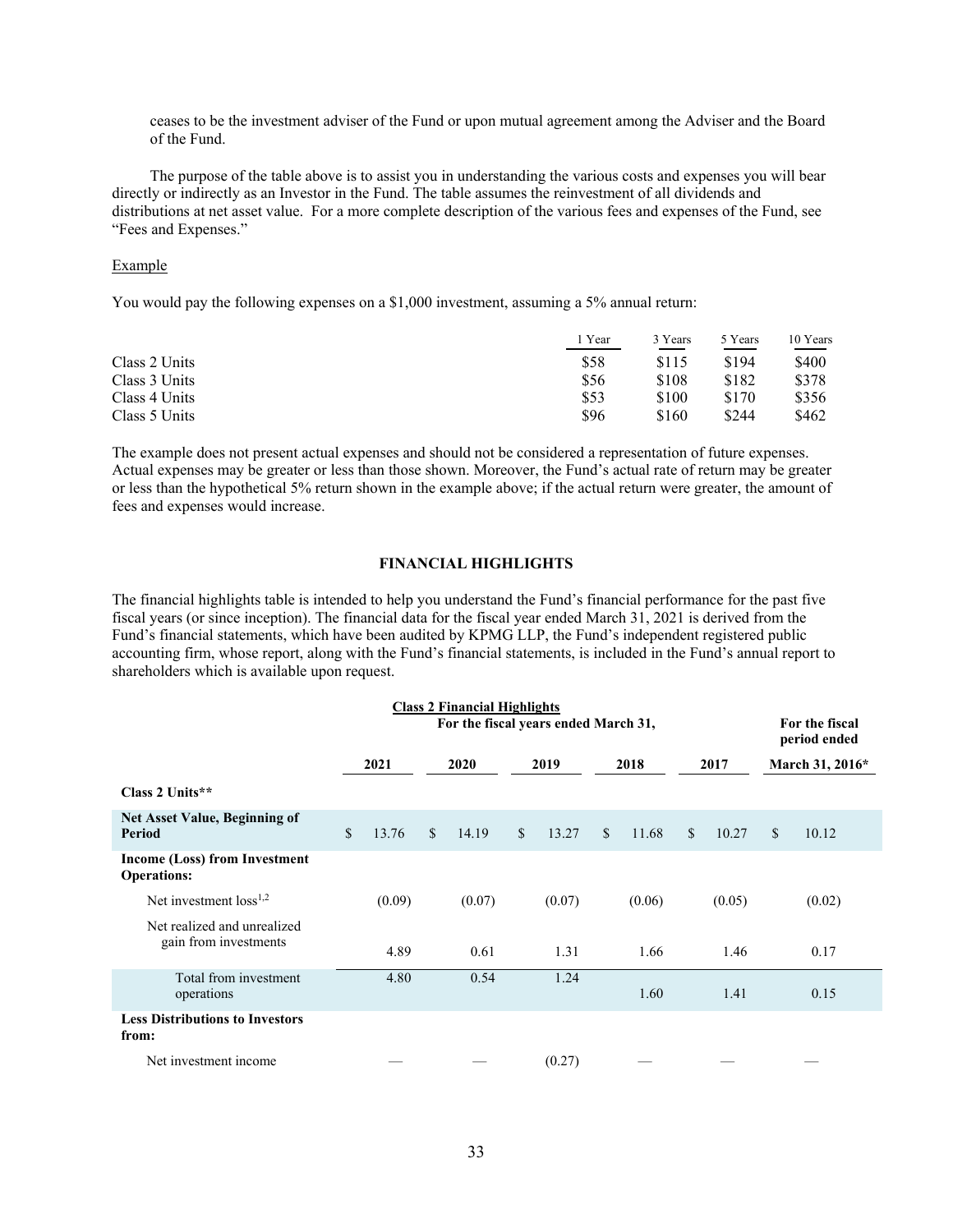ceases to be the investment adviser of the Fund or upon mutual agreement among the Adviser and the Board of the Fund.

The purpose of the table above is to assist you in understanding the various costs and expenses you will bear directly or indirectly as an Investor in the Fund. The table assumes the reinvestment of all dividends and distributions at net asset value. For a more complete description of the various fees and expenses of the Fund, see "Fees and Expenses."

Example

You would pay the following expenses on a $1,000 investment, assuming a 5% annual return:

| | 1 Year | 3 Years | 5 Years | 10 Years |
|---|---|---|---|---|
| Class 2 Units | $58 | $115 | $194 | $400 |
| Class 3 Units | $56 | $108 | $182 | $378 |
| Class 4 Units | $53 | $100 | $170 | $356 |
| Class 5 Units | $96 | $160 | $244 | $462 |

The example does not present actual expenses and should not be considered a representation of future expenses. Actual expenses may be greater or less than those shown. Moreover, the Fund's actual rate of return may be greater or less than the hypothetical 5% return shown in the example above; if the actual return were greater, the amount of fees and expenses would increase.

## FINANCIAL HIGHLIGHTS

The financial highlights table is intended to help you understand the Fund's financial performance for the past five fiscal years (or since inception). The financial data for the fiscal year ended March 31, 2021 is derived from the Fund's financial statements, which have been audited by KPMG LLP, the Fund's independent registered public accounting firm, whose report, along with the Fund's financial statements, is included in the Fund's annual report to shareholders which is available upon request.

**Class 2 Financial Highlights**

| | For the fiscal years ended March 31, | | | | | For the fiscal period ended |
|---|---|---|---|---|---|---|
| | **2021** | **2020** | **2019** | **2018** | **2017** | **March 31, 2016*** |
| **Class 2 Units**** | | | | | | |
| **Net Asset Value, Beginning of Period** | $ 13.76 | $ 14.19 | $ 13.27 | $ 11.68 | $ 10.27 | $ 10.12 |
| **Income (Loss) from Investment Operations:** | | | | | | |
| Net investment loss[1,2] | (0.09) | (0.07) | (0.07) | (0.06) | (0.05) | (0.02) |
| Net realized and unrealized gain from investments | 4.89 | 0.61 | 1.31 | 1.66 | 1.46 | 0.17 |
| Total from investment operations | 4.80 | 0.54 | 1.24 | 1.60 | 1.41 | 0.15 |
| **Less Distributions to Investors from:** | | | | | | |
| Net investment income | — | — | (0.27) | — | — | — |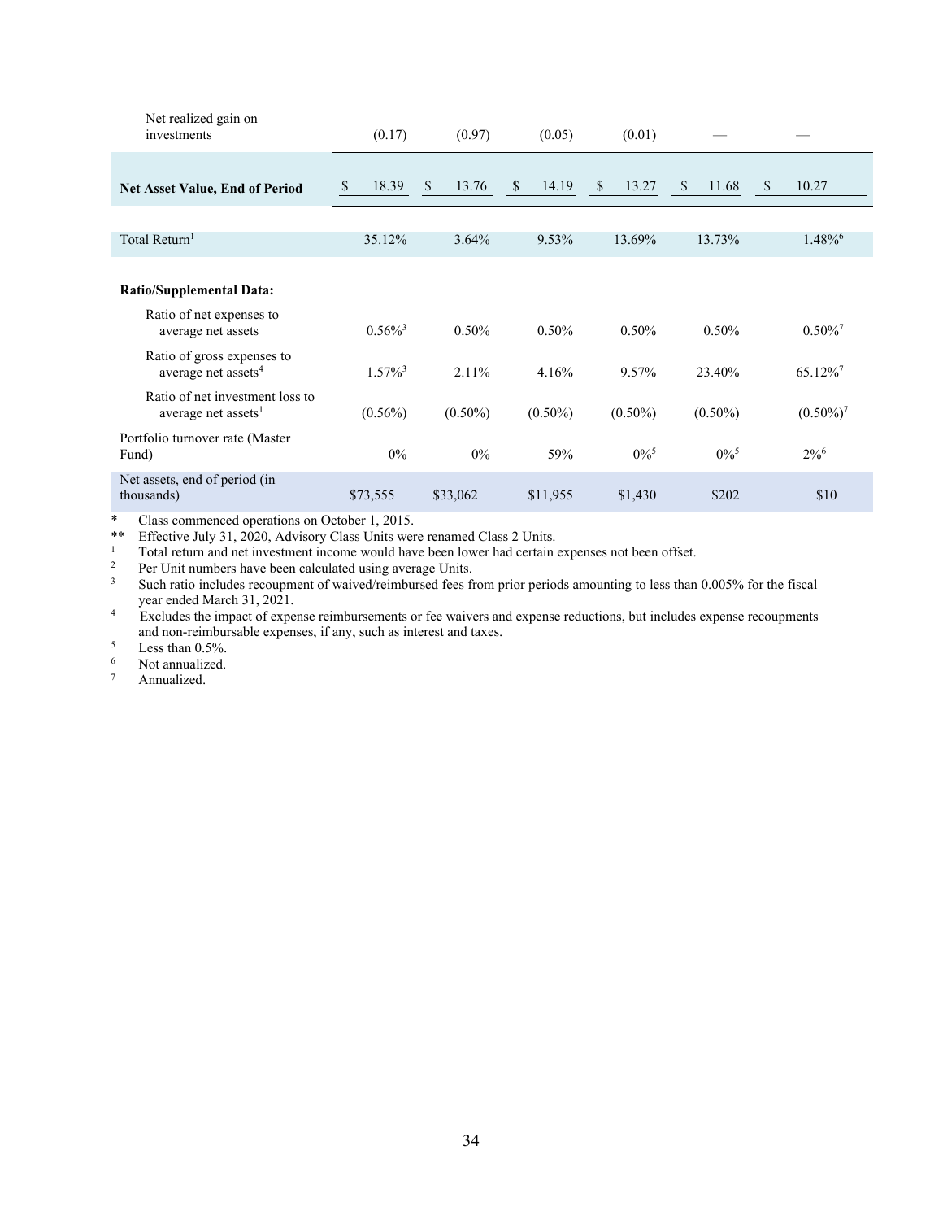| | | | | | | |
|---|---|---|---|---|---|---|
| Net realized gain on investments | (0.17) | (0.97) | (0.05) | (0.01) | — | — |
| **Net Asset Value, End of Period** | $ 18.39 | $ 13.76 | $ 14.19 | $ 13.27 | $ 11.68 | $ 10.27 |
| Total Return[1] | 35.12% | 3.64% | 9.53% | 13.69% | 13.73% | 1.48%[6] |
| **Ratio/Supplemental Data:** | | | | | | |
| Ratio of net expenses to average net assets | 0.56%[3] | 0.50% | 0.50% | 0.50% | 0.50% | 0.50%[7] |
| Ratio of gross expenses to average net assets[4] | 1.57%[3] | 2.11% | 4.16% | 9.57% | 23.40% | 65.12%[7] |
| Ratio of net investment loss to average net assets[1] | (0.56%) | (0.50%) | (0.50%) | (0.50%) | (0.50%) | (0.50%)[7] |
| Portfolio turnover rate (Master Fund) | 0% | 0% | 59% | 0%[5] | 0%[5] | 2%[6] |
| Net assets, end of period (in thousands) | $73,555 | $33,062 | $11,955 | $1,430 | $202 | $10 |

\* Class commenced operations on October 1, 2015.

\*\* Effective July 31, 2020, Advisory Class Units were renamed Class 2 Units.

1 Total return and net investment income would have been lower had certain expenses not been offset.

2 Per Unit numbers have been calculated using average Units.

3 Such ratio includes recoupment of waived/reimbursed fees from prior periods amounting to less than 0.005% for the fiscal year ended March 31, 2021.

4 Excludes the impact of expense reimbursements or fee waivers and expense reductions, but includes expense recoupments and non-reimbursable expenses, if any, such as interest and taxes.

5 Less than 0.5%.

6 Not annualized.

7 Annualized.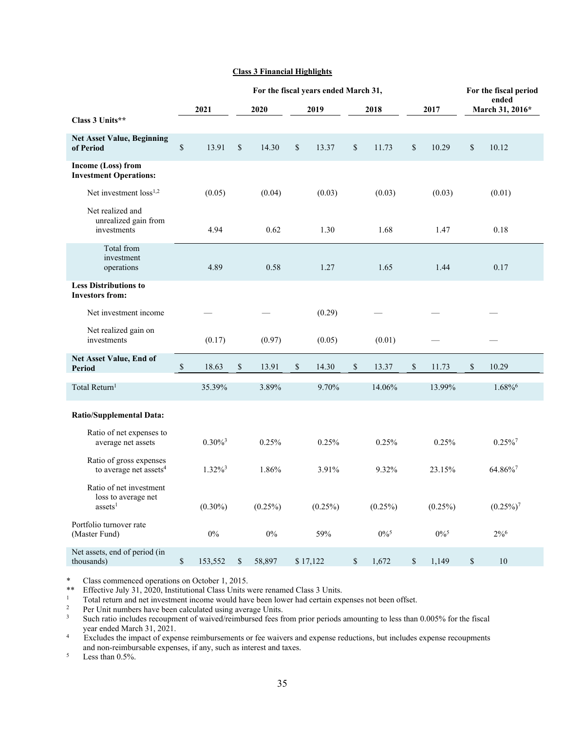**Class 3 Financial Highlights**

| | For the fiscal years ended March 31, | | | | | For the fiscal period ended |
|---|---|---|---|---|---|---|
| | 2021 | 2020 | 2019 | 2018 | 2017 | March 31, 2016* |
| **Class 3 Units**** | | | | | | |
| **Net Asset Value, Beginning of Period** | $ 13.91 | $ 14.30 | $ 13.37 | $ 11.73 | $ 10.29 | $ 10.12 |
| **Income (Loss) from Investment Operations:** | | | | | | |
| Net investment loss[1,2] | (0.05) | (0.04) | (0.03) | (0.03) | (0.03) | (0.01) |
| Net realized and unrealized gain from investments | 4.94 | 0.62 | 1.30 | 1.68 | 1.47 | 0.18 |
| Total from investment operations | 4.89 | 0.58 | 1.27 | 1.65 | 1.44 | 0.17 |
| **Less Distributions to Investors from:** | | | | | | |
| Net investment income | — | — | (0.29) | — | — | — |
| Net realized gain on investments | (0.17) | (0.97) | (0.05) | (0.01) | — | — |
| **Net Asset Value, End of Period** | $ 18.63 | $ 13.91 | $ 14.30 | $ 13.37 | $ 11.73 | $ 10.29 |
| Total Return[1] | 35.39% | 3.89% | 9.70% | 14.06% | 13.99% | 1.68%[6] |
| **Ratio/Supplemental Data:** | | | | | | |
| Ratio of net expenses to average net assets | 0.30%[3] | 0.25% | 0.25% | 0.25% | 0.25% | 0.25%[7] |
| Ratio of gross expenses to average net assets[4] | 1.32%[3] | 1.86% | 3.91% | 9.32% | 23.15% | 64.86%[7] |
| Ratio of net investment loss to average net assets[1] | (0.30%) | (0.25%) | (0.25%) | (0.25%) | (0.25%) | (0.25%)[7] |
| Portfolio turnover rate (Master Fund) | 0% | 0% | 59% | 0%[5] | 0%[5] | 2%[6] |
| Net assets, end of period (in thousands) | $ 153,552 | $ 58,897 | $ 17,122 | $ 1,672 | $ 1,149 | $ 10 |

\* Class commenced operations on October 1, 2015.

** Effective July 31, 2020, Institutional Class Units were renamed Class 3 Units.

[1] Total return and net investment income would have been lower had certain expenses not been offset.

[2] Per Unit numbers have been calculated using average Units.

[3] Such ratio includes recoupment of waived/reimbursed fees from prior periods amounting to less than 0.005% for the fiscal year ended March 31, 2021.

[4] Excludes the impact of expense reimbursements or fee waivers and expense reductions, but includes expense recoupments and non-reimbursable expenses, if any, such as interest and taxes.

[5] Less than 0.5%.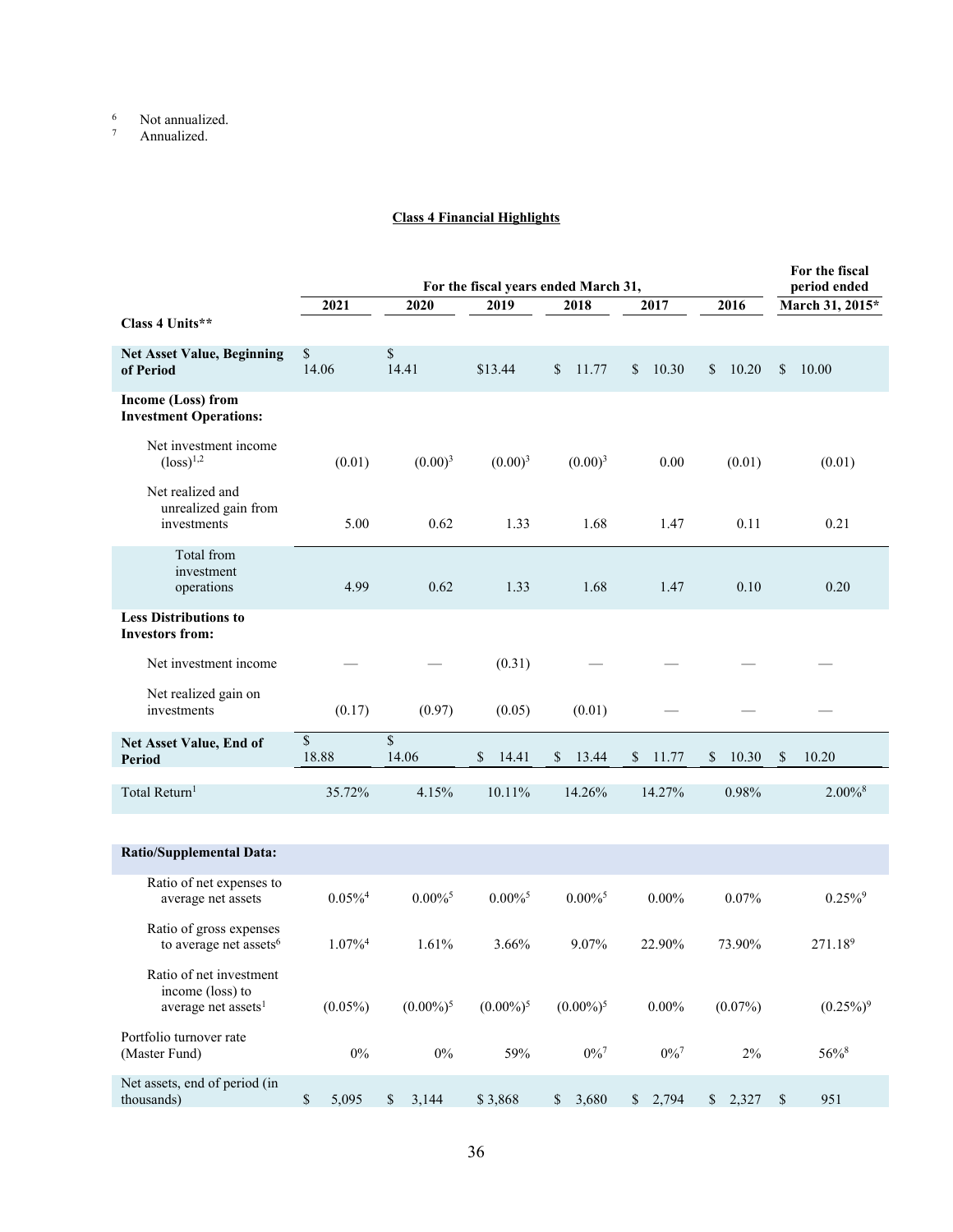[6] Not annualized.
[7] Annualized.

**Class 4 Financial Highlights**

| | For the fiscal years ended March 31, | | | | | | For the fiscal period ended |
|---|---|---|---|---|---|---|---|
| | 2021 | 2020 | 2019 | 2018 | 2017 | 2016 | March 31, 2015* |
| **Class 4 Units**** | | | | | | | |
| **Net Asset Value, Beginning of Period** | $ 14.06 | $ 14.41 | $13.44 | $ 11.77 | $ 10.30 | $ 10.20 | $ 10.00 |
| **Income (Loss) from Investment Operations:** | | | | | | | |
| Net investment income (loss)[1,2] | (0.01) | (0.00)[3] | (0.00)[3] | (0.00)[3] | 0.00 | (0.01) | (0.01) |
| Net realized and unrealized gain from investments | 5.00 | 0.62 | 1.33 | 1.68 | 1.47 | 0.11 | 0.21 |
| Total from investment operations | 4.99 | 0.62 | 1.33 | 1.68 | 1.47 | 0.10 | 0.20 |
| **Less Distributions to Investors from:** | | | | | | | |
| Net investment income | — | — | (0.31) | — | — | — | — |
| Net realized gain on investments | (0.17) | (0.97) | (0.05) | (0.01) | — | — | — |
| **Net Asset Value, End of Period** | $ 18.88 | $ 14.06 | $ 14.41 | $ 13.44 | $ 11.77 | $ 10.30 | $ 10.20 |
| Total Return[1] | 35.72% | 4.15% | 10.11% | 14.26% | 14.27% | 0.98% | 2.00%[8] |
| **Ratio/Supplemental Data:** | | | | | | | |
| Ratio of net expenses to average net assets | 0.05%[4] | 0.00%[5] | 0.00%[5] | 0.00%[5] | 0.00% | 0.07% | 0.25%[9] |
| Ratio of gross expenses to average net assets[6] | 1.07%[4] | 1.61% | 3.66% | 9.07% | 22.90% | 73.90% | 271.18[9] |
| Ratio of net investment income (loss) to average net assets[1] | (0.05%) | (0.00%)[5] | (0.00%)[5] | (0.00%)[5] | 0.00% | (0.07%) | (0.25%)[9] |
| Portfolio turnover rate (Master Fund) | 0% | 0% | 59% | 0%[7] | 0%[7] | 2% | 56%[8] |
| Net assets, end of period (in thousands) | $ 5,095 | $ 3,144 | $ 3,868 | $ 3,680 | $ 2,794 | $ 2,327 | $ 951 |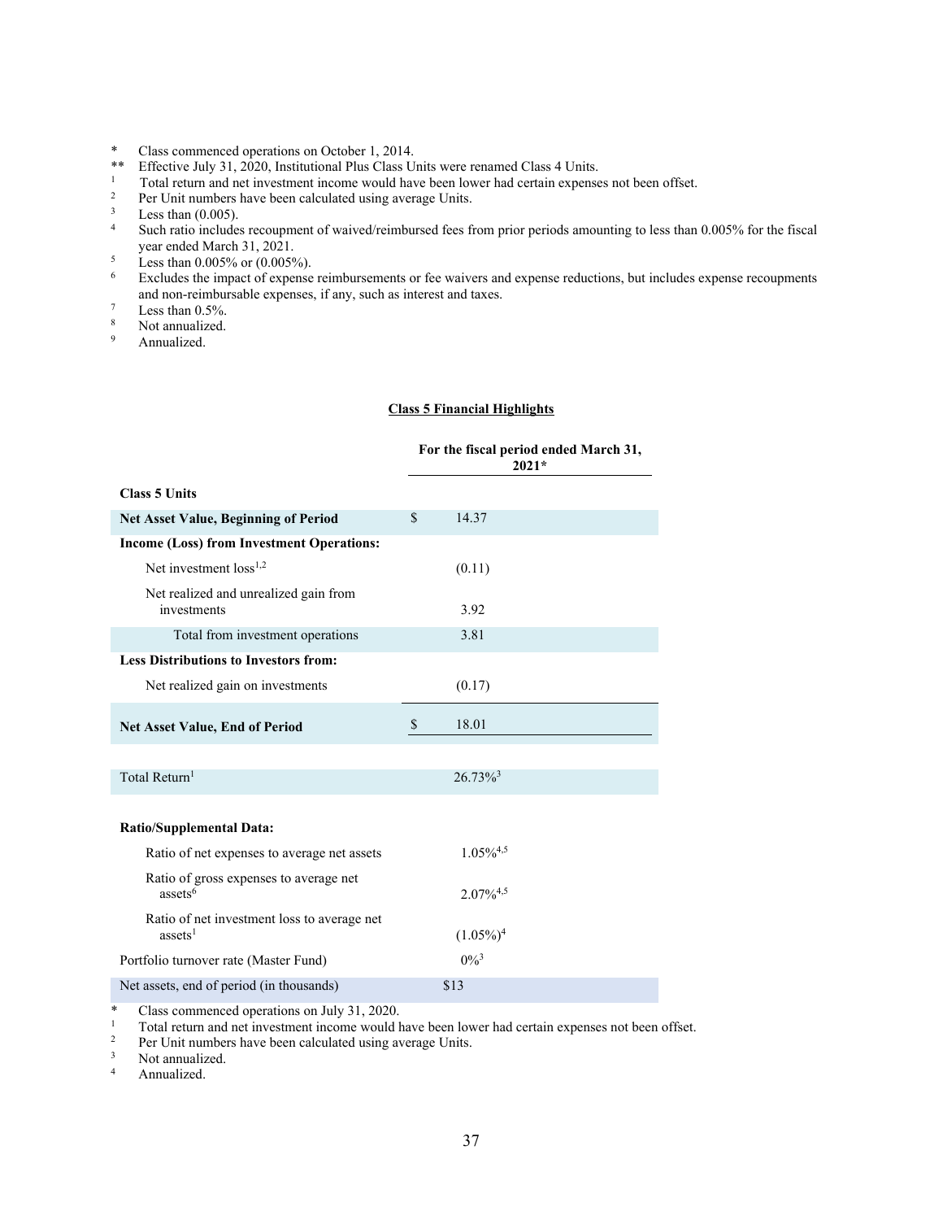\* Class commenced operations on October 1, 2014.

\*\* Effective July 31, 2020, Institutional Plus Class Units were renamed Class 4 Units.

[1] Total return and net investment income would have been lower had certain expenses not been offset.

[2] Per Unit numbers have been calculated using average Units.

[3] Less than (0.005).

[4] Such ratio includes recoupment of waived/reimbursed fees from prior periods amounting to less than 0.005% for the fiscal year ended March 31, 2021.

[5] Less than 0.005% or (0.005%).

[6] Excludes the impact of expense reimbursements or fee waivers and expense reductions, but includes expense recoupments and non-reimbursable expenses, if any, such as interest and taxes.

[7] Less than 0.5%.

[8] Not annualized.

[9] Annualized.

## Class 5 Financial Highlights

| | For the fiscal period ended March 31, 2021* |
|---|---|
| **Class 5 Units** | |
| **Net Asset Value, Beginning of Period** | $ 14.37 |
| **Income (Loss) from Investment Operations:** | |
| Net investment loss[1,2] | (0.11) |
| Net realized and unrealized gain from investments | 3.92 |
| Total from investment operations | 3.81 |
| **Less Distributions to Investors from:** | |
| Net realized gain on investments | (0.17) |
| **Net Asset Value, End of Period** | $ 18.01 |
| Total Return[1] | 26.73%[3] |
| **Ratio/Supplemental Data:** | |
| Ratio of net expenses to average net assets | 1.05%[4,5] |
| Ratio of gross expenses to average net assets[6] | 2.07%[4,5] |
| Ratio of net investment loss to average net assets[1] | (1.05%)[4] |
| Portfolio turnover rate (Master Fund) | 0%[3] |
| Net assets, end of period (in thousands) | $13 |

\* Class commenced operations on July 31, 2020.

[1] Total return and net investment income would have been lower had certain expenses not been offset.

[2] Per Unit numbers have been calculated using average Units.

[3] Not annualized.

[4] Annualized.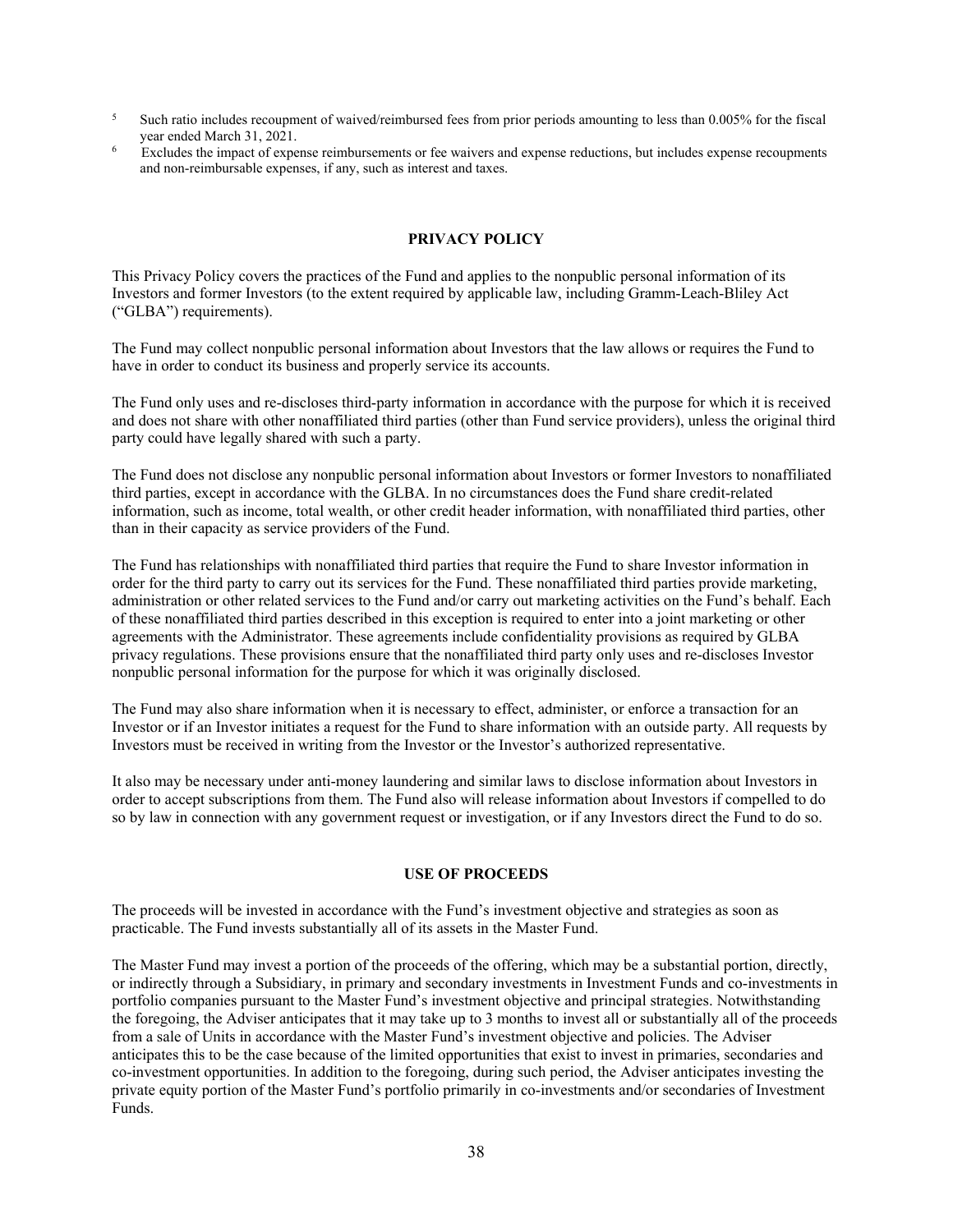[5] Such ratio includes recoupment of waived/reimbursed fees from prior periods amounting to less than 0.005% for the fiscal year ended March 31, 2021.

[6] Excludes the impact of expense reimbursements or fee waivers and expense reductions, but includes expense recoupments and non-reimbursable expenses, if any, such as interest and taxes.

## PRIVACY POLICY

This Privacy Policy covers the practices of the Fund and applies to the nonpublic personal information of its Investors and former Investors (to the extent required by applicable law, including Gramm-Leach-Bliley Act ("GLBA") requirements).

The Fund may collect nonpublic personal information about Investors that the law allows or requires the Fund to have in order to conduct its business and properly service its accounts.

The Fund only uses and re-discloses third-party information in accordance with the purpose for which it is received and does not share with other nonaffiliated third parties (other than Fund service providers), unless the original third party could have legally shared with such a party.

The Fund does not disclose any nonpublic personal information about Investors or former Investors to nonaffiliated third parties, except in accordance with the GLBA. In no circumstances does the Fund share credit-related information, such as income, total wealth, or other credit header information, with nonaffiliated third parties, other than in their capacity as service providers of the Fund.

The Fund has relationships with nonaffiliated third parties that require the Fund to share Investor information in order for the third party to carry out its services for the Fund. These nonaffiliated third parties provide marketing, administration or other related services to the Fund and/or carry out marketing activities on the Fund's behalf. Each of these nonaffiliated third parties described in this exception is required to enter into a joint marketing or other agreements with the Administrator. These agreements include confidentiality provisions as required by GLBA privacy regulations. These provisions ensure that the nonaffiliated third party only uses and re-discloses Investor nonpublic personal information for the purpose for which it was originally disclosed.

The Fund may also share information when it is necessary to effect, administer, or enforce a transaction for an Investor or if an Investor initiates a request for the Fund to share information with an outside party. All requests by Investors must be received in writing from the Investor or the Investor's authorized representative.

It also may be necessary under anti-money laundering and similar laws to disclose information about Investors in order to accept subscriptions from them. The Fund also will release information about Investors if compelled to do so by law in connection with any government request or investigation, or if any Investors direct the Fund to do so.

## USE OF PROCEEDS

The proceeds will be invested in accordance with the Fund's investment objective and strategies as soon as practicable. The Fund invests substantially all of its assets in the Master Fund.

The Master Fund may invest a portion of the proceeds of the offering, which may be a substantial portion, directly, or indirectly through a Subsidiary, in primary and secondary investments in Investment Funds and co-investments in portfolio companies pursuant to the Master Fund's investment objective and principal strategies. Notwithstanding the foregoing, the Adviser anticipates that it may take up to 3 months to invest all or substantially all of the proceeds from a sale of Units in accordance with the Master Fund's investment objective and policies. The Adviser anticipates this to be the case because of the limited opportunities that exist to invest in primaries, secondaries and co-investment opportunities. In addition to the foregoing, during such period, the Adviser anticipates investing the private equity portion of the Master Fund's portfolio primarily in co-investments and/or secondaries of Investment Funds.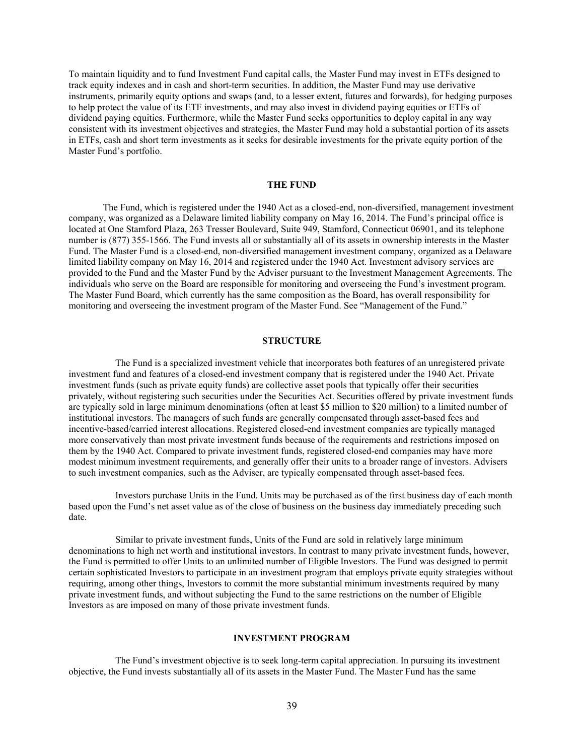To maintain liquidity and to fund Investment Fund capital calls, the Master Fund may invest in ETFs designed to track equity indexes and in cash and short-term securities. In addition, the Master Fund may use derivative instruments, primarily equity options and swaps (and, to a lesser extent, futures and forwards), for hedging purposes to help protect the value of its ETF investments, and may also invest in dividend paying equities or ETFs of dividend paying equities. Furthermore, while the Master Fund seeks opportunities to deploy capital in any way consistent with its investment objectives and strategies, the Master Fund may hold a substantial portion of its assets in ETFs, cash and short term investments as it seeks for desirable investments for the private equity portion of the Master Fund's portfolio.

## THE FUND

The Fund, which is registered under the 1940 Act as a closed-end, non-diversified, management investment company, was organized as a Delaware limited liability company on May 16, 2014. The Fund's principal office is located at One Stamford Plaza, 263 Tresser Boulevard, Suite 949, Stamford, Connecticut 06901, and its telephone number is (877) 355-1566. The Fund invests all or substantially all of its assets in ownership interests in the Master Fund. The Master Fund is a closed-end, non-diversified management investment company, organized as a Delaware limited liability company on May 16, 2014 and registered under the 1940 Act. Investment advisory services are provided to the Fund and the Master Fund by the Adviser pursuant to the Investment Management Agreements. The individuals who serve on the Board are responsible for monitoring and overseeing the Fund's investment program. The Master Fund Board, which currently has the same composition as the Board, has overall responsibility for monitoring and overseeing the investment program of the Master Fund. See "Management of the Fund."

## STRUCTURE

The Fund is a specialized investment vehicle that incorporates both features of an unregistered private investment fund and features of a closed-end investment company that is registered under the 1940 Act. Private investment funds (such as private equity funds) are collective asset pools that typically offer their securities privately, without registering such securities under the Securities Act. Securities offered by private investment funds are typically sold in large minimum denominations (often at least $5 million to $20 million) to a limited number of institutional investors. The managers of such funds are generally compensated through asset-based fees and incentive-based/carried interest allocations. Registered closed-end investment companies are typically managed more conservatively than most private investment funds because of the requirements and restrictions imposed on them by the 1940 Act. Compared to private investment funds, registered closed-end companies may have more modest minimum investment requirements, and generally offer their units to a broader range of investors. Advisers to such investment companies, such as the Adviser, are typically compensated through asset-based fees.

Investors purchase Units in the Fund. Units may be purchased as of the first business day of each month based upon the Fund's net asset value as of the close of business on the business day immediately preceding such date.

Similar to private investment funds, Units of the Fund are sold in relatively large minimum denominations to high net worth and institutional investors. In contrast to many private investment funds, however, the Fund is permitted to offer Units to an unlimited number of Eligible Investors. The Fund was designed to permit certain sophisticated Investors to participate in an investment program that employs private equity strategies without requiring, among other things, Investors to commit the more substantial minimum investments required by many private investment funds, and without subjecting the Fund to the same restrictions on the number of Eligible Investors as are imposed on many of those private investment funds.

## INVESTMENT PROGRAM

The Fund's investment objective is to seek long-term capital appreciation. In pursuing its investment objective, the Fund invests substantially all of its assets in the Master Fund. The Master Fund has the same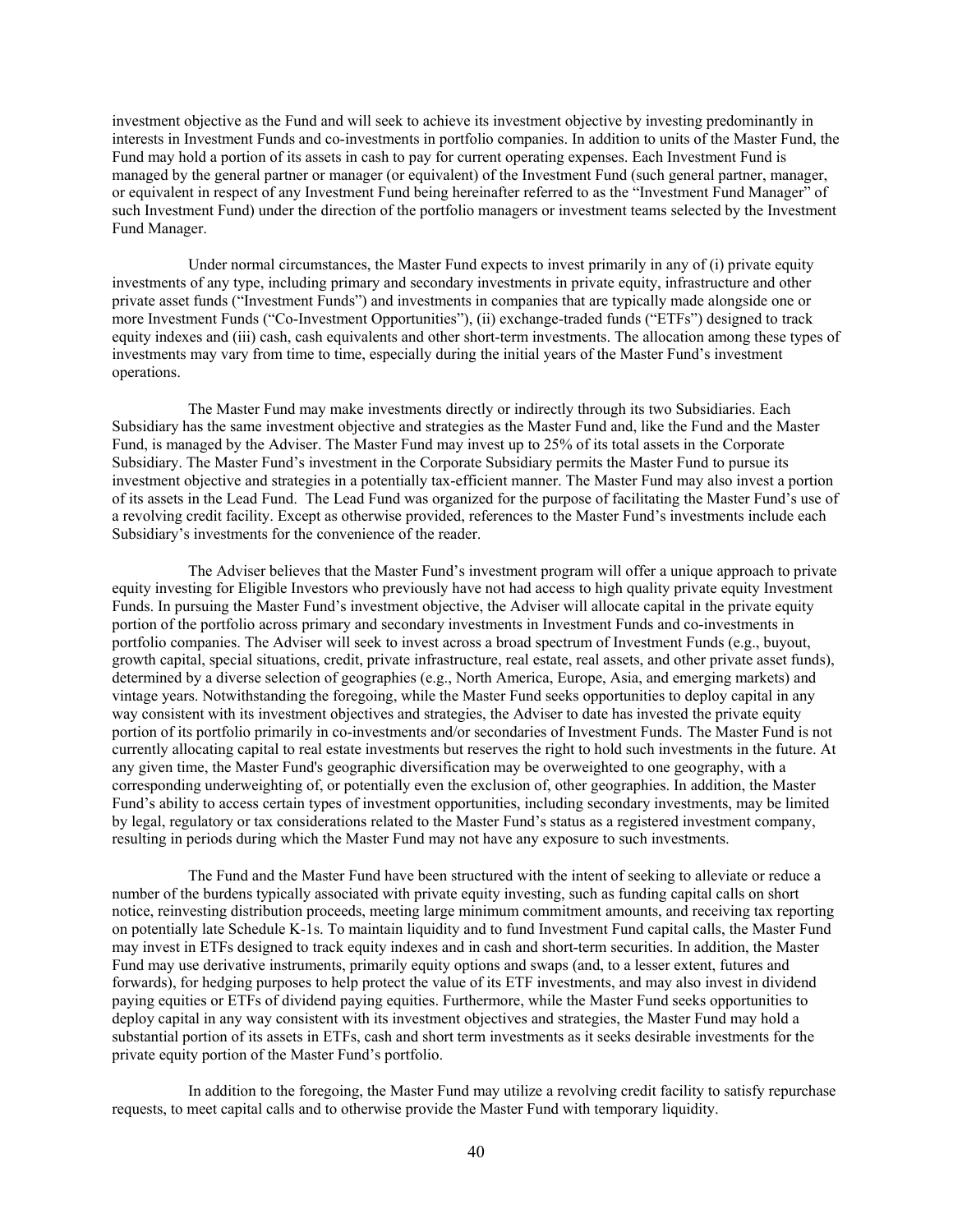investment objective as the Fund and will seek to achieve its investment objective by investing predominantly in interests in Investment Funds and co-investments in portfolio companies. In addition to units of the Master Fund, the Fund may hold a portion of its assets in cash to pay for current operating expenses. Each Investment Fund is managed by the general partner or manager (or equivalent) of the Investment Fund (such general partner, manager, or equivalent in respect of any Investment Fund being hereinafter referred to as the "Investment Fund Manager" of such Investment Fund) under the direction of the portfolio managers or investment teams selected by the Investment Fund Manager.

Under normal circumstances, the Master Fund expects to invest primarily in any of (i) private equity investments of any type, including primary and secondary investments in private equity, infrastructure and other private asset funds ("Investment Funds") and investments in companies that are typically made alongside one or more Investment Funds ("Co-Investment Opportunities"), (ii) exchange-traded funds ("ETFs") designed to track equity indexes and (iii) cash, cash equivalents and other short-term investments. The allocation among these types of investments may vary from time to time, especially during the initial years of the Master Fund's investment operations.

The Master Fund may make investments directly or indirectly through its two Subsidiaries. Each Subsidiary has the same investment objective and strategies as the Master Fund and, like the Fund and the Master Fund, is managed by the Adviser. The Master Fund may invest up to 25% of its total assets in the Corporate Subsidiary. The Master Fund's investment in the Corporate Subsidiary permits the Master Fund to pursue its investment objective and strategies in a potentially tax-efficient manner. The Master Fund may also invest a portion of its assets in the Lead Fund. The Lead Fund was organized for the purpose of facilitating the Master Fund's use of a revolving credit facility. Except as otherwise provided, references to the Master Fund's investments include each Subsidiary's investments for the convenience of the reader.

The Adviser believes that the Master Fund's investment program will offer a unique approach to private equity investing for Eligible Investors who previously have not had access to high quality private equity Investment Funds. In pursuing the Master Fund's investment objective, the Adviser will allocate capital in the private equity portion of the portfolio across primary and secondary investments in Investment Funds and co-investments in portfolio companies. The Adviser will seek to invest across a broad spectrum of Investment Funds (e.g., buyout, growth capital, special situations, credit, private infrastructure, real estate, real assets, and other private asset funds), determined by a diverse selection of geographies (e.g., North America, Europe, Asia, and emerging markets) and vintage years. Notwithstanding the foregoing, while the Master Fund seeks opportunities to deploy capital in any way consistent with its investment objectives and strategies, the Adviser to date has invested the private equity portion of its portfolio primarily in co-investments and/or secondaries of Investment Funds. The Master Fund is not currently allocating capital to real estate investments but reserves the right to hold such investments in the future. At any given time, the Master Fund's geographic diversification may be overweighted to one geography, with a corresponding underweighting of, or potentially even the exclusion of, other geographies. In addition, the Master Fund's ability to access certain types of investment opportunities, including secondary investments, may be limited by legal, regulatory or tax considerations related to the Master Fund's status as a registered investment company, resulting in periods during which the Master Fund may not have any exposure to such investments.

The Fund and the Master Fund have been structured with the intent of seeking to alleviate or reduce a number of the burdens typically associated with private equity investing, such as funding capital calls on short notice, reinvesting distribution proceeds, meeting large minimum commitment amounts, and receiving tax reporting on potentially late Schedule K-1s. To maintain liquidity and to fund Investment Fund capital calls, the Master Fund may invest in ETFs designed to track equity indexes and in cash and short-term securities. In addition, the Master Fund may use derivative instruments, primarily equity options and swaps (and, to a lesser extent, futures and forwards), for hedging purposes to help protect the value of its ETF investments, and may also invest in dividend paying equities or ETFs of dividend paying equities. Furthermore, while the Master Fund seeks opportunities to deploy capital in any way consistent with its investment objectives and strategies, the Master Fund may hold a substantial portion of its assets in ETFs, cash and short term investments as it seeks desirable investments for the private equity portion of the Master Fund's portfolio.

In addition to the foregoing, the Master Fund may utilize a revolving credit facility to satisfy repurchase requests, to meet capital calls and to otherwise provide the Master Fund with temporary liquidity.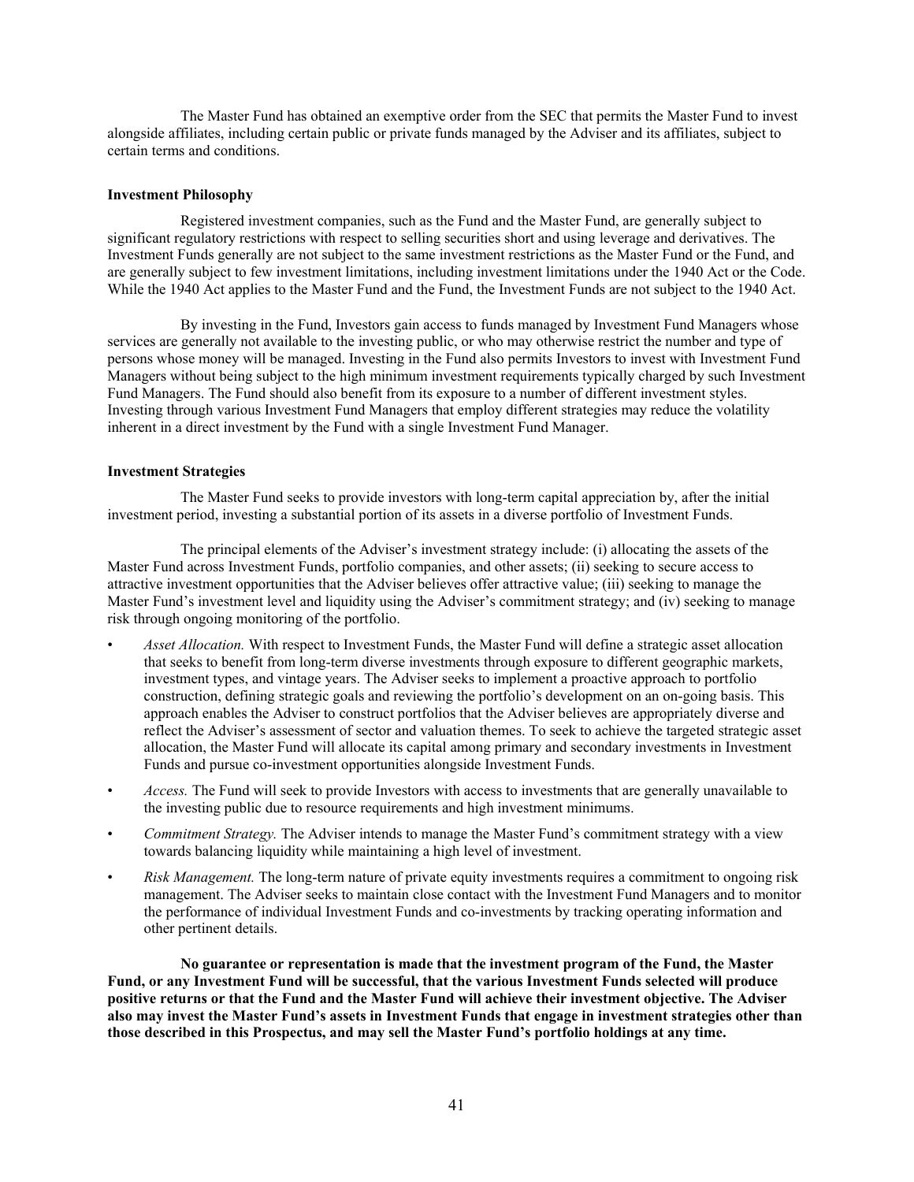The Master Fund has obtained an exemptive order from the SEC that permits the Master Fund to invest alongside affiliates, including certain public or private funds managed by the Adviser and its affiliates, subject to certain terms and conditions.

**Investment Philosophy**

Registered investment companies, such as the Fund and the Master Fund, are generally subject to significant regulatory restrictions with respect to selling securities short and using leverage and derivatives. The Investment Funds generally are not subject to the same investment restrictions as the Master Fund or the Fund, and are generally subject to few investment limitations, including investment limitations under the 1940 Act or the Code. While the 1940 Act applies to the Master Fund and the Fund, the Investment Funds are not subject to the 1940 Act.

By investing in the Fund, Investors gain access to funds managed by Investment Fund Managers whose services are generally not available to the investing public, or who may otherwise restrict the number and type of persons whose money will be managed. Investing in the Fund also permits Investors to invest with Investment Fund Managers without being subject to the high minimum investment requirements typically charged by such Investment Fund Managers. The Fund should also benefit from its exposure to a number of different investment styles. Investing through various Investment Fund Managers that employ different strategies may reduce the volatility inherent in a direct investment by the Fund with a single Investment Fund Manager.

**Investment Strategies**

The Master Fund seeks to provide investors with long-term capital appreciation by, after the initial investment period, investing a substantial portion of its assets in a diverse portfolio of Investment Funds.

The principal elements of the Adviser's investment strategy include: (i) allocating the assets of the Master Fund across Investment Funds, portfolio companies, and other assets; (ii) seeking to secure access to attractive investment opportunities that the Adviser believes offer attractive value; (iii) seeking to manage the Master Fund's investment level and liquidity using the Adviser's commitment strategy; and (iv) seeking to manage risk through ongoing monitoring of the portfolio.

- *Asset Allocation.* With respect to Investment Funds, the Master Fund will define a strategic asset allocation that seeks to benefit from long-term diverse investments through exposure to different geographic markets, investment types, and vintage years. The Adviser seeks to implement a proactive approach to portfolio construction, defining strategic goals and reviewing the portfolio's development on an on-going basis. This approach enables the Adviser to construct portfolios that the Adviser believes are appropriately diverse and reflect the Adviser's assessment of sector and valuation themes. To seek to achieve the targeted strategic asset allocation, the Master Fund will allocate its capital among primary and secondary investments in Investment Funds and pursue co-investment opportunities alongside Investment Funds.
- *Access.* The Fund will seek to provide Investors with access to investments that are generally unavailable to the investing public due to resource requirements and high investment minimums.
- *Commitment Strategy.* The Adviser intends to manage the Master Fund's commitment strategy with a view towards balancing liquidity while maintaining a high level of investment.
- *Risk Management.* The long-term nature of private equity investments requires a commitment to ongoing risk management. The Adviser seeks to maintain close contact with the Investment Fund Managers and to monitor the performance of individual Investment Funds and co-investments by tracking operating information and other pertinent details.

**No guarantee or representation is made that the investment program of the Fund, the Master Fund, or any Investment Fund will be successful, that the various Investment Funds selected will produce positive returns or that the Fund and the Master Fund will achieve their investment objective. The Adviser also may invest the Master Fund's assets in Investment Funds that engage in investment strategies other than those described in this Prospectus, and may sell the Master Fund's portfolio holdings at any time.**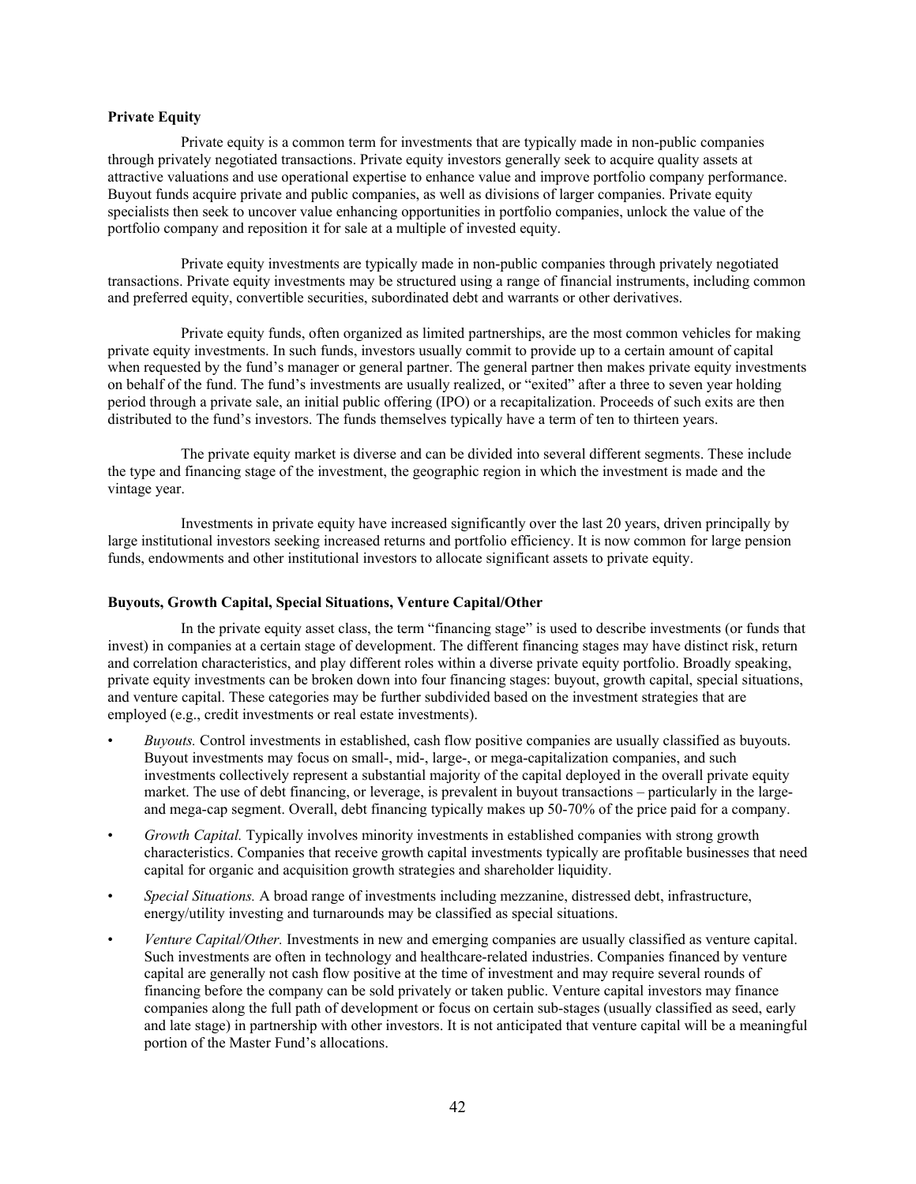**Private Equity**

Private equity is a common term for investments that are typically made in non-public companies through privately negotiated transactions. Private equity investors generally seek to acquire quality assets at attractive valuations and use operational expertise to enhance value and improve portfolio company performance. Buyout funds acquire private and public companies, as well as divisions of larger companies. Private equity specialists then seek to uncover value enhancing opportunities in portfolio companies, unlock the value of the portfolio company and reposition it for sale at a multiple of invested equity.

Private equity investments are typically made in non-public companies through privately negotiated transactions. Private equity investments may be structured using a range of financial instruments, including common and preferred equity, convertible securities, subordinated debt and warrants or other derivatives.

Private equity funds, often organized as limited partnerships, are the most common vehicles for making private equity investments. In such funds, investors usually commit to provide up to a certain amount of capital when requested by the fund's manager or general partner. The general partner then makes private equity investments on behalf of the fund. The fund's investments are usually realized, or "exited" after a three to seven year holding period through a private sale, an initial public offering (IPO) or a recapitalization. Proceeds of such exits are then distributed to the fund's investors. The funds themselves typically have a term of ten to thirteen years.

The private equity market is diverse and can be divided into several different segments. These include the type and financing stage of the investment, the geographic region in which the investment is made and the vintage year.

Investments in private equity have increased significantly over the last 20 years, driven principally by large institutional investors seeking increased returns and portfolio efficiency. It is now common for large pension funds, endowments and other institutional investors to allocate significant assets to private equity.

**Buyouts, Growth Capital, Special Situations, Venture Capital/Other**

In the private equity asset class, the term "financing stage" is used to describe investments (or funds that invest) in companies at a certain stage of development. The different financing stages may have distinct risk, return and correlation characteristics, and play different roles within a diverse private equity portfolio. Broadly speaking, private equity investments can be broken down into four financing stages: buyout, growth capital, special situations, and venture capital. These categories may be further subdivided based on the investment strategies that are employed (e.g., credit investments or real estate investments).

- *Buyouts.* Control investments in established, cash flow positive companies are usually classified as buyouts. Buyout investments may focus on small-, mid-, large-, or mega-capitalization companies, and such investments collectively represent a substantial majority of the capital deployed in the overall private equity market. The use of debt financing, or leverage, is prevalent in buyout transactions – particularly in the large- and mega-cap segment. Overall, debt financing typically makes up 50-70% of the price paid for a company.
- *Growth Capital.* Typically involves minority investments in established companies with strong growth characteristics. Companies that receive growth capital investments typically are profitable businesses that need capital for organic and acquisition growth strategies and shareholder liquidity.
- *Special Situations.* A broad range of investments including mezzanine, distressed debt, infrastructure, energy/utility investing and turnarounds may be classified as special situations.
- *Venture Capital/Other.* Investments in new and emerging companies are usually classified as venture capital. Such investments are often in technology and healthcare-related industries. Companies financed by venture capital are generally not cash flow positive at the time of investment and may require several rounds of financing before the company can be sold privately or taken public. Venture capital investors may finance companies along the full path of development or focus on certain sub-stages (usually classified as seed, early and late stage) in partnership with other investors. It is not anticipated that venture capital will be a meaningful portion of the Master Fund's allocations.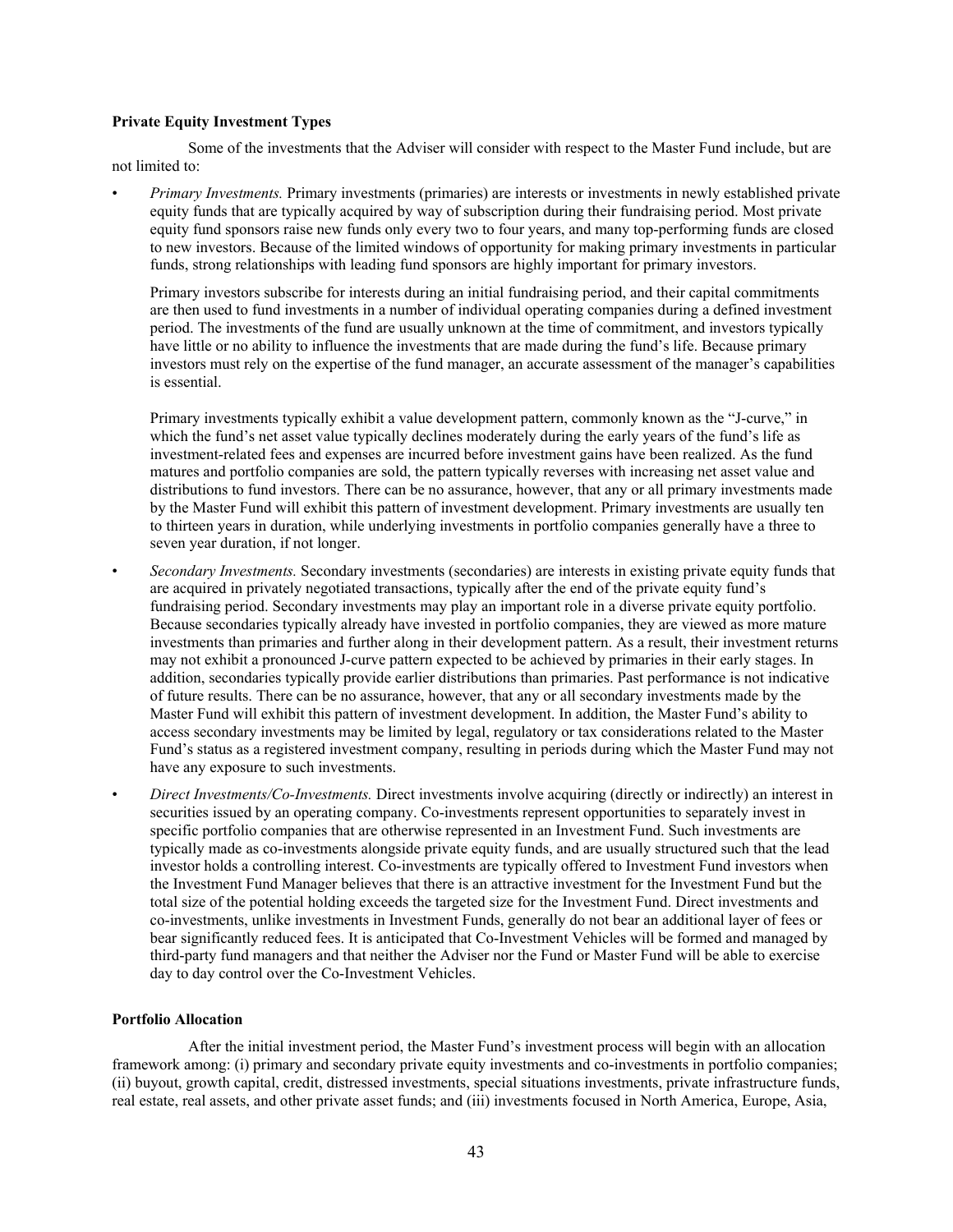**Private Equity Investment Types**

Some of the investments that the Adviser will consider with respect to the Master Fund include, but are not limited to:

- *Primary Investments.* Primary investments (primaries) are interests or investments in newly established private equity funds that are typically acquired by way of subscription during their fundraising period. Most private equity fund sponsors raise new funds only every two to four years, and many top-performing funds are closed to new investors. Because of the limited windows of opportunity for making primary investments in particular funds, strong relationships with leading fund sponsors are highly important for primary investors.

  Primary investors subscribe for interests during an initial fundraising period, and their capital commitments are then used to fund investments in a number of individual operating companies during a defined investment period. The investments of the fund are usually unknown at the time of commitment, and investors typically have little or no ability to influence the investments that are made during the fund's life. Because primary investors must rely on the expertise of the fund manager, an accurate assessment of the manager's capabilities is essential.

  Primary investments typically exhibit a value development pattern, commonly known as the "J-curve," in which the fund's net asset value typically declines moderately during the early years of the fund's life as investment-related fees and expenses are incurred before investment gains have been realized. As the fund matures and portfolio companies are sold, the pattern typically reverses with increasing net asset value and distributions to fund investors. There can be no assurance, however, that any or all primary investments made by the Master Fund will exhibit this pattern of investment development. Primary investments are usually ten to thirteen years in duration, while underlying investments in portfolio companies generally have a three to seven year duration, if not longer.

- *Secondary Investments.* Secondary investments (secondaries) are interests in existing private equity funds that are acquired in privately negotiated transactions, typically after the end of the private equity fund's fundraising period. Secondary investments may play an important role in a diverse private equity portfolio. Because secondaries typically already have invested in portfolio companies, they are viewed as more mature investments than primaries and further along in their development pattern. As a result, their investment returns may not exhibit a pronounced J-curve pattern expected to be achieved by primaries in their early stages. In addition, secondaries typically provide earlier distributions than primaries. Past performance is not indicative of future results. There can be no assurance, however, that any or all secondary investments made by the Master Fund will exhibit this pattern of investment development. In addition, the Master Fund's ability to access secondary investments may be limited by legal, regulatory or tax considerations related to the Master Fund's status as a registered investment company, resulting in periods during which the Master Fund may not have any exposure to such investments.

- *Direct Investments/Co-Investments.* Direct investments involve acquiring (directly or indirectly) an interest in securities issued by an operating company. Co-investments represent opportunities to separately invest in specific portfolio companies that are otherwise represented in an Investment Fund. Such investments are typically made as co-investments alongside private equity funds, and are usually structured such that the lead investor holds a controlling interest. Co-investments are typically offered to Investment Fund investors when the Investment Fund Manager believes that there is an attractive investment for the Investment Fund but the total size of the potential holding exceeds the targeted size for the Investment Fund. Direct investments and co-investments, unlike investments in Investment Funds, generally do not bear an additional layer of fees or bear significantly reduced fees. It is anticipated that Co-Investment Vehicles will be formed and managed by third-party fund managers and that neither the Adviser nor the Fund or Master Fund will be able to exercise day to day control over the Co-Investment Vehicles.

**Portfolio Allocation**

After the initial investment period, the Master Fund's investment process will begin with an allocation framework among: (i) primary and secondary private equity investments and co-investments in portfolio companies; (ii) buyout, growth capital, credit, distressed investments, special situations investments, private infrastructure funds, real estate, real assets, and other private asset funds; and (iii) investments focused in North America, Europe, Asia,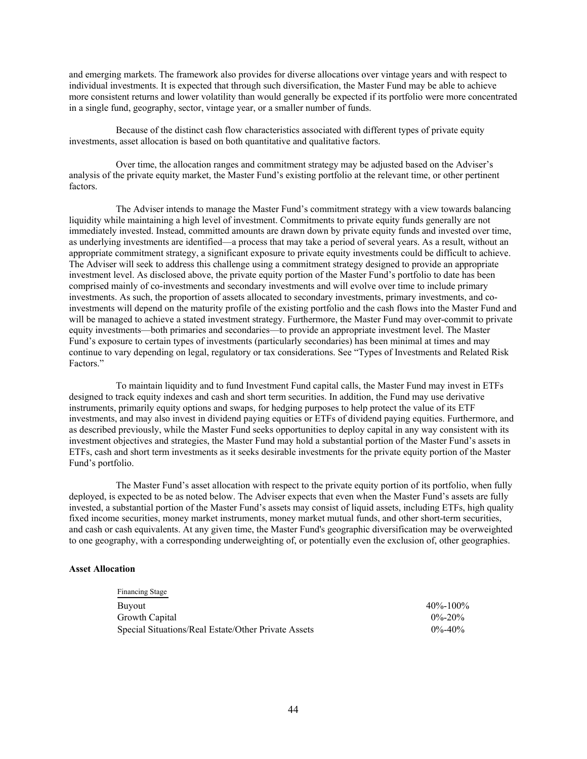and emerging markets. The framework also provides for diverse allocations over vintage years and with respect to individual investments. It is expected that through such diversification, the Master Fund may be able to achieve more consistent returns and lower volatility than would generally be expected if its portfolio were more concentrated in a single fund, geography, sector, vintage year, or a smaller number of funds.

Because of the distinct cash flow characteristics associated with different types of private equity investments, asset allocation is based on both quantitative and qualitative factors.

Over time, the allocation ranges and commitment strategy may be adjusted based on the Adviser's analysis of the private equity market, the Master Fund's existing portfolio at the relevant time, or other pertinent factors.

The Adviser intends to manage the Master Fund's commitment strategy with a view towards balancing liquidity while maintaining a high level of investment. Commitments to private equity funds generally are not immediately invested. Instead, committed amounts are drawn down by private equity funds and invested over time, as underlying investments are identified—a process that may take a period of several years. As a result, without an appropriate commitment strategy, a significant exposure to private equity investments could be difficult to achieve. The Adviser will seek to address this challenge using a commitment strategy designed to provide an appropriate investment level. As disclosed above, the private equity portion of the Master Fund's portfolio to date has been comprised mainly of co-investments and secondary investments and will evolve over time to include primary investments. As such, the proportion of assets allocated to secondary investments, primary investments, and co-investments will depend on the maturity profile of the existing portfolio and the cash flows into the Master Fund and will be managed to achieve a stated investment strategy. Furthermore, the Master Fund may over-commit to private equity investments—both primaries and secondaries—to provide an appropriate investment level. The Master Fund's exposure to certain types of investments (particularly secondaries) has been minimal at times and may continue to vary depending on legal, regulatory or tax considerations. See "Types of Investments and Related Risk Factors."

To maintain liquidity and to fund Investment Fund capital calls, the Master Fund may invest in ETFs designed to track equity indexes and cash and short term securities. In addition, the Fund may use derivative instruments, primarily equity options and swaps, for hedging purposes to help protect the value of its ETF investments, and may also invest in dividend paying equities or ETFs of dividend paying equities. Furthermore, and as described previously, while the Master Fund seeks opportunities to deploy capital in any way consistent with its investment objectives and strategies, the Master Fund may hold a substantial portion of the Master Fund's assets in ETFs, cash and short term investments as it seeks desirable investments for the private equity portion of the Master Fund's portfolio.

The Master Fund's asset allocation with respect to the private equity portion of its portfolio, when fully deployed, is expected to be as noted below. The Adviser expects that even when the Master Fund's assets are fully invested, a substantial portion of the Master Fund's assets may consist of liquid assets, including ETFs, high quality fixed income securities, money market instruments, money market mutual funds, and other short-term securities, and cash or cash equivalents. At any given time, the Master Fund's geographic diversification may be overweighted to one geography, with a corresponding underweighting of, or potentially even the exclusion of, other geographies.

**Asset Allocation**

| Financing Stage | |
|---|---|
| Buyout | 40%-100% |
| Growth Capital | 0%-20% |
| Special Situations/Real Estate/Other Private Assets | 0%-40% |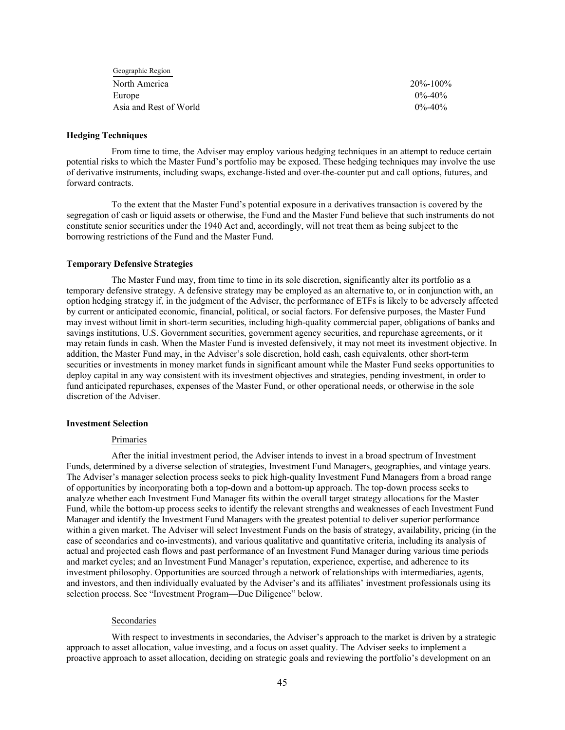| Geographic Region | |
|---|---|
| North America | 20%-100% |
| Europe | 0%-40% |
| Asia and Rest of World | 0%-40% |

### Hedging Techniques

From time to time, the Adviser may employ various hedging techniques in an attempt to reduce certain potential risks to which the Master Fund's portfolio may be exposed. These hedging techniques may involve the use of derivative instruments, including swaps, exchange-listed and over-the-counter put and call options, futures, and forward contracts.

To the extent that the Master Fund's potential exposure in a derivatives transaction is covered by the segregation of cash or liquid assets or otherwise, the Fund and the Master Fund believe that such instruments do not constitute senior securities under the 1940 Act and, accordingly, will not treat them as being subject to the borrowing restrictions of the Fund and the Master Fund.

### Temporary Defensive Strategies

The Master Fund may, from time to time in its sole discretion, significantly alter its portfolio as a temporary defensive strategy. A defensive strategy may be employed as an alternative to, or in conjunction with, an option hedging strategy if, in the judgment of the Adviser, the performance of ETFs is likely to be adversely affected by current or anticipated economic, financial, political, or social factors. For defensive purposes, the Master Fund may invest without limit in short-term securities, including high-quality commercial paper, obligations of banks and savings institutions, U.S. Government securities, government agency securities, and repurchase agreements, or it may retain funds in cash. When the Master Fund is invested defensively, it may not meet its investment objective. In addition, the Master Fund may, in the Adviser's sole discretion, hold cash, cash equivalents, other short-term securities or investments in money market funds in significant amount while the Master Fund seeks opportunities to deploy capital in any way consistent with its investment objectives and strategies, pending investment, in order to fund anticipated repurchases, expenses of the Master Fund, or other operational needs, or otherwise in the sole discretion of the Adviser.

### Investment Selection

#### Primaries

After the initial investment period, the Adviser intends to invest in a broad spectrum of Investment Funds, determined by a diverse selection of strategies, Investment Fund Managers, geographies, and vintage years. The Adviser's manager selection process seeks to pick high-quality Investment Fund Managers from a broad range of opportunities by incorporating both a top-down and a bottom-up approach. The top-down process seeks to analyze whether each Investment Fund Manager fits within the overall target strategy allocations for the Master Fund, while the bottom-up process seeks to identify the relevant strengths and weaknesses of each Investment Fund Manager and identify the Investment Fund Managers with the greatest potential to deliver superior performance within a given market. The Adviser will select Investment Funds on the basis of strategy, availability, pricing (in the case of secondaries and co-investments), and various qualitative and quantitative criteria, including its analysis of actual and projected cash flows and past performance of an Investment Fund Manager during various time periods and market cycles; and an Investment Fund Manager's reputation, experience, expertise, and adherence to its investment philosophy. Opportunities are sourced through a network of relationships with intermediaries, agents, and investors, and then individually evaluated by the Adviser's and its affiliates' investment professionals using its selection process. See "Investment Program—Due Diligence" below.

#### Secondaries

With respect to investments in secondaries, the Adviser's approach to the market is driven by a strategic approach to asset allocation, value investing, and a focus on asset quality. The Adviser seeks to implement a proactive approach to asset allocation, deciding on strategic goals and reviewing the portfolio's development on an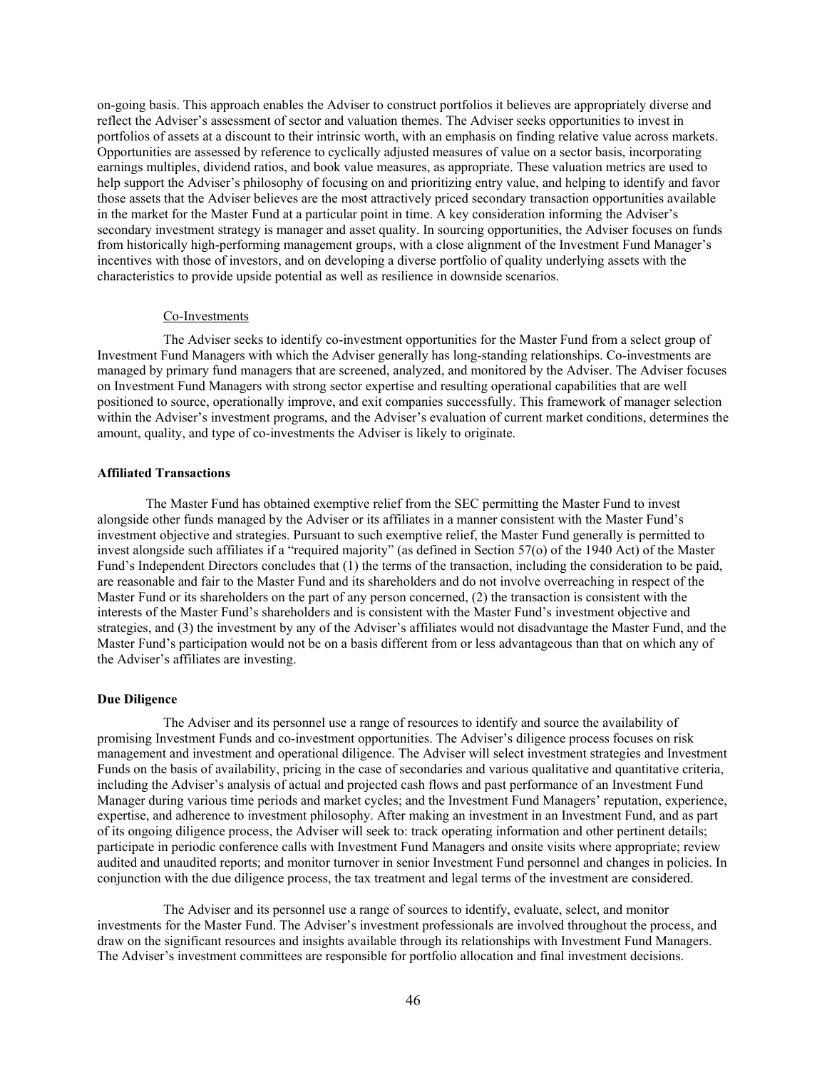on-going basis. This approach enables the Adviser to construct portfolios it believes are appropriately diverse and reflect the Adviser's assessment of sector and valuation themes. The Adviser seeks opportunities to invest in portfolios of assets at a discount to their intrinsic worth, with an emphasis on finding relative value across markets. Opportunities are assessed by reference to cyclically adjusted measures of value on a sector basis, incorporating earnings multiples, dividend ratios, and book value measures, as appropriate. These valuation metrics are used to help support the Adviser's philosophy of focusing on and prioritizing entry value, and helping to identify and favor those assets that the Adviser believes are the most attractively priced secondary transaction opportunities available in the market for the Master Fund at a particular point in time. A key consideration informing the Adviser's secondary investment strategy is manager and asset quality. In sourcing opportunities, the Adviser focuses on funds from historically high-performing management groups, with a close alignment of the Investment Fund Manager's incentives with those of investors, and on developing a diverse portfolio of quality underlying assets with the characteristics to provide upside potential as well as resilience in downside scenarios.

Co-Investments

The Adviser seeks to identify co-investment opportunities for the Master Fund from a select group of Investment Fund Managers with which the Adviser generally has long-standing relationships. Co-investments are managed by primary fund managers that are screened, analyzed, and monitored by the Adviser. The Adviser focuses on Investment Fund Managers with strong sector expertise and resulting operational capabilities that are well positioned to source, operationally improve, and exit companies successfully. This framework of manager selection within the Adviser's investment programs, and the Adviser's evaluation of current market conditions, determines the amount, quality, and type of co-investments the Adviser is likely to originate.

**Affiliated Transactions**

The Master Fund has obtained exemptive relief from the SEC permitting the Master Fund to invest alongside other funds managed by the Adviser or its affiliates in a manner consistent with the Master Fund's investment objective and strategies. Pursuant to such exemptive relief, the Master Fund generally is permitted to invest alongside such affiliates if a "required majority" (as defined in Section 57(o) of the 1940 Act) of the Master Fund's Independent Directors concludes that (1) the terms of the transaction, including the consideration to be paid, are reasonable and fair to the Master Fund and its shareholders and do not involve overreaching in respect of the Master Fund or its shareholders on the part of any person concerned, (2) the transaction is consistent with the interests of the Master Fund's shareholders and is consistent with the Master Fund's investment objective and strategies, and (3) the investment by any of the Adviser's affiliates would not disadvantage the Master Fund, and the Master Fund's participation would not be on a basis different from or less advantageous than that on which any of the Adviser's affiliates are investing.

**Due Diligence**

The Adviser and its personnel use a range of resources to identify and source the availability of promising Investment Funds and co-investment opportunities. The Adviser's diligence process focuses on risk management and investment and operational diligence. The Adviser will select investment strategies and Investment Funds on the basis of availability, pricing in the case of secondaries and various qualitative and quantitative criteria, including the Adviser's analysis of actual and projected cash flows and past performance of an Investment Fund Manager during various time periods and market cycles; and the Investment Fund Managers' reputation, experience, expertise, and adherence to investment philosophy. After making an investment in an Investment Fund, and as part of its ongoing diligence process, the Adviser will seek to: track operating information and other pertinent details; participate in periodic conference calls with Investment Fund Managers and onsite visits where appropriate; review audited and unaudited reports; and monitor turnover in senior Investment Fund personnel and changes in policies. In conjunction with the due diligence process, the tax treatment and legal terms of the investment are considered.

The Adviser and its personnel use a range of sources to identify, evaluate, select, and monitor investments for the Master Fund. The Adviser's investment professionals are involved throughout the process, and draw on the significant resources and insights available through its relationships with Investment Fund Managers. The Adviser's investment committees are responsible for portfolio allocation and final investment decisions.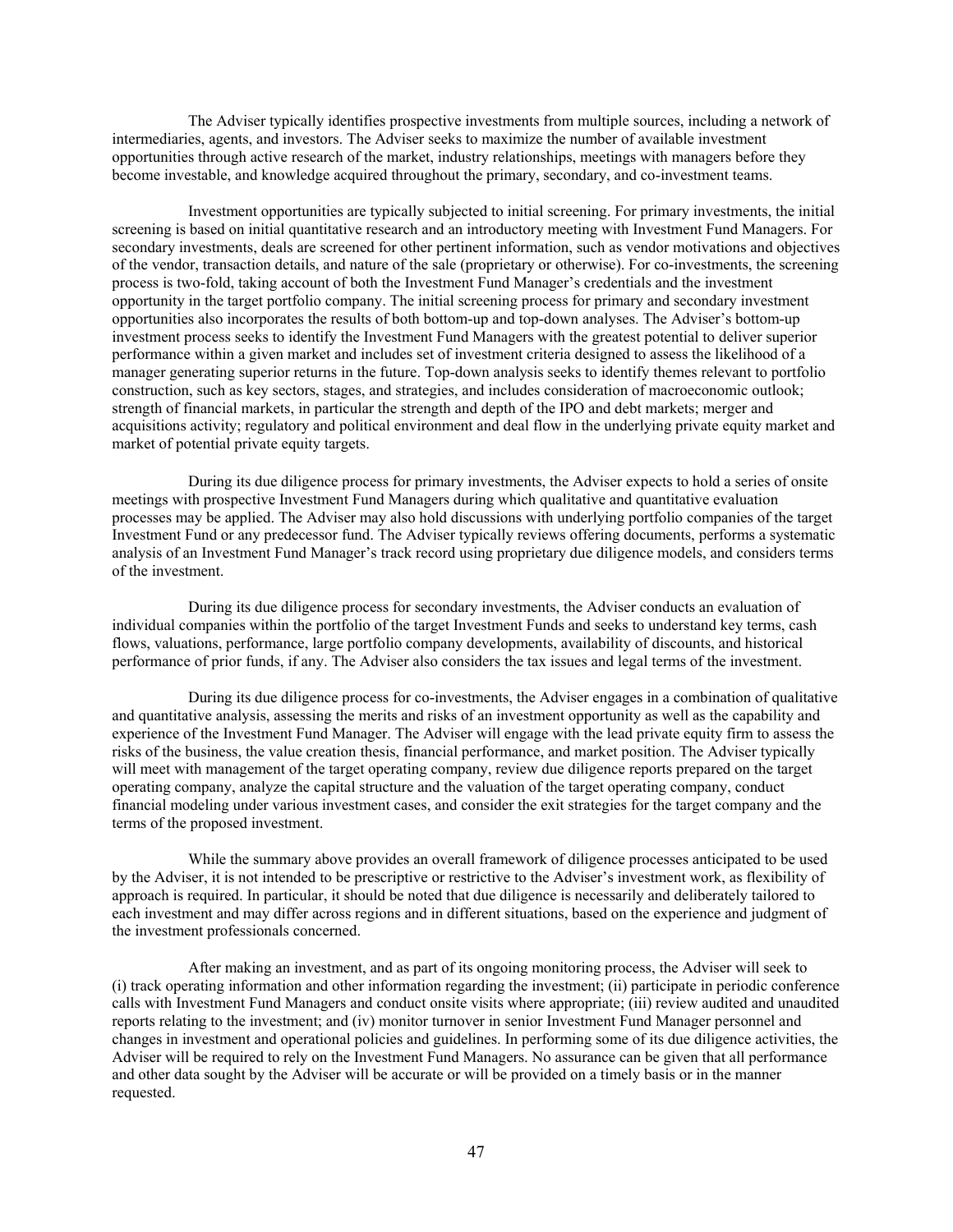The Adviser typically identifies prospective investments from multiple sources, including a network of intermediaries, agents, and investors. The Adviser seeks to maximize the number of available investment opportunities through active research of the market, industry relationships, meetings with managers before they become investable, and knowledge acquired throughout the primary, secondary, and co-investment teams.

Investment opportunities are typically subjected to initial screening. For primary investments, the initial screening is based on initial quantitative research and an introductory meeting with Investment Fund Managers. For secondary investments, deals are screened for other pertinent information, such as vendor motivations and objectives of the vendor, transaction details, and nature of the sale (proprietary or otherwise). For co-investments, the screening process is two-fold, taking account of both the Investment Fund Manager's credentials and the investment opportunity in the target portfolio company. The initial screening process for primary and secondary investment opportunities also incorporates the results of both bottom-up and top-down analyses. The Adviser's bottom-up investment process seeks to identify the Investment Fund Managers with the greatest potential to deliver superior performance within a given market and includes set of investment criteria designed to assess the likelihood of a manager generating superior returns in the future. Top-down analysis seeks to identify themes relevant to portfolio construction, such as key sectors, stages, and strategies, and includes consideration of macroeconomic outlook; strength of financial markets, in particular the strength and depth of the IPO and debt markets; merger and acquisitions activity; regulatory and political environment and deal flow in the underlying private equity market and market of potential private equity targets.

During its due diligence process for primary investments, the Adviser expects to hold a series of onsite meetings with prospective Investment Fund Managers during which qualitative and quantitative evaluation processes may be applied. The Adviser may also hold discussions with underlying portfolio companies of the target Investment Fund or any predecessor fund. The Adviser typically reviews offering documents, performs a systematic analysis of an Investment Fund Manager's track record using proprietary due diligence models, and considers terms of the investment.

During its due diligence process for secondary investments, the Adviser conducts an evaluation of individual companies within the portfolio of the target Investment Funds and seeks to understand key terms, cash flows, valuations, performance, large portfolio company developments, availability of discounts, and historical performance of prior funds, if any. The Adviser also considers the tax issues and legal terms of the investment.

During its due diligence process for co-investments, the Adviser engages in a combination of qualitative and quantitative analysis, assessing the merits and risks of an investment opportunity as well as the capability and experience of the Investment Fund Manager. The Adviser will engage with the lead private equity firm to assess the risks of the business, the value creation thesis, financial performance, and market position. The Adviser typically will meet with management of the target operating company, review due diligence reports prepared on the target operating company, analyze the capital structure and the valuation of the target operating company, conduct financial modeling under various investment cases, and consider the exit strategies for the target company and the terms of the proposed investment.

While the summary above provides an overall framework of diligence processes anticipated to be used by the Adviser, it is not intended to be prescriptive or restrictive to the Adviser's investment work, as flexibility of approach is required. In particular, it should be noted that due diligence is necessarily and deliberately tailored to each investment and may differ across regions and in different situations, based on the experience and judgment of the investment professionals concerned.

After making an investment, and as part of its ongoing monitoring process, the Adviser will seek to (i) track operating information and other information regarding the investment; (ii) participate in periodic conference calls with Investment Fund Managers and conduct onsite visits where appropriate; (iii) review audited and unaudited reports relating to the investment; and (iv) monitor turnover in senior Investment Fund Manager personnel and changes in investment and operational policies and guidelines. In performing some of its due diligence activities, the Adviser will be required to rely on the Investment Fund Managers. No assurance can be given that all performance and other data sought by the Adviser will be accurate or will be provided on a timely basis or in the manner requested.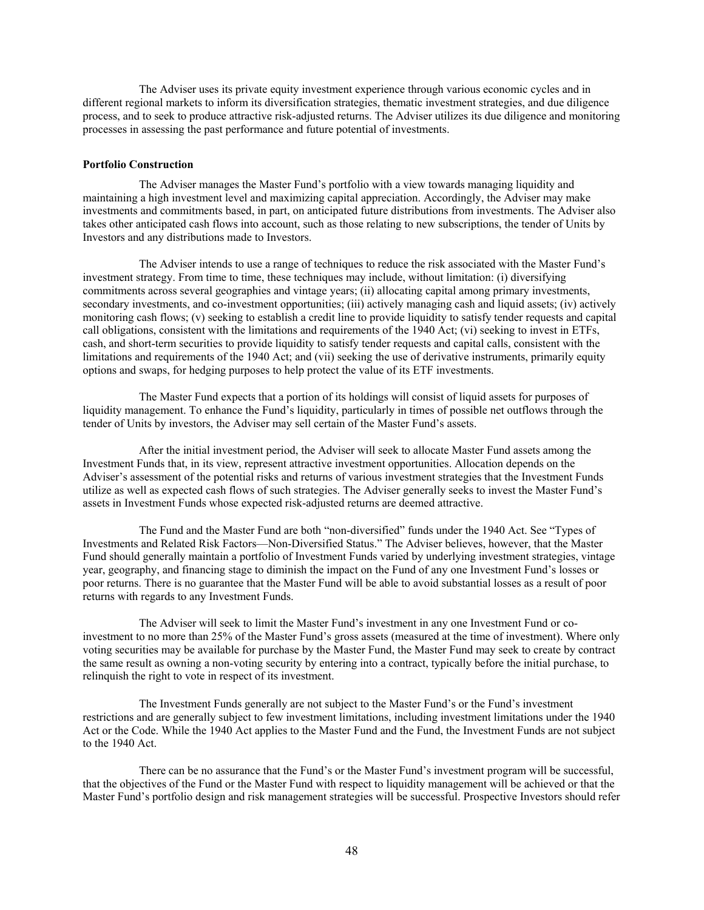The Adviser uses its private equity investment experience through various economic cycles and in different regional markets to inform its diversification strategies, thematic investment strategies, and due diligence process, and to seek to produce attractive risk-adjusted returns. The Adviser utilizes its due diligence and monitoring processes in assessing the past performance and future potential of investments.

**Portfolio Construction**

The Adviser manages the Master Fund's portfolio with a view towards managing liquidity and maintaining a high investment level and maximizing capital appreciation. Accordingly, the Adviser may make investments and commitments based, in part, on anticipated future distributions from investments. The Adviser also takes other anticipated cash flows into account, such as those relating to new subscriptions, the tender of Units by Investors and any distributions made to Investors.

The Adviser intends to use a range of techniques to reduce the risk associated with the Master Fund's investment strategy. From time to time, these techniques may include, without limitation: (i) diversifying commitments across several geographies and vintage years; (ii) allocating capital among primary investments, secondary investments, and co-investment opportunities; (iii) actively managing cash and liquid assets; (iv) actively monitoring cash flows; (v) seeking to establish a credit line to provide liquidity to satisfy tender requests and capital call obligations, consistent with the limitations and requirements of the 1940 Act; (vi) seeking to invest in ETFs, cash, and short-term securities to provide liquidity to satisfy tender requests and capital calls, consistent with the limitations and requirements of the 1940 Act; and (vii) seeking the use of derivative instruments, primarily equity options and swaps, for hedging purposes to help protect the value of its ETF investments.

The Master Fund expects that a portion of its holdings will consist of liquid assets for purposes of liquidity management. To enhance the Fund's liquidity, particularly in times of possible net outflows through the tender of Units by investors, the Adviser may sell certain of the Master Fund's assets.

After the initial investment period, the Adviser will seek to allocate Master Fund assets among the Investment Funds that, in its view, represent attractive investment opportunities. Allocation depends on the Adviser's assessment of the potential risks and returns of various investment strategies that the Investment Funds utilize as well as expected cash flows of such strategies. The Adviser generally seeks to invest the Master Fund's assets in Investment Funds whose expected risk-adjusted returns are deemed attractive.

The Fund and the Master Fund are both "non-diversified" funds under the 1940 Act. See "Types of Investments and Related Risk Factors—Non-Diversified Status." The Adviser believes, however, that the Master Fund should generally maintain a portfolio of Investment Funds varied by underlying investment strategies, vintage year, geography, and financing stage to diminish the impact on the Fund of any one Investment Fund's losses or poor returns. There is no guarantee that the Master Fund will be able to avoid substantial losses as a result of poor returns with regards to any Investment Funds.

The Adviser will seek to limit the Master Fund's investment in any one Investment Fund or co-investment to no more than 25% of the Master Fund's gross assets (measured at the time of investment). Where only voting securities may be available for purchase by the Master Fund, the Master Fund may seek to create by contract the same result as owning a non-voting security by entering into a contract, typically before the initial purchase, to relinquish the right to vote in respect of its investment.

The Investment Funds generally are not subject to the Master Fund's or the Fund's investment restrictions and are generally subject to few investment limitations, including investment limitations under the 1940 Act or the Code. While the 1940 Act applies to the Master Fund and the Fund, the Investment Funds are not subject to the 1940 Act.

There can be no assurance that the Fund's or the Master Fund's investment program will be successful, that the objectives of the Fund or the Master Fund with respect to liquidity management will be achieved or that the Master Fund's portfolio design and risk management strategies will be successful. Prospective Investors should refer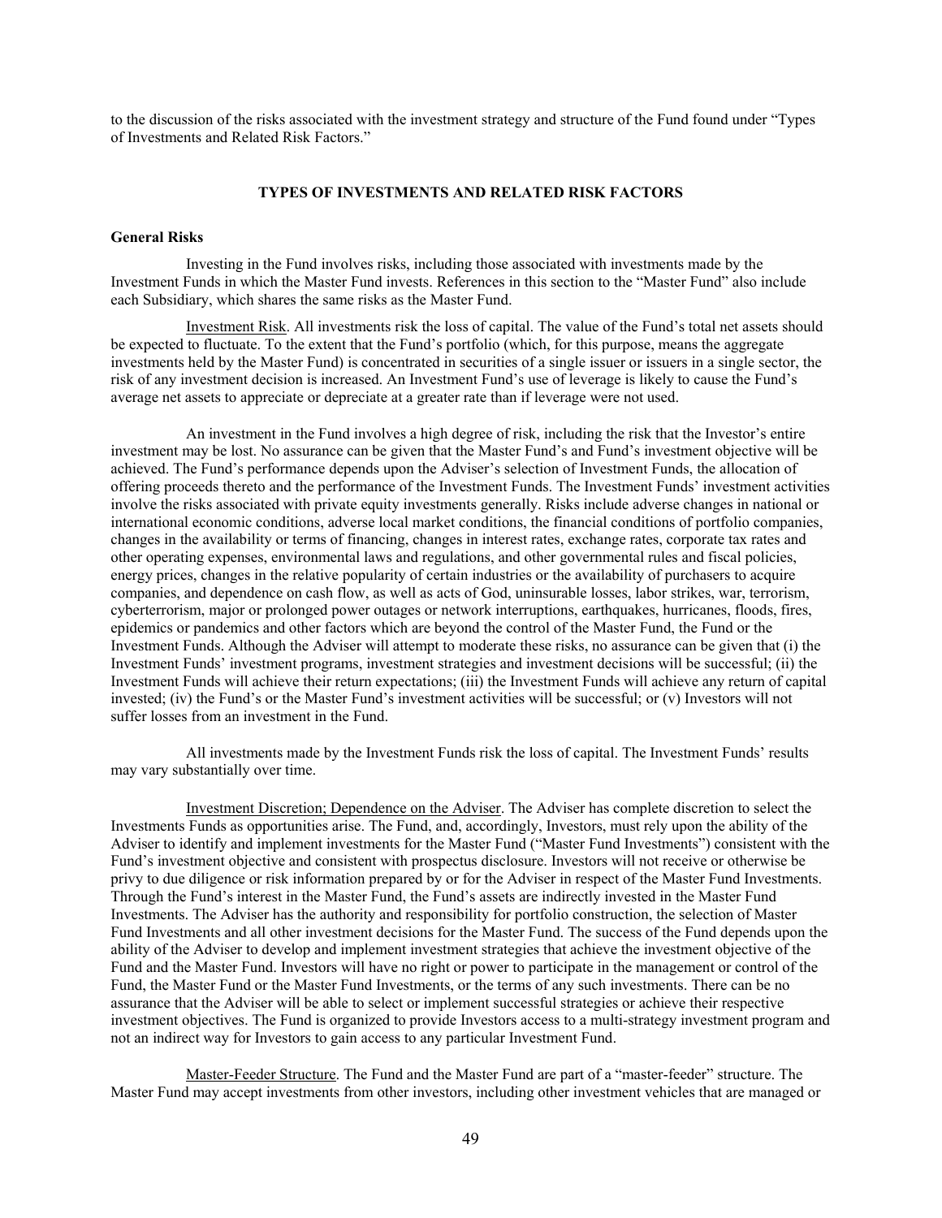to the discussion of the risks associated with the investment strategy and structure of the Fund found under "Types of Investments and Related Risk Factors."

## TYPES OF INVESTMENTS AND RELATED RISK FACTORS

### General Risks

Investing in the Fund involves risks, including those associated with investments made by the Investment Funds in which the Master Fund invests. References in this section to the "Master Fund" also include each Subsidiary, which shares the same risks as the Master Fund.

Investment Risk. All investments risk the loss of capital. The value of the Fund's total net assets should be expected to fluctuate. To the extent that the Fund's portfolio (which, for this purpose, means the aggregate investments held by the Master Fund) is concentrated in securities of a single issuer or issuers in a single sector, the risk of any investment decision is increased. An Investment Fund's use of leverage is likely to cause the Fund's average net assets to appreciate or depreciate at a greater rate than if leverage were not used.

An investment in the Fund involves a high degree of risk, including the risk that the Investor's entire investment may be lost. No assurance can be given that the Master Fund's and Fund's investment objective will be achieved. The Fund's performance depends upon the Adviser's selection of Investment Funds, the allocation of offering proceeds thereto and the performance of the Investment Funds. The Investment Funds' investment activities involve the risks associated with private equity investments generally. Risks include adverse changes in national or international economic conditions, adverse local market conditions, the financial conditions of portfolio companies, changes in the availability or terms of financing, changes in interest rates, exchange rates, corporate tax rates and other operating expenses, environmental laws and regulations, and other governmental rules and fiscal policies, energy prices, changes in the relative popularity of certain industries or the availability of purchasers to acquire companies, and dependence on cash flow, as well as acts of God, uninsurable losses, labor strikes, war, terrorism, cyberterrorism, major or prolonged power outages or network interruptions, earthquakes, hurricanes, floods, fires, epidemics or pandemics and other factors which are beyond the control of the Master Fund, the Fund or the Investment Funds. Although the Adviser will attempt to moderate these risks, no assurance can be given that (i) the Investment Funds' investment programs, investment strategies and investment decisions will be successful; (ii) the Investment Funds will achieve their return expectations; (iii) the Investment Funds will achieve any return of capital invested; (iv) the Fund's or the Master Fund's investment activities will be successful; or (v) Investors will not suffer losses from an investment in the Fund.

All investments made by the Investment Funds risk the loss of capital. The Investment Funds' results may vary substantially over time.

Investment Discretion; Dependence on the Adviser. The Adviser has complete discretion to select the Investments Funds as opportunities arise. The Fund, and, accordingly, Investors, must rely upon the ability of the Adviser to identify and implement investments for the Master Fund ("Master Fund Investments") consistent with the Fund's investment objective and consistent with prospectus disclosure. Investors will not receive or otherwise be privy to due diligence or risk information prepared by or for the Adviser in respect of the Master Fund Investments. Through the Fund's interest in the Master Fund, the Fund's assets are indirectly invested in the Master Fund Investments. The Adviser has the authority and responsibility for portfolio construction, the selection of Master Fund Investments and all other investment decisions for the Master Fund. The success of the Fund depends upon the ability of the Adviser to develop and implement investment strategies that achieve the investment objective of the Fund and the Master Fund. Investors will have no right or power to participate in the management or control of the Fund, the Master Fund or the Master Fund Investments, or the terms of any such investments. There can be no assurance that the Adviser will be able to select or implement successful strategies or achieve their respective investment objectives. The Fund is organized to provide Investors access to a multi-strategy investment program and not an indirect way for Investors to gain access to any particular Investment Fund.

Master-Feeder Structure. The Fund and the Master Fund are part of a "master-feeder" structure. The Master Fund may accept investments from other investors, including other investment vehicles that are managed or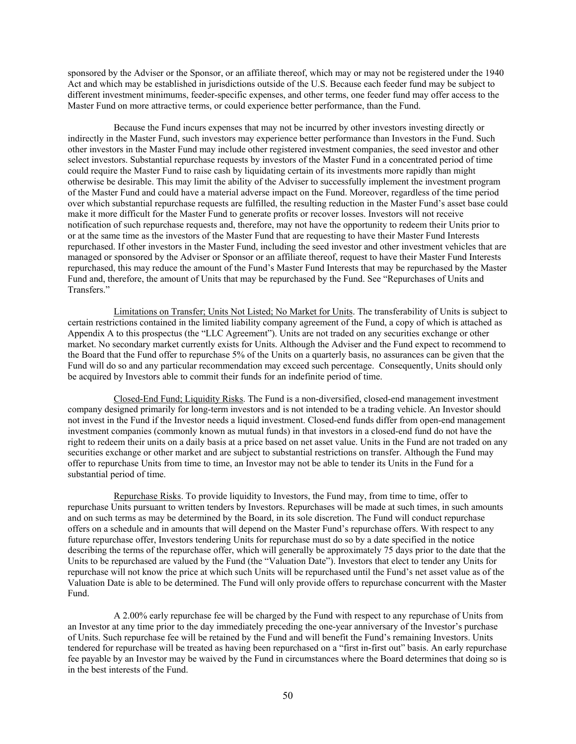sponsored by the Adviser or the Sponsor, or an affiliate thereof, which may or may not be registered under the 1940 Act and which may be established in jurisdictions outside of the U.S. Because each feeder fund may be subject to different investment minimums, feeder-specific expenses, and other terms, one feeder fund may offer access to the Master Fund on more attractive terms, or could experience better performance, than the Fund.

Because the Fund incurs expenses that may not be incurred by other investors investing directly or indirectly in the Master Fund, such investors may experience better performance than Investors in the Fund. Such other investors in the Master Fund may include other registered investment companies, the seed investor and other select investors. Substantial repurchase requests by investors of the Master Fund in a concentrated period of time could require the Master Fund to raise cash by liquidating certain of its investments more rapidly than might otherwise be desirable. This may limit the ability of the Adviser to successfully implement the investment program of the Master Fund and could have a material adverse impact on the Fund. Moreover, regardless of the time period over which substantial repurchase requests are fulfilled, the resulting reduction in the Master Fund's asset base could make it more difficult for the Master Fund to generate profits or recover losses. Investors will not receive notification of such repurchase requests and, therefore, may not have the opportunity to redeem their Units prior to or at the same time as the investors of the Master Fund that are requesting to have their Master Fund Interests repurchased. If other investors in the Master Fund, including the seed investor and other investment vehicles that are managed or sponsored by the Adviser or Sponsor or an affiliate thereof, request to have their Master Fund Interests repurchased, this may reduce the amount of the Fund's Master Fund Interests that may be repurchased by the Master Fund and, therefore, the amount of Units that may be repurchased by the Fund. See "Repurchases of Units and Transfers."

Limitations on Transfer; Units Not Listed; No Market for Units. The transferability of Units is subject to certain restrictions contained in the limited liability company agreement of the Fund, a copy of which is attached as Appendix A to this prospectus (the "LLC Agreement"). Units are not traded on any securities exchange or other market. No secondary market currently exists for Units. Although the Adviser and the Fund expect to recommend to the Board that the Fund offer to repurchase 5% of the Units on a quarterly basis, no assurances can be given that the Fund will do so and any particular recommendation may exceed such percentage. Consequently, Units should only be acquired by Investors able to commit their funds for an indefinite period of time.

Closed-End Fund; Liquidity Risks. The Fund is a non-diversified, closed-end management investment company designed primarily for long-term investors and is not intended to be a trading vehicle. An Investor should not invest in the Fund if the Investor needs a liquid investment. Closed-end funds differ from open-end management investment companies (commonly known as mutual funds) in that investors in a closed-end fund do not have the right to redeem their units on a daily basis at a price based on net asset value. Units in the Fund are not traded on any securities exchange or other market and are subject to substantial restrictions on transfer. Although the Fund may offer to repurchase Units from time to time, an Investor may not be able to tender its Units in the Fund for a substantial period of time.

Repurchase Risks. To provide liquidity to Investors, the Fund may, from time to time, offer to repurchase Units pursuant to written tenders by Investors. Repurchases will be made at such times, in such amounts and on such terms as may be determined by the Board, in its sole discretion. The Fund will conduct repurchase offers on a schedule and in amounts that will depend on the Master Fund's repurchase offers. With respect to any future repurchase offer, Investors tendering Units for repurchase must do so by a date specified in the notice describing the terms of the repurchase offer, which will generally be approximately 75 days prior to the date that the Units to be repurchased are valued by the Fund (the "Valuation Date"). Investors that elect to tender any Units for repurchase will not know the price at which such Units will be repurchased until the Fund's net asset value as of the Valuation Date is able to be determined. The Fund will only provide offers to repurchase concurrent with the Master Fund.

A 2.00% early repurchase fee will be charged by the Fund with respect to any repurchase of Units from an Investor at any time prior to the day immediately preceding the one-year anniversary of the Investor's purchase of Units. Such repurchase fee will be retained by the Fund and will benefit the Fund's remaining Investors. Units tendered for repurchase will be treated as having been repurchased on a "first in-first out" basis. An early repurchase fee payable by an Investor may be waived by the Fund in circumstances where the Board determines that doing so is in the best interests of the Fund.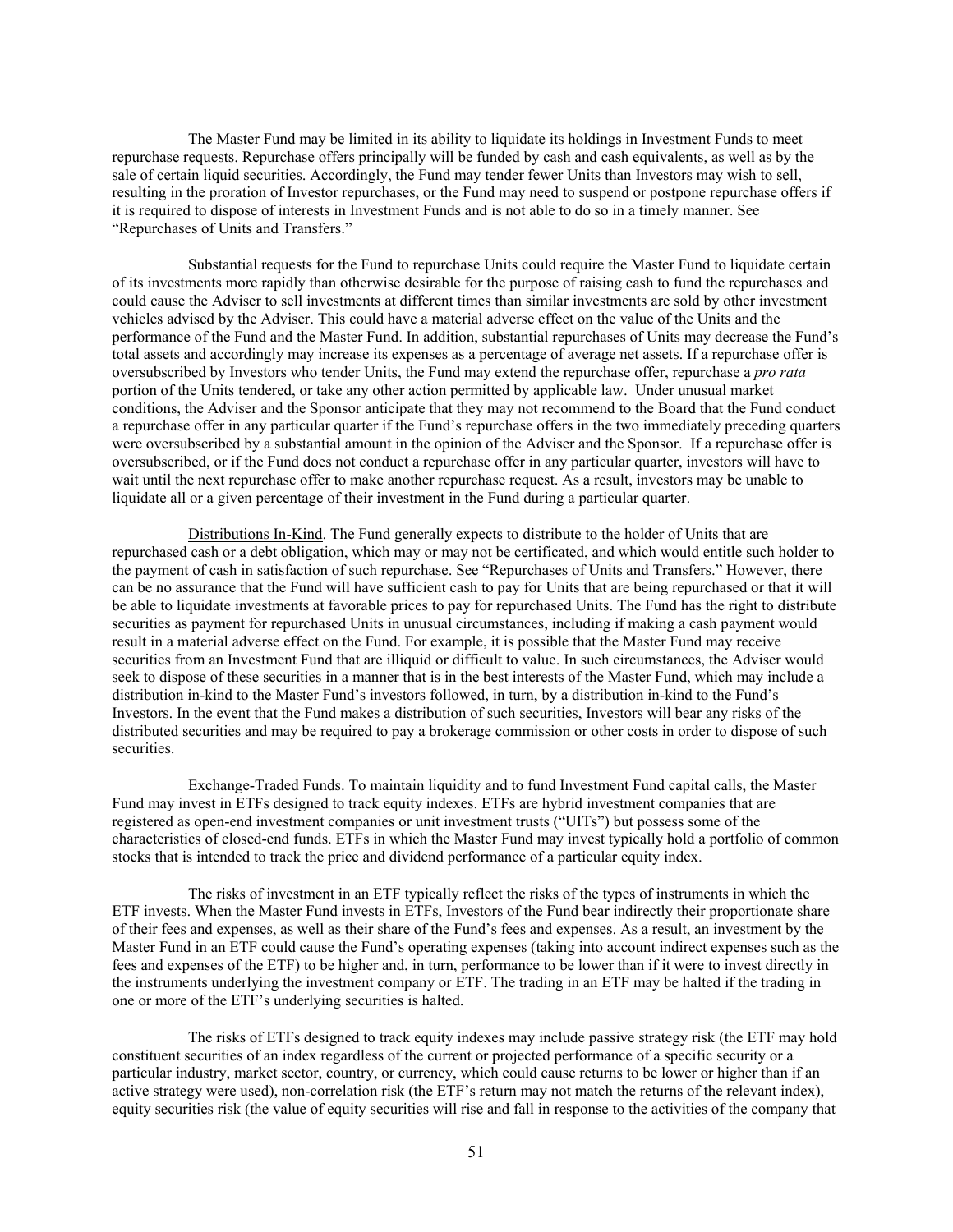The Master Fund may be limited in its ability to liquidate its holdings in Investment Funds to meet repurchase requests. Repurchase offers principally will be funded by cash and cash equivalents, as well as by the sale of certain liquid securities. Accordingly, the Fund may tender fewer Units than Investors may wish to sell, resulting in the proration of Investor repurchases, or the Fund may need to suspend or postpone repurchase offers if it is required to dispose of interests in Investment Funds and is not able to do so in a timely manner. See "Repurchases of Units and Transfers."

Substantial requests for the Fund to repurchase Units could require the Master Fund to liquidate certain of its investments more rapidly than otherwise desirable for the purpose of raising cash to fund the repurchases and could cause the Adviser to sell investments at different times than similar investments are sold by other investment vehicles advised by the Adviser. This could have a material adverse effect on the value of the Units and the performance of the Fund and the Master Fund. In addition, substantial repurchases of Units may decrease the Fund's total assets and accordingly may increase its expenses as a percentage of average net assets. If a repurchase offer is oversubscribed by Investors who tender Units, the Fund may extend the repurchase offer, repurchase a *pro rata* portion of the Units tendered, or take any other action permitted by applicable law. Under unusual market conditions, the Adviser and the Sponsor anticipate that they may not recommend to the Board that the Fund conduct a repurchase offer in any particular quarter if the Fund's repurchase offers in the two immediately preceding quarters were oversubscribed by a substantial amount in the opinion of the Adviser and the Sponsor. If a repurchase offer is oversubscribed, or if the Fund does not conduct a repurchase offer in any particular quarter, investors will have to wait until the next repurchase offer to make another repurchase request. As a result, investors may be unable to liquidate all or a given percentage of their investment in the Fund during a particular quarter.

<u>Distributions In-Kind</u>. The Fund generally expects to distribute to the holder of Units that are repurchased cash or a debt obligation, which may or may not be certificated, and which would entitle such holder to the payment of cash in satisfaction of such repurchase. See "Repurchases of Units and Transfers." However, there can be no assurance that the Fund will have sufficient cash to pay for Units that are being repurchased or that it will be able to liquidate investments at favorable prices to pay for repurchased Units. The Fund has the right to distribute securities as payment for repurchased Units in unusual circumstances, including if making a cash payment would result in a material adverse effect on the Fund. For example, it is possible that the Master Fund may receive securities from an Investment Fund that are illiquid or difficult to value. In such circumstances, the Adviser would seek to dispose of these securities in a manner that is in the best interests of the Master Fund, which may include a distribution in-kind to the Master Fund's investors followed, in turn, by a distribution in-kind to the Fund's Investors. In the event that the Fund makes a distribution of such securities, Investors will bear any risks of the distributed securities and may be required to pay a brokerage commission or other costs in order to dispose of such securities.

<u>Exchange-Traded Funds</u>. To maintain liquidity and to fund Investment Fund capital calls, the Master Fund may invest in ETFs designed to track equity indexes. ETFs are hybrid investment companies that are registered as open-end investment companies or unit investment trusts ("UITs") but possess some of the characteristics of closed-end funds. ETFs in which the Master Fund may invest typically hold a portfolio of common stocks that is intended to track the price and dividend performance of a particular equity index.

The risks of investment in an ETF typically reflect the risks of the types of instruments in which the ETF invests. When the Master Fund invests in ETFs, Investors of the Fund bear indirectly their proportionate share of their fees and expenses, as well as their share of the Fund's fees and expenses. As a result, an investment by the Master Fund in an ETF could cause the Fund's operating expenses (taking into account indirect expenses such as the fees and expenses of the ETF) to be higher and, in turn, performance to be lower than if it were to invest directly in the instruments underlying the investment company or ETF. The trading in an ETF may be halted if the trading in one or more of the ETF's underlying securities is halted.

The risks of ETFs designed to track equity indexes may include passive strategy risk (the ETF may hold constituent securities of an index regardless of the current or projected performance of a specific security or a particular industry, market sector, country, or currency, which could cause returns to be lower or higher than if an active strategy were used), non-correlation risk (the ETF's return may not match the returns of the relevant index), equity securities risk (the value of equity securities will rise and fall in response to the activities of the company that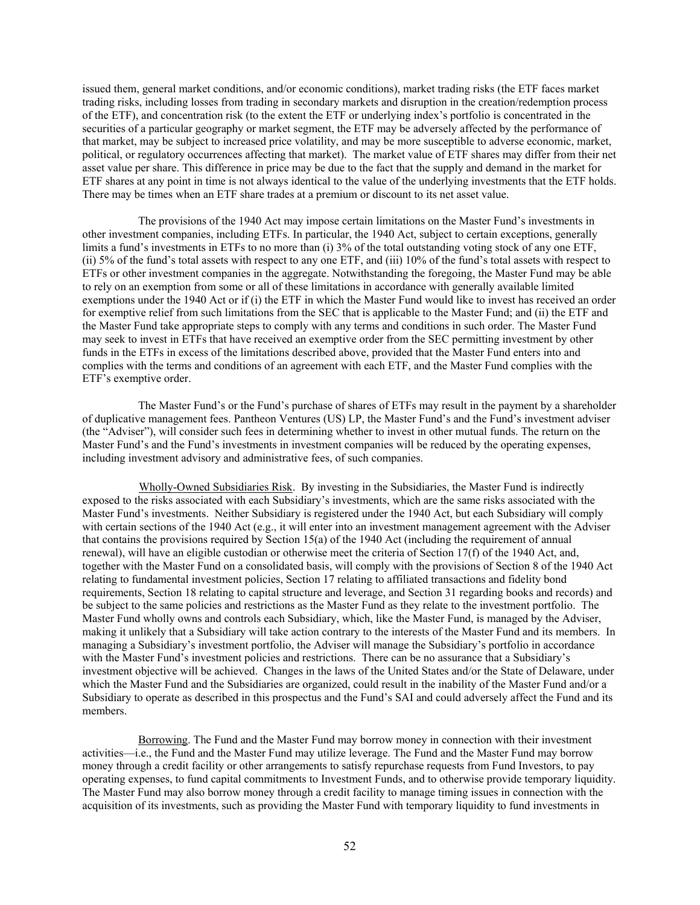issued them, general market conditions, and/or economic conditions), market trading risks (the ETF faces market trading risks, including losses from trading in secondary markets and disruption in the creation/redemption process of the ETF), and concentration risk (to the extent the ETF or underlying index's portfolio is concentrated in the securities of a particular geography or market segment, the ETF may be adversely affected by the performance of that market, may be subject to increased price volatility, and may be more susceptible to adverse economic, market, political, or regulatory occurrences affecting that market). The market value of ETF shares may differ from their net asset value per share. This difference in price may be due to the fact that the supply and demand in the market for ETF shares at any point in time is not always identical to the value of the underlying investments that the ETF holds. There may be times when an ETF share trades at a premium or discount to its net asset value.

The provisions of the 1940 Act may impose certain limitations on the Master Fund's investments in other investment companies, including ETFs. In particular, the 1940 Act, subject to certain exceptions, generally limits a fund's investments in ETFs to no more than (i) 3% of the total outstanding voting stock of any one ETF, (ii) 5% of the fund's total assets with respect to any one ETF, and (iii) 10% of the fund's total assets with respect to ETFs or other investment companies in the aggregate. Notwithstanding the foregoing, the Master Fund may be able to rely on an exemption from some or all of these limitations in accordance with generally available limited exemptions under the 1940 Act or if (i) the ETF in which the Master Fund would like to invest has received an order for exemptive relief from such limitations from the SEC that is applicable to the Master Fund; and (ii) the ETF and the Master Fund take appropriate steps to comply with any terms and conditions in such order. The Master Fund may seek to invest in ETFs that have received an exemptive order from the SEC permitting investment by other funds in the ETFs in excess of the limitations described above, provided that the Master Fund enters into and complies with the terms and conditions of an agreement with each ETF, and the Master Fund complies with the ETF's exemptive order.

The Master Fund's or the Fund's purchase of shares of ETFs may result in the payment by a shareholder of duplicative management fees. Pantheon Ventures (US) LP, the Master Fund's and the Fund's investment adviser (the "Adviser"), will consider such fees in determining whether to invest in other mutual funds. The return on the Master Fund's and the Fund's investments in investment companies will be reduced by the operating expenses, including investment advisory and administrative fees, of such companies.

Wholly-Owned Subsidiaries Risk. By investing in the Subsidiaries, the Master Fund is indirectly exposed to the risks associated with each Subsidiary's investments, which are the same risks associated with the Master Fund's investments. Neither Subsidiary is registered under the 1940 Act, but each Subsidiary will comply with certain sections of the 1940 Act (e.g., it will enter into an investment management agreement with the Adviser that contains the provisions required by Section 15(a) of the 1940 Act (including the requirement of annual renewal), will have an eligible custodian or otherwise meet the criteria of Section 17(f) of the 1940 Act, and, together with the Master Fund on a consolidated basis, will comply with the provisions of Section 8 of the 1940 Act relating to fundamental investment policies, Section 17 relating to affiliated transactions and fidelity bond requirements, Section 18 relating to capital structure and leverage, and Section 31 regarding books and records) and be subject to the same policies and restrictions as the Master Fund as they relate to the investment portfolio. The Master Fund wholly owns and controls each Subsidiary, which, like the Master Fund, is managed by the Adviser, making it unlikely that a Subsidiary will take action contrary to the interests of the Master Fund and its members. In managing a Subsidiary's investment portfolio, the Adviser will manage the Subsidiary's portfolio in accordance with the Master Fund's investment policies and restrictions. There can be no assurance that a Subsidiary's investment objective will be achieved. Changes in the laws of the United States and/or the State of Delaware, under which the Master Fund and the Subsidiaries are organized, could result in the inability of the Master Fund and/or a Subsidiary to operate as described in this prospectus and the Fund's SAI and could adversely affect the Fund and its members.

Borrowing. The Fund and the Master Fund may borrow money in connection with their investment activities—i.e., the Fund and the Master Fund may utilize leverage. The Fund and the Master Fund may borrow money through a credit facility or other arrangements to satisfy repurchase requests from Fund Investors, to pay operating expenses, to fund capital commitments to Investment Funds, and to otherwise provide temporary liquidity. The Master Fund may also borrow money through a credit facility to manage timing issues in connection with the acquisition of its investments, such as providing the Master Fund with temporary liquidity to fund investments in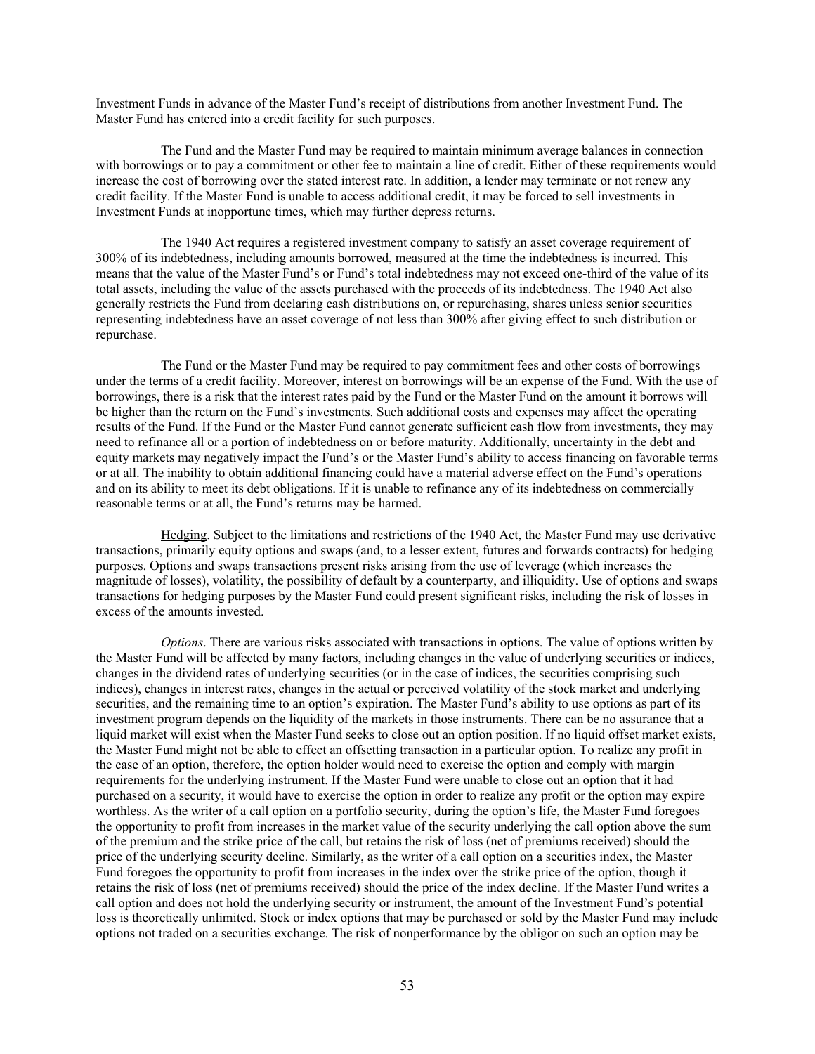Investment Funds in advance of the Master Fund's receipt of distributions from another Investment Fund. The Master Fund has entered into a credit facility for such purposes.

The Fund and the Master Fund may be required to maintain minimum average balances in connection with borrowings or to pay a commitment or other fee to maintain a line of credit. Either of these requirements would increase the cost of borrowing over the stated interest rate. In addition, a lender may terminate or not renew any credit facility. If the Master Fund is unable to access additional credit, it may be forced to sell investments in Investment Funds at inopportune times, which may further depress returns.

The 1940 Act requires a registered investment company to satisfy an asset coverage requirement of 300% of its indebtedness, including amounts borrowed, measured at the time the indebtedness is incurred. This means that the value of the Master Fund's or Fund's total indebtedness may not exceed one-third of the value of its total assets, including the value of the assets purchased with the proceeds of its indebtedness. The 1940 Act also generally restricts the Fund from declaring cash distributions on, or repurchasing, shares unless senior securities representing indebtedness have an asset coverage of not less than 300% after giving effect to such distribution or repurchase.

The Fund or the Master Fund may be required to pay commitment fees and other costs of borrowings under the terms of a credit facility. Moreover, interest on borrowings will be an expense of the Fund. With the use of borrowings, there is a risk that the interest rates paid by the Fund or the Master Fund on the amount it borrows will be higher than the return on the Fund's investments. Such additional costs and expenses may affect the operating results of the Fund. If the Fund or the Master Fund cannot generate sufficient cash flow from investments, they may need to refinance all or a portion of indebtedness on or before maturity. Additionally, uncertainty in the debt and equity markets may negatively impact the Fund's or the Master Fund's ability to access financing on favorable terms or at all. The inability to obtain additional financing could have a material adverse effect on the Fund's operations and on its ability to meet its debt obligations. If it is unable to refinance any of its indebtedness on commercially reasonable terms or at all, the Fund's returns may be harmed.

Hedging. Subject to the limitations and restrictions of the 1940 Act, the Master Fund may use derivative transactions, primarily equity options and swaps (and, to a lesser extent, futures and forwards contracts) for hedging purposes. Options and swaps transactions present risks arising from the use of leverage (which increases the magnitude of losses), volatility, the possibility of default by a counterparty, and illiquidity. Use of options and swaps transactions for hedging purposes by the Master Fund could present significant risks, including the risk of losses in excess of the amounts invested.

*Options*. There are various risks associated with transactions in options. The value of options written by the Master Fund will be affected by many factors, including changes in the value of underlying securities or indices, changes in the dividend rates of underlying securities (or in the case of indices, the securities comprising such indices), changes in interest rates, changes in the actual or perceived volatility of the stock market and underlying securities, and the remaining time to an option's expiration. The Master Fund's ability to use options as part of its investment program depends on the liquidity of the markets in those instruments. There can be no assurance that a liquid market will exist when the Master Fund seeks to close out an option position. If no liquid offset market exists, the Master Fund might not be able to effect an offsetting transaction in a particular option. To realize any profit in the case of an option, therefore, the option holder would need to exercise the option and comply with margin requirements for the underlying instrument. If the Master Fund were unable to close out an option that it had purchased on a security, it would have to exercise the option in order to realize any profit or the option may expire worthless. As the writer of a call option on a portfolio security, during the option's life, the Master Fund foregoes the opportunity to profit from increases in the market value of the security underlying the call option above the sum of the premium and the strike price of the call, but retains the risk of loss (net of premiums received) should the price of the underlying security decline. Similarly, as the writer of a call option on a securities index, the Master Fund foregoes the opportunity to profit from increases in the index over the strike price of the option, though it retains the risk of loss (net of premiums received) should the price of the index decline. If the Master Fund writes a call option and does not hold the underlying security or instrument, the amount of the Investment Fund's potential loss is theoretically unlimited. Stock or index options that may be purchased or sold by the Master Fund may include options not traded on a securities exchange. The risk of nonperformance by the obligor on such an option may be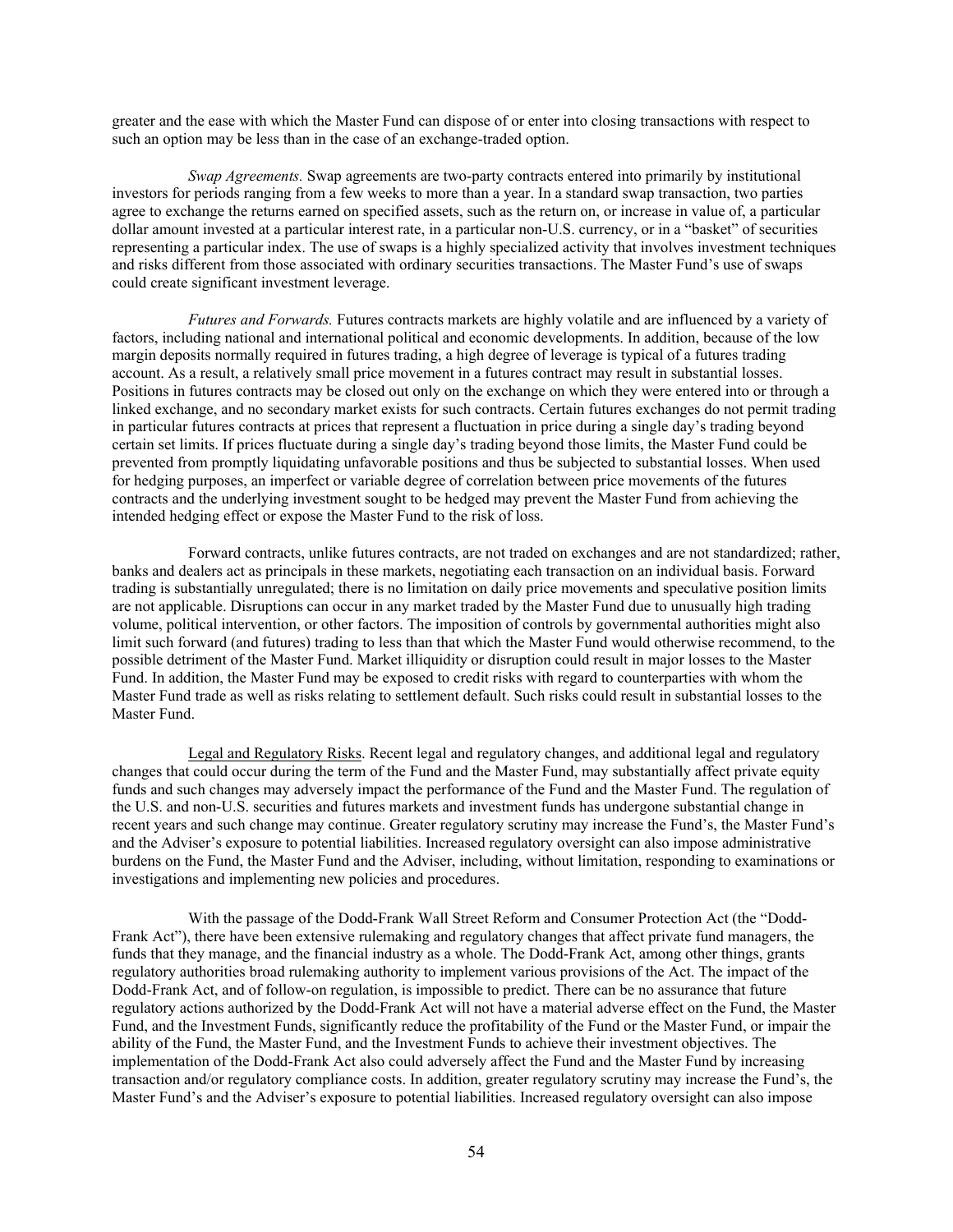greater and the ease with which the Master Fund can dispose of or enter into closing transactions with respect to such an option may be less than in the case of an exchange-traded option.

*Swap Agreements.* Swap agreements are two-party contracts entered into primarily by institutional investors for periods ranging from a few weeks to more than a year. In a standard swap transaction, two parties agree to exchange the returns earned on specified assets, such as the return on, or increase in value of, a particular dollar amount invested at a particular interest rate, in a particular non-U.S. currency, or in a "basket" of securities representing a particular index. The use of swaps is a highly specialized activity that involves investment techniques and risks different from those associated with ordinary securities transactions. The Master Fund's use of swaps could create significant investment leverage.

*Futures and Forwards.* Futures contracts markets are highly volatile and are influenced by a variety of factors, including national and international political and economic developments. In addition, because of the low margin deposits normally required in futures trading, a high degree of leverage is typical of a futures trading account. As a result, a relatively small price movement in a futures contract may result in substantial losses. Positions in futures contracts may be closed out only on the exchange on which they were entered into or through a linked exchange, and no secondary market exists for such contracts. Certain futures exchanges do not permit trading in particular futures contracts at prices that represent a fluctuation in price during a single day's trading beyond certain set limits. If prices fluctuate during a single day's trading beyond those limits, the Master Fund could be prevented from promptly liquidating unfavorable positions and thus be subjected to substantial losses. When used for hedging purposes, an imperfect or variable degree of correlation between price movements of the futures contracts and the underlying investment sought to be hedged may prevent the Master Fund from achieving the intended hedging effect or expose the Master Fund to the risk of loss.

Forward contracts, unlike futures contracts, are not traded on exchanges and are not standardized; rather, banks and dealers act as principals in these markets, negotiating each transaction on an individual basis. Forward trading is substantially unregulated; there is no limitation on daily price movements and speculative position limits are not applicable. Disruptions can occur in any market traded by the Master Fund due to unusually high trading volume, political intervention, or other factors. The imposition of controls by governmental authorities might also limit such forward (and futures) trading to less than that which the Master Fund would otherwise recommend, to the possible detriment of the Master Fund. Market illiquidity or disruption could result in major losses to the Master Fund. In addition, the Master Fund may be exposed to credit risks with regard to counterparties with whom the Master Fund trade as well as risks relating to settlement default. Such risks could result in substantial losses to the Master Fund.

<u>Legal and Regulatory Risks</u>. Recent legal and regulatory changes, and additional legal and regulatory changes that could occur during the term of the Fund and the Master Fund, may substantially affect private equity funds and such changes may adversely impact the performance of the Fund and the Master Fund. The regulation of the U.S. and non-U.S. securities and futures markets and investment funds has undergone substantial change in recent years and such change may continue. Greater regulatory scrutiny may increase the Fund's, the Master Fund's and the Adviser's exposure to potential liabilities. Increased regulatory oversight can also impose administrative burdens on the Fund, the Master Fund and the Adviser, including, without limitation, responding to examinations or investigations and implementing new policies and procedures.

With the passage of the Dodd-Frank Wall Street Reform and Consumer Protection Act (the "Dodd-Frank Act"), there have been extensive rulemaking and regulatory changes that affect private fund managers, the funds that they manage, and the financial industry as a whole. The Dodd-Frank Act, among other things, grants regulatory authorities broad rulemaking authority to implement various provisions of the Act. The impact of the Dodd-Frank Act, and of follow-on regulation, is impossible to predict. There can be no assurance that future regulatory actions authorized by the Dodd-Frank Act will not have a material adverse effect on the Fund, the Master Fund, and the Investment Funds, significantly reduce the profitability of the Fund or the Master Fund, or impair the ability of the Fund, the Master Fund, and the Investment Funds to achieve their investment objectives. The implementation of the Dodd-Frank Act also could adversely affect the Fund and the Master Fund by increasing transaction and/or regulatory compliance costs. In addition, greater regulatory scrutiny may increase the Fund's, the Master Fund's and the Adviser's exposure to potential liabilities. Increased regulatory oversight can also impose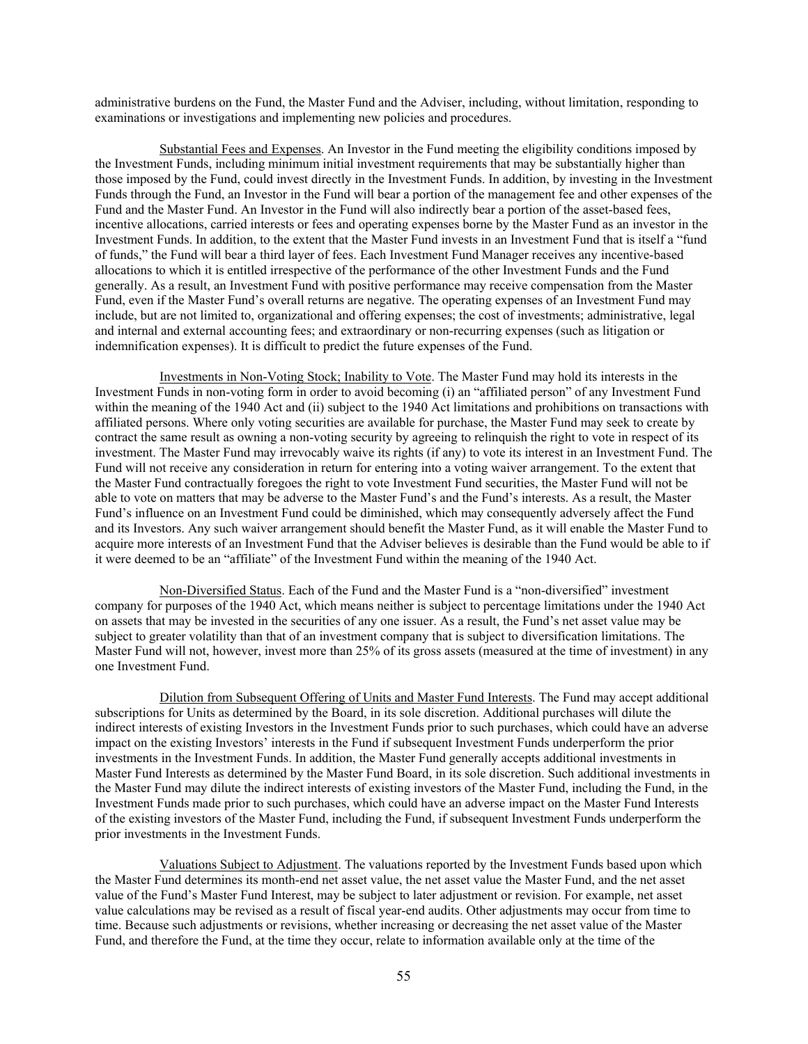administrative burdens on the Fund, the Master Fund and the Adviser, including, without limitation, responding to examinations or investigations and implementing new policies and procedures.

Substantial Fees and Expenses. An Investor in the Fund meeting the eligibility conditions imposed by the Investment Funds, including minimum initial investment requirements that may be substantially higher than those imposed by the Fund, could invest directly in the Investment Funds. In addition, by investing in the Investment Funds through the Fund, an Investor in the Fund will bear a portion of the management fee and other expenses of the Fund and the Master Fund. An Investor in the Fund will also indirectly bear a portion of the asset-based fees, incentive allocations, carried interests or fees and operating expenses borne by the Master Fund as an investor in the Investment Funds. In addition, to the extent that the Master Fund invests in an Investment Fund that is itself a "fund of funds," the Fund will bear a third layer of fees. Each Investment Fund Manager receives any incentive-based allocations to which it is entitled irrespective of the performance of the other Investment Funds and the Fund generally. As a result, an Investment Fund with positive performance may receive compensation from the Master Fund, even if the Master Fund's overall returns are negative. The operating expenses of an Investment Fund may include, but are not limited to, organizational and offering expenses; the cost of investments; administrative, legal and internal and external accounting fees; and extraordinary or non-recurring expenses (such as litigation or indemnification expenses). It is difficult to predict the future expenses of the Fund.

Investments in Non-Voting Stock; Inability to Vote. The Master Fund may hold its interests in the Investment Funds in non-voting form in order to avoid becoming (i) an "affiliated person" of any Investment Fund within the meaning of the 1940 Act and (ii) subject to the 1940 Act limitations and prohibitions on transactions with affiliated persons. Where only voting securities are available for purchase, the Master Fund may seek to create by contract the same result as owning a non-voting security by agreeing to relinquish the right to vote in respect of its investment. The Master Fund may irrevocably waive its rights (if any) to vote its interest in an Investment Fund. The Fund will not receive any consideration in return for entering into a voting waiver arrangement. To the extent that the Master Fund contractually foregoes the right to vote Investment Fund securities, the Master Fund will not be able to vote on matters that may be adverse to the Master Fund's and the Fund's interests. As a result, the Master Fund's influence on an Investment Fund could be diminished, which may consequently adversely affect the Fund and its Investors. Any such waiver arrangement should benefit the Master Fund, as it will enable the Master Fund to acquire more interests of an Investment Fund that the Adviser believes is desirable than the Fund would be able to if it were deemed to be an "affiliate" of the Investment Fund within the meaning of the 1940 Act.

Non-Diversified Status. Each of the Fund and the Master Fund is a "non-diversified" investment company for purposes of the 1940 Act, which means neither is subject to percentage limitations under the 1940 Act on assets that may be invested in the securities of any one issuer. As a result, the Fund's net asset value may be subject to greater volatility than that of an investment company that is subject to diversification limitations. The Master Fund will not, however, invest more than 25% of its gross assets (measured at the time of investment) in any one Investment Fund.

Dilution from Subsequent Offering of Units and Master Fund Interests. The Fund may accept additional subscriptions for Units as determined by the Board, in its sole discretion. Additional purchases will dilute the indirect interests of existing Investors in the Investment Funds prior to such purchases, which could have an adverse impact on the existing Investors' interests in the Fund if subsequent Investment Funds underperform the prior investments in the Investment Funds. In addition, the Master Fund generally accepts additional investments in Master Fund Interests as determined by the Master Fund Board, in its sole discretion. Such additional investments in the Master Fund may dilute the indirect interests of existing investors of the Master Fund, including the Fund, in the Investment Funds made prior to such purchases, which could have an adverse impact on the Master Fund Interests of the existing investors of the Master Fund, including the Fund, if subsequent Investment Funds underperform the prior investments in the Investment Funds.

Valuations Subject to Adjustment. The valuations reported by the Investment Funds based upon which the Master Fund determines its month-end net asset value, the net asset value the Master Fund, and the net asset value of the Fund's Master Fund Interest, may be subject to later adjustment or revision. For example, net asset value calculations may be revised as a result of fiscal year-end audits. Other adjustments may occur from time to time. Because such adjustments or revisions, whether increasing or decreasing the net asset value of the Master Fund, and therefore the Fund, at the time they occur, relate to information available only at the time of the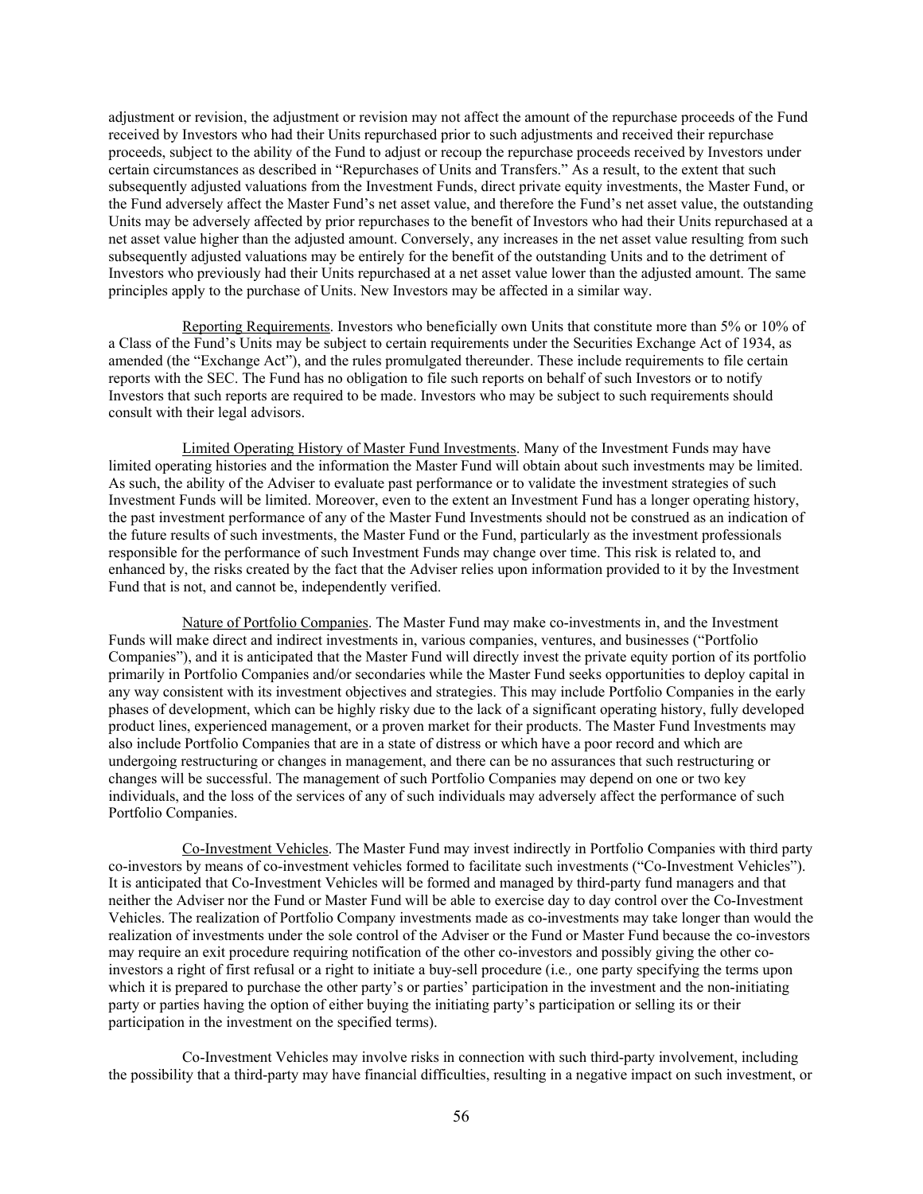adjustment or revision, the adjustment or revision may not affect the amount of the repurchase proceeds of the Fund received by Investors who had their Units repurchased prior to such adjustments and received their repurchase proceeds, subject to the ability of the Fund to adjust or recoup the repurchase proceeds received by Investors under certain circumstances as described in "Repurchases of Units and Transfers." As a result, to the extent that such subsequently adjusted valuations from the Investment Funds, direct private equity investments, the Master Fund, or the Fund adversely affect the Master Fund's net asset value, and therefore the Fund's net asset value, the outstanding Units may be adversely affected by prior repurchases to the benefit of Investors who had their Units repurchased at a net asset value higher than the adjusted amount. Conversely, any increases in the net asset value resulting from such subsequently adjusted valuations may be entirely for the benefit of the outstanding Units and to the detriment of Investors who previously had their Units repurchased at a net asset value lower than the adjusted amount. The same principles apply to the purchase of Units. New Investors may be affected in a similar way.

Reporting Requirements. Investors who beneficially own Units that constitute more than 5% or 10% of a Class of the Fund's Units may be subject to certain requirements under the Securities Exchange Act of 1934, as amended (the "Exchange Act"), and the rules promulgated thereunder. These include requirements to file certain reports with the SEC. The Fund has no obligation to file such reports on behalf of such Investors or to notify Investors that such reports are required to be made. Investors who may be subject to such requirements should consult with their legal advisors.

Limited Operating History of Master Fund Investments. Many of the Investment Funds may have limited operating histories and the information the Master Fund will obtain about such investments may be limited. As such, the ability of the Adviser to evaluate past performance or to validate the investment strategies of such Investment Funds will be limited. Moreover, even to the extent an Investment Fund has a longer operating history, the past investment performance of any of the Master Fund Investments should not be construed as an indication of the future results of such investments, the Master Fund or the Fund, particularly as the investment professionals responsible for the performance of such Investment Funds may change over time. This risk is related to, and enhanced by, the risks created by the fact that the Adviser relies upon information provided to it by the Investment Fund that is not, and cannot be, independently verified.

Nature of Portfolio Companies. The Master Fund may make co-investments in, and the Investment Funds will make direct and indirect investments in, various companies, ventures, and businesses ("Portfolio Companies"), and it is anticipated that the Master Fund will directly invest the private equity portion of its portfolio primarily in Portfolio Companies and/or secondaries while the Master Fund seeks opportunities to deploy capital in any way consistent with its investment objectives and strategies. This may include Portfolio Companies in the early phases of development, which can be highly risky due to the lack of a significant operating history, fully developed product lines, experienced management, or a proven market for their products. The Master Fund Investments may also include Portfolio Companies that are in a state of distress or which have a poor record and which are undergoing restructuring or changes in management, and there can be no assurances that such restructuring or changes will be successful. The management of such Portfolio Companies may depend on one or two key individuals, and the loss of the services of any of such individuals may adversely affect the performance of such Portfolio Companies.

Co-Investment Vehicles. The Master Fund may invest indirectly in Portfolio Companies with third party co-investors by means of co-investment vehicles formed to facilitate such investments ("Co-Investment Vehicles"). It is anticipated that Co-Investment Vehicles will be formed and managed by third-party fund managers and that neither the Adviser nor the Fund or Master Fund will be able to exercise day to day control over the Co-Investment Vehicles. The realization of Portfolio Company investments made as co-investments may take longer than would the realization of investments under the sole control of the Adviser or the Fund or Master Fund because the co-investors may require an exit procedure requiring notification of the other co-investors and possibly giving the other co-investors a right of first refusal or a right to initiate a buy-sell procedure (*i.e.,* one party specifying the terms upon which it is prepared to purchase the other party's or parties' participation in the investment and the non-initiating party or parties having the option of either buying the initiating party's participation or selling its or their participation in the investment on the specified terms).

Co-Investment Vehicles may involve risks in connection with such third-party involvement, including the possibility that a third-party may have financial difficulties, resulting in a negative impact on such investment, or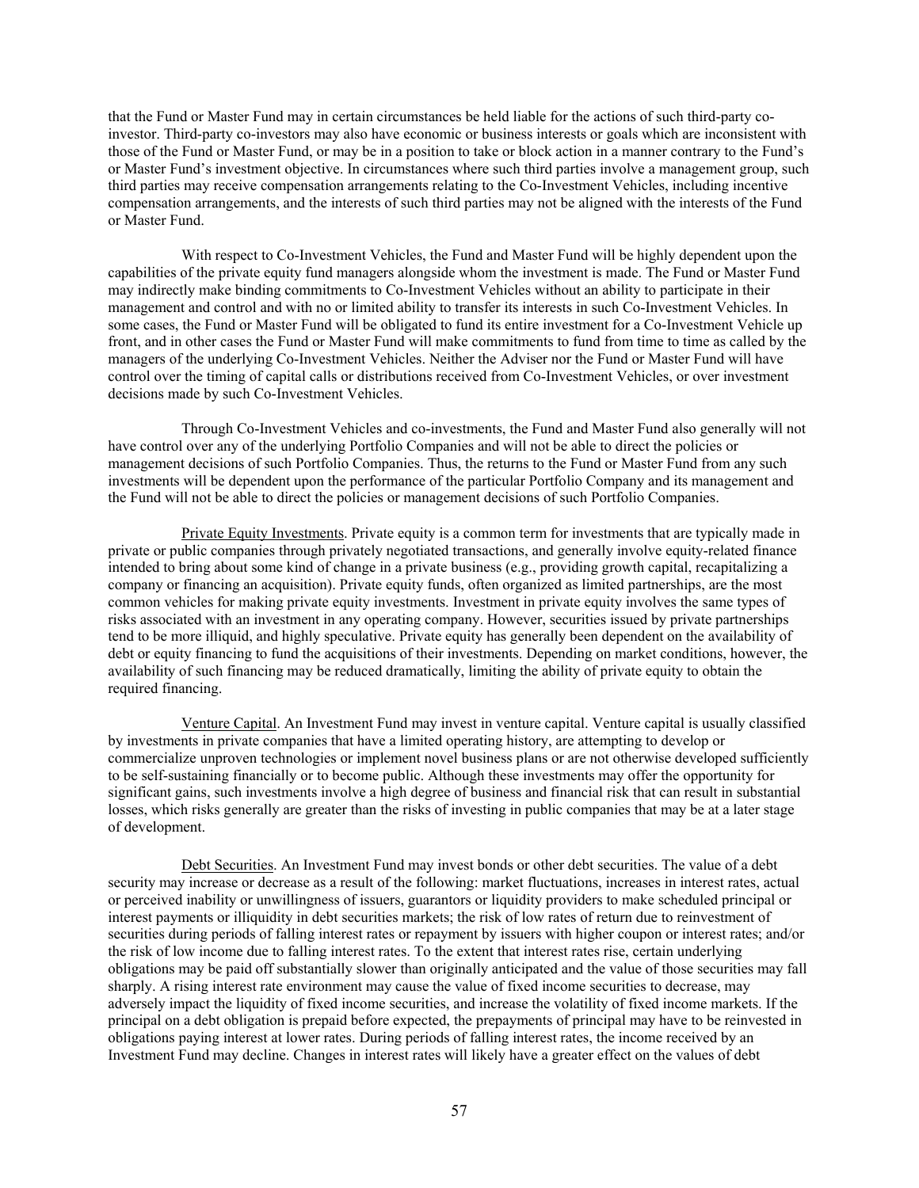that the Fund or Master Fund may in certain circumstances be held liable for the actions of such third-party co-investor. Third-party co-investors may also have economic or business interests or goals which are inconsistent with those of the Fund or Master Fund, or may be in a position to take or block action in a manner contrary to the Fund's or Master Fund's investment objective. In circumstances where such third parties involve a management group, such third parties may receive compensation arrangements relating to the Co-Investment Vehicles, including incentive compensation arrangements, and the interests of such third parties may not be aligned with the interests of the Fund or Master Fund.

With respect to Co-Investment Vehicles, the Fund and Master Fund will be highly dependent upon the capabilities of the private equity fund managers alongside whom the investment is made. The Fund or Master Fund may indirectly make binding commitments to Co-Investment Vehicles without an ability to participate in their management and control and with no or limited ability to transfer its interests in such Co-Investment Vehicles. In some cases, the Fund or Master Fund will be obligated to fund its entire investment for a Co-Investment Vehicle up front, and in other cases the Fund or Master Fund will make commitments to fund from time to time as called by the managers of the underlying Co-Investment Vehicles. Neither the Adviser nor the Fund or Master Fund will have control over the timing of capital calls or distributions received from Co-Investment Vehicles, or over investment decisions made by such Co-Investment Vehicles.

Through Co-Investment Vehicles and co-investments, the Fund and Master Fund also generally will not have control over any of the underlying Portfolio Companies and will not be able to direct the policies or management decisions of such Portfolio Companies. Thus, the returns to the Fund or Master Fund from any such investments will be dependent upon the performance of the particular Portfolio Company and its management and the Fund will not be able to direct the policies or management decisions of such Portfolio Companies.

Private Equity Investments. Private equity is a common term for investments that are typically made in private or public companies through privately negotiated transactions, and generally involve equity-related finance intended to bring about some kind of change in a private business (e.g., providing growth capital, recapitalizing a company or financing an acquisition). Private equity funds, often organized as limited partnerships, are the most common vehicles for making private equity investments. Investment in private equity involves the same types of risks associated with an investment in any operating company. However, securities issued by private partnerships tend to be more illiquid, and highly speculative. Private equity has generally been dependent on the availability of debt or equity financing to fund the acquisitions of their investments. Depending on market conditions, however, the availability of such financing may be reduced dramatically, limiting the ability of private equity to obtain the required financing.

Venture Capital. An Investment Fund may invest in venture capital. Venture capital is usually classified by investments in private companies that have a limited operating history, are attempting to develop or commercialize unproven technologies or implement novel business plans or are not otherwise developed sufficiently to be self-sustaining financially or to become public. Although these investments may offer the opportunity for significant gains, such investments involve a high degree of business and financial risk that can result in substantial losses, which risks generally are greater than the risks of investing in public companies that may be at a later stage of development.

Debt Securities. An Investment Fund may invest bonds or other debt securities. The value of a debt security may increase or decrease as a result of the following: market fluctuations, increases in interest rates, actual or perceived inability or unwillingness of issuers, guarantors or liquidity providers to make scheduled principal or interest payments or illiquidity in debt securities markets; the risk of low rates of return due to reinvestment of securities during periods of falling interest rates or repayment by issuers with higher coupon or interest rates; and/or the risk of low income due to falling interest rates. To the extent that interest rates rise, certain underlying obligations may be paid off substantially slower than originally anticipated and the value of those securities may fall sharply. A rising interest rate environment may cause the value of fixed income securities to decrease, may adversely impact the liquidity of fixed income securities, and increase the volatility of fixed income markets. If the principal on a debt obligation is prepaid before expected, the prepayments of principal may have to be reinvested in obligations paying interest at lower rates. During periods of falling interest rates, the income received by an Investment Fund may decline. Changes in interest rates will likely have a greater effect on the values of debt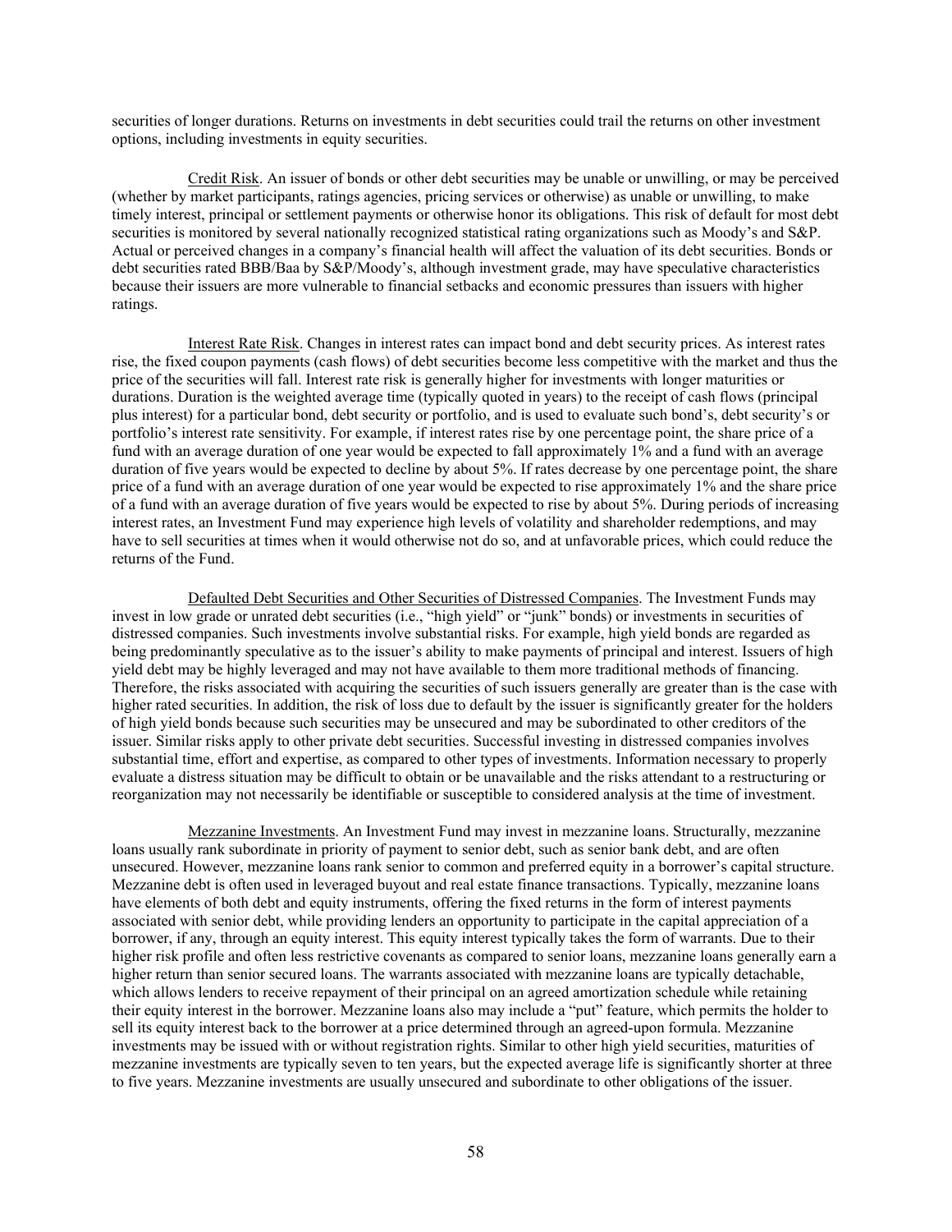securities of longer durations. Returns on investments in debt securities could trail the returns on other investment options, including investments in equity securities.

Credit Risk. An issuer of bonds or other debt securities may be unable or unwilling, or may be perceived (whether by market participants, ratings agencies, pricing services or otherwise) as unable or unwilling, to make timely interest, principal or settlement payments or otherwise honor its obligations. This risk of default for most debt securities is monitored by several nationally recognized statistical rating organizations such as Moody's and S&P. Actual or perceived changes in a company's financial health will affect the valuation of its debt securities. Bonds or debt securities rated BBB/Baa by S&P/Moody's, although investment grade, may have speculative characteristics because their issuers are more vulnerable to financial setbacks and economic pressures than issuers with higher ratings.

Interest Rate Risk. Changes in interest rates can impact bond and debt security prices. As interest rates rise, the fixed coupon payments (cash flows) of debt securities become less competitive with the market and thus the price of the securities will fall. Interest rate risk is generally higher for investments with longer maturities or durations. Duration is the weighted average time (typically quoted in years) to the receipt of cash flows (principal plus interest) for a particular bond, debt security or portfolio, and is used to evaluate such bond's, debt security's or portfolio's interest rate sensitivity. For example, if interest rates rise by one percentage point, the share price of a fund with an average duration of one year would be expected to fall approximately 1% and a fund with an average duration of five years would be expected to decline by about 5%. If rates decrease by one percentage point, the share price of a fund with an average duration of one year would be expected to rise approximately 1% and the share price of a fund with an average duration of five years would be expected to rise by about 5%. During periods of increasing interest rates, an Investment Fund may experience high levels of volatility and shareholder redemptions, and may have to sell securities at times when it would otherwise not do so, and at unfavorable prices, which could reduce the returns of the Fund.

Defaulted Debt Securities and Other Securities of Distressed Companies. The Investment Funds may invest in low grade or unrated debt securities (i.e., "high yield" or "junk" bonds) or investments in securities of distressed companies. Such investments involve substantial risks. For example, high yield bonds are regarded as being predominantly speculative as to the issuer's ability to make payments of principal and interest. Issuers of high yield debt may be highly leveraged and may not have available to them more traditional methods of financing. Therefore, the risks associated with acquiring the securities of such issuers generally are greater than is the case with higher rated securities. In addition, the risk of loss due to default by the issuer is significantly greater for the holders of high yield bonds because such securities may be unsecured and may be subordinated to other creditors of the issuer. Similar risks apply to other private debt securities. Successful investing in distressed companies involves substantial time, effort and expertise, as compared to other types of investments. Information necessary to properly evaluate a distress situation may be difficult to obtain or be unavailable and the risks attendant to a restructuring or reorganization may not necessarily be identifiable or susceptible to considered analysis at the time of investment.

Mezzanine Investments. An Investment Fund may invest in mezzanine loans. Structurally, mezzanine loans usually rank subordinate in priority of payment to senior debt, such as senior bank debt, and are often unsecured. However, mezzanine loans rank senior to common and preferred equity in a borrower's capital structure. Mezzanine debt is often used in leveraged buyout and real estate finance transactions. Typically, mezzanine loans have elements of both debt and equity instruments, offering the fixed returns in the form of interest payments associated with senior debt, while providing lenders an opportunity to participate in the capital appreciation of a borrower, if any, through an equity interest. This equity interest typically takes the form of warrants. Due to their higher risk profile and often less restrictive covenants as compared to senior loans, mezzanine loans generally earn a higher return than senior secured loans. The warrants associated with mezzanine loans are typically detachable, which allows lenders to receive repayment of their principal on an agreed amortization schedule while retaining their equity interest in the borrower. Mezzanine loans also may include a "put" feature, which permits the holder to sell its equity interest back to the borrower at a price determined through an agreed-upon formula. Mezzanine investments may be issued with or without registration rights. Similar to other high yield securities, maturities of mezzanine investments are typically seven to ten years, but the expected average life is significantly shorter at three to five years. Mezzanine investments are usually unsecured and subordinate to other obligations of the issuer.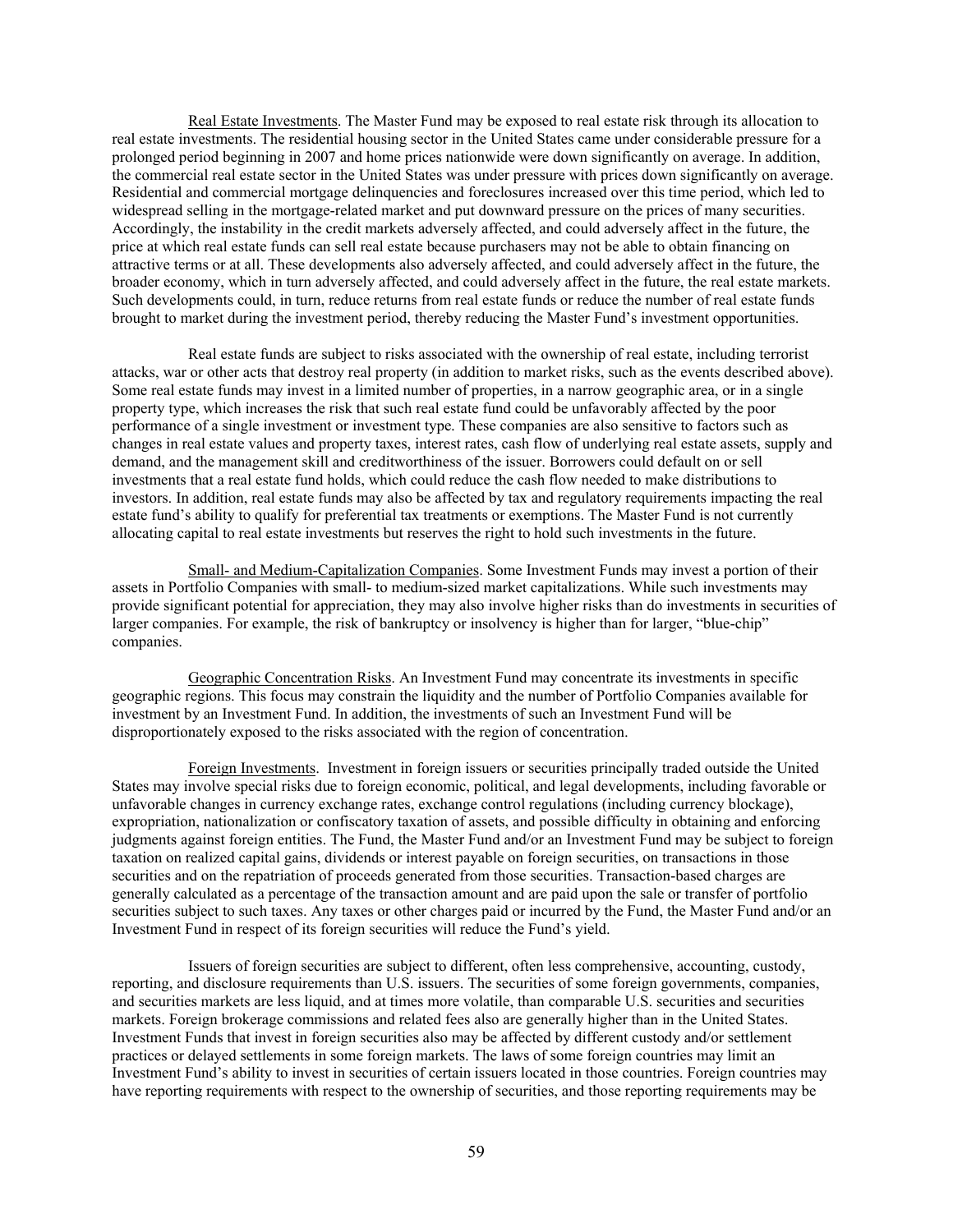Real Estate Investments. The Master Fund may be exposed to real estate risk through its allocation to real estate investments. The residential housing sector in the United States came under considerable pressure for a prolonged period beginning in 2007 and home prices nationwide were down significantly on average. In addition, the commercial real estate sector in the United States was under pressure with prices down significantly on average. Residential and commercial mortgage delinquencies and foreclosures increased over this time period, which led to widespread selling in the mortgage-related market and put downward pressure on the prices of many securities. Accordingly, the instability in the credit markets adversely affected, and could adversely affect in the future, the price at which real estate funds can sell real estate because purchasers may not be able to obtain financing on attractive terms or at all. These developments also adversely affected, and could adversely affect in the future, the broader economy, which in turn adversely affected, and could adversely affect in the future, the real estate markets. Such developments could, in turn, reduce returns from real estate funds or reduce the number of real estate funds brought to market during the investment period, thereby reducing the Master Fund's investment opportunities.

Real estate funds are subject to risks associated with the ownership of real estate, including terrorist attacks, war or other acts that destroy real property (in addition to market risks, such as the events described above). Some real estate funds may invest in a limited number of properties, in a narrow geographic area, or in a single property type, which increases the risk that such real estate fund could be unfavorably affected by the poor performance of a single investment or investment type. These companies are also sensitive to factors such as changes in real estate values and property taxes, interest rates, cash flow of underlying real estate assets, supply and demand, and the management skill and creditworthiness of the issuer. Borrowers could default on or sell investments that a real estate fund holds, which could reduce the cash flow needed to make distributions to investors. In addition, real estate funds may also be affected by tax and regulatory requirements impacting the real estate fund's ability to qualify for preferential tax treatments or exemptions. The Master Fund is not currently allocating capital to real estate investments but reserves the right to hold such investments in the future.

Small- and Medium-Capitalization Companies. Some Investment Funds may invest a portion of their assets in Portfolio Companies with small- to medium-sized market capitalizations. While such investments may provide significant potential for appreciation, they may also involve higher risks than do investments in securities of larger companies. For example, the risk of bankruptcy or insolvency is higher than for larger, "blue-chip" companies.

Geographic Concentration Risks. An Investment Fund may concentrate its investments in specific geographic regions. This focus may constrain the liquidity and the number of Portfolio Companies available for investment by an Investment Fund. In addition, the investments of such an Investment Fund will be disproportionately exposed to the risks associated with the region of concentration.

Foreign Investments. Investment in foreign issuers or securities principally traded outside the United States may involve special risks due to foreign economic, political, and legal developments, including favorable or unfavorable changes in currency exchange rates, exchange control regulations (including currency blockage), expropriation, nationalization or confiscatory taxation of assets, and possible difficulty in obtaining and enforcing judgments against foreign entities. The Fund, the Master Fund and/or an Investment Fund may be subject to foreign taxation on realized capital gains, dividends or interest payable on foreign securities, on transactions in those securities and on the repatriation of proceeds generated from those securities. Transaction-based charges are generally calculated as a percentage of the transaction amount and are paid upon the sale or transfer of portfolio securities subject to such taxes. Any taxes or other charges paid or incurred by the Fund, the Master Fund and/or an Investment Fund in respect of its foreign securities will reduce the Fund's yield.

Issuers of foreign securities are subject to different, often less comprehensive, accounting, custody, reporting, and disclosure requirements than U.S. issuers. The securities of some foreign governments, companies, and securities markets are less liquid, and at times more volatile, than comparable U.S. securities and securities markets. Foreign brokerage commissions and related fees also are generally higher than in the United States. Investment Funds that invest in foreign securities also may be affected by different custody and/or settlement practices or delayed settlements in some foreign markets. The laws of some foreign countries may limit an Investment Fund's ability to invest in securities of certain issuers located in those countries. Foreign countries may have reporting requirements with respect to the ownership of securities, and those reporting requirements may be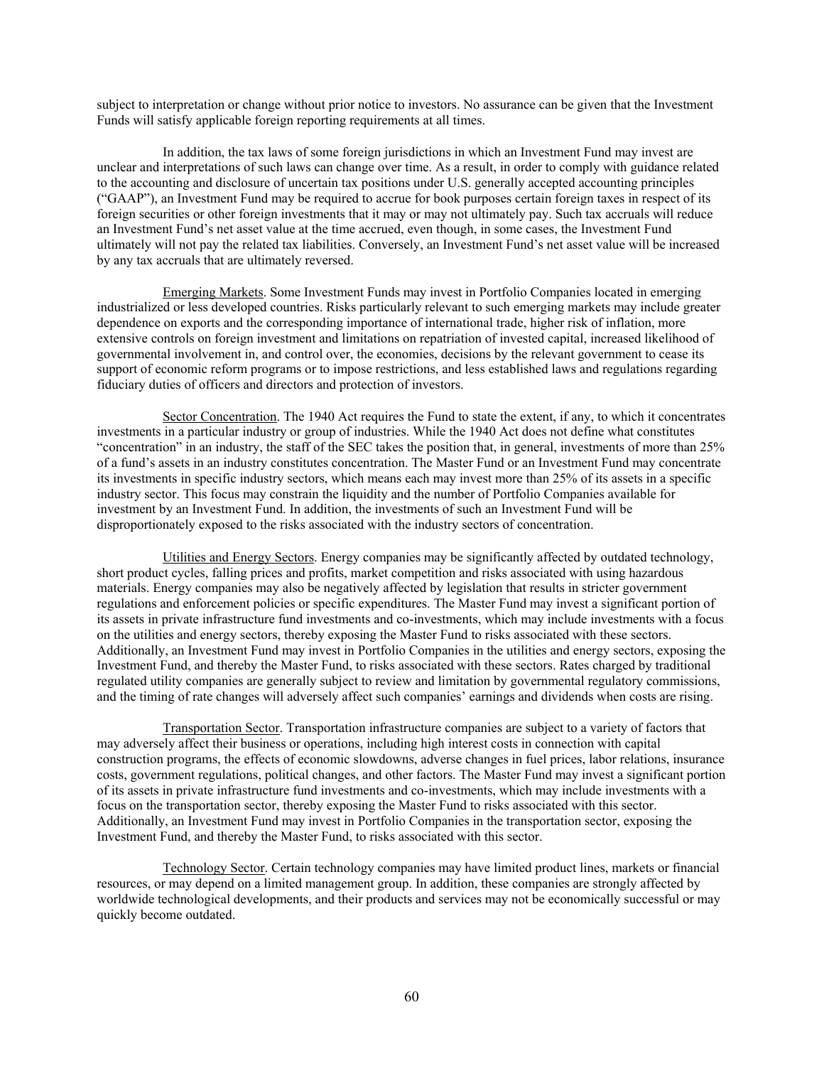subject to interpretation or change without prior notice to investors. No assurance can be given that the Investment Funds will satisfy applicable foreign reporting requirements at all times.

In addition, the tax laws of some foreign jurisdictions in which an Investment Fund may invest are unclear and interpretations of such laws can change over time. As a result, in order to comply with guidance related to the accounting and disclosure of uncertain tax positions under U.S. generally accepted accounting principles ("GAAP"), an Investment Fund may be required to accrue for book purposes certain foreign taxes in respect of its foreign securities or other foreign investments that it may or may not ultimately pay. Such tax accruals will reduce an Investment Fund's net asset value at the time accrued, even though, in some cases, the Investment Fund ultimately will not pay the related tax liabilities. Conversely, an Investment Fund's net asset value will be increased by any tax accruals that are ultimately reversed.

Emerging Markets. Some Investment Funds may invest in Portfolio Companies located in emerging industrialized or less developed countries. Risks particularly relevant to such emerging markets may include greater dependence on exports and the corresponding importance of international trade, higher risk of inflation, more extensive controls on foreign investment and limitations on repatriation of invested capital, increased likelihood of governmental involvement in, and control over, the economies, decisions by the relevant government to cease its support of economic reform programs or to impose restrictions, and less established laws and regulations regarding fiduciary duties of officers and directors and protection of investors.

Sector Concentration. The 1940 Act requires the Fund to state the extent, if any, to which it concentrates investments in a particular industry or group of industries. While the 1940 Act does not define what constitutes "concentration" in an industry, the staff of the SEC takes the position that, in general, investments of more than 25% of a fund's assets in an industry constitutes concentration. The Master Fund or an Investment Fund may concentrate its investments in specific industry sectors, which means each may invest more than 25% of its assets in a specific industry sector. This focus may constrain the liquidity and the number of Portfolio Companies available for investment by an Investment Fund. In addition, the investments of such an Investment Fund will be disproportionately exposed to the risks associated with the industry sectors of concentration.

Utilities and Energy Sectors. Energy companies may be significantly affected by outdated technology, short product cycles, falling prices and profits, market competition and risks associated with using hazardous materials. Energy companies may also be negatively affected by legislation that results in stricter government regulations and enforcement policies or specific expenditures. The Master Fund may invest a significant portion of its assets in private infrastructure fund investments and co-investments, which may include investments with a focus on the utilities and energy sectors, thereby exposing the Master Fund to risks associated with these sectors. Additionally, an Investment Fund may invest in Portfolio Companies in the utilities and energy sectors, exposing the Investment Fund, and thereby the Master Fund, to risks associated with these sectors. Rates charged by traditional regulated utility companies are generally subject to review and limitation by governmental regulatory commissions, and the timing of rate changes will adversely affect such companies' earnings and dividends when costs are rising.

Transportation Sector. Transportation infrastructure companies are subject to a variety of factors that may adversely affect their business or operations, including high interest costs in connection with capital construction programs, the effects of economic slowdowns, adverse changes in fuel prices, labor relations, insurance costs, government regulations, political changes, and other factors. The Master Fund may invest a significant portion of its assets in private infrastructure fund investments and co-investments, which may include investments with a focus on the transportation sector, thereby exposing the Master Fund to risks associated with this sector. Additionally, an Investment Fund may invest in Portfolio Companies in the transportation sector, exposing the Investment Fund, and thereby the Master Fund, to risks associated with this sector.

Technology Sector. Certain technology companies may have limited product lines, markets or financial resources, or may depend on a limited management group. In addition, these companies are strongly affected by worldwide technological developments, and their products and services may not be economically successful or may quickly become outdated.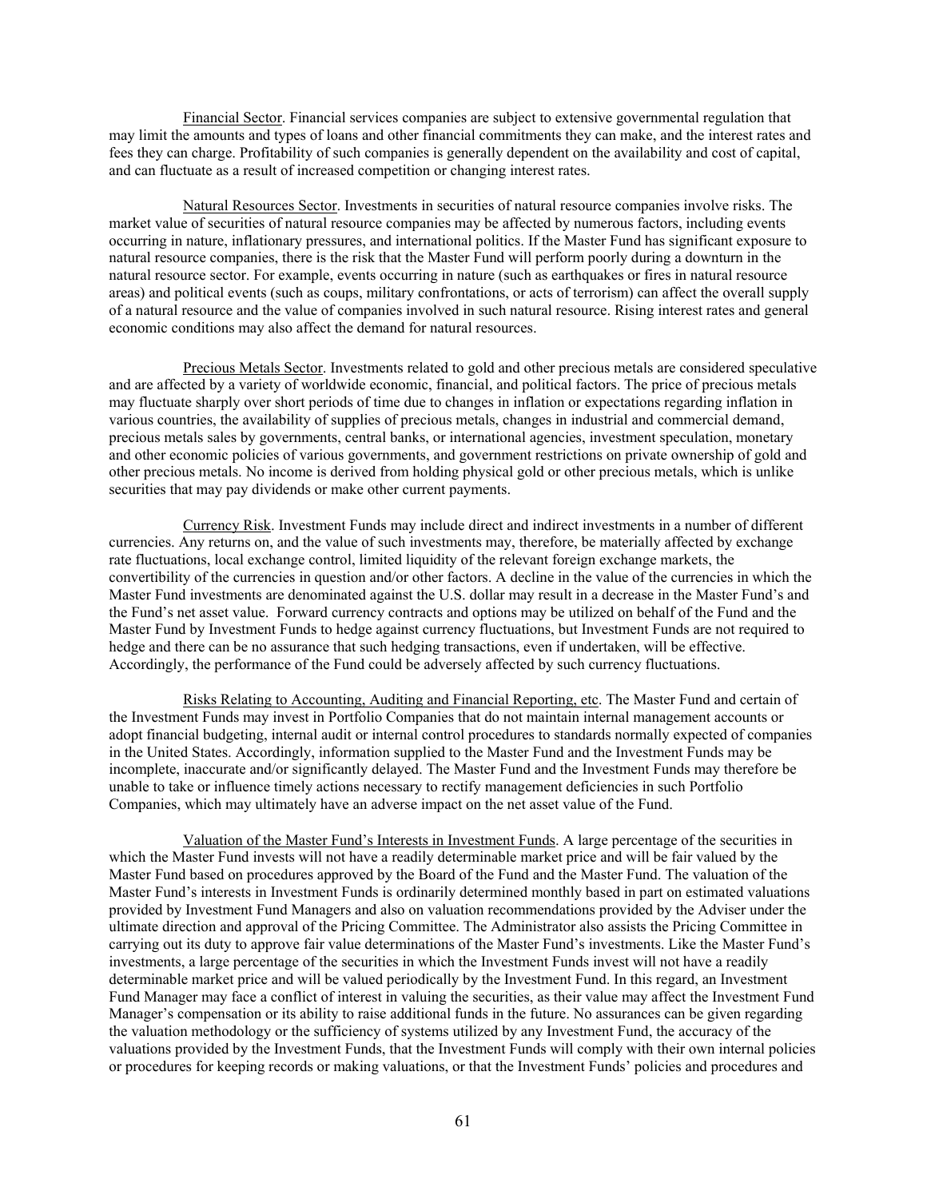Financial Sector. Financial services companies are subject to extensive governmental regulation that may limit the amounts and types of loans and other financial commitments they can make, and the interest rates and fees they can charge. Profitability of such companies is generally dependent on the availability and cost of capital, and can fluctuate as a result of increased competition or changing interest rates.

Natural Resources Sector. Investments in securities of natural resource companies involve risks. The market value of securities of natural resource companies may be affected by numerous factors, including events occurring in nature, inflationary pressures, and international politics. If the Master Fund has significant exposure to natural resource companies, there is the risk that the Master Fund will perform poorly during a downturn in the natural resource sector. For example, events occurring in nature (such as earthquakes or fires in natural resource areas) and political events (such as coups, military confrontations, or acts of terrorism) can affect the overall supply of a natural resource and the value of companies involved in such natural resource. Rising interest rates and general economic conditions may also affect the demand for natural resources.

Precious Metals Sector. Investments related to gold and other precious metals are considered speculative and are affected by a variety of worldwide economic, financial, and political factors. The price of precious metals may fluctuate sharply over short periods of time due to changes in inflation or expectations regarding inflation in various countries, the availability of supplies of precious metals, changes in industrial and commercial demand, precious metals sales by governments, central banks, or international agencies, investment speculation, monetary and other economic policies of various governments, and government restrictions on private ownership of gold and other precious metals. No income is derived from holding physical gold or other precious metals, which is unlike securities that may pay dividends or make other current payments.

Currency Risk. Investment Funds may include direct and indirect investments in a number of different currencies. Any returns on, and the value of such investments may, therefore, be materially affected by exchange rate fluctuations, local exchange control, limited liquidity of the relevant foreign exchange markets, the convertibility of the currencies in question and/or other factors. A decline in the value of the currencies in which the Master Fund investments are denominated against the U.S. dollar may result in a decrease in the Master Fund's and the Fund's net asset value. Forward currency contracts and options may be utilized on behalf of the Fund and the Master Fund by Investment Funds to hedge against currency fluctuations, but Investment Funds are not required to hedge and there can be no assurance that such hedging transactions, even if undertaken, will be effective. Accordingly, the performance of the Fund could be adversely affected by such currency fluctuations.

Risks Relating to Accounting, Auditing and Financial Reporting, etc. The Master Fund and certain of the Investment Funds may invest in Portfolio Companies that do not maintain internal management accounts or adopt financial budgeting, internal audit or internal control procedures to standards normally expected of companies in the United States. Accordingly, information supplied to the Master Fund and the Investment Funds may be incomplete, inaccurate and/or significantly delayed. The Master Fund and the Investment Funds may therefore be unable to take or influence timely actions necessary to rectify management deficiencies in such Portfolio Companies, which may ultimately have an adverse impact on the net asset value of the Fund.

Valuation of the Master Fund's Interests in Investment Funds. A large percentage of the securities in which the Master Fund invests will not have a readily determinable market price and will be fair valued by the Master Fund based on procedures approved by the Board of the Fund and the Master Fund. The valuation of the Master Fund's interests in Investment Funds is ordinarily determined monthly based in part on estimated valuations provided by Investment Fund Managers and also on valuation recommendations provided by the Adviser under the ultimate direction and approval of the Pricing Committee. The Administrator also assists the Pricing Committee in carrying out its duty to approve fair value determinations of the Master Fund's investments. Like the Master Fund's investments, a large percentage of the securities in which the Investment Funds invest will not have a readily determinable market price and will be valued periodically by the Investment Fund. In this regard, an Investment Fund Manager may face a conflict of interest in valuing the securities, as their value may affect the Investment Fund Manager's compensation or its ability to raise additional funds in the future. No assurances can be given regarding the valuation methodology or the sufficiency of systems utilized by any Investment Fund, the accuracy of the valuations provided by the Investment Funds, that the Investment Funds will comply with their own internal policies or procedures for keeping records or making valuations, or that the Investment Funds' policies and procedures and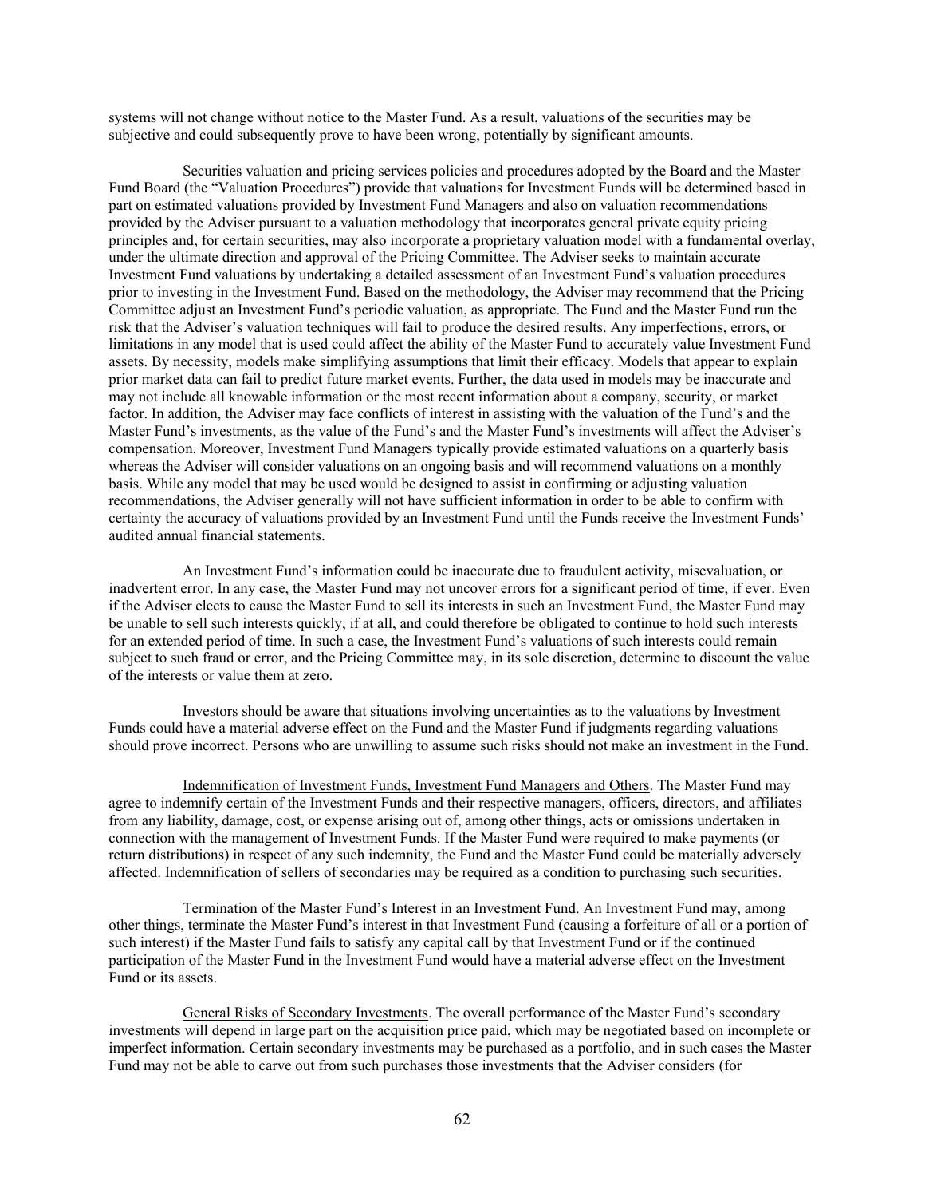systems will not change without notice to the Master Fund. As a result, valuations of the securities may be subjective and could subsequently prove to have been wrong, potentially by significant amounts.

Securities valuation and pricing services policies and procedures adopted by the Board and the Master Fund Board (the "Valuation Procedures") provide that valuations for Investment Funds will be determined based in part on estimated valuations provided by Investment Fund Managers and also on valuation recommendations provided by the Adviser pursuant to a valuation methodology that incorporates general private equity pricing principles and, for certain securities, may also incorporate a proprietary valuation model with a fundamental overlay, under the ultimate direction and approval of the Pricing Committee. The Adviser seeks to maintain accurate Investment Fund valuations by undertaking a detailed assessment of an Investment Fund's valuation procedures prior to investing in the Investment Fund. Based on the methodology, the Adviser may recommend that the Pricing Committee adjust an Investment Fund's periodic valuation, as appropriate. The Fund and the Master Fund run the risk that the Adviser's valuation techniques will fail to produce the desired results. Any imperfections, errors, or limitations in any model that is used could affect the ability of the Master Fund to accurately value Investment Fund assets. By necessity, models make simplifying assumptions that limit their efficacy. Models that appear to explain prior market data can fail to predict future market events. Further, the data used in models may be inaccurate and may not include all knowable information or the most recent information about a company, security, or market factor. In addition, the Adviser may face conflicts of interest in assisting with the valuation of the Fund's and the Master Fund's investments, as the value of the Fund's and the Master Fund's investments will affect the Adviser's compensation. Moreover, Investment Fund Managers typically provide estimated valuations on a quarterly basis whereas the Adviser will consider valuations on an ongoing basis and will recommend valuations on a monthly basis. While any model that may be used would be designed to assist in confirming or adjusting valuation recommendations, the Adviser generally will not have sufficient information in order to be able to confirm with certainty the accuracy of valuations provided by an Investment Fund until the Funds receive the Investment Funds' audited annual financial statements.

An Investment Fund's information could be inaccurate due to fraudulent activity, misevaluation, or inadvertent error. In any case, the Master Fund may not uncover errors for a significant period of time, if ever. Even if the Adviser elects to cause the Master Fund to sell its interests in such an Investment Fund, the Master Fund may be unable to sell such interests quickly, if at all, and could therefore be obligated to continue to hold such interests for an extended period of time. In such a case, the Investment Fund's valuations of such interests could remain subject to such fraud or error, and the Pricing Committee may, in its sole discretion, determine to discount the value of the interests or value them at zero.

Investors should be aware that situations involving uncertainties as to the valuations by Investment Funds could have a material adverse effect on the Fund and the Master Fund if judgments regarding valuations should prove incorrect. Persons who are unwilling to assume such risks should not make an investment in the Fund.

Indemnification of Investment Funds, Investment Fund Managers and Others. The Master Fund may agree to indemnify certain of the Investment Funds and their respective managers, officers, directors, and affiliates from any liability, damage, cost, or expense arising out of, among other things, acts or omissions undertaken in connection with the management of Investment Funds. If the Master Fund were required to make payments (or return distributions) in respect of any such indemnity, the Fund and the Master Fund could be materially adversely affected. Indemnification of sellers of secondaries may be required as a condition to purchasing such securities.

Termination of the Master Fund's Interest in an Investment Fund. An Investment Fund may, among other things, terminate the Master Fund's interest in that Investment Fund (causing a forfeiture of all or a portion of such interest) if the Master Fund fails to satisfy any capital call by that Investment Fund or if the continued participation of the Master Fund in the Investment Fund would have a material adverse effect on the Investment Fund or its assets.

General Risks of Secondary Investments. The overall performance of the Master Fund's secondary investments will depend in large part on the acquisition price paid, which may be negotiated based on incomplete or imperfect information. Certain secondary investments may be purchased as a portfolio, and in such cases the Master Fund may not be able to carve out from such purchases those investments that the Adviser considers (for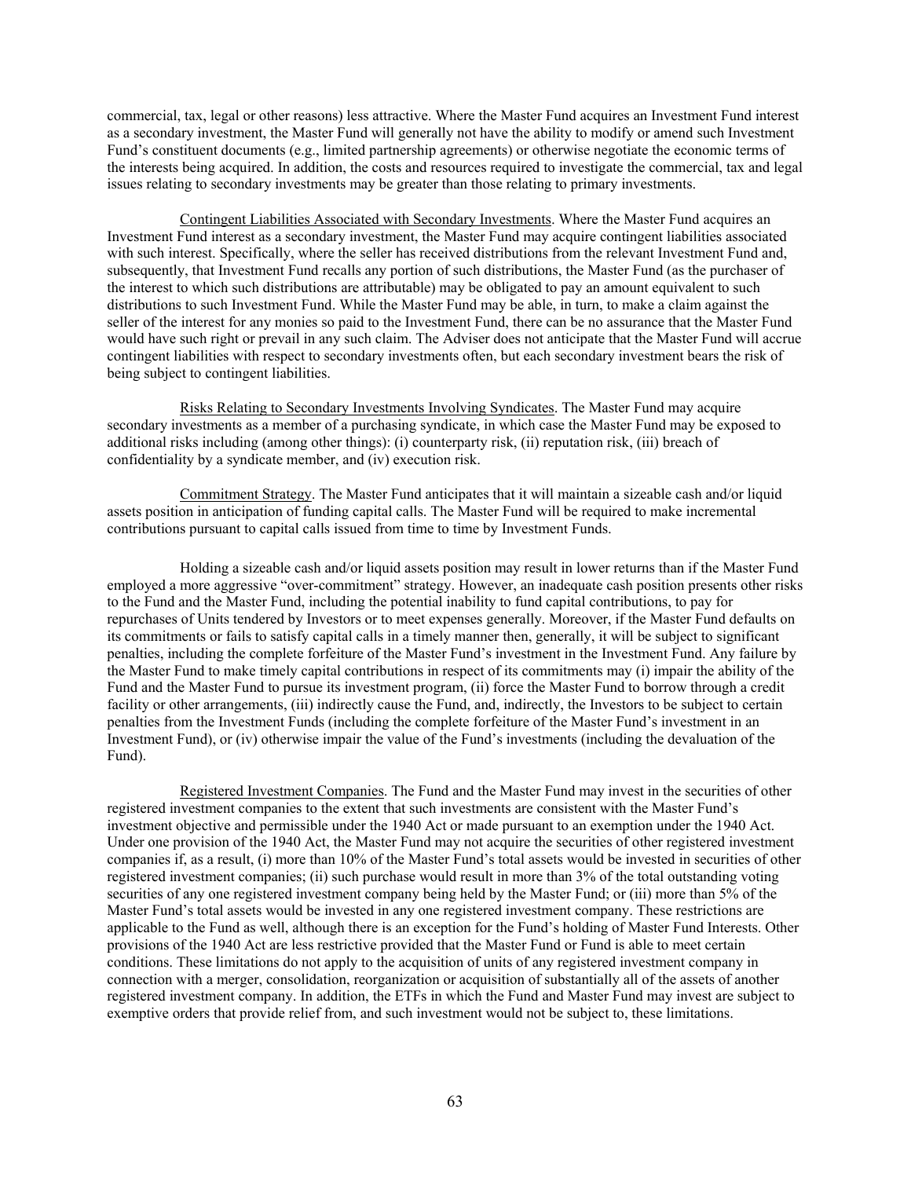commercial, tax, legal or other reasons) less attractive. Where the Master Fund acquires an Investment Fund interest as a secondary investment, the Master Fund will generally not have the ability to modify or amend such Investment Fund's constituent documents (e.g., limited partnership agreements) or otherwise negotiate the economic terms of the interests being acquired. In addition, the costs and resources required to investigate the commercial, tax and legal issues relating to secondary investments may be greater than those relating to primary investments.

Contingent Liabilities Associated with Secondary Investments. Where the Master Fund acquires an Investment Fund interest as a secondary investment, the Master Fund may acquire contingent liabilities associated with such interest. Specifically, where the seller has received distributions from the relevant Investment Fund and, subsequently, that Investment Fund recalls any portion of such distributions, the Master Fund (as the purchaser of the interest to which such distributions are attributable) may be obligated to pay an amount equivalent to such distributions to such Investment Fund. While the Master Fund may be able, in turn, to make a claim against the seller of the interest for any monies so paid to the Investment Fund, there can be no assurance that the Master Fund would have such right or prevail in any such claim. The Adviser does not anticipate that the Master Fund will accrue contingent liabilities with respect to secondary investments often, but each secondary investment bears the risk of being subject to contingent liabilities.

Risks Relating to Secondary Investments Involving Syndicates. The Master Fund may acquire secondary investments as a member of a purchasing syndicate, in which case the Master Fund may be exposed to additional risks including (among other things): (i) counterparty risk, (ii) reputation risk, (iii) breach of confidentiality by a syndicate member, and (iv) execution risk.

Commitment Strategy. The Master Fund anticipates that it will maintain a sizeable cash and/or liquid assets position in anticipation of funding capital calls. The Master Fund will be required to make incremental contributions pursuant to capital calls issued from time to time by Investment Funds.

Holding a sizeable cash and/or liquid assets position may result in lower returns than if the Master Fund employed a more aggressive "over-commitment" strategy. However, an inadequate cash position presents other risks to the Fund and the Master Fund, including the potential inability to fund capital contributions, to pay for repurchases of Units tendered by Investors or to meet expenses generally. Moreover, if the Master Fund defaults on its commitments or fails to satisfy capital calls in a timely manner then, generally, it will be subject to significant penalties, including the complete forfeiture of the Master Fund's investment in the Investment Fund. Any failure by the Master Fund to make timely capital contributions in respect of its commitments may (i) impair the ability of the Fund and the Master Fund to pursue its investment program, (ii) force the Master Fund to borrow through a credit facility or other arrangements, (iii) indirectly cause the Fund, and, indirectly, the Investors to be subject to certain penalties from the Investment Funds (including the complete forfeiture of the Master Fund's investment in an Investment Fund), or (iv) otherwise impair the value of the Fund's investments (including the devaluation of the Fund).

Registered Investment Companies. The Fund and the Master Fund may invest in the securities of other registered investment companies to the extent that such investments are consistent with the Master Fund's investment objective and permissible under the 1940 Act or made pursuant to an exemption under the 1940 Act. Under one provision of the 1940 Act, the Master Fund may not acquire the securities of other registered investment companies if, as a result, (i) more than 10% of the Master Fund's total assets would be invested in securities of other registered investment companies; (ii) such purchase would result in more than 3% of the total outstanding voting securities of any one registered investment company being held by the Master Fund; or (iii) more than 5% of the Master Fund's total assets would be invested in any one registered investment company. These restrictions are applicable to the Fund as well, although there is an exception for the Fund's holding of Master Fund Interests. Other provisions of the 1940 Act are less restrictive provided that the Master Fund or Fund is able to meet certain conditions. These limitations do not apply to the acquisition of units of any registered investment company in connection with a merger, consolidation, reorganization or acquisition of substantially all of the assets of another registered investment company. In addition, the ETFs in which the Fund and Master Fund may invest are subject to exemptive orders that provide relief from, and such investment would not be subject to, these limitations.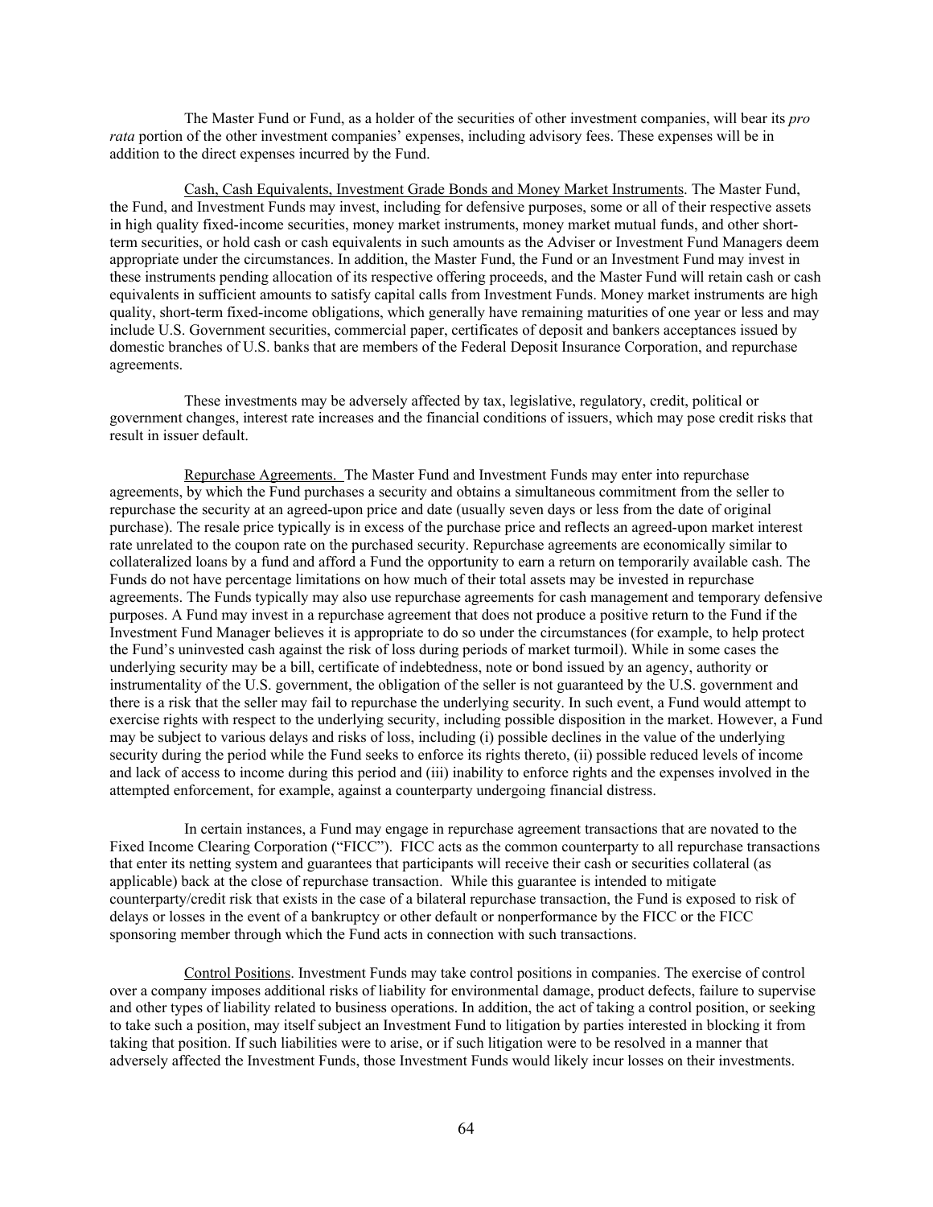The Master Fund or Fund, as a holder of the securities of other investment companies, will bear its *pro rata* portion of the other investment companies' expenses, including advisory fees. These expenses will be in addition to the direct expenses incurred by the Fund.

Cash, Cash Equivalents, Investment Grade Bonds and Money Market Instruments. The Master Fund, the Fund, and Investment Funds may invest, including for defensive purposes, some or all of their respective assets in high quality fixed-income securities, money market instruments, money market mutual funds, and other short-term securities, or hold cash or cash equivalents in such amounts as the Adviser or Investment Fund Managers deem appropriate under the circumstances. In addition, the Master Fund, the Fund or an Investment Fund may invest in these instruments pending allocation of its respective offering proceeds, and the Master Fund will retain cash or cash equivalents in sufficient amounts to satisfy capital calls from Investment Funds. Money market instruments are high quality, short-term fixed-income obligations, which generally have remaining maturities of one year or less and may include U.S. Government securities, commercial paper, certificates of deposit and bankers acceptances issued by domestic branches of U.S. banks that are members of the Federal Deposit Insurance Corporation, and repurchase agreements.

These investments may be adversely affected by tax, legislative, regulatory, credit, political or government changes, interest rate increases and the financial conditions of issuers, which may pose credit risks that result in issuer default.

Repurchase Agreements. The Master Fund and Investment Funds may enter into repurchase agreements, by which the Fund purchases a security and obtains a simultaneous commitment from the seller to repurchase the security at an agreed-upon price and date (usually seven days or less from the date of original purchase). The resale price typically is in excess of the purchase price and reflects an agreed-upon market interest rate unrelated to the coupon rate on the purchased security. Repurchase agreements are economically similar to collateralized loans by a fund and afford a Fund the opportunity to earn a return on temporarily available cash. The Funds do not have percentage limitations on how much of their total assets may be invested in repurchase agreements. The Funds typically may also use repurchase agreements for cash management and temporary defensive purposes. A Fund may invest in a repurchase agreement that does not produce a positive return to the Fund if the Investment Fund Manager believes it is appropriate to do so under the circumstances (for example, to help protect the Fund's uninvested cash against the risk of loss during periods of market turmoil). While in some cases the underlying security may be a bill, certificate of indebtedness, note or bond issued by an agency, authority or instrumentality of the U.S. government, the obligation of the seller is not guaranteed by the U.S. government and there is a risk that the seller may fail to repurchase the underlying security. In such event, a Fund would attempt to exercise rights with respect to the underlying security, including possible disposition in the market. However, a Fund may be subject to various delays and risks of loss, including (i) possible declines in the value of the underlying security during the period while the Fund seeks to enforce its rights thereto, (ii) possible reduced levels of income and lack of access to income during this period and (iii) inability to enforce rights and the expenses involved in the attempted enforcement, for example, against a counterparty undergoing financial distress.

In certain instances, a Fund may engage in repurchase agreement transactions that are novated to the Fixed Income Clearing Corporation ("FICC"). FICC acts as the common counterparty to all repurchase transactions that enter its netting system and guarantees that participants will receive their cash or securities collateral (as applicable) back at the close of repurchase transaction. While this guarantee is intended to mitigate counterparty/credit risk that exists in the case of a bilateral repurchase transaction, the Fund is exposed to risk of delays or losses in the event of a bankruptcy or other default or nonperformance by the FICC or the FICC sponsoring member through which the Fund acts in connection with such transactions.

Control Positions. Investment Funds may take control positions in companies. The exercise of control over a company imposes additional risks of liability for environmental damage, product defects, failure to supervise and other types of liability related to business operations. In addition, the act of taking a control position, or seeking to take such a position, may itself subject an Investment Fund to litigation by parties interested in blocking it from taking that position. If such liabilities were to arise, or if such litigation were to be resolved in a manner that adversely affected the Investment Funds, those Investment Funds would likely incur losses on their investments.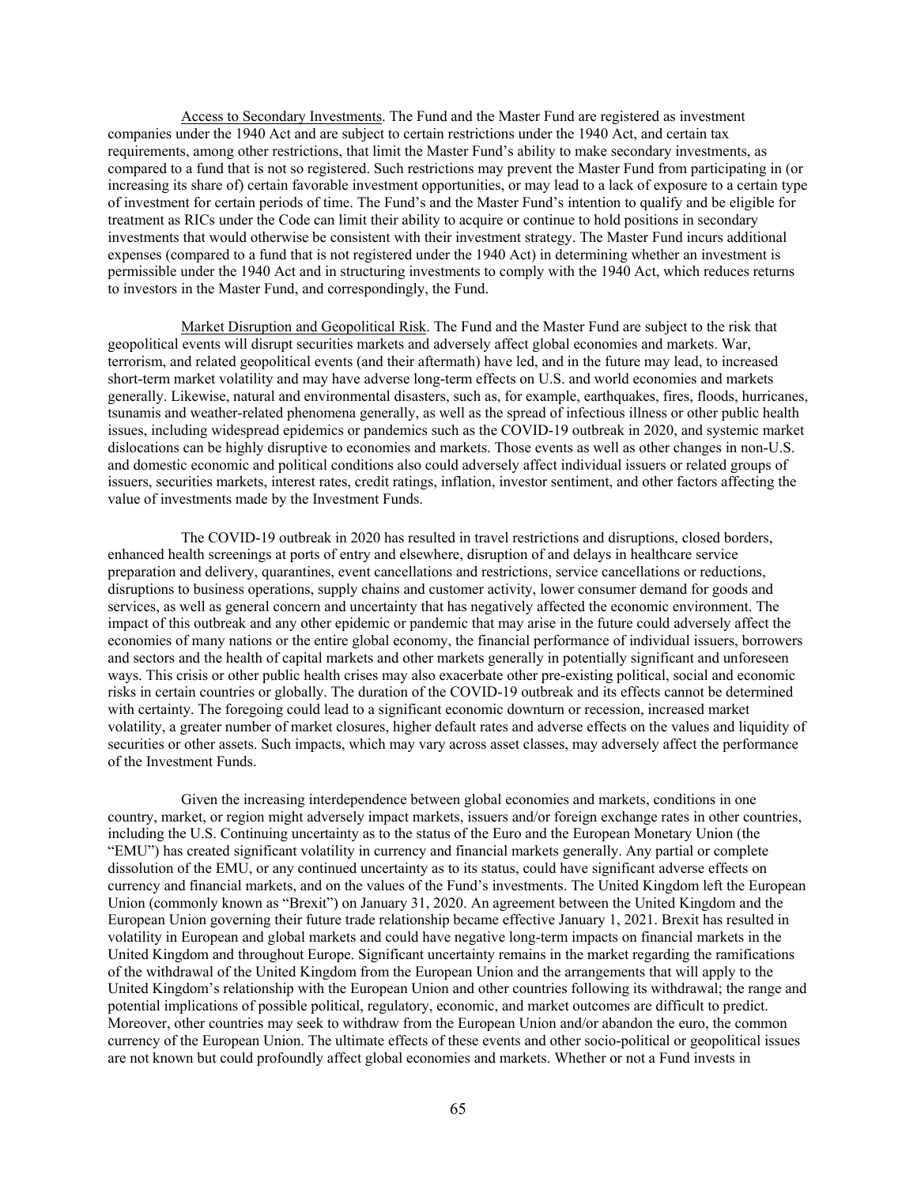Access to Secondary Investments. The Fund and the Master Fund are registered as investment companies under the 1940 Act and are subject to certain restrictions under the 1940 Act, and certain tax requirements, among other restrictions, that limit the Master Fund's ability to make secondary investments, as compared to a fund that is not so registered. Such restrictions may prevent the Master Fund from participating in (or increasing its share of) certain favorable investment opportunities, or may lead to a lack of exposure to a certain type of investment for certain periods of time. The Fund's and the Master Fund's intention to qualify and be eligible for treatment as RICs under the Code can limit their ability to acquire or continue to hold positions in secondary investments that would otherwise be consistent with their investment strategy. The Master Fund incurs additional expenses (compared to a fund that is not registered under the 1940 Act) in determining whether an investment is permissible under the 1940 Act and in structuring investments to comply with the 1940 Act, which reduces returns to investors in the Master Fund, and correspondingly, the Fund.

Market Disruption and Geopolitical Risk. The Fund and the Master Fund are subject to the risk that geopolitical events will disrupt securities markets and adversely affect global economies and markets. War, terrorism, and related geopolitical events (and their aftermath) have led, and in the future may lead, to increased short-term market volatility and may have adverse long-term effects on U.S. and world economies and markets generally. Likewise, natural and environmental disasters, such as, for example, earthquakes, fires, floods, hurricanes, tsunamis and weather-related phenomena generally, as well as the spread of infectious illness or other public health issues, including widespread epidemics or pandemics such as the COVID-19 outbreak in 2020, and systemic market dislocations can be highly disruptive to economies and markets. Those events as well as other changes in non-U.S. and domestic economic and political conditions also could adversely affect individual issuers or related groups of issuers, securities markets, interest rates, credit ratings, inflation, investor sentiment, and other factors affecting the value of investments made by the Investment Funds.

The COVID-19 outbreak in 2020 has resulted in travel restrictions and disruptions, closed borders, enhanced health screenings at ports of entry and elsewhere, disruption of and delays in healthcare service preparation and delivery, quarantines, event cancellations and restrictions, service cancellations or reductions, disruptions to business operations, supply chains and customer activity, lower consumer demand for goods and services, as well as general concern and uncertainty that has negatively affected the economic environment. The impact of this outbreak and any other epidemic or pandemic that may arise in the future could adversely affect the economies of many nations or the entire global economy, the financial performance of individual issuers, borrowers and sectors and the health of capital markets and other markets generally in potentially significant and unforeseen ways. This crisis or other public health crises may also exacerbate other pre-existing political, social and economic risks in certain countries or globally. The duration of the COVID-19 outbreak and its effects cannot be determined with certainty. The foregoing could lead to a significant economic downturn or recession, increased market volatility, a greater number of market closures, higher default rates and adverse effects on the values and liquidity of securities or other assets. Such impacts, which may vary across asset classes, may adversely affect the performance of the Investment Funds.

Given the increasing interdependence between global economies and markets, conditions in one country, market, or region might adversely impact markets, issuers and/or foreign exchange rates in other countries, including the U.S. Continuing uncertainty as to the status of the Euro and the European Monetary Union (the "EMU") has created significant volatility in currency and financial markets generally. Any partial or complete dissolution of the EMU, or any continued uncertainty as to its status, could have significant adverse effects on currency and financial markets, and on the values of the Fund's investments. The United Kingdom left the European Union (commonly known as "Brexit") on January 31, 2020. An agreement between the United Kingdom and the European Union governing their future trade relationship became effective January 1, 2021. Brexit has resulted in volatility in European and global markets and could have negative long-term impacts on financial markets in the United Kingdom and throughout Europe. Significant uncertainty remains in the market regarding the ramifications of the withdrawal of the United Kingdom from the European Union and the arrangements that will apply to the United Kingdom's relationship with the European Union and other countries following its withdrawal; the range and potential implications of possible political, regulatory, economic, and market outcomes are difficult to predict. Moreover, other countries may seek to withdraw from the European Union and/or abandon the euro, the common currency of the European Union. The ultimate effects of these events and other socio-political or geopolitical issues are not known but could profoundly affect global economies and markets. Whether or not a Fund invests in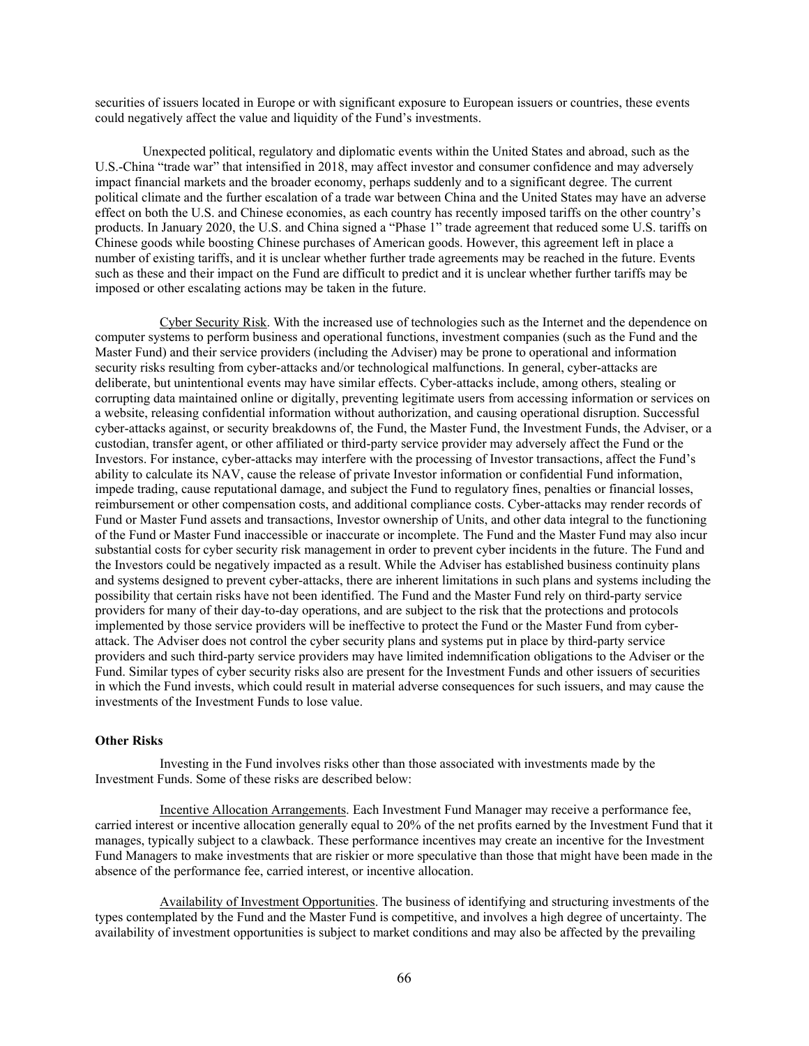securities of issuers located in Europe or with significant exposure to European issuers or countries, these events could negatively affect the value and liquidity of the Fund's investments.

Unexpected political, regulatory and diplomatic events within the United States and abroad, such as the U.S.-China "trade war" that intensified in 2018, may affect investor and consumer confidence and may adversely impact financial markets and the broader economy, perhaps suddenly and to a significant degree. The current political climate and the further escalation of a trade war between China and the United States may have an adverse effect on both the U.S. and Chinese economies, as each country has recently imposed tariffs on the other country's products. In January 2020, the U.S. and China signed a "Phase 1" trade agreement that reduced some U.S. tariffs on Chinese goods while boosting Chinese purchases of American goods. However, this agreement left in place a number of existing tariffs, and it is unclear whether further trade agreements may be reached in the future. Events such as these and their impact on the Fund are difficult to predict and it is unclear whether further tariffs may be imposed or other escalating actions may be taken in the future.

Cyber Security Risk. With the increased use of technologies such as the Internet and the dependence on computer systems to perform business and operational functions, investment companies (such as the Fund and the Master Fund) and their service providers (including the Adviser) may be prone to operational and information security risks resulting from cyber-attacks and/or technological malfunctions. In general, cyber-attacks are deliberate, but unintentional events may have similar effects. Cyber-attacks include, among others, stealing or corrupting data maintained online or digitally, preventing legitimate users from accessing information or services on a website, releasing confidential information without authorization, and causing operational disruption. Successful cyber-attacks against, or security breakdowns of, the Fund, the Master Fund, the Investment Funds, the Adviser, or a custodian, transfer agent, or other affiliated or third-party service provider may adversely affect the Fund or the Investors. For instance, cyber-attacks may interfere with the processing of Investor transactions, affect the Fund's ability to calculate its NAV, cause the release of private Investor information or confidential Fund information, impede trading, cause reputational damage, and subject the Fund to regulatory fines, penalties or financial losses, reimbursement or other compensation costs, and additional compliance costs. Cyber-attacks may render records of Fund or Master Fund assets and transactions, Investor ownership of Units, and other data integral to the functioning of the Fund or Master Fund inaccessible or inaccurate or incomplete. The Fund and the Master Fund may also incur substantial costs for cyber security risk management in order to prevent cyber incidents in the future. The Fund and the Investors could be negatively impacted as a result. While the Adviser has established business continuity plans and systems designed to prevent cyber-attacks, there are inherent limitations in such plans and systems including the possibility that certain risks have not been identified. The Fund and the Master Fund rely on third-party service providers for many of their day-to-day operations, and are subject to the risk that the protections and protocols implemented by those service providers will be ineffective to protect the Fund or the Master Fund from cyber-attack. The Adviser does not control the cyber security plans and systems put in place by third-party service providers and such third-party service providers may have limited indemnification obligations to the Adviser or the Fund. Similar types of cyber security risks also are present for the Investment Funds and other issuers of securities in which the Fund invests, which could result in material adverse consequences for such issuers, and may cause the investments of the Investment Funds to lose value.

**Other Risks**

Investing in the Fund involves risks other than those associated with investments made by the Investment Funds. Some of these risks are described below:

Incentive Allocation Arrangements. Each Investment Fund Manager may receive a performance fee, carried interest or incentive allocation generally equal to 20% of the net profits earned by the Investment Fund that it manages, typically subject to a clawback. These performance incentives may create an incentive for the Investment Fund Managers to make investments that are riskier or more speculative than those that might have been made in the absence of the performance fee, carried interest, or incentive allocation.

Availability of Investment Opportunities. The business of identifying and structuring investments of the types contemplated by the Fund and the Master Fund is competitive, and involves a high degree of uncertainty. The availability of investment opportunities is subject to market conditions and may also be affected by the prevailing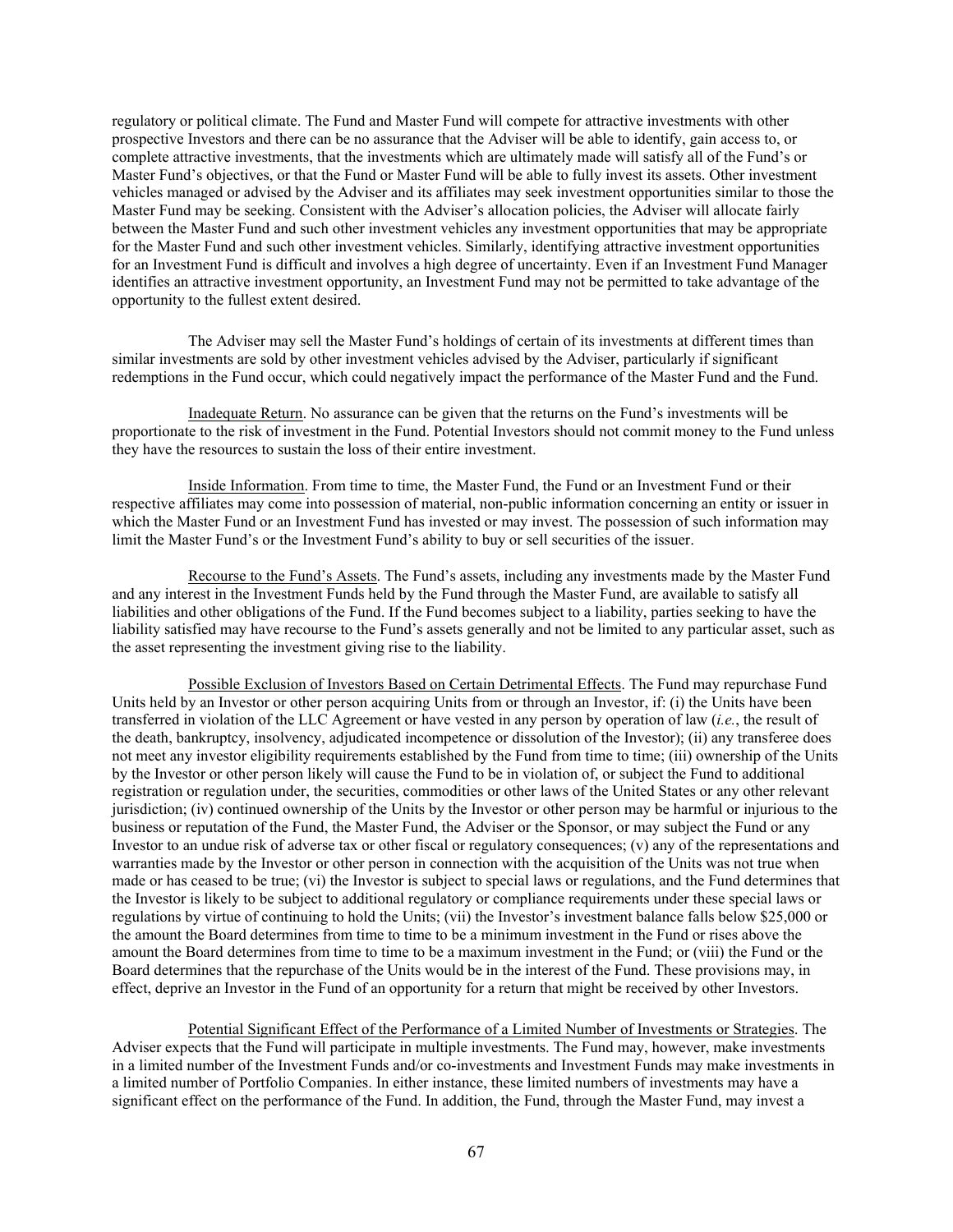regulatory or political climate. The Fund and Master Fund will compete for attractive investments with other prospective Investors and there can be no assurance that the Adviser will be able to identify, gain access to, or complete attractive investments, that the investments which are ultimately made will satisfy all of the Fund's or Master Fund's objectives, or that the Fund or Master Fund will be able to fully invest its assets. Other investment vehicles managed or advised by the Adviser and its affiliates may seek investment opportunities similar to those the Master Fund may be seeking. Consistent with the Adviser's allocation policies, the Adviser will allocate fairly between the Master Fund and such other investment vehicles any investment opportunities that may be appropriate for the Master Fund and such other investment vehicles. Similarly, identifying attractive investment opportunities for an Investment Fund is difficult and involves a high degree of uncertainty. Even if an Investment Fund Manager identifies an attractive investment opportunity, an Investment Fund may not be permitted to take advantage of the opportunity to the fullest extent desired.

The Adviser may sell the Master Fund's holdings of certain of its investments at different times than similar investments are sold by other investment vehicles advised by the Adviser, particularly if significant redemptions in the Fund occur, which could negatively impact the performance of the Master Fund and the Fund.

Inadequate Return. No assurance can be given that the returns on the Fund's investments will be proportionate to the risk of investment in the Fund. Potential Investors should not commit money to the Fund unless they have the resources to sustain the loss of their entire investment.

Inside Information. From time to time, the Master Fund, the Fund or an Investment Fund or their respective affiliates may come into possession of material, non-public information concerning an entity or issuer in which the Master Fund or an Investment Fund has invested or may invest. The possession of such information may limit the Master Fund's or the Investment Fund's ability to buy or sell securities of the issuer.

Recourse to the Fund's Assets. The Fund's assets, including any investments made by the Master Fund and any interest in the Investment Funds held by the Fund through the Master Fund, are available to satisfy all liabilities and other obligations of the Fund. If the Fund becomes subject to a liability, parties seeking to have the liability satisfied may have recourse to the Fund's assets generally and not be limited to any particular asset, such as the asset representing the investment giving rise to the liability.

Possible Exclusion of Investors Based on Certain Detrimental Effects. The Fund may repurchase Fund Units held by an Investor or other person acquiring Units from or through an Investor, if: (i) the Units have been transferred in violation of the LLC Agreement or have vested in any person by operation of law (*i.e.*, the result of the death, bankruptcy, insolvency, adjudicated incompetence or dissolution of the Investor); (ii) any transferee does not meet any investor eligibility requirements established by the Fund from time to time; (iii) ownership of the Units by the Investor or other person likely will cause the Fund to be in violation of, or subject the Fund to additional registration or regulation under, the securities, commodities or other laws of the United States or any other relevant jurisdiction; (iv) continued ownership of the Units by the Investor or other person may be harmful or injurious to the business or reputation of the Fund, the Master Fund, the Adviser or the Sponsor, or may subject the Fund or any Investor to an undue risk of adverse tax or other fiscal or regulatory consequences; (v) any of the representations and warranties made by the Investor or other person in connection with the acquisition of the Units was not true when made or has ceased to be true; (vi) the Investor is subject to special laws or regulations, and the Fund determines that the Investor is likely to be subject to additional regulatory or compliance requirements under these special laws or regulations by virtue of continuing to hold the Units; (vii) the Investor's investment balance falls below $25,000 or the amount the Board determines from time to time to be a minimum investment in the Fund or rises above the amount the Board determines from time to time to be a maximum investment in the Fund; or (viii) the Fund or the Board determines that the repurchase of the Units would be in the interest of the Fund. These provisions may, in effect, deprive an Investor in the Fund of an opportunity for a return that might be received by other Investors.

Potential Significant Effect of the Performance of a Limited Number of Investments or Strategies. The Adviser expects that the Fund will participate in multiple investments. The Fund may, however, make investments in a limited number of the Investment Funds and/or co-investments and Investment Funds may make investments in a limited number of Portfolio Companies. In either instance, these limited numbers of investments may have a significant effect on the performance of the Fund. In addition, the Fund, through the Master Fund, may invest a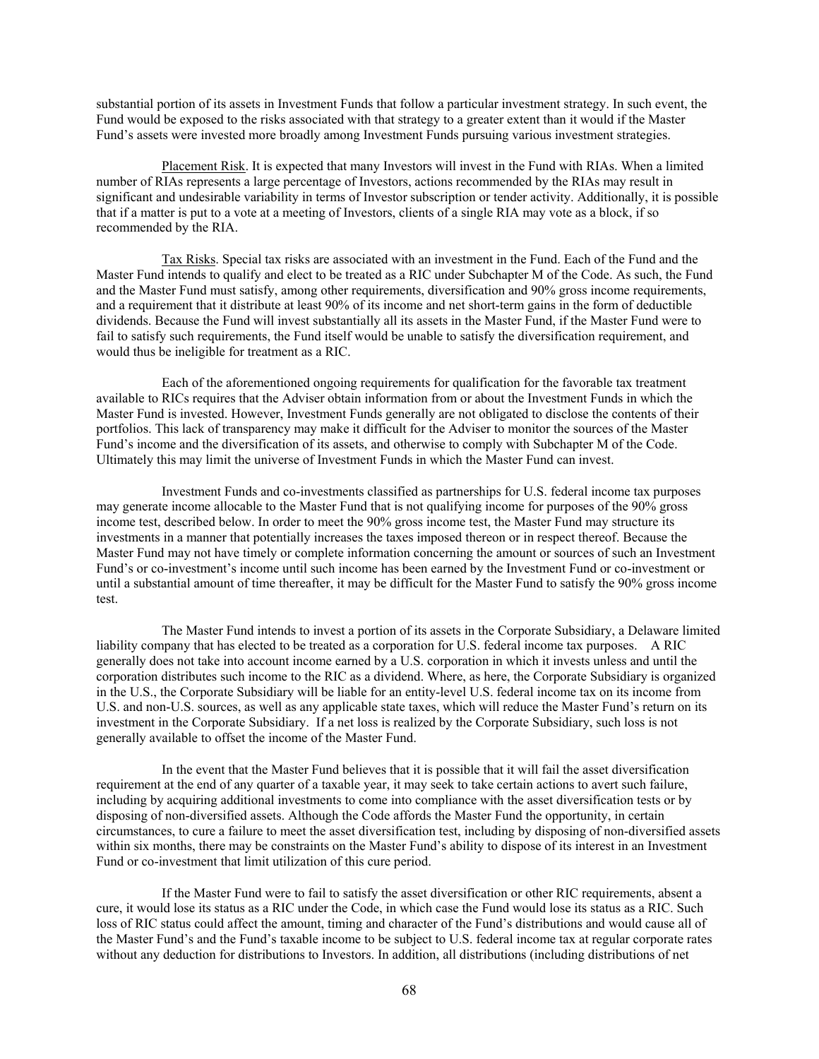substantial portion of its assets in Investment Funds that follow a particular investment strategy. In such event, the Fund would be exposed to the risks associated with that strategy to a greater extent than it would if the Master Fund's assets were invested more broadly among Investment Funds pursuing various investment strategies.

Placement Risk. It is expected that many Investors will invest in the Fund with RIAs. When a limited number of RIAs represents a large percentage of Investors, actions recommended by the RIAs may result in significant and undesirable variability in terms of Investor subscription or tender activity. Additionally, it is possible that if a matter is put to a vote at a meeting of Investors, clients of a single RIA may vote as a block, if so recommended by the RIA.

Tax Risks. Special tax risks are associated with an investment in the Fund. Each of the Fund and the Master Fund intends to qualify and elect to be treated as a RIC under Subchapter M of the Code. As such, the Fund and the Master Fund must satisfy, among other requirements, diversification and 90% gross income requirements, and a requirement that it distribute at least 90% of its income and net short-term gains in the form of deductible dividends. Because the Fund will invest substantially all its assets in the Master Fund, if the Master Fund were to fail to satisfy such requirements, the Fund itself would be unable to satisfy the diversification requirement, and would thus be ineligible for treatment as a RIC.

Each of the aforementioned ongoing requirements for qualification for the favorable tax treatment available to RICs requires that the Adviser obtain information from or about the Investment Funds in which the Master Fund is invested. However, Investment Funds generally are not obligated to disclose the contents of their portfolios. This lack of transparency may make it difficult for the Adviser to monitor the sources of the Master Fund's income and the diversification of its assets, and otherwise to comply with Subchapter M of the Code. Ultimately this may limit the universe of Investment Funds in which the Master Fund can invest.

Investment Funds and co-investments classified as partnerships for U.S. federal income tax purposes may generate income allocable to the Master Fund that is not qualifying income for purposes of the 90% gross income test, described below. In order to meet the 90% gross income test, the Master Fund may structure its investments in a manner that potentially increases the taxes imposed thereon or in respect thereof. Because the Master Fund may not have timely or complete information concerning the amount or sources of such an Investment Fund's or co-investment's income until such income has been earned by the Investment Fund or co-investment or until a substantial amount of time thereafter, it may be difficult for the Master Fund to satisfy the 90% gross income test.

The Master Fund intends to invest a portion of its assets in the Corporate Subsidiary, a Delaware limited liability company that has elected to be treated as a corporation for U.S. federal income tax purposes. A RIC generally does not take into account income earned by a U.S. corporation in which it invests unless and until the corporation distributes such income to the RIC as a dividend. Where, as here, the Corporate Subsidiary is organized in the U.S., the Corporate Subsidiary will be liable for an entity-level U.S. federal income tax on its income from U.S. and non-U.S. sources, as well as any applicable state taxes, which will reduce the Master Fund's return on its investment in the Corporate Subsidiary. If a net loss is realized by the Corporate Subsidiary, such loss is not generally available to offset the income of the Master Fund.

In the event that the Master Fund believes that it is possible that it will fail the asset diversification requirement at the end of any quarter of a taxable year, it may seek to take certain actions to avert such failure, including by acquiring additional investments to come into compliance with the asset diversification tests or by disposing of non-diversified assets. Although the Code affords the Master Fund the opportunity, in certain circumstances, to cure a failure to meet the asset diversification test, including by disposing of non-diversified assets within six months, there may be constraints on the Master Fund's ability to dispose of its interest in an Investment Fund or co-investment that limit utilization of this cure period.

If the Master Fund were to fail to satisfy the asset diversification or other RIC requirements, absent a cure, it would lose its status as a RIC under the Code, in which case the Fund would lose its status as a RIC. Such loss of RIC status could affect the amount, timing and character of the Fund's distributions and would cause all of the Master Fund's and the Fund's taxable income to be subject to U.S. federal income tax at regular corporate rates without any deduction for distributions to Investors. In addition, all distributions (including distributions of net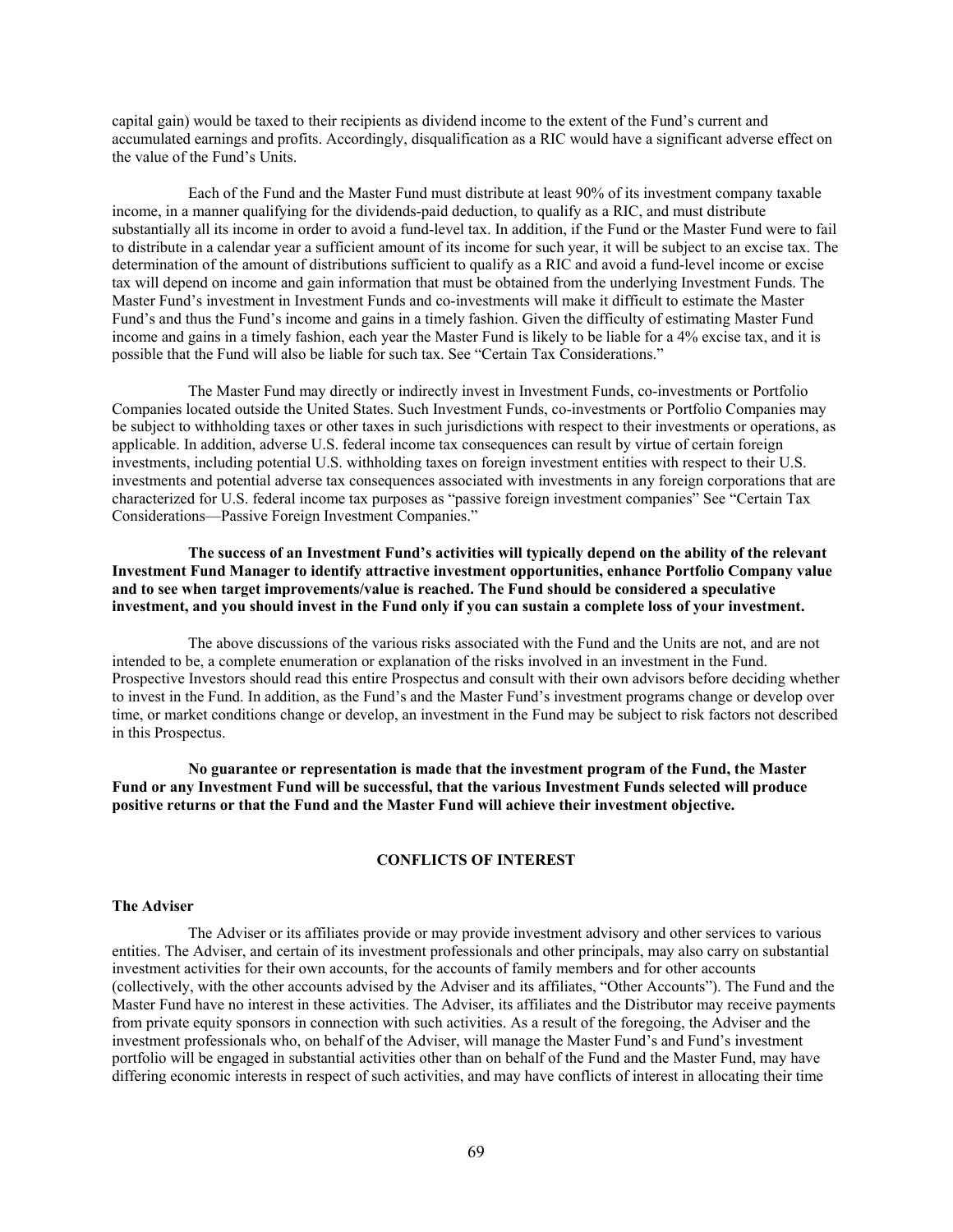capital gain) would be taxed to their recipients as dividend income to the extent of the Fund's current and accumulated earnings and profits. Accordingly, disqualification as a RIC would have a significant adverse effect on the value of the Fund's Units.

Each of the Fund and the Master Fund must distribute at least 90% of its investment company taxable income, in a manner qualifying for the dividends-paid deduction, to qualify as a RIC, and must distribute substantially all its income in order to avoid a fund-level tax. In addition, if the Fund or the Master Fund were to fail to distribute in a calendar year a sufficient amount of its income for such year, it will be subject to an excise tax. The determination of the amount of distributions sufficient to qualify as a RIC and avoid a fund-level income or excise tax will depend on income and gain information that must be obtained from the underlying Investment Funds. The Master Fund's investment in Investment Funds and co-investments will make it difficult to estimate the Master Fund's and thus the Fund's income and gains in a timely fashion. Given the difficulty of estimating Master Fund income and gains in a timely fashion, each year the Master Fund is likely to be liable for a 4% excise tax, and it is possible that the Fund will also be liable for such tax. See "Certain Tax Considerations."

The Master Fund may directly or indirectly invest in Investment Funds, co-investments or Portfolio Companies located outside the United States. Such Investment Funds, co-investments or Portfolio Companies may be subject to withholding taxes or other taxes in such jurisdictions with respect to their investments or operations, as applicable. In addition, adverse U.S. federal income tax consequences can result by virtue of certain foreign investments, including potential U.S. withholding taxes on foreign investment entities with respect to their U.S. investments and potential adverse tax consequences associated with investments in any foreign corporations that are characterized for U.S. federal income tax purposes as "passive foreign investment companies" See "Certain Tax Considerations—Passive Foreign Investment Companies."

**The success of an Investment Fund's activities will typically depend on the ability of the relevant Investment Fund Manager to identify attractive investment opportunities, enhance Portfolio Company value and to see when target improvements/value is reached. The Fund should be considered a speculative investment, and you should invest in the Fund only if you can sustain a complete loss of your investment.**

The above discussions of the various risks associated with the Fund and the Units are not, and are not intended to be, a complete enumeration or explanation of the risks involved in an investment in the Fund. Prospective Investors should read this entire Prospectus and consult with their own advisors before deciding whether to invest in the Fund. In addition, as the Fund's and the Master Fund's investment programs change or develop over time, or market conditions change or develop, an investment in the Fund may be subject to risk factors not described in this Prospectus.

**No guarantee or representation is made that the investment program of the Fund, the Master Fund or any Investment Fund will be successful, that the various Investment Funds selected will produce positive returns or that the Fund and the Master Fund will achieve their investment objective.**

## CONFLICTS OF INTEREST

### The Adviser

The Adviser or its affiliates provide or may provide investment advisory and other services to various entities. The Adviser, and certain of its investment professionals and other principals, may also carry on substantial investment activities for their own accounts, for the accounts of family members and for other accounts (collectively, with the other accounts advised by the Adviser and its affiliates, "Other Accounts"). The Fund and the Master Fund have no interest in these activities. The Adviser, its affiliates and the Distributor may receive payments from private equity sponsors in connection with such activities. As a result of the foregoing, the Adviser and the investment professionals who, on behalf of the Adviser, will manage the Master Fund's and Fund's investment portfolio will be engaged in substantial activities other than on behalf of the Fund and the Master Fund, may have differing economic interests in respect of such activities, and may have conflicts of interest in allocating their time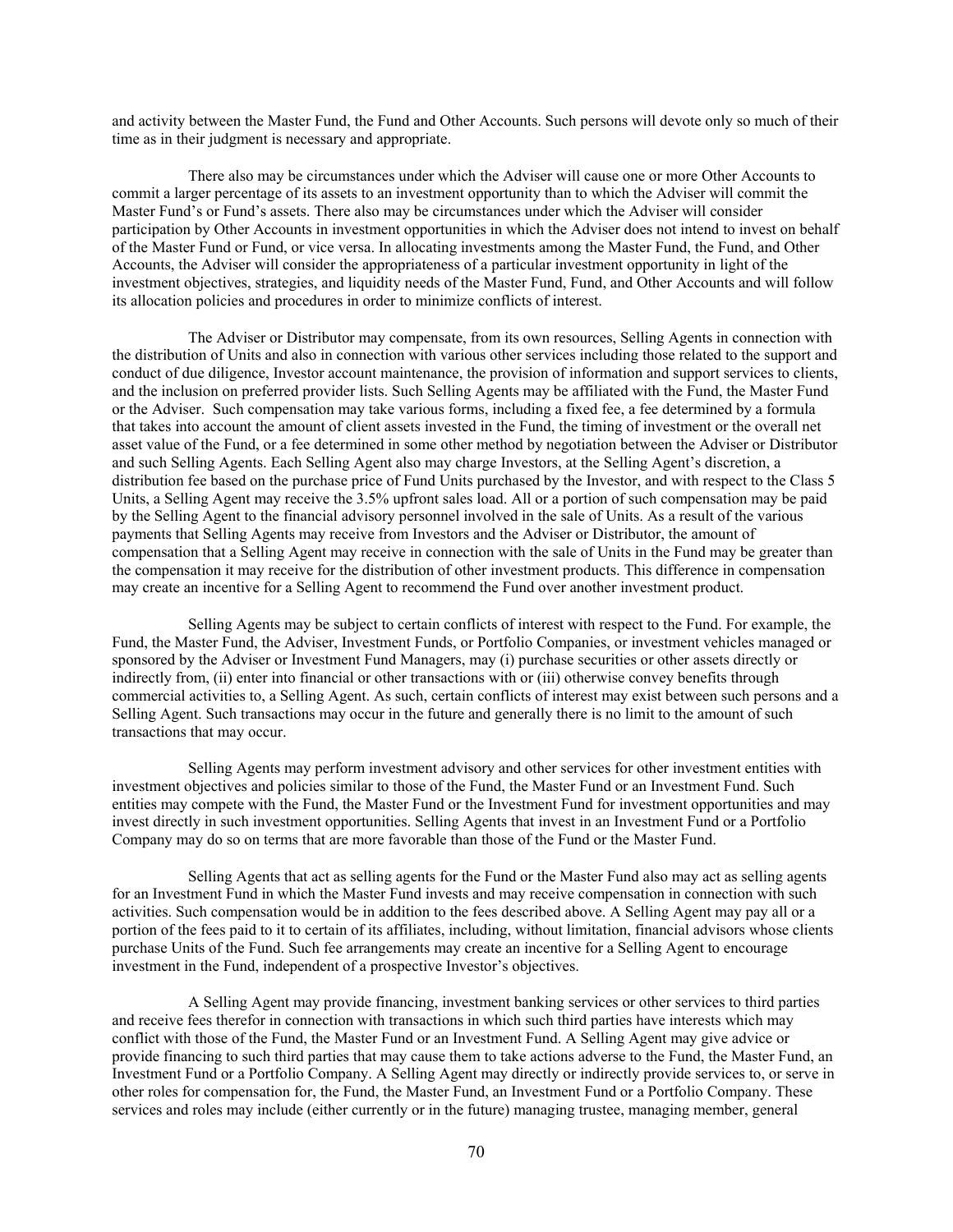and activity between the Master Fund, the Fund and Other Accounts. Such persons will devote only so much of their time as in their judgment is necessary and appropriate.

There also may be circumstances under which the Adviser will cause one or more Other Accounts to commit a larger percentage of its assets to an investment opportunity than to which the Adviser will commit the Master Fund's or Fund's assets. There also may be circumstances under which the Adviser will consider participation by Other Accounts in investment opportunities in which the Adviser does not intend to invest on behalf of the Master Fund or Fund, or vice versa. In allocating investments among the Master Fund, the Fund, and Other Accounts, the Adviser will consider the appropriateness of a particular investment opportunity in light of the investment objectives, strategies, and liquidity needs of the Master Fund, Fund, and Other Accounts and will follow its allocation policies and procedures in order to minimize conflicts of interest.

The Adviser or Distributor may compensate, from its own resources, Selling Agents in connection with the distribution of Units and also in connection with various other services including those related to the support and conduct of due diligence, Investor account maintenance, the provision of information and support services to clients, and the inclusion on preferred provider lists. Such Selling Agents may be affiliated with the Fund, the Master Fund or the Adviser. Such compensation may take various forms, including a fixed fee, a fee determined by a formula that takes into account the amount of client assets invested in the Fund, the timing of investment or the overall net asset value of the Fund, or a fee determined in some other method by negotiation between the Adviser or Distributor and such Selling Agents. Each Selling Agent also may charge Investors, at the Selling Agent's discretion, a distribution fee based on the purchase price of Fund Units purchased by the Investor, and with respect to the Class 5 Units, a Selling Agent may receive the 3.5% upfront sales load. All or a portion of such compensation may be paid by the Selling Agent to the financial advisory personnel involved in the sale of Units. As a result of the various payments that Selling Agents may receive from Investors and the Adviser or Distributor, the amount of compensation that a Selling Agent may receive in connection with the sale of Units in the Fund may be greater than the compensation it may receive for the distribution of other investment products. This difference in compensation may create an incentive for a Selling Agent to recommend the Fund over another investment product.

Selling Agents may be subject to certain conflicts of interest with respect to the Fund. For example, the Fund, the Master Fund, the Adviser, Investment Funds, or Portfolio Companies, or investment vehicles managed or sponsored by the Adviser or Investment Fund Managers, may (i) purchase securities or other assets directly or indirectly from, (ii) enter into financial or other transactions with or (iii) otherwise convey benefits through commercial activities to, a Selling Agent. As such, certain conflicts of interest may exist between such persons and a Selling Agent. Such transactions may occur in the future and generally there is no limit to the amount of such transactions that may occur.

Selling Agents may perform investment advisory and other services for other investment entities with investment objectives and policies similar to those of the Fund, the Master Fund or an Investment Fund. Such entities may compete with the Fund, the Master Fund or the Investment Fund for investment opportunities and may invest directly in such investment opportunities. Selling Agents that invest in an Investment Fund or a Portfolio Company may do so on terms that are more favorable than those of the Fund or the Master Fund.

Selling Agents that act as selling agents for the Fund or the Master Fund also may act as selling agents for an Investment Fund in which the Master Fund invests and may receive compensation in connection with such activities. Such compensation would be in addition to the fees described above. A Selling Agent may pay all or a portion of the fees paid to it to certain of its affiliates, including, without limitation, financial advisors whose clients purchase Units of the Fund. Such fee arrangements may create an incentive for a Selling Agent to encourage investment in the Fund, independent of a prospective Investor's objectives.

A Selling Agent may provide financing, investment banking services or other services to third parties and receive fees therefor in connection with transactions in which such third parties have interests which may conflict with those of the Fund, the Master Fund or an Investment Fund. A Selling Agent may give advice or provide financing to such third parties that may cause them to take actions adverse to the Fund, the Master Fund, an Investment Fund or a Portfolio Company. A Selling Agent may directly or indirectly provide services to, or serve in other roles for compensation for, the Fund, the Master Fund, an Investment Fund or a Portfolio Company. These services and roles may include (either currently or in the future) managing trustee, managing member, general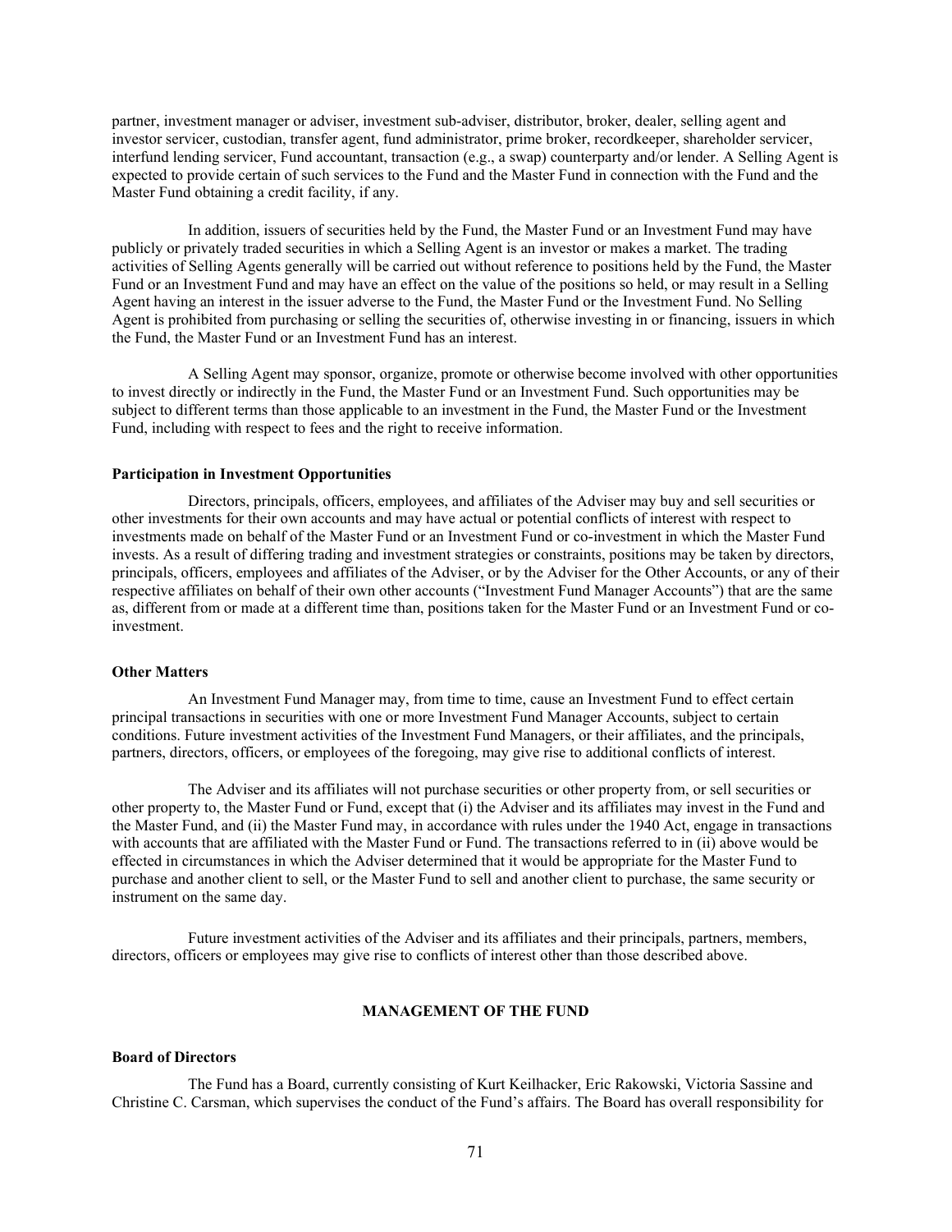partner, investment manager or adviser, investment sub-adviser, distributor, broker, dealer, selling agent and investor servicer, custodian, transfer agent, fund administrator, prime broker, recordkeeper, shareholder servicer, interfund lending servicer, Fund accountant, transaction (e.g., a swap) counterparty and/or lender. A Selling Agent is expected to provide certain of such services to the Fund and the Master Fund in connection with the Fund and the Master Fund obtaining a credit facility, if any.

In addition, issuers of securities held by the Fund, the Master Fund or an Investment Fund may have publicly or privately traded securities in which a Selling Agent is an investor or makes a market. The trading activities of Selling Agents generally will be carried out without reference to positions held by the Fund, the Master Fund or an Investment Fund and may have an effect on the value of the positions so held, or may result in a Selling Agent having an interest in the issuer adverse to the Fund, the Master Fund or the Investment Fund. No Selling Agent is prohibited from purchasing or selling the securities of, otherwise investing in or financing, issuers in which the Fund, the Master Fund or an Investment Fund has an interest.

A Selling Agent may sponsor, organize, promote or otherwise become involved with other opportunities to invest directly or indirectly in the Fund, the Master Fund or an Investment Fund. Such opportunities may be subject to different terms than those applicable to an investment in the Fund, the Master Fund or the Investment Fund, including with respect to fees and the right to receive information.

**Participation in Investment Opportunities**

Directors, principals, officers, employees, and affiliates of the Adviser may buy and sell securities or other investments for their own accounts and may have actual or potential conflicts of interest with respect to investments made on behalf of the Master Fund or an Investment Fund or co-investment in which the Master Fund invests. As a result of differing trading and investment strategies or constraints, positions may be taken by directors, principals, officers, employees and affiliates of the Adviser, or by the Adviser for the Other Accounts, or any of their respective affiliates on behalf of their own other accounts ("Investment Fund Manager Accounts") that are the same as, different from or made at a different time than, positions taken for the Master Fund or an Investment Fund or co-investment.

**Other Matters**

An Investment Fund Manager may, from time to time, cause an Investment Fund to effect certain principal transactions in securities with one or more Investment Fund Manager Accounts, subject to certain conditions. Future investment activities of the Investment Fund Managers, or their affiliates, and the principals, partners, directors, officers, or employees of the foregoing, may give rise to additional conflicts of interest.

The Adviser and its affiliates will not purchase securities or other property from, or sell securities or other property to, the Master Fund or Fund, except that (i) the Adviser and its affiliates may invest in the Fund and the Master Fund, and (ii) the Master Fund may, in accordance with rules under the 1940 Act, engage in transactions with accounts that are affiliated with the Master Fund or Fund. The transactions referred to in (ii) above would be effected in circumstances in which the Adviser determined that it would be appropriate for the Master Fund to purchase and another client to sell, or the Master Fund to sell and another client to purchase, the same security or instrument on the same day.

Future investment activities of the Adviser and its affiliates and their principals, partners, members, directors, officers or employees may give rise to conflicts of interest other than those described above.

## MANAGEMENT OF THE FUND

**Board of Directors**

The Fund has a Board, currently consisting of Kurt Keilhacker, Eric Rakowski, Victoria Sassine and Christine C. Carsman, which supervises the conduct of the Fund's affairs. The Board has overall responsibility for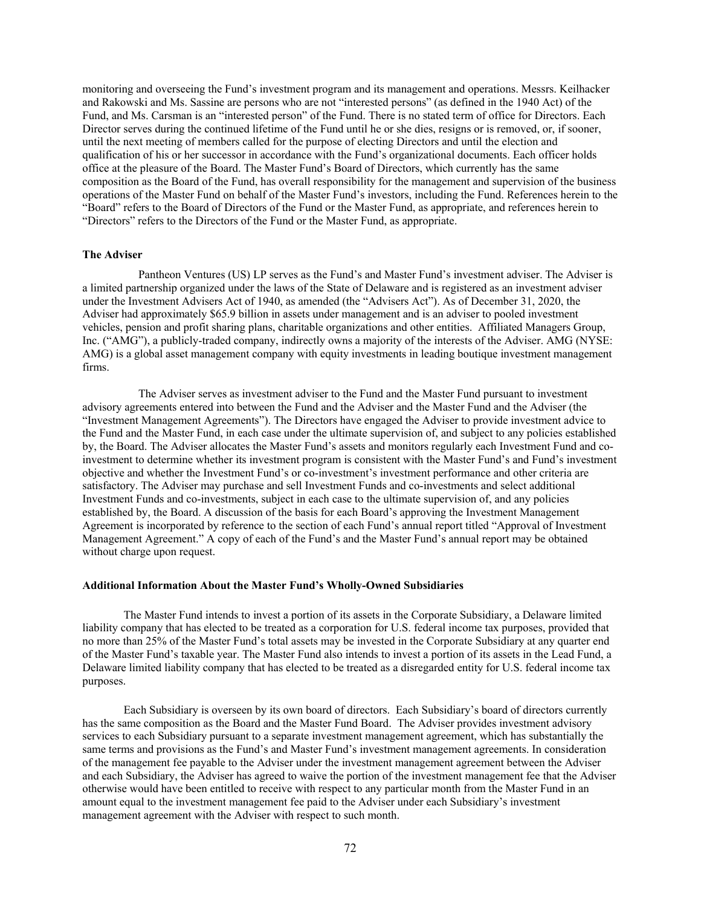monitoring and overseeing the Fund's investment program and its management and operations. Messrs. Keilhacker and Rakowski and Ms. Sassine are persons who are not "interested persons" (as defined in the 1940 Act) of the Fund, and Ms. Carsman is an "interested person" of the Fund. There is no stated term of office for Directors. Each Director serves during the continued lifetime of the Fund until he or she dies, resigns or is removed, or, if sooner, until the next meeting of members called for the purpose of electing Directors and until the election and qualification of his or her successor in accordance with the Fund's organizational documents. Each officer holds office at the pleasure of the Board. The Master Fund's Board of Directors, which currently has the same composition as the Board of the Fund, has overall responsibility for the management and supervision of the business operations of the Master Fund on behalf of the Master Fund's investors, including the Fund. References herein to the "Board" refers to the Board of Directors of the Fund or the Master Fund, as appropriate, and references herein to "Directors" refers to the Directors of the Fund or the Master Fund, as appropriate.

**The Adviser**

Pantheon Ventures (US) LP serves as the Fund's and Master Fund's investment adviser. The Adviser is a limited partnership organized under the laws of the State of Delaware and is registered as an investment adviser under the Investment Advisers Act of 1940, as amended (the "Advisers Act"). As of December 31, 2020, the Adviser had approximately $65.9 billion in assets under management and is an adviser to pooled investment vehicles, pension and profit sharing plans, charitable organizations and other entities. Affiliated Managers Group, Inc. ("AMG"), a publicly-traded company, indirectly owns a majority of the interests of the Adviser. AMG (NYSE: AMG) is a global asset management company with equity investments in leading boutique investment management firms.

The Adviser serves as investment adviser to the Fund and the Master Fund pursuant to investment advisory agreements entered into between the Fund and the Adviser and the Master Fund and the Adviser (the "Investment Management Agreements"). The Directors have engaged the Adviser to provide investment advice to the Fund and the Master Fund, in each case under the ultimate supervision of, and subject to any policies established by, the Board. The Adviser allocates the Master Fund's assets and monitors regularly each Investment Fund and co-investment to determine whether its investment program is consistent with the Master Fund's and Fund's investment objective and whether the Investment Fund's or co-investment's investment performance and other criteria are satisfactory. The Adviser may purchase and sell Investment Funds and co-investments and select additional Investment Funds and co-investments, subject in each case to the ultimate supervision of, and any policies established by, the Board. A discussion of the basis for each Board's approving the Investment Management Agreement is incorporated by reference to the section of each Fund's annual report titled "Approval of Investment Management Agreement." A copy of each of the Fund's and the Master Fund's annual report may be obtained without charge upon request.

**Additional Information About the Master Fund's Wholly-Owned Subsidiaries**

The Master Fund intends to invest a portion of its assets in the Corporate Subsidiary, a Delaware limited liability company that has elected to be treated as a corporation for U.S. federal income tax purposes, provided that no more than 25% of the Master Fund's total assets may be invested in the Corporate Subsidiary at any quarter end of the Master Fund's taxable year. The Master Fund also intends to invest a portion of its assets in the Lead Fund, a Delaware limited liability company that has elected to be treated as a disregarded entity for U.S. federal income tax purposes.

Each Subsidiary is overseen by its own board of directors. Each Subsidiary's board of directors currently has the same composition as the Board and the Master Fund Board. The Adviser provides investment advisory services to each Subsidiary pursuant to a separate investment management agreement, which has substantially the same terms and provisions as the Fund's and Master Fund's investment management agreements. In consideration of the management fee payable to the Adviser under the investment management agreement between the Adviser and each Subsidiary, the Adviser has agreed to waive the portion of the investment management fee that the Adviser otherwise would have been entitled to receive with respect to any particular month from the Master Fund in an amount equal to the investment management fee paid to the Adviser under each Subsidiary's investment management agreement with the Adviser with respect to such month.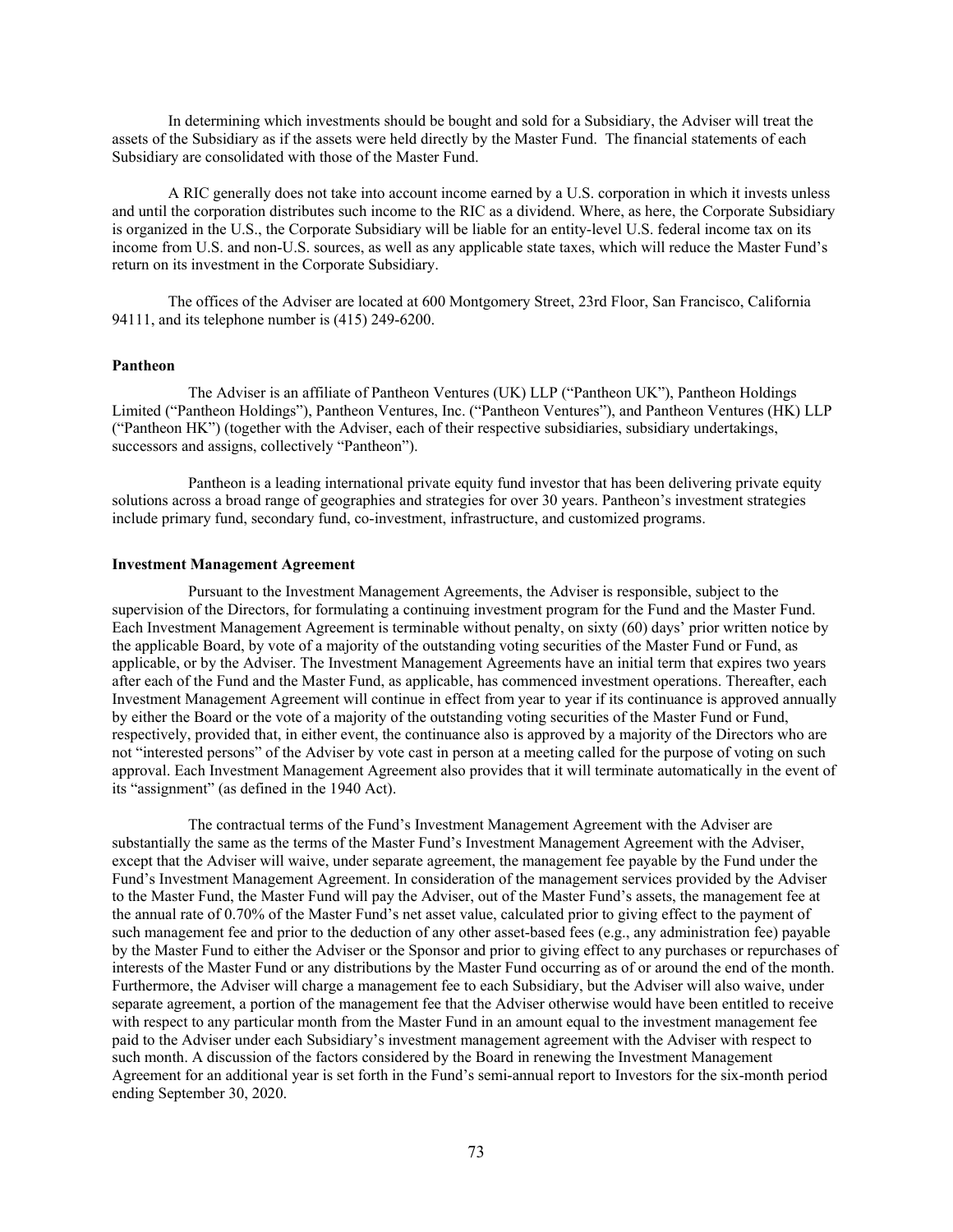In determining which investments should be bought and sold for a Subsidiary, the Adviser will treat the assets of the Subsidiary as if the assets were held directly by the Master Fund. The financial statements of each Subsidiary are consolidated with those of the Master Fund.

A RIC generally does not take into account income earned by a U.S. corporation in which it invests unless and until the corporation distributes such income to the RIC as a dividend. Where, as here, the Corporate Subsidiary is organized in the U.S., the Corporate Subsidiary will be liable for an entity-level U.S. federal income tax on its income from U.S. and non-U.S. sources, as well as any applicable state taxes, which will reduce the Master Fund's return on its investment in the Corporate Subsidiary.

The offices of the Adviser are located at 600 Montgomery Street, 23rd Floor, San Francisco, California 94111, and its telephone number is (415) 249-6200.

**Pantheon**

The Adviser is an affiliate of Pantheon Ventures (UK) LLP ("Pantheon UK"), Pantheon Holdings Limited ("Pantheon Holdings"), Pantheon Ventures, Inc. ("Pantheon Ventures"), and Pantheon Ventures (HK) LLP ("Pantheon HK") (together with the Adviser, each of their respective subsidiaries, subsidiary undertakings, successors and assigns, collectively "Pantheon").

Pantheon is a leading international private equity fund investor that has been delivering private equity solutions across a broad range of geographies and strategies for over 30 years. Pantheon's investment strategies include primary fund, secondary fund, co-investment, infrastructure, and customized programs.

**Investment Management Agreement**

Pursuant to the Investment Management Agreements, the Adviser is responsible, subject to the supervision of the Directors, for formulating a continuing investment program for the Fund and the Master Fund. Each Investment Management Agreement is terminable without penalty, on sixty (60) days' prior written notice by the applicable Board, by vote of a majority of the outstanding voting securities of the Master Fund or Fund, as applicable, or by the Adviser. The Investment Management Agreements have an initial term that expires two years after each of the Fund and the Master Fund, as applicable, has commenced investment operations. Thereafter, each Investment Management Agreement will continue in effect from year to year if its continuance is approved annually by either the Board or the vote of a majority of the outstanding voting securities of the Master Fund or Fund, respectively, provided that, in either event, the continuance also is approved by a majority of the Directors who are not "interested persons" of the Adviser by vote cast in person at a meeting called for the purpose of voting on such approval. Each Investment Management Agreement also provides that it will terminate automatically in the event of its "assignment" (as defined in the 1940 Act).

The contractual terms of the Fund's Investment Management Agreement with the Adviser are substantially the same as the terms of the Master Fund's Investment Management Agreement with the Adviser, except that the Adviser will waive, under separate agreement, the management fee payable by the Fund under the Fund's Investment Management Agreement. In consideration of the management services provided by the Adviser to the Master Fund, the Master Fund will pay the Adviser, out of the Master Fund's assets, the management fee at the annual rate of 0.70% of the Master Fund's net asset value, calculated prior to giving effect to the payment of such management fee and prior to the deduction of any other asset-based fees (e.g., any administration fee) payable by the Master Fund to either the Adviser or the Sponsor and prior to giving effect to any purchases or repurchases of interests of the Master Fund or any distributions by the Master Fund occurring as of or around the end of the month. Furthermore, the Adviser will charge a management fee to each Subsidiary, but the Adviser will also waive, under separate agreement, a portion of the management fee that the Adviser otherwise would have been entitled to receive with respect to any particular month from the Master Fund in an amount equal to the investment management fee paid to the Adviser under each Subsidiary's investment management agreement with the Adviser with respect to such month. A discussion of the factors considered by the Board in renewing the Investment Management Agreement for an additional year is set forth in the Fund's semi-annual report to Investors for the six-month period ending September 30, 2020.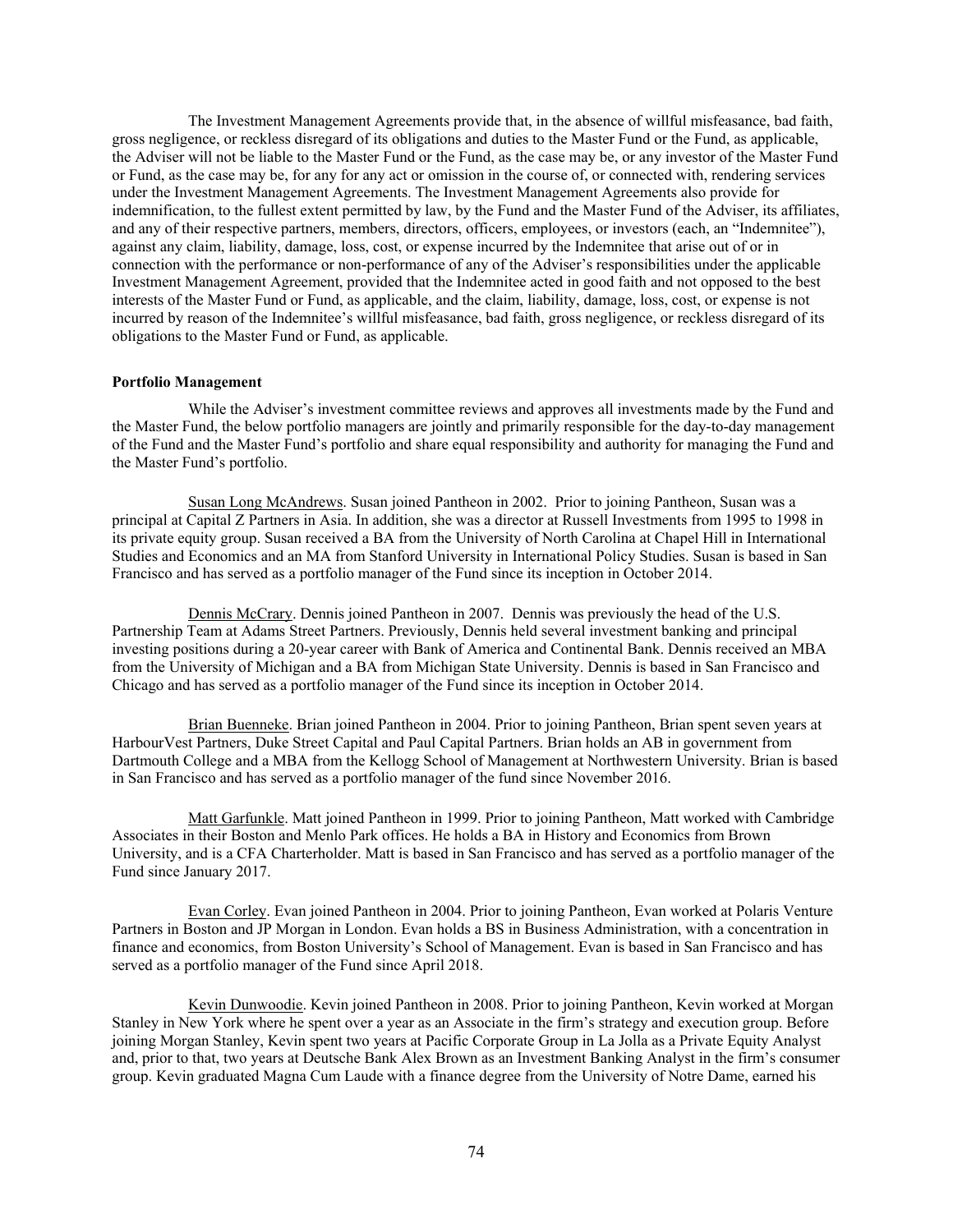The Investment Management Agreements provide that, in the absence of willful misfeasance, bad faith, gross negligence, or reckless disregard of its obligations and duties to the Master Fund or the Fund, as applicable, the Adviser will not be liable to the Master Fund or the Fund, as the case may be, or any investor of the Master Fund or Fund, as the case may be, for any for any act or omission in the course of, or connected with, rendering services under the Investment Management Agreements. The Investment Management Agreements also provide for indemnification, to the fullest extent permitted by law, by the Fund and the Master Fund of the Adviser, its affiliates, and any of their respective partners, members, directors, officers, employees, or investors (each, an "Indemnitee"), against any claim, liability, damage, loss, cost, or expense incurred by the Indemnitee that arise out of or in connection with the performance or non-performance of any of the Adviser's responsibilities under the applicable Investment Management Agreement, provided that the Indemnitee acted in good faith and not opposed to the best interests of the Master Fund or Fund, as applicable, and the claim, liability, damage, loss, cost, or expense is not incurred by reason of the Indemnitee's willful misfeasance, bad faith, gross negligence, or reckless disregard of its obligations to the Master Fund or Fund, as applicable.

**Portfolio Management**

While the Adviser's investment committee reviews and approves all investments made by the Fund and the Master Fund, the below portfolio managers are jointly and primarily responsible for the day-to-day management of the Fund and the Master Fund's portfolio and share equal responsibility and authority for managing the Fund and the Master Fund's portfolio.

<u>Susan Long McAndrews</u>. Susan joined Pantheon in 2002. Prior to joining Pantheon, Susan was a principal at Capital Z Partners in Asia. In addition, she was a director at Russell Investments from 1995 to 1998 in its private equity group. Susan received a BA from the University of North Carolina at Chapel Hill in International Studies and Economics and an MA from Stanford University in International Policy Studies. Susan is based in San Francisco and has served as a portfolio manager of the Fund since its inception in October 2014.

<u>Dennis McCrary</u>. Dennis joined Pantheon in 2007. Dennis was previously the head of the U.S. Partnership Team at Adams Street Partners. Previously, Dennis held several investment banking and principal investing positions during a 20-year career with Bank of America and Continental Bank. Dennis received an MBA from the University of Michigan and a BA from Michigan State University. Dennis is based in San Francisco and Chicago and has served as a portfolio manager of the Fund since its inception in October 2014.

<u>Brian Buenneke</u>. Brian joined Pantheon in 2004. Prior to joining Pantheon, Brian spent seven years at HarbourVest Partners, Duke Street Capital and Paul Capital Partners. Brian holds an AB in government from Dartmouth College and a MBA from the Kellogg School of Management at Northwestern University. Brian is based in San Francisco and has served as a portfolio manager of the fund since November 2016.

<u>Matt Garfunkle</u>. Matt joined Pantheon in 1999. Prior to joining Pantheon, Matt worked with Cambridge Associates in their Boston and Menlo Park offices. He holds a BA in History and Economics from Brown University, and is a CFA Charterholder. Matt is based in San Francisco and has served as a portfolio manager of the Fund since January 2017.

<u>Evan Corley</u>. Evan joined Pantheon in 2004. Prior to joining Pantheon, Evan worked at Polaris Venture Partners in Boston and JP Morgan in London. Evan holds a BS in Business Administration, with a concentration in finance and economics, from Boston University's School of Management. Evan is based in San Francisco and has served as a portfolio manager of the Fund since April 2018.

<u>Kevin Dunwoodie</u>. Kevin joined Pantheon in 2008. Prior to joining Pantheon, Kevin worked at Morgan Stanley in New York where he spent over a year as an Associate in the firm's strategy and execution group. Before joining Morgan Stanley, Kevin spent two years at Pacific Corporate Group in La Jolla as a Private Equity Analyst and, prior to that, two years at Deutsche Bank Alex Brown as an Investment Banking Analyst in the firm's consumer group. Kevin graduated Magna Cum Laude with a finance degree from the University of Notre Dame, earned his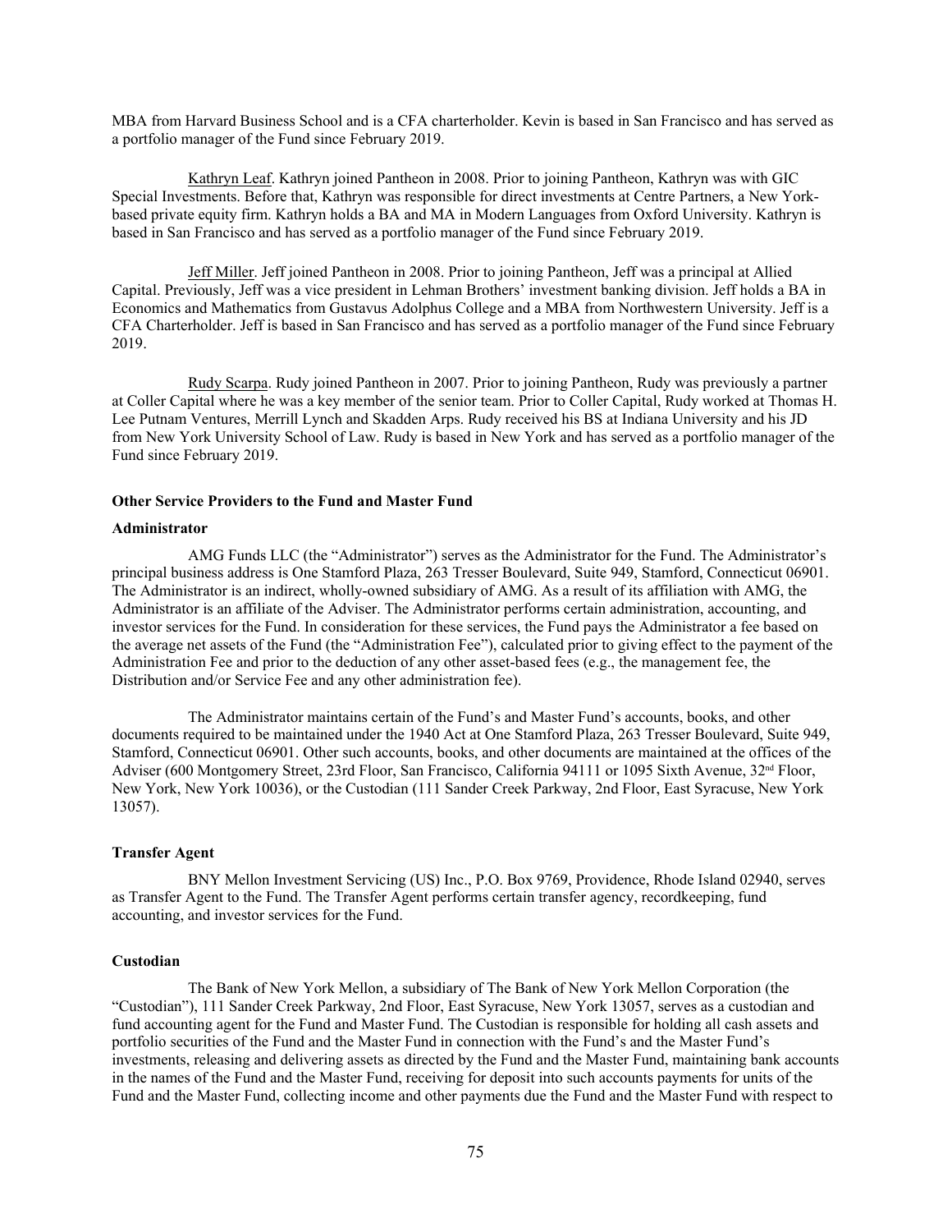MBA from Harvard Business School and is a CFA charterholder. Kevin is based in San Francisco and has served as a portfolio manager of the Fund since February 2019.

Kathryn Leaf. Kathryn joined Pantheon in 2008. Prior to joining Pantheon, Kathryn was with GIC Special Investments. Before that, Kathryn was responsible for direct investments at Centre Partners, a New York-based private equity firm. Kathryn holds a BA and MA in Modern Languages from Oxford University. Kathryn is based in San Francisco and has served as a portfolio manager of the Fund since February 2019.

Jeff Miller. Jeff joined Pantheon in 2008. Prior to joining Pantheon, Jeff was a principal at Allied Capital. Previously, Jeff was a vice president in Lehman Brothers' investment banking division. Jeff holds a BA in Economics and Mathematics from Gustavus Adolphus College and a MBA from Northwestern University. Jeff is a CFA Charterholder. Jeff is based in San Francisco and has served as a portfolio manager of the Fund since February 2019.

Rudy Scarpa. Rudy joined Pantheon in 2007. Prior to joining Pantheon, Rudy was previously a partner at Coller Capital where he was a key member of the senior team. Prior to Coller Capital, Rudy worked at Thomas H. Lee Putnam Ventures, Merrill Lynch and Skadden Arps. Rudy received his BS at Indiana University and his JD from New York University School of Law. Rudy is based in New York and has served as a portfolio manager of the Fund since February 2019.

**Other Service Providers to the Fund and Master Fund**

**Administrator**

AMG Funds LLC (the "Administrator") serves as the Administrator for the Fund. The Administrator's principal business address is One Stamford Plaza, 263 Tresser Boulevard, Suite 949, Stamford, Connecticut 06901. The Administrator is an indirect, wholly-owned subsidiary of AMG. As a result of its affiliation with AMG, the Administrator is an affiliate of the Adviser. The Administrator performs certain administration, accounting, and investor services for the Fund. In consideration for these services, the Fund pays the Administrator a fee based on the average net assets of the Fund (the "Administration Fee"), calculated prior to giving effect to the payment of the Administration Fee and prior to the deduction of any other asset-based fees (e.g., the management fee, the Distribution and/or Service Fee and any other administration fee).

The Administrator maintains certain of the Fund's and Master Fund's accounts, books, and other documents required to be maintained under the 1940 Act at One Stamford Plaza, 263 Tresser Boulevard, Suite 949, Stamford, Connecticut 06901. Other such accounts, books, and other documents are maintained at the offices of the Adviser (600 Montgomery Street, 23rd Floor, San Francisco, California 94111 or 1095 Sixth Avenue, 32nd Floor, New York, New York 10036), or the Custodian (111 Sander Creek Parkway, 2nd Floor, East Syracuse, New York 13057).

**Transfer Agent**

BNY Mellon Investment Servicing (US) Inc., P.O. Box 9769, Providence, Rhode Island 02940, serves as Transfer Agent to the Fund. The Transfer Agent performs certain transfer agency, recordkeeping, fund accounting, and investor services for the Fund.

**Custodian**

The Bank of New York Mellon, a subsidiary of The Bank of New York Mellon Corporation (the "Custodian"), 111 Sander Creek Parkway, 2nd Floor, East Syracuse, New York 13057, serves as a custodian and fund accounting agent for the Fund and Master Fund. The Custodian is responsible for holding all cash assets and portfolio securities of the Fund and the Master Fund in connection with the Fund's and the Master Fund's investments, releasing and delivering assets as directed by the Fund and the Master Fund, maintaining bank accounts in the names of the Fund and the Master Fund, receiving for deposit into such accounts payments for units of the Fund and the Master Fund, collecting income and other payments due the Fund and the Master Fund with respect to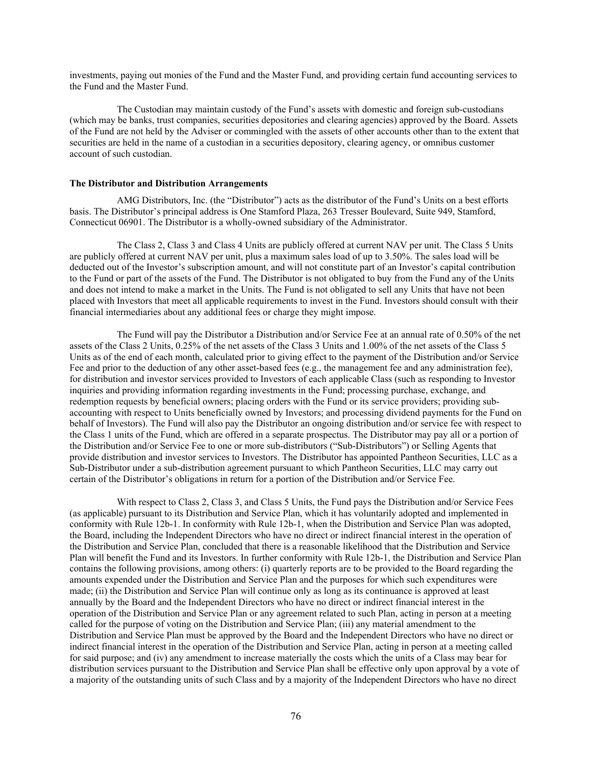investments, paying out monies of the Fund and the Master Fund, and providing certain fund accounting services to the Fund and the Master Fund.

The Custodian may maintain custody of the Fund's assets with domestic and foreign sub-custodians (which may be banks, trust companies, securities depositories and clearing agencies) approved by the Board. Assets of the Fund are not held by the Adviser or commingled with the assets of other accounts other than to the extent that securities are held in the name of a custodian in a securities depository, clearing agency, or omnibus customer account of such custodian.

**The Distributor and Distribution Arrangements**

AMG Distributors, Inc. (the "Distributor") acts as the distributor of the Fund's Units on a best efforts basis. The Distributor's principal address is One Stamford Plaza, 263 Tresser Boulevard, Suite 949, Stamford, Connecticut 06901. The Distributor is a wholly-owned subsidiary of the Administrator.

The Class 2, Class 3 and Class 4 Units are publicly offered at current NAV per unit. The Class 5 Units are publicly offered at current NAV per unit, plus a maximum sales load of up to 3.50%. The sales load will be deducted out of the Investor's subscription amount, and will not constitute part of an Investor's capital contribution to the Fund or part of the assets of the Fund. The Distributor is not obligated to buy from the Fund any of the Units and does not intend to make a market in the Units. The Fund is not obligated to sell any Units that have not been placed with Investors that meet all applicable requirements to invest in the Fund. Investors should consult with their financial intermediaries about any additional fees or charge they might impose.

The Fund will pay the Distributor a Distribution and/or Service Fee at an annual rate of 0.50% of the net assets of the Class 2 Units, 0.25% of the net assets of the Class 3 Units and 1.00% of the net assets of the Class 5 Units as of the end of each month, calculated prior to giving effect to the payment of the Distribution and/or Service Fee and prior to the deduction of any other asset-based fees (e.g., the management fee and any administration fee), for distribution and investor services provided to Investors of each applicable Class (such as responding to Investor inquiries and providing information regarding investments in the Fund; processing purchase, exchange, and redemption requests by beneficial owners; placing orders with the Fund or its service providers; providing sub-accounting with respect to Units beneficially owned by Investors; and processing dividend payments for the Fund on behalf of Investors). The Fund will also pay the Distributor an ongoing distribution and/or service fee with respect to the Class 1 units of the Fund, which are offered in a separate prospectus. The Distributor may pay all or a portion of the Distribution and/or Service Fee to one or more sub-distributors ("Sub-Distributors") or Selling Agents that provide distribution and investor services to Investors. The Distributor has appointed Pantheon Securities, LLC as a Sub-Distributor under a sub-distribution agreement pursuant to which Pantheon Securities, LLC may carry out certain of the Distributor's obligations in return for a portion of the Distribution and/or Service Fee.

With respect to Class 2, Class 3, and Class 5 Units, the Fund pays the Distribution and/or Service Fees (as applicable) pursuant to its Distribution and Service Plan, which it has voluntarily adopted and implemented in conformity with Rule 12b-1. In conformity with Rule 12b-1, when the Distribution and Service Plan was adopted, the Board, including the Independent Directors who have no direct or indirect financial interest in the operation of the Distribution and Service Plan, concluded that there is a reasonable likelihood that the Distribution and Service Plan will benefit the Fund and its Investors. In further conformity with Rule 12b-1, the Distribution and Service Plan contains the following provisions, among others: (i) quarterly reports are to be provided to the Board regarding the amounts expended under the Distribution and Service Plan and the purposes for which such expenditures were made; (ii) the Distribution and Service Plan will continue only as long as its continuance is approved at least annually by the Board and the Independent Directors who have no direct or indirect financial interest in the operation of the Distribution and Service Plan or any agreement related to such Plan, acting in person at a meeting called for the purpose of voting on the Distribution and Service Plan; (iii) any material amendment to the Distribution and Service Plan must be approved by the Board and the Independent Directors who have no direct or indirect financial interest in the operation of the Distribution and Service Plan, acting in person at a meeting called for said purpose; and (iv) any amendment to increase materially the costs which the units of a Class may bear for distribution services pursuant to the Distribution and Service Plan shall be effective only upon approval by a vote of a majority of the outstanding units of such Class and by a majority of the Independent Directors who have no direct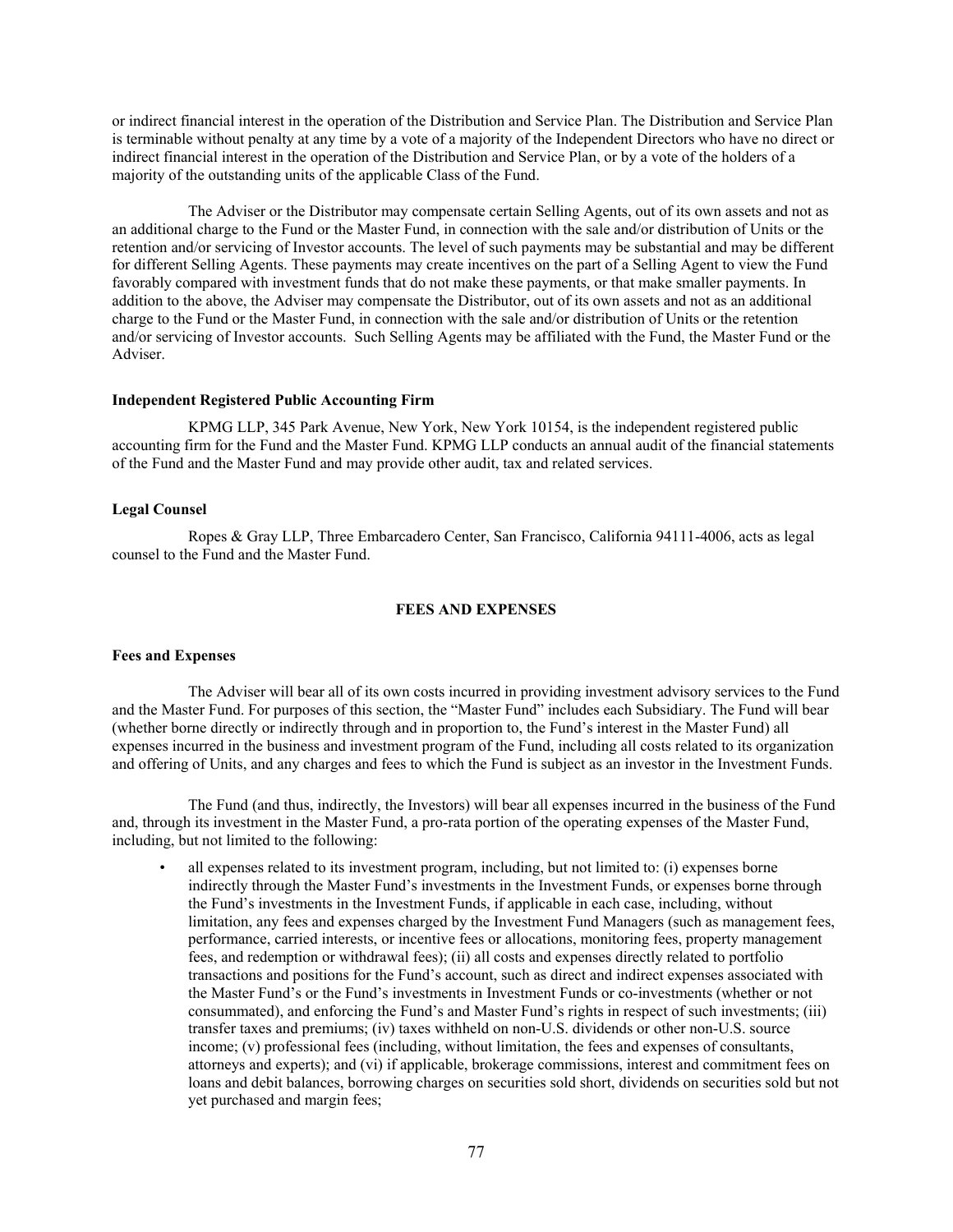or indirect financial interest in the operation of the Distribution and Service Plan. The Distribution and Service Plan is terminable without penalty at any time by a vote of a majority of the Independent Directors who have no direct or indirect financial interest in the operation of the Distribution and Service Plan, or by a vote of the holders of a majority of the outstanding units of the applicable Class of the Fund.

The Adviser or the Distributor may compensate certain Selling Agents, out of its own assets and not as an additional charge to the Fund or the Master Fund, in connection with the sale and/or distribution of Units or the retention and/or servicing of Investor accounts. The level of such payments may be substantial and may be different for different Selling Agents. These payments may create incentives on the part of a Selling Agent to view the Fund favorably compared with investment funds that do not make these payments, or that make smaller payments. In addition to the above, the Adviser may compensate the Distributor, out of its own assets and not as an additional charge to the Fund or the Master Fund, in connection with the sale and/or distribution of Units or the retention and/or servicing of Investor accounts. Such Selling Agents may be affiliated with the Fund, the Master Fund or the Adviser.

**Independent Registered Public Accounting Firm**

KPMG LLP, 345 Park Avenue, New York, New York 10154, is the independent registered public accounting firm for the Fund and the Master Fund. KPMG LLP conducts an annual audit of the financial statements of the Fund and the Master Fund and may provide other audit, tax and related services.

**Legal Counsel**

Ropes & Gray LLP, Three Embarcadero Center, San Francisco, California 94111-4006, acts as legal counsel to the Fund and the Master Fund.

## FEES AND EXPENSES

**Fees and Expenses**

The Adviser will bear all of its own costs incurred in providing investment advisory services to the Fund and the Master Fund. For purposes of this section, the "Master Fund" includes each Subsidiary. The Fund will bear (whether borne directly or indirectly through and in proportion to, the Fund's interest in the Master Fund) all expenses incurred in the business and investment program of the Fund, including all costs related to its organization and offering of Units, and any charges and fees to which the Fund is subject as an investor in the Investment Funds.

The Fund (and thus, indirectly, the Investors) will bear all expenses incurred in the business of the Fund and, through its investment in the Master Fund, a pro-rata portion of the operating expenses of the Master Fund, including, but not limited to the following:

- all expenses related to its investment program, including, but not limited to: (i) expenses borne indirectly through the Master Fund's investments in the Investment Funds, or expenses borne through the Fund's investments in the Investment Funds, if applicable in each case, including, without limitation, any fees and expenses charged by the Investment Fund Managers (such as management fees, performance, carried interests, or incentive fees or allocations, monitoring fees, property management fees, and redemption or withdrawal fees); (ii) all costs and expenses directly related to portfolio transactions and positions for the Fund's account, such as direct and indirect expenses associated with the Master Fund's or the Fund's investments in Investment Funds or co-investments (whether or not consummated), and enforcing the Fund's and Master Fund's rights in respect of such investments; (iii) transfer taxes and premiums; (iv) taxes withheld on non-U.S. dividends or other non-U.S. source income; (v) professional fees (including, without limitation, the fees and expenses of consultants, attorneys and experts); and (vi) if applicable, brokerage commissions, interest and commitment fees on loans and debit balances, borrowing charges on securities sold short, dividends on securities sold but not yet purchased and margin fees;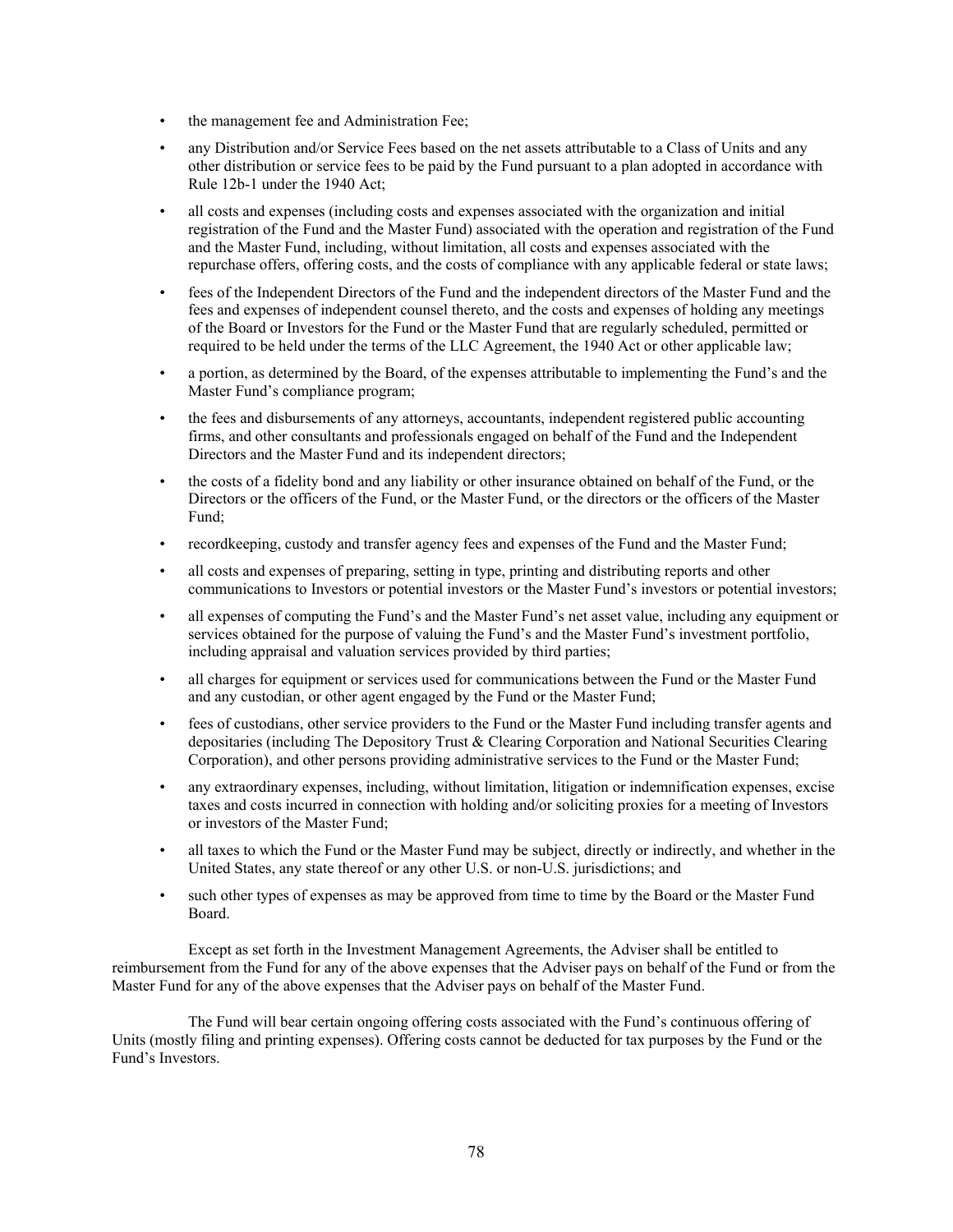- the management fee and Administration Fee;
- any Distribution and/or Service Fees based on the net assets attributable to a Class of Units and any other distribution or service fees to be paid by the Fund pursuant to a plan adopted in accordance with Rule 12b-1 under the 1940 Act;
- all costs and expenses (including costs and expenses associated with the organization and initial registration of the Fund and the Master Fund) associated with the operation and registration of the Fund and the Master Fund, including, without limitation, all costs and expenses associated with the repurchase offers, offering costs, and the costs of compliance with any applicable federal or state laws;
- fees of the Independent Directors of the Fund and the independent directors of the Master Fund and the fees and expenses of independent counsel thereto, and the costs and expenses of holding any meetings of the Board or Investors for the Fund or the Master Fund that are regularly scheduled, permitted or required to be held under the terms of the LLC Agreement, the 1940 Act or other applicable law;
- a portion, as determined by the Board, of the expenses attributable to implementing the Fund's and the Master Fund's compliance program;
- the fees and disbursements of any attorneys, accountants, independent registered public accounting firms, and other consultants and professionals engaged on behalf of the Fund and the Independent Directors and the Master Fund and its independent directors;
- the costs of a fidelity bond and any liability or other insurance obtained on behalf of the Fund, or the Directors or the officers of the Fund, or the Master Fund, or the directors or the officers of the Master Fund;
- recordkeeping, custody and transfer agency fees and expenses of the Fund and the Master Fund;
- all costs and expenses of preparing, setting in type, printing and distributing reports and other communications to Investors or potential investors or the Master Fund's investors or potential investors;
- all expenses of computing the Fund's and the Master Fund's net asset value, including any equipment or services obtained for the purpose of valuing the Fund's and the Master Fund's investment portfolio, including appraisal and valuation services provided by third parties;
- all charges for equipment or services used for communications between the Fund or the Master Fund and any custodian, or other agent engaged by the Fund or the Master Fund;
- fees of custodians, other service providers to the Fund or the Master Fund including transfer agents and depositaries (including The Depository Trust & Clearing Corporation and National Securities Clearing Corporation), and other persons providing administrative services to the Fund or the Master Fund;
- any extraordinary expenses, including, without limitation, litigation or indemnification expenses, excise taxes and costs incurred in connection with holding and/or soliciting proxies for a meeting of Investors or investors of the Master Fund;
- all taxes to which the Fund or the Master Fund may be subject, directly or indirectly, and whether in the United States, any state thereof or any other U.S. or non-U.S. jurisdictions; and
- such other types of expenses as may be approved from time to time by the Board or the Master Fund Board.

Except as set forth in the Investment Management Agreements, the Adviser shall be entitled to reimbursement from the Fund for any of the above expenses that the Adviser pays on behalf of the Fund or from the Master Fund for any of the above expenses that the Adviser pays on behalf of the Master Fund.

The Fund will bear certain ongoing offering costs associated with the Fund's continuous offering of Units (mostly filing and printing expenses). Offering costs cannot be deducted for tax purposes by the Fund or the Fund's Investors.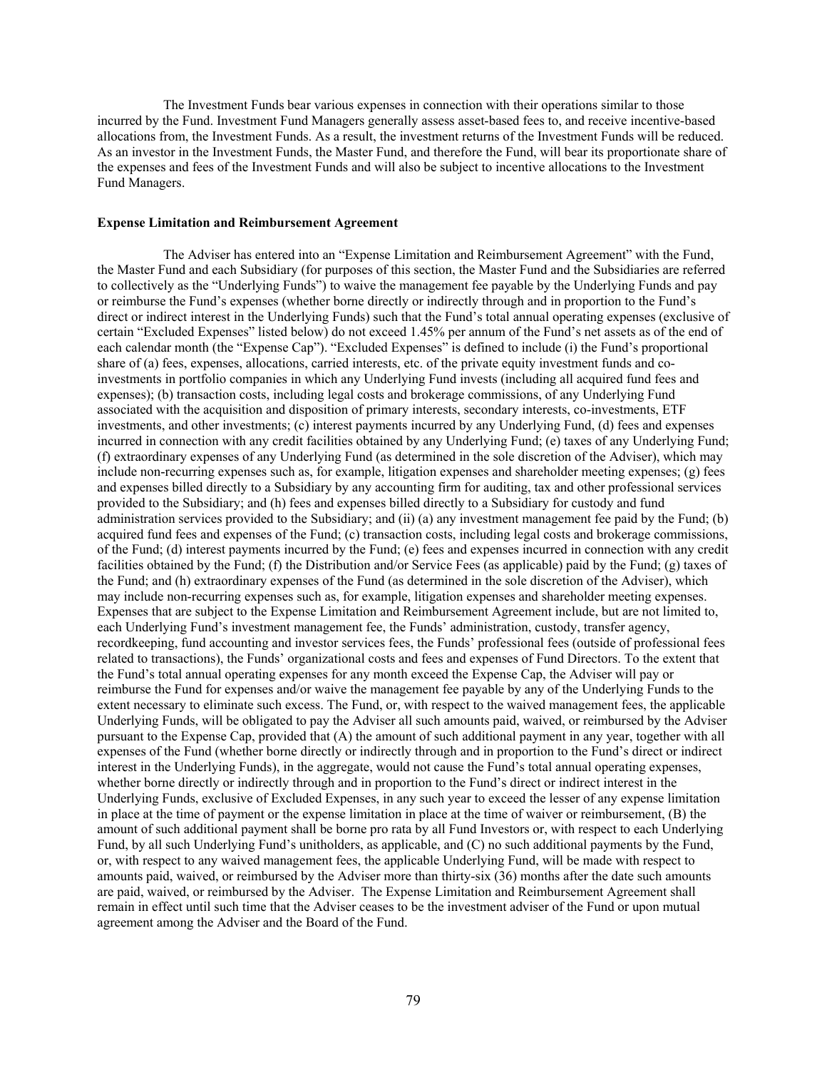The Investment Funds bear various expenses in connection with their operations similar to those incurred by the Fund. Investment Fund Managers generally assess asset-based fees to, and receive incentive-based allocations from, the Investment Funds. As a result, the investment returns of the Investment Funds will be reduced. As an investor in the Investment Funds, the Master Fund, and therefore the Fund, will bear its proportionate share of the expenses and fees of the Investment Funds and will also be subject to incentive allocations to the Investment Fund Managers.

**Expense Limitation and Reimbursement Agreement**

The Adviser has entered into an "Expense Limitation and Reimbursement Agreement" with the Fund, the Master Fund and each Subsidiary (for purposes of this section, the Master Fund and the Subsidiaries are referred to collectively as the "Underlying Funds") to waive the management fee payable by the Underlying Funds and pay or reimburse the Fund's expenses (whether borne directly or indirectly through and in proportion to the Fund's direct or indirect interest in the Underlying Funds) such that the Fund's total annual operating expenses (exclusive of certain "Excluded Expenses" listed below) do not exceed 1.45% per annum of the Fund's net assets as of the end of each calendar month (the "Expense Cap"). "Excluded Expenses" is defined to include (i) the Fund's proportional share of (a) fees, expenses, allocations, carried interests, etc. of the private equity investment funds and co-investments in portfolio companies in which any Underlying Fund invests (including all acquired fund fees and expenses); (b) transaction costs, including legal costs and brokerage commissions, of any Underlying Fund associated with the acquisition and disposition of primary interests, secondary interests, co-investments, ETF investments, and other investments; (c) interest payments incurred by any Underlying Fund, (d) fees and expenses incurred in connection with any credit facilities obtained by any Underlying Fund; (e) taxes of any Underlying Fund; (f) extraordinary expenses of any Underlying Fund (as determined in the sole discretion of the Adviser), which may include non-recurring expenses such as, for example, litigation expenses and shareholder meeting expenses; (g) fees and expenses billed directly to a Subsidiary by any accounting firm for auditing, tax and other professional services provided to the Subsidiary; and (h) fees and expenses billed directly to a Subsidiary for custody and fund administration services provided to the Subsidiary; and (ii) (a) any investment management fee paid by the Fund; (b) acquired fund fees and expenses of the Fund; (c) transaction costs, including legal costs and brokerage commissions, of the Fund; (d) interest payments incurred by the Fund; (e) fees and expenses incurred in connection with any credit facilities obtained by the Fund; (f) the Distribution and/or Service Fees (as applicable) paid by the Fund; (g) taxes of the Fund; and (h) extraordinary expenses of the Fund (as determined in the sole discretion of the Adviser), which may include non-recurring expenses such as, for example, litigation expenses and shareholder meeting expenses. Expenses that are subject to the Expense Limitation and Reimbursement Agreement include, but are not limited to, each Underlying Fund's investment management fee, the Funds' administration, custody, transfer agency, recordkeeping, fund accounting and investor services fees, the Funds' professional fees (outside of professional fees related to transactions), the Funds' organizational costs and fees and expenses of Fund Directors. To the extent that the Fund's total annual operating expenses for any month exceed the Expense Cap, the Adviser will pay or reimburse the Fund for expenses and/or waive the management fee payable by any of the Underlying Funds to the extent necessary to eliminate such excess. The Fund, or, with respect to the waived management fees, the applicable Underlying Funds, will be obligated to pay the Adviser all such amounts paid, waived, or reimbursed by the Adviser pursuant to the Expense Cap, provided that (A) the amount of such additional payment in any year, together with all expenses of the Fund (whether borne directly or indirectly through and in proportion to the Fund's direct or indirect interest in the Underlying Funds), in the aggregate, would not cause the Fund's total annual operating expenses, whether borne directly or indirectly through and in proportion to the Fund's direct or indirect interest in the Underlying Funds, exclusive of Excluded Expenses, in any such year to exceed the lesser of any expense limitation in place at the time of payment or the expense limitation in place at the time of waiver or reimbursement, (B) the amount of such additional payment shall be borne pro rata by all Fund Investors or, with respect to each Underlying Fund, by all such Underlying Fund's unitholders, as applicable, and (C) no such additional payments by the Fund, or, with respect to any waived management fees, the applicable Underlying Fund, will be made with respect to amounts paid, waived, or reimbursed by the Adviser more than thirty-six (36) months after the date such amounts are paid, waived, or reimbursed by the Adviser. The Expense Limitation and Reimbursement Agreement shall remain in effect until such time that the Adviser ceases to be the investment adviser of the Fund or upon mutual agreement among the Adviser and the Board of the Fund.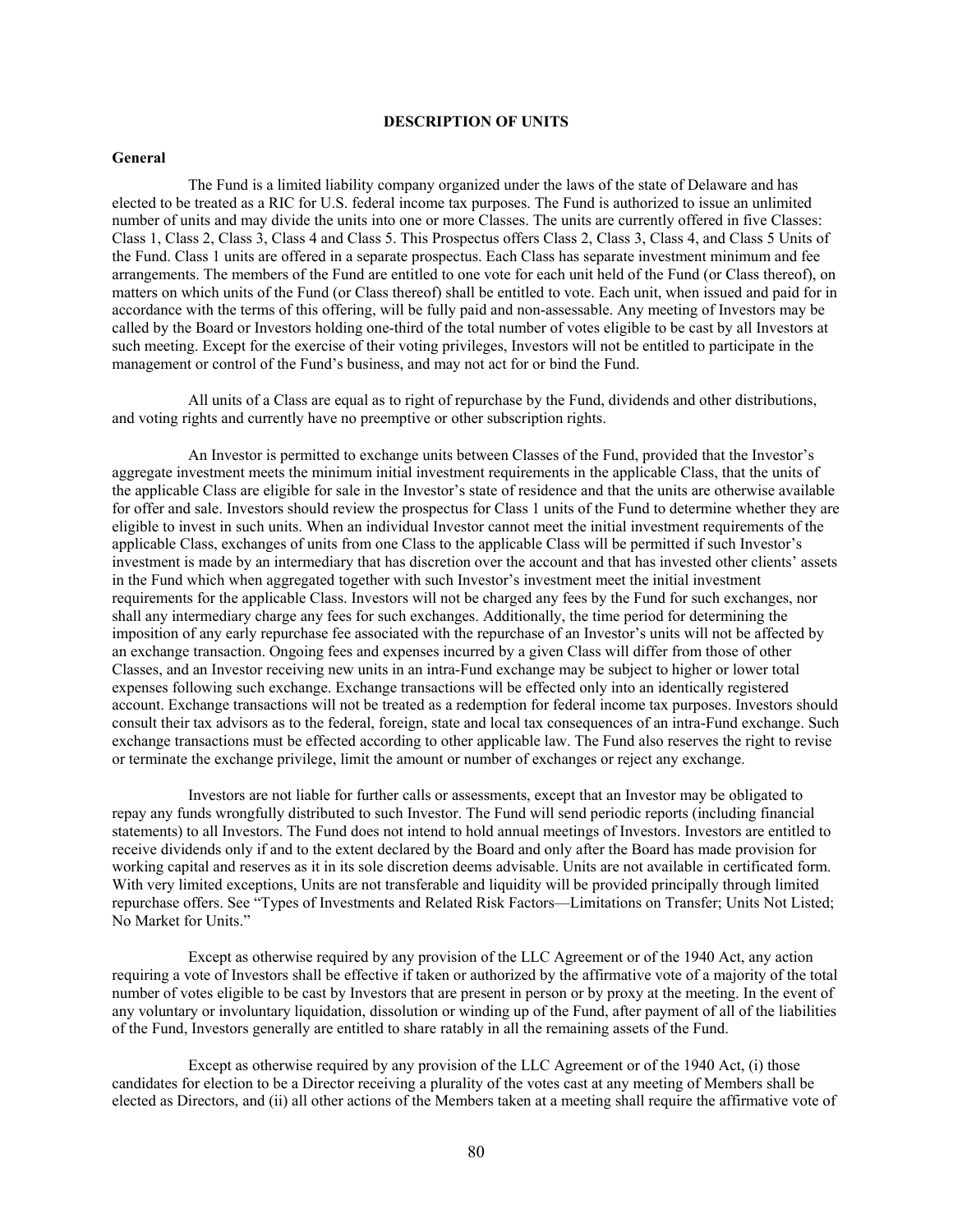## DESCRIPTION OF UNITS

### General

The Fund is a limited liability company organized under the laws of the state of Delaware and has elected to be treated as a RIC for U.S. federal income tax purposes. The Fund is authorized to issue an unlimited number of units and may divide the units into one or more Classes. The units are currently offered in five Classes: Class 1, Class 2, Class 3, Class 4 and Class 5. This Prospectus offers Class 2, Class 3, Class 4, and Class 5 Units of the Fund. Class 1 units are offered in a separate prospectus. Each Class has separate investment minimum and fee arrangements. The members of the Fund are entitled to one vote for each unit held of the Fund (or Class thereof), on matters on which units of the Fund (or Class thereof) shall be entitled to vote. Each unit, when issued and paid for in accordance with the terms of this offering, will be fully paid and non-assessable. Any meeting of Investors may be called by the Board or Investors holding one-third of the total number of votes eligible to be cast by all Investors at such meeting. Except for the exercise of their voting privileges, Investors will not be entitled to participate in the management or control of the Fund's business, and may not act for or bind the Fund.

All units of a Class are equal as to right of repurchase by the Fund, dividends and other distributions, and voting rights and currently have no preemptive or other subscription rights.

An Investor is permitted to exchange units between Classes of the Fund, provided that the Investor's aggregate investment meets the minimum initial investment requirements in the applicable Class, that the units of the applicable Class are eligible for sale in the Investor's state of residence and that the units are otherwise available for offer and sale. Investors should review the prospectus for Class 1 units of the Fund to determine whether they are eligible to invest in such units. When an individual Investor cannot meet the initial investment requirements of the applicable Class, exchanges of units from one Class to the applicable Class will be permitted if such Investor's investment is made by an intermediary that has discretion over the account and that has invested other clients' assets in the Fund which when aggregated together with such Investor's investment meet the initial investment requirements for the applicable Class. Investors will not be charged any fees by the Fund for such exchanges, nor shall any intermediary charge any fees for such exchanges. Additionally, the time period for determining the imposition of any early repurchase fee associated with the repurchase of an Investor's units will not be affected by an exchange transaction. Ongoing fees and expenses incurred by a given Class will differ from those of other Classes, and an Investor receiving new units in an intra-Fund exchange may be subject to higher or lower total expenses following such exchange. Exchange transactions will be effected only into an identically registered account. Exchange transactions will not be treated as a redemption for federal income tax purposes. Investors should consult their tax advisors as to the federal, foreign, state and local tax consequences of an intra-Fund exchange. Such exchange transactions must be effected according to other applicable law. The Fund also reserves the right to revise or terminate the exchange privilege, limit the amount or number of exchanges or reject any exchange.

Investors are not liable for further calls or assessments, except that an Investor may be obligated to repay any funds wrongfully distributed to such Investor. The Fund will send periodic reports (including financial statements) to all Investors. The Fund does not intend to hold annual meetings of Investors. Investors are entitled to receive dividends only if and to the extent declared by the Board and only after the Board has made provision for working capital and reserves as it in its sole discretion deems advisable. Units are not available in certificated form. With very limited exceptions, Units are not transferable and liquidity will be provided principally through limited repurchase offers. See "Types of Investments and Related Risk Factors—Limitations on Transfer; Units Not Listed; No Market for Units."

Except as otherwise required by any provision of the LLC Agreement or of the 1940 Act, any action requiring a vote of Investors shall be effective if taken or authorized by the affirmative vote of a majority of the total number of votes eligible to be cast by Investors that are present in person or by proxy at the meeting. In the event of any voluntary or involuntary liquidation, dissolution or winding up of the Fund, after payment of all of the liabilities of the Fund, Investors generally are entitled to share ratably in all the remaining assets of the Fund.

Except as otherwise required by any provision of the LLC Agreement or of the 1940 Act, (i) those candidates for election to be a Director receiving a plurality of the votes cast at any meeting of Members shall be elected as Directors, and (ii) all other actions of the Members taken at a meeting shall require the affirmative vote of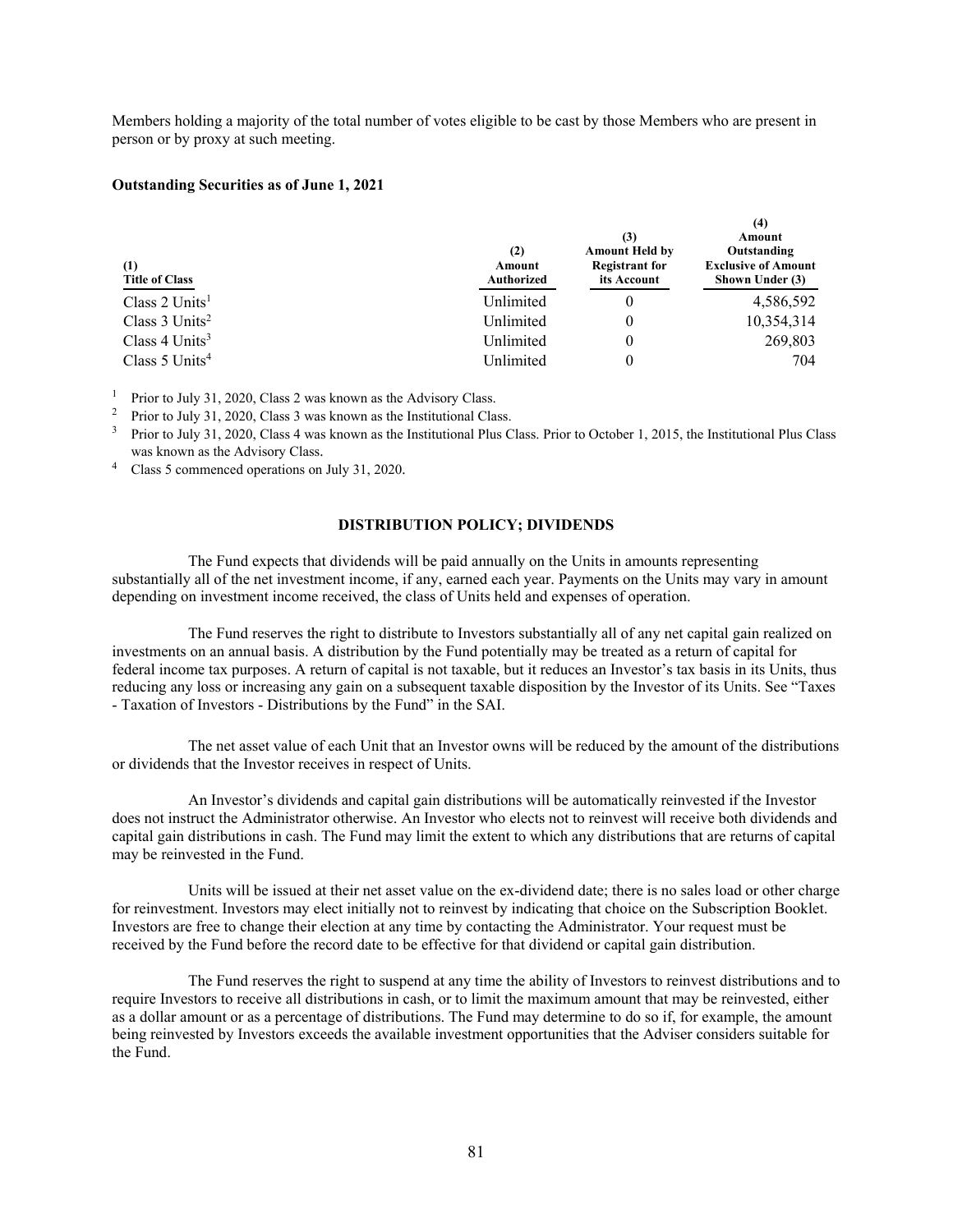Members holding a majority of the total number of votes eligible to be cast by those Members who are present in person or by proxy at such meeting.

**Outstanding Securities as of June 1, 2021**

| (1) Title of Class | (2) Amount Authorized | (3) Amount Held by Registrant for its Account | (4) Amount Outstanding Exclusive of Amount Shown Under (3) |
|---|---|---|---|
| Class 2 Units[1] | Unlimited | 0 | 4,586,592 |
| Class 3 Units[2] | Unlimited | 0 | 10,354,314 |
| Class 4 Units[3] | Unlimited | 0 | 269,803 |
| Class 5 Units[4] | Unlimited | 0 | 704 |

[1] Prior to July 31, 2020, Class 2 was known as the Advisory Class.

[2] Prior to July 31, 2020, Class 3 was known as the Institutional Class.

[3] Prior to July 31, 2020, Class 4 was known as the Institutional Plus Class. Prior to October 1, 2015, the Institutional Plus Class was known as the Advisory Class.

[4] Class 5 commenced operations on July 31, 2020.

## DISTRIBUTION POLICY; DIVIDENDS

The Fund expects that dividends will be paid annually on the Units in amounts representing substantially all of the net investment income, if any, earned each year. Payments on the Units may vary in amount depending on investment income received, the class of Units held and expenses of operation.

The Fund reserves the right to distribute to Investors substantially all of any net capital gain realized on investments on an annual basis. A distribution by the Fund potentially may be treated as a return of capital for federal income tax purposes. A return of capital is not taxable, but it reduces an Investor's tax basis in its Units, thus reducing any loss or increasing any gain on a subsequent taxable disposition by the Investor of its Units. See "Taxes - Taxation of Investors - Distributions by the Fund" in the SAI.

The net asset value of each Unit that an Investor owns will be reduced by the amount of the distributions or dividends that the Investor receives in respect of Units.

An Investor's dividends and capital gain distributions will be automatically reinvested if the Investor does not instruct the Administrator otherwise. An Investor who elects not to reinvest will receive both dividends and capital gain distributions in cash. The Fund may limit the extent to which any distributions that are returns of capital may be reinvested in the Fund.

Units will be issued at their net asset value on the ex-dividend date; there is no sales load or other charge for reinvestment. Investors may elect initially not to reinvest by indicating that choice on the Subscription Booklet. Investors are free to change their election at any time by contacting the Administrator. Your request must be received by the Fund before the record date to be effective for that dividend or capital gain distribution.

The Fund reserves the right to suspend at any time the ability of Investors to reinvest distributions and to require Investors to receive all distributions in cash, or to limit the maximum amount that may be reinvested, either as a dollar amount or as a percentage of distributions. The Fund may determine to do so if, for example, the amount being reinvested by Investors exceeds the available investment opportunities that the Adviser considers suitable for the Fund.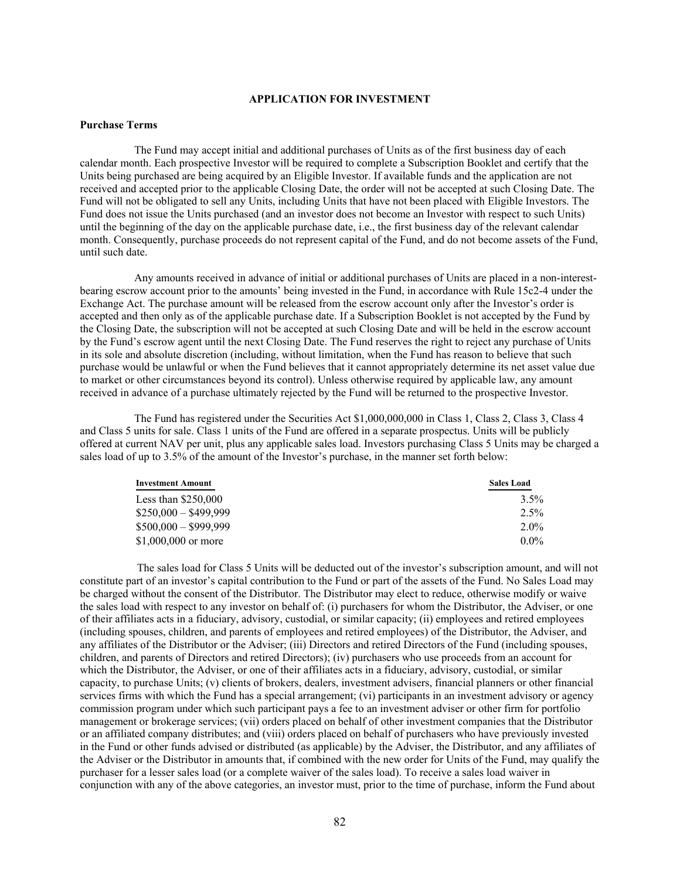## APPLICATION FOR INVESTMENT

### Purchase Terms

The Fund may accept initial and additional purchases of Units as of the first business day of each calendar month. Each prospective Investor will be required to complete a Subscription Booklet and certify that the Units being purchased are being acquired by an Eligible Investor. If available funds and the application are not received and accepted prior to the applicable Closing Date, the order will not be accepted at such Closing Date. The Fund will not be obligated to sell any Units, including Units that have not been placed with Eligible Investors. The Fund does not issue the Units purchased (and an investor does not become an Investor with respect to such Units) until the beginning of the day on the applicable purchase date, i.e., the first business day of the relevant calendar month. Consequently, purchase proceeds do not represent capital of the Fund, and do not become assets of the Fund, until such date.

Any amounts received in advance of initial or additional purchases of Units are placed in a non-interest-bearing escrow account prior to the amounts' being invested in the Fund, in accordance with Rule 15c2-4 under the Exchange Act. The purchase amount will be released from the escrow account only after the Investor's order is accepted and then only as of the applicable purchase date. If a Subscription Booklet is not accepted by the Fund by the Closing Date, the subscription will not be accepted at such Closing Date and will be held in the escrow account by the Fund's escrow agent until the next Closing Date. The Fund reserves the right to reject any purchase of Units in its sole and absolute discretion (including, without limitation, when the Fund has reason to believe that such purchase would be unlawful or when the Fund believes that it cannot appropriately determine its net asset value due to market or other circumstances beyond its control). Unless otherwise required by applicable law, any amount received in advance of a purchase ultimately rejected by the Fund will be returned to the prospective Investor.

The Fund has registered under the Securities Act $1,000,000,000 in Class 1, Class 2, Class 3, Class 4 and Class 5 units for sale. Class 1 units of the Fund are offered in a separate prospectus. Units will be publicly offered at current NAV per unit, plus any applicable sales load. Investors purchasing Class 5 Units may be charged a sales load of up to 3.5% of the amount of the Investor's purchase, in the manner set forth below:

| Investment Amount | Sales Load |
|---|---|
| Less than $250,000 | 3.5% |
| $250,000 – $499,999 | 2.5% |
| $500,000 – $999,999 | 2.0% |
| $1,000,000 or more | 0.0% |

The sales load for Class 5 Units will be deducted out of the investor's subscription amount, and will not constitute part of an investor's capital contribution to the Fund or part of the assets of the Fund. No Sales Load may be charged without the consent of the Distributor. The Distributor may elect to reduce, otherwise modify or waive the sales load with respect to any investor on behalf of: (i) purchasers for whom the Distributor, the Adviser, or one of their affiliates acts in a fiduciary, advisory, custodial, or similar capacity; (ii) employees and retired employees (including spouses, children, and parents of employees and retired employees) of the Distributor, the Adviser, and any affiliates of the Distributor or the Adviser; (iii) Directors and retired Directors of the Fund (including spouses, children, and parents of Directors and retired Directors); (iv) purchasers who use proceeds from an account for which the Distributor, the Adviser, or one of their affiliates acts in a fiduciary, advisory, custodial, or similar capacity, to purchase Units; (v) clients of brokers, dealers, investment advisers, financial planners or other financial services firms with which the Fund has a special arrangement; (vi) participants in an investment advisory or agency commission program under which such participant pays a fee to an investment adviser or other firm for portfolio management or brokerage services; (vii) orders placed on behalf of other investment companies that the Distributor or an affiliated company distributes; and (viii) orders placed on behalf of purchasers who have previously invested in the Fund or other funds advised or distributed (as applicable) by the Adviser, the Distributor, and any affiliates of the Adviser or the Distributor in amounts that, if combined with the new order for Units of the Fund, may qualify the purchaser for a lesser sales load (or a complete waiver of the sales load). To receive a sales load waiver in conjunction with any of the above categories, an investor must, prior to the time of purchase, inform the Fund about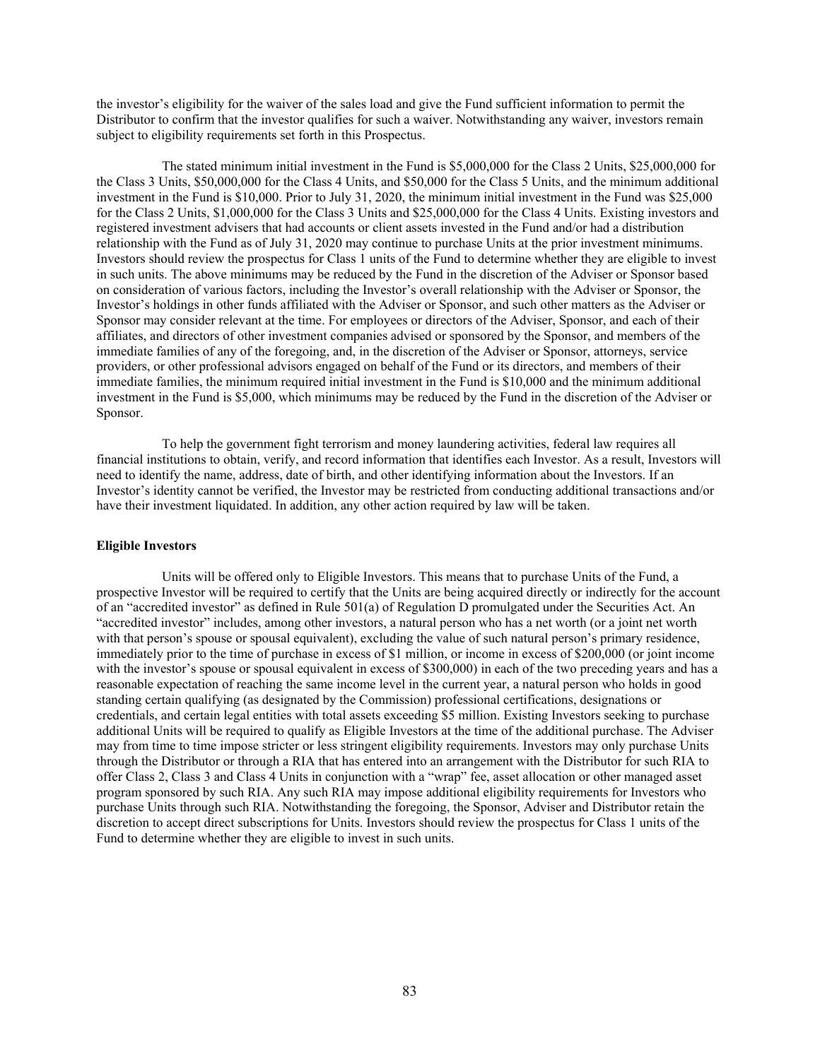the investor's eligibility for the waiver of the sales load and give the Fund sufficient information to permit the Distributor to confirm that the investor qualifies for such a waiver. Notwithstanding any waiver, investors remain subject to eligibility requirements set forth in this Prospectus.

The stated minimum initial investment in the Fund is $5,000,000 for the Class 2 Units, $25,000,000 for the Class 3 Units, $50,000,000 for the Class 4 Units, and $50,000 for the Class 5 Units, and the minimum additional investment in the Fund is $10,000. Prior to July 31, 2020, the minimum initial investment in the Fund was $25,000 for the Class 2 Units, $1,000,000 for the Class 3 Units and $25,000,000 for the Class 4 Units. Existing investors and registered investment advisers that had accounts or client assets invested in the Fund and/or had a distribution relationship with the Fund as of July 31, 2020 may continue to purchase Units at the prior investment minimums. Investors should review the prospectus for Class 1 units of the Fund to determine whether they are eligible to invest in such units. The above minimums may be reduced by the Fund in the discretion of the Adviser or Sponsor based on consideration of various factors, including the Investor's overall relationship with the Adviser or Sponsor, the Investor's holdings in other funds affiliated with the Adviser or Sponsor, and such other matters as the Adviser or Sponsor may consider relevant at the time. For employees or directors of the Adviser, Sponsor, and each of their affiliates, and directors of other investment companies advised or sponsored by the Sponsor, and members of the immediate families of any of the foregoing, and, in the discretion of the Adviser or Sponsor, attorneys, service providers, or other professional advisors engaged on behalf of the Fund or its directors, and members of their immediate families, the minimum required initial investment in the Fund is $10,000 and the minimum additional investment in the Fund is $5,000, which minimums may be reduced by the Fund in the discretion of the Adviser or Sponsor.

To help the government fight terrorism and money laundering activities, federal law requires all financial institutions to obtain, verify, and record information that identifies each Investor. As a result, Investors will need to identify the name, address, date of birth, and other identifying information about the Investors. If an Investor's identity cannot be verified, the Investor may be restricted from conducting additional transactions and/or have their investment liquidated. In addition, any other action required by law will be taken.

**Eligible Investors**

Units will be offered only to Eligible Investors. This means that to purchase Units of the Fund, a prospective Investor will be required to certify that the Units are being acquired directly or indirectly for the account of an "accredited investor" as defined in Rule 501(a) of Regulation D promulgated under the Securities Act. An "accredited investor" includes, among other investors, a natural person who has a net worth (or a joint net worth with that person's spouse or spousal equivalent), excluding the value of such natural person's primary residence, immediately prior to the time of purchase in excess of $1 million, or income in excess of $200,000 (or joint income with the investor's spouse or spousal equivalent in excess of $300,000) in each of the two preceding years and has a reasonable expectation of reaching the same income level in the current year, a natural person who holds in good standing certain qualifying (as designated by the Commission) professional certifications, designations or credentials, and certain legal entities with total assets exceeding $5 million. Existing Investors seeking to purchase additional Units will be required to qualify as Eligible Investors at the time of the additional purchase. The Adviser may from time to time impose stricter or less stringent eligibility requirements. Investors may only purchase Units through the Distributor or through a RIA that has entered into an arrangement with the Distributor for such RIA to offer Class 2, Class 3 and Class 4 Units in conjunction with a "wrap" fee, asset allocation or other managed asset program sponsored by such RIA. Any such RIA may impose additional eligibility requirements for Investors who purchase Units through such RIA. Notwithstanding the foregoing, the Sponsor, Adviser and Distributor retain the discretion to accept direct subscriptions for Units. Investors should review the prospectus for Class 1 units of the Fund to determine whether they are eligible to invest in such units.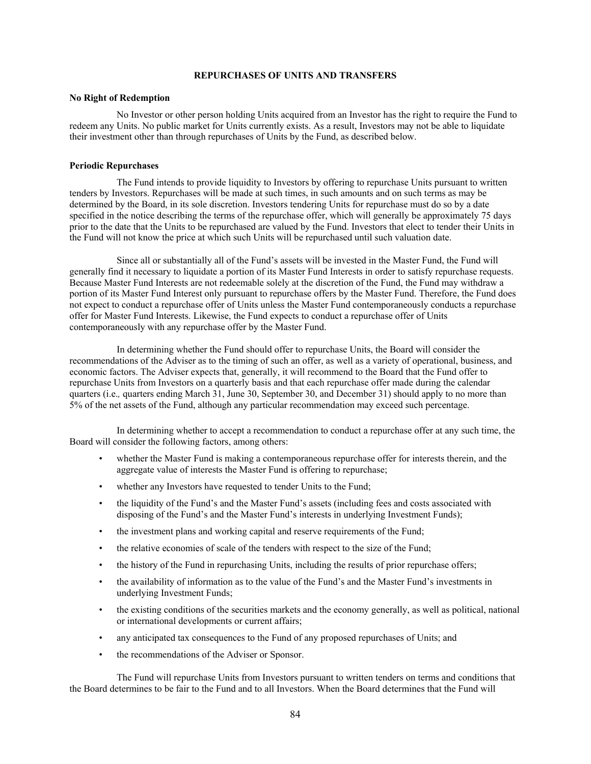## REPURCHASES OF UNITS AND TRANSFERS

### No Right of Redemption

No Investor or other person holding Units acquired from an Investor has the right to require the Fund to redeem any Units. No public market for Units currently exists. As a result, Investors may not be able to liquidate their investment other than through repurchases of Units by the Fund, as described below.

### Periodic Repurchases

The Fund intends to provide liquidity to Investors by offering to repurchase Units pursuant to written tenders by Investors. Repurchases will be made at such times, in such amounts and on such terms as may be determined by the Board, in its sole discretion. Investors tendering Units for repurchase must do so by a date specified in the notice describing the terms of the repurchase offer, which will generally be approximately 75 days prior to the date that the Units to be repurchased are valued by the Fund. Investors that elect to tender their Units in the Fund will not know the price at which such Units will be repurchased until such valuation date.

Since all or substantially all of the Fund's assets will be invested in the Master Fund, the Fund will generally find it necessary to liquidate a portion of its Master Fund Interests in order to satisfy repurchase requests. Because Master Fund Interests are not redeemable solely at the discretion of the Fund, the Fund may withdraw a portion of its Master Fund Interest only pursuant to repurchase offers by the Master Fund. Therefore, the Fund does not expect to conduct a repurchase offer of Units unless the Master Fund contemporaneously conducts a repurchase offer for Master Fund Interests. Likewise, the Fund expects to conduct a repurchase offer of Units contemporaneously with any repurchase offer by the Master Fund.

In determining whether the Fund should offer to repurchase Units, the Board will consider the recommendations of the Adviser as to the timing of such an offer, as well as a variety of operational, business, and economic factors. The Adviser expects that, generally, it will recommend to the Board that the Fund offer to repurchase Units from Investors on a quarterly basis and that each repurchase offer made during the calendar quarters (i.e.*,* quarters ending March 31, June 30, September 30, and December 31) should apply to no more than 5% of the net assets of the Fund, although any particular recommendation may exceed such percentage.

In determining whether to accept a recommendation to conduct a repurchase offer at any such time, the Board will consider the following factors, among others:

- whether the Master Fund is making a contemporaneous repurchase offer for interests therein, and the aggregate value of interests the Master Fund is offering to repurchase;
- whether any Investors have requested to tender Units to the Fund;
- the liquidity of the Fund's and the Master Fund's assets (including fees and costs associated with disposing of the Fund's and the Master Fund's interests in underlying Investment Funds);
- the investment plans and working capital and reserve requirements of the Fund;
- the relative economies of scale of the tenders with respect to the size of the Fund;
- the history of the Fund in repurchasing Units, including the results of prior repurchase offers;
- the availability of information as to the value of the Fund's and the Master Fund's investments in underlying Investment Funds;
- the existing conditions of the securities markets and the economy generally, as well as political, national or international developments or current affairs;
- any anticipated tax consequences to the Fund of any proposed repurchases of Units; and
- the recommendations of the Adviser or Sponsor.

The Fund will repurchase Units from Investors pursuant to written tenders on terms and conditions that the Board determines to be fair to the Fund and to all Investors. When the Board determines that the Fund will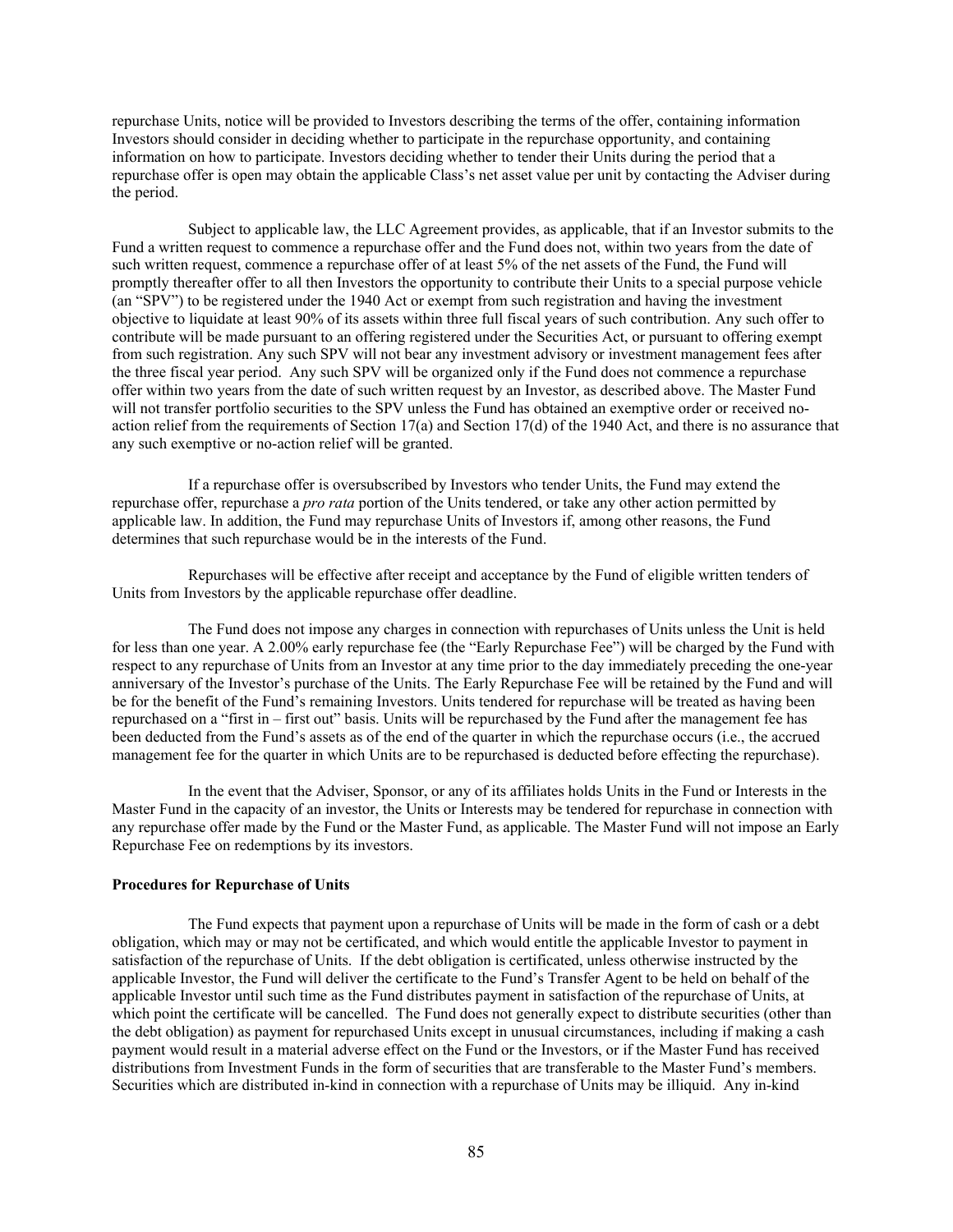repurchase Units, notice will be provided to Investors describing the terms of the offer, containing information Investors should consider in deciding whether to participate in the repurchase opportunity, and containing information on how to participate. Investors deciding whether to tender their Units during the period that a repurchase offer is open may obtain the applicable Class's net asset value per unit by contacting the Adviser during the period.

Subject to applicable law, the LLC Agreement provides, as applicable, that if an Investor submits to the Fund a written request to commence a repurchase offer and the Fund does not, within two years from the date of such written request, commence a repurchase offer of at least 5% of the net assets of the Fund, the Fund will promptly thereafter offer to all then Investors the opportunity to contribute their Units to a special purpose vehicle (an "SPV") to be registered under the 1940 Act or exempt from such registration and having the investment objective to liquidate at least 90% of its assets within three full fiscal years of such contribution. Any such offer to contribute will be made pursuant to an offering registered under the Securities Act, or pursuant to offering exempt from such registration. Any such SPV will not bear any investment advisory or investment management fees after the three fiscal year period. Any such SPV will be organized only if the Fund does not commence a repurchase offer within two years from the date of such written request by an Investor, as described above. The Master Fund will not transfer portfolio securities to the SPV unless the Fund has obtained an exemptive order or received no-action relief from the requirements of Section 17(a) and Section 17(d) of the 1940 Act, and there is no assurance that any such exemptive or no-action relief will be granted.

If a repurchase offer is oversubscribed by Investors who tender Units, the Fund may extend the repurchase offer, repurchase a *pro rata* portion of the Units tendered, or take any other action permitted by applicable law. In addition, the Fund may repurchase Units of Investors if, among other reasons, the Fund determines that such repurchase would be in the interests of the Fund.

Repurchases will be effective after receipt and acceptance by the Fund of eligible written tenders of Units from Investors by the applicable repurchase offer deadline.

The Fund does not impose any charges in connection with repurchases of Units unless the Unit is held for less than one year. A 2.00% early repurchase fee (the "Early Repurchase Fee") will be charged by the Fund with respect to any repurchase of Units from an Investor at any time prior to the day immediately preceding the one-year anniversary of the Investor's purchase of the Units. The Early Repurchase Fee will be retained by the Fund and will be for the benefit of the Fund's remaining Investors. Units tendered for repurchase will be treated as having been repurchased on a "first in – first out" basis. Units will be repurchased by the Fund after the management fee has been deducted from the Fund's assets as of the end of the quarter in which the repurchase occurs (i.e., the accrued management fee for the quarter in which Units are to be repurchased is deducted before effecting the repurchase).

In the event that the Adviser, Sponsor, or any of its affiliates holds Units in the Fund or Interests in the Master Fund in the capacity of an investor, the Units or Interests may be tendered for repurchase in connection with any repurchase offer made by the Fund or the Master Fund, as applicable. The Master Fund will not impose an Early Repurchase Fee on redemptions by its investors.

**Procedures for Repurchase of Units**

The Fund expects that payment upon a repurchase of Units will be made in the form of cash or a debt obligation, which may or may not be certificated, and which would entitle the applicable Investor to payment in satisfaction of the repurchase of Units. If the debt obligation is certificated, unless otherwise instructed by the applicable Investor, the Fund will deliver the certificate to the Fund's Transfer Agent to be held on behalf of the applicable Investor until such time as the Fund distributes payment in satisfaction of the repurchase of Units, at which point the certificate will be cancelled. The Fund does not generally expect to distribute securities (other than the debt obligation) as payment for repurchased Units except in unusual circumstances, including if making a cash payment would result in a material adverse effect on the Fund or the Investors, or if the Master Fund has received distributions from Investment Funds in the form of securities that are transferable to the Master Fund's members. Securities which are distributed in-kind in connection with a repurchase of Units may be illiquid. Any in-kind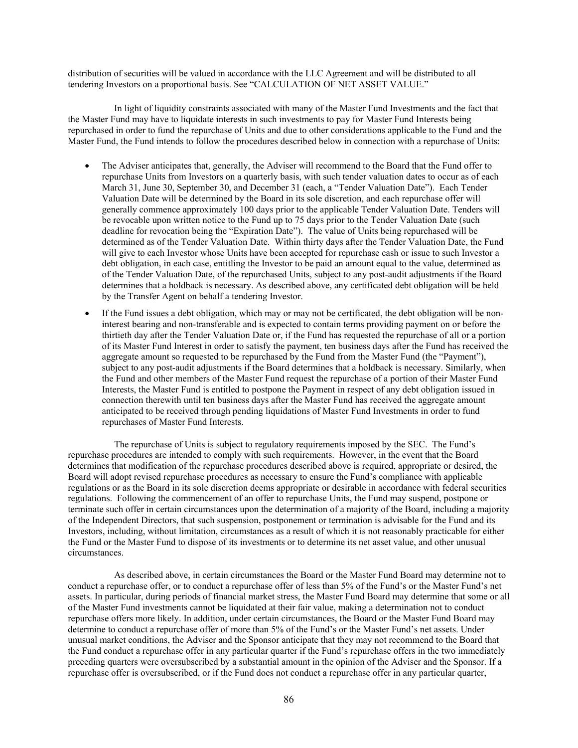distribution of securities will be valued in accordance with the LLC Agreement and will be distributed to all tendering Investors on a proportional basis. See "CALCULATION OF NET ASSET VALUE."

In light of liquidity constraints associated with many of the Master Fund Investments and the fact that the Master Fund may have to liquidate interests in such investments to pay for Master Fund Interests being repurchased in order to fund the repurchase of Units and due to other considerations applicable to the Fund and the Master Fund, the Fund intends to follow the procedures described below in connection with a repurchase of Units:

- The Adviser anticipates that, generally, the Adviser will recommend to the Board that the Fund offer to repurchase Units from Investors on a quarterly basis, with such tender valuation dates to occur as of each March 31, June 30, September 30, and December 31 (each, a "Tender Valuation Date"). Each Tender Valuation Date will be determined by the Board in its sole discretion, and each repurchase offer will generally commence approximately 100 days prior to the applicable Tender Valuation Date. Tenders will be revocable upon written notice to the Fund up to 75 days prior to the Tender Valuation Date (such deadline for revocation being the "Expiration Date"). The value of Units being repurchased will be determined as of the Tender Valuation Date. Within thirty days after the Tender Valuation Date, the Fund will give to each Investor whose Units have been accepted for repurchase cash or issue to such Investor a debt obligation, in each case, entitling the Investor to be paid an amount equal to the value, determined as of the Tender Valuation Date, of the repurchased Units, subject to any post-audit adjustments if the Board determines that a holdback is necessary. As described above, any certificated debt obligation will be held by the Transfer Agent on behalf a tendering Investor.
- If the Fund issues a debt obligation, which may or may not be certificated, the debt obligation will be non-interest bearing and non-transferable and is expected to contain terms providing payment on or before the thirtieth day after the Tender Valuation Date or, if the Fund has requested the repurchase of all or a portion of its Master Fund Interest in order to satisfy the payment, ten business days after the Fund has received the aggregate amount so requested to be repurchased by the Fund from the Master Fund (the "Payment"), subject to any post-audit adjustments if the Board determines that a holdback is necessary. Similarly, when the Fund and other members of the Master Fund request the repurchase of a portion of their Master Fund Interests, the Master Fund is entitled to postpone the Payment in respect of any debt obligation issued in connection therewith until ten business days after the Master Fund has received the aggregate amount anticipated to be received through pending liquidations of Master Fund Investments in order to fund repurchases of Master Fund Interests.

The repurchase of Units is subject to regulatory requirements imposed by the SEC. The Fund's repurchase procedures are intended to comply with such requirements. However, in the event that the Board determines that modification of the repurchase procedures described above is required, appropriate or desired, the Board will adopt revised repurchase procedures as necessary to ensure the Fund's compliance with applicable regulations or as the Board in its sole discretion deems appropriate or desirable in accordance with federal securities regulations. Following the commencement of an offer to repurchase Units, the Fund may suspend, postpone or terminate such offer in certain circumstances upon the determination of a majority of the Board, including a majority of the Independent Directors, that such suspension, postponement or termination is advisable for the Fund and its Investors, including, without limitation, circumstances as a result of which it is not reasonably practicable for either the Fund or the Master Fund to dispose of its investments or to determine its net asset value, and other unusual circumstances.

As described above, in certain circumstances the Board or the Master Fund Board may determine not to conduct a repurchase offer, or to conduct a repurchase offer of less than 5% of the Fund's or the Master Fund's net assets. In particular, during periods of financial market stress, the Master Fund Board may determine that some or all of the Master Fund investments cannot be liquidated at their fair value, making a determination not to conduct repurchase offers more likely. In addition, under certain circumstances, the Board or the Master Fund Board may determine to conduct a repurchase offer of more than 5% of the Fund's or the Master Fund's net assets. Under unusual market conditions, the Adviser and the Sponsor anticipate that they may not recommend to the Board that the Fund conduct a repurchase offer in any particular quarter if the Fund's repurchase offers in the two immediately preceding quarters were oversubscribed by a substantial amount in the opinion of the Adviser and the Sponsor. If a repurchase offer is oversubscribed, or if the Fund does not conduct a repurchase offer in any particular quarter,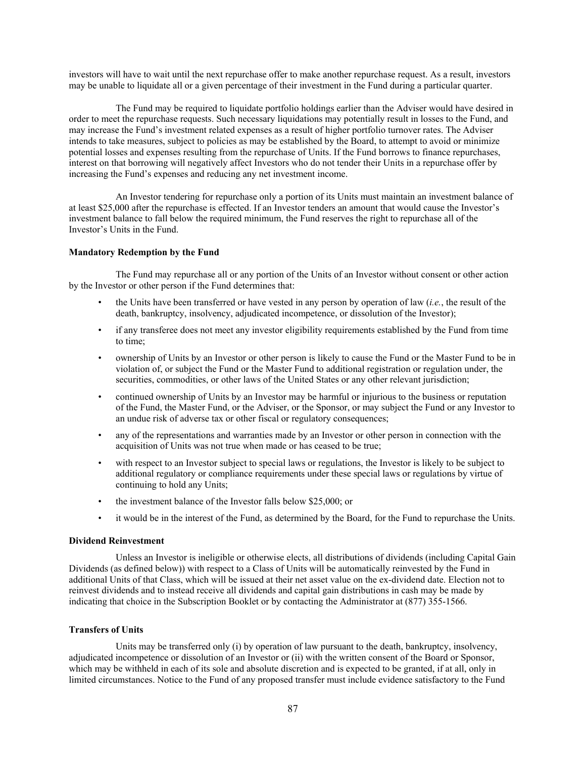investors will have to wait until the next repurchase offer to make another repurchase request. As a result, investors may be unable to liquidate all or a given percentage of their investment in the Fund during a particular quarter.

The Fund may be required to liquidate portfolio holdings earlier than the Adviser would have desired in order to meet the repurchase requests. Such necessary liquidations may potentially result in losses to the Fund, and may increase the Fund's investment related expenses as a result of higher portfolio turnover rates. The Adviser intends to take measures, subject to policies as may be established by the Board, to attempt to avoid or minimize potential losses and expenses resulting from the repurchase of Units. If the Fund borrows to finance repurchases, interest on that borrowing will negatively affect Investors who do not tender their Units in a repurchase offer by increasing the Fund's expenses and reducing any net investment income.

An Investor tendering for repurchase only a portion of its Units must maintain an investment balance of at least $25,000 after the repurchase is effected. If an Investor tenders an amount that would cause the Investor's investment balance to fall below the required minimum, the Fund reserves the right to repurchase all of the Investor's Units in the Fund.

**Mandatory Redemption by the Fund**

The Fund may repurchase all or any portion of the Units of an Investor without consent or other action by the Investor or other person if the Fund determines that:

- the Units have been transferred or have vested in any person by operation of law (*i.e.*, the result of the death, bankruptcy, insolvency, adjudicated incompetence, or dissolution of the Investor);
- if any transferee does not meet any investor eligibility requirements established by the Fund from time to time;
- ownership of Units by an Investor or other person is likely to cause the Fund or the Master Fund to be in violation of, or subject the Fund or the Master Fund to additional registration or regulation under, the securities, commodities, or other laws of the United States or any other relevant jurisdiction;
- continued ownership of Units by an Investor may be harmful or injurious to the business or reputation of the Fund, the Master Fund, or the Adviser, or the Sponsor, or may subject the Fund or any Investor to an undue risk of adverse tax or other fiscal or regulatory consequences;
- any of the representations and warranties made by an Investor or other person in connection with the acquisition of Units was not true when made or has ceased to be true;
- with respect to an Investor subject to special laws or regulations, the Investor is likely to be subject to additional regulatory or compliance requirements under these special laws or regulations by virtue of continuing to hold any Units;
- the investment balance of the Investor falls below $25,000; or
- it would be in the interest of the Fund, as determined by the Board, for the Fund to repurchase the Units.

**Dividend Reinvestment**

Unless an Investor is ineligible or otherwise elects, all distributions of dividends (including Capital Gain Dividends (as defined below)) with respect to a Class of Units will be automatically reinvested by the Fund in additional Units of that Class, which will be issued at their net asset value on the ex-dividend date. Election not to reinvest dividends and to instead receive all dividends and capital gain distributions in cash may be made by indicating that choice in the Subscription Booklet or by contacting the Administrator at (877) 355-1566.

**Transfers of Units**

Units may be transferred only (i) by operation of law pursuant to the death, bankruptcy, insolvency, adjudicated incompetence or dissolution of an Investor or (ii) with the written consent of the Board or Sponsor, which may be withheld in each of its sole and absolute discretion and is expected to be granted, if at all, only in limited circumstances. Notice to the Fund of any proposed transfer must include evidence satisfactory to the Fund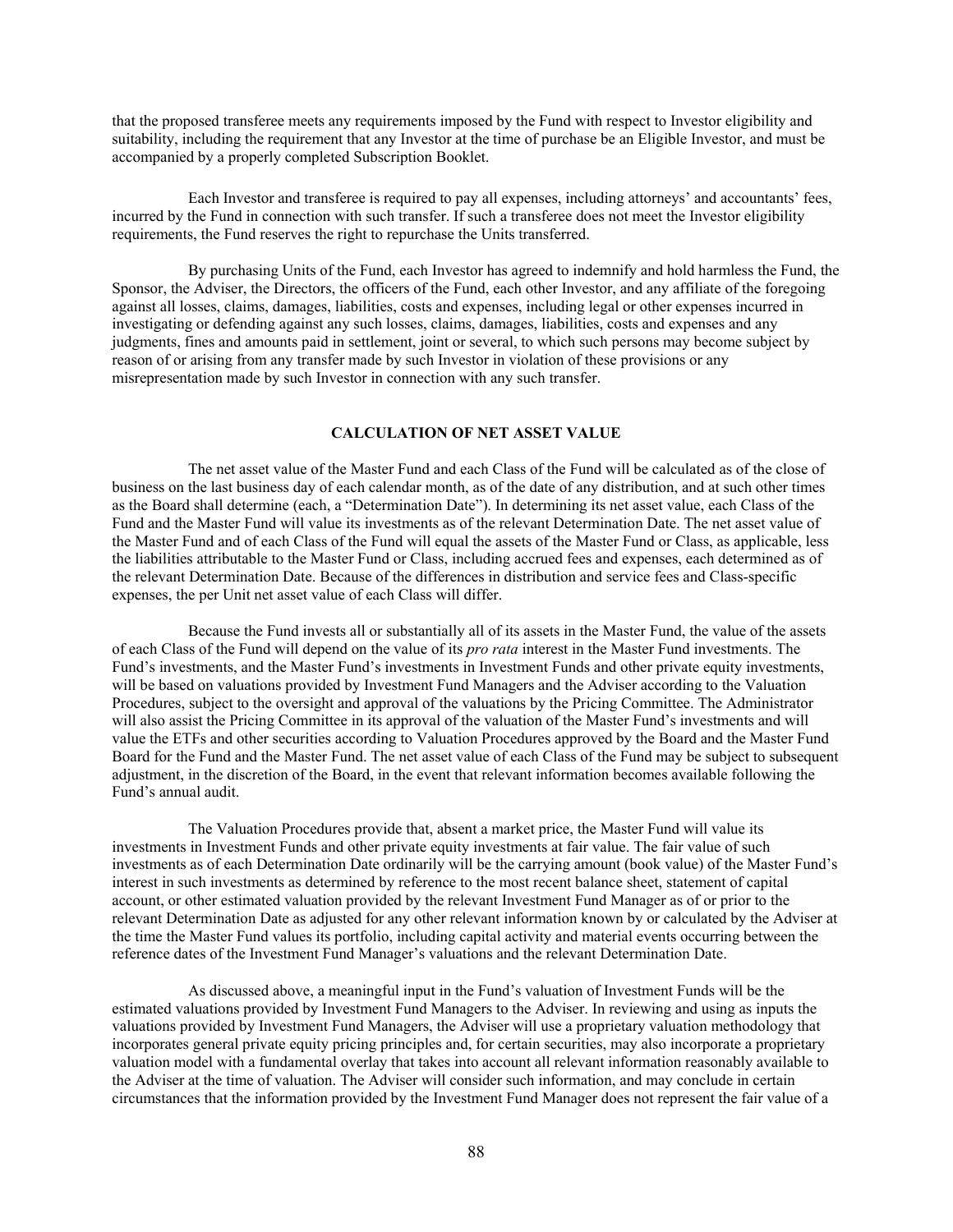that the proposed transferee meets any requirements imposed by the Fund with respect to Investor eligibility and suitability, including the requirement that any Investor at the time of purchase be an Eligible Investor, and must be accompanied by a properly completed Subscription Booklet.

Each Investor and transferee is required to pay all expenses, including attorneys' and accountants' fees, incurred by the Fund in connection with such transfer. If such a transferee does not meet the Investor eligibility requirements, the Fund reserves the right to repurchase the Units transferred.

By purchasing Units of the Fund, each Investor has agreed to indemnify and hold harmless the Fund, the Sponsor, the Adviser, the Directors, the officers of the Fund, each other Investor, and any affiliate of the foregoing against all losses, claims, damages, liabilities, costs and expenses, including legal or other expenses incurred in investigating or defending against any such losses, claims, damages, liabilities, costs and expenses and any judgments, fines and amounts paid in settlement, joint or several, to which such persons may become subject by reason of or arising from any transfer made by such Investor in violation of these provisions or any misrepresentation made by such Investor in connection with any such transfer.

## CALCULATION OF NET ASSET VALUE

The net asset value of the Master Fund and each Class of the Fund will be calculated as of the close of business on the last business day of each calendar month, as of the date of any distribution, and at such other times as the Board shall determine (each, a "Determination Date"). In determining its net asset value, each Class of the Fund and the Master Fund will value its investments as of the relevant Determination Date. The net asset value of the Master Fund and of each Class of the Fund will equal the assets of the Master Fund or Class, as applicable, less the liabilities attributable to the Master Fund or Class, including accrued fees and expenses, each determined as of the relevant Determination Date. Because of the differences in distribution and service fees and Class-specific expenses, the per Unit net asset value of each Class will differ.

Because the Fund invests all or substantially all of its assets in the Master Fund, the value of the assets of each Class of the Fund will depend on the value of its *pro rata* interest in the Master Fund investments. The Fund's investments, and the Master Fund's investments in Investment Funds and other private equity investments, will be based on valuations provided by Investment Fund Managers and the Adviser according to the Valuation Procedures, subject to the oversight and approval of the valuations by the Pricing Committee. The Administrator will also assist the Pricing Committee in its approval of the valuation of the Master Fund's investments and will value the ETFs and other securities according to Valuation Procedures approved by the Board and the Master Fund Board for the Fund and the Master Fund. The net asset value of each Class of the Fund may be subject to subsequent adjustment, in the discretion of the Board, in the event that relevant information becomes available following the Fund's annual audit.

The Valuation Procedures provide that, absent a market price, the Master Fund will value its investments in Investment Funds and other private equity investments at fair value. The fair value of such investments as of each Determination Date ordinarily will be the carrying amount (book value) of the Master Fund's interest in such investments as determined by reference to the most recent balance sheet, statement of capital account, or other estimated valuation provided by the relevant Investment Fund Manager as of or prior to the relevant Determination Date as adjusted for any other relevant information known by or calculated by the Adviser at the time the Master Fund values its portfolio, including capital activity and material events occurring between the reference dates of the Investment Fund Manager's valuations and the relevant Determination Date.

As discussed above, a meaningful input in the Fund's valuation of Investment Funds will be the estimated valuations provided by Investment Fund Managers to the Adviser. In reviewing and using as inputs the valuations provided by Investment Fund Managers, the Adviser will use a proprietary valuation methodology that incorporates general private equity pricing principles and, for certain securities, may also incorporate a proprietary valuation model with a fundamental overlay that takes into account all relevant information reasonably available to the Adviser at the time of valuation. The Adviser will consider such information, and may conclude in certain circumstances that the information provided by the Investment Fund Manager does not represent the fair value of a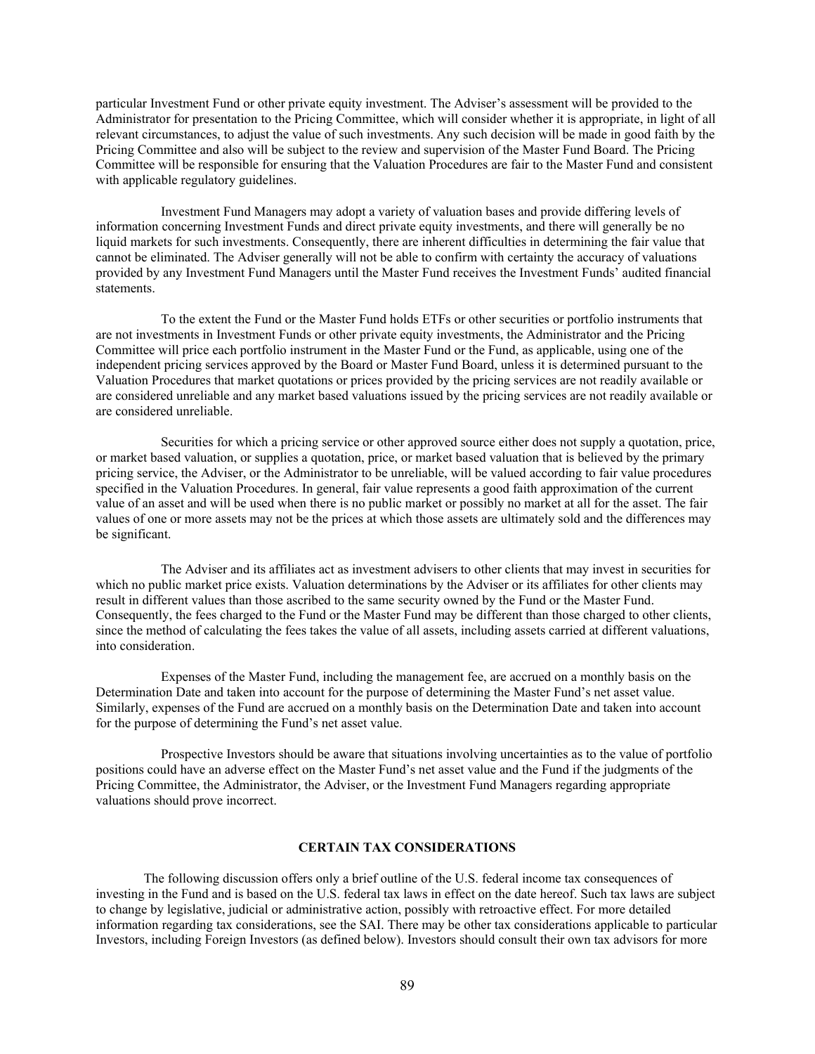particular Investment Fund or other private equity investment. The Adviser's assessment will be provided to the Administrator for presentation to the Pricing Committee, which will consider whether it is appropriate, in light of all relevant circumstances, to adjust the value of such investments. Any such decision will be made in good faith by the Pricing Committee and also will be subject to the review and supervision of the Master Fund Board. The Pricing Committee will be responsible for ensuring that the Valuation Procedures are fair to the Master Fund and consistent with applicable regulatory guidelines.

Investment Fund Managers may adopt a variety of valuation bases and provide differing levels of information concerning Investment Funds and direct private equity investments, and there will generally be no liquid markets for such investments. Consequently, there are inherent difficulties in determining the fair value that cannot be eliminated. The Adviser generally will not be able to confirm with certainty the accuracy of valuations provided by any Investment Fund Managers until the Master Fund receives the Investment Funds' audited financial statements.

To the extent the Fund or the Master Fund holds ETFs or other securities or portfolio instruments that are not investments in Investment Funds or other private equity investments, the Administrator and the Pricing Committee will price each portfolio instrument in the Master Fund or the Fund, as applicable, using one of the independent pricing services approved by the Board or Master Fund Board, unless it is determined pursuant to the Valuation Procedures that market quotations or prices provided by the pricing services are not readily available or are considered unreliable and any market based valuations issued by the pricing services are not readily available or are considered unreliable.

Securities for which a pricing service or other approved source either does not supply a quotation, price, or market based valuation, or supplies a quotation, price, or market based valuation that is believed by the primary pricing service, the Adviser, or the Administrator to be unreliable, will be valued according to fair value procedures specified in the Valuation Procedures. In general, fair value represents a good faith approximation of the current value of an asset and will be used when there is no public market or possibly no market at all for the asset. The fair values of one or more assets may not be the prices at which those assets are ultimately sold and the differences may be significant.

The Adviser and its affiliates act as investment advisers to other clients that may invest in securities for which no public market price exists. Valuation determinations by the Adviser or its affiliates for other clients may result in different values than those ascribed to the same security owned by the Fund or the Master Fund. Consequently, the fees charged to the Fund or the Master Fund may be different than those charged to other clients, since the method of calculating the fees takes the value of all assets, including assets carried at different valuations, into consideration.

Expenses of the Master Fund, including the management fee, are accrued on a monthly basis on the Determination Date and taken into account for the purpose of determining the Master Fund's net asset value. Similarly, expenses of the Fund are accrued on a monthly basis on the Determination Date and taken into account for the purpose of determining the Fund's net asset value.

Prospective Investors should be aware that situations involving uncertainties as to the value of portfolio positions could have an adverse effect on the Master Fund's net asset value and the Fund if the judgments of the Pricing Committee, the Administrator, the Adviser, or the Investment Fund Managers regarding appropriate valuations should prove incorrect.

## CERTAIN TAX CONSIDERATIONS

The following discussion offers only a brief outline of the U.S. federal income tax consequences of investing in the Fund and is based on the U.S. federal tax laws in effect on the date hereof. Such tax laws are subject to change by legislative, judicial or administrative action, possibly with retroactive effect. For more detailed information regarding tax considerations, see the SAI. There may be other tax considerations applicable to particular Investors, including Foreign Investors (as defined below). Investors should consult their own tax advisors for more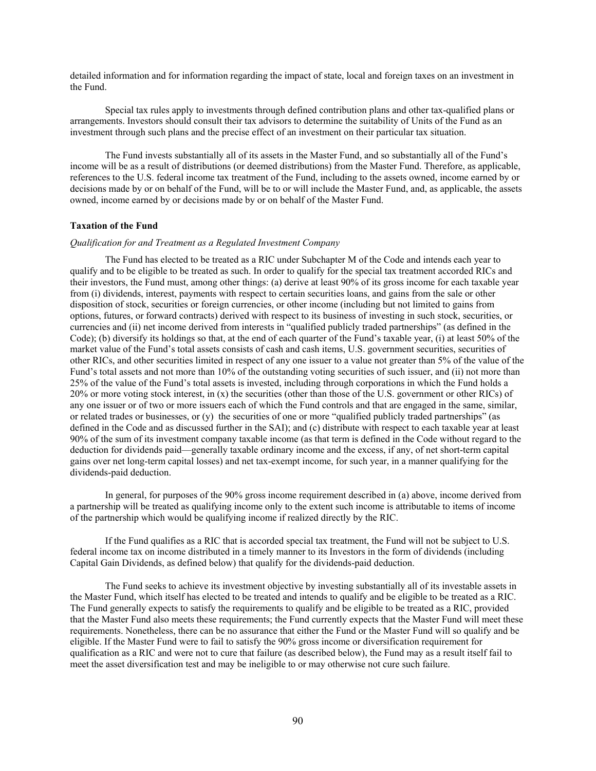detailed information and for information regarding the impact of state, local and foreign taxes on an investment in the Fund.

Special tax rules apply to investments through defined contribution plans and other tax-qualified plans or arrangements. Investors should consult their tax advisors to determine the suitability of Units of the Fund as an investment through such plans and the precise effect of an investment on their particular tax situation.

The Fund invests substantially all of its assets in the Master Fund, and so substantially all of the Fund's income will be as a result of distributions (or deemed distributions) from the Master Fund. Therefore, as applicable, references to the U.S. federal income tax treatment of the Fund, including to the assets owned, income earned by or decisions made by or on behalf of the Fund, will be to or will include the Master Fund, and, as applicable, the assets owned, income earned by or decisions made by or on behalf of the Master Fund.

**Taxation of the Fund**

*Qualification for and Treatment as a Regulated Investment Company*

The Fund has elected to be treated as a RIC under Subchapter M of the Code and intends each year to qualify and to be eligible to be treated as such. In order to qualify for the special tax treatment accorded RICs and their investors, the Fund must, among other things: (a) derive at least 90% of its gross income for each taxable year from (i) dividends, interest, payments with respect to certain securities loans, and gains from the sale or other disposition of stock, securities or foreign currencies, or other income (including but not limited to gains from options, futures, or forward contracts) derived with respect to its business of investing in such stock, securities, or currencies and (ii) net income derived from interests in "qualified publicly traded partnerships" (as defined in the Code); (b) diversify its holdings so that, at the end of each quarter of the Fund's taxable year, (i) at least 50% of the market value of the Fund's total assets consists of cash and cash items, U.S. government securities, securities of other RICs, and other securities limited in respect of any one issuer to a value not greater than 5% of the value of the Fund's total assets and not more than 10% of the outstanding voting securities of such issuer, and (ii) not more than 25% of the value of the Fund's total assets is invested, including through corporations in which the Fund holds a 20% or more voting stock interest, in (x) the securities (other than those of the U.S. government or other RICs) of any one issuer or of two or more issuers each of which the Fund controls and that are engaged in the same, similar, or related trades or businesses, or (y) the securities of one or more "qualified publicly traded partnerships" (as defined in the Code and as discussed further in the SAI); and (c) distribute with respect to each taxable year at least 90% of the sum of its investment company taxable income (as that term is defined in the Code without regard to the deduction for dividends paid—generally taxable ordinary income and the excess, if any, of net short-term capital gains over net long-term capital losses) and net tax-exempt income, for such year, in a manner qualifying for the dividends-paid deduction.

In general, for purposes of the 90% gross income requirement described in (a) above, income derived from a partnership will be treated as qualifying income only to the extent such income is attributable to items of income of the partnership which would be qualifying income if realized directly by the RIC.

If the Fund qualifies as a RIC that is accorded special tax treatment, the Fund will not be subject to U.S. federal income tax on income distributed in a timely manner to its Investors in the form of dividends (including Capital Gain Dividends, as defined below) that qualify for the dividends-paid deduction.

The Fund seeks to achieve its investment objective by investing substantially all of its investable assets in the Master Fund, which itself has elected to be treated and intends to qualify and be eligible to be treated as a RIC. The Fund generally expects to satisfy the requirements to qualify and be eligible to be treated as a RIC, provided that the Master Fund also meets these requirements; the Fund currently expects that the Master Fund will meet these requirements. Nonetheless, there can be no assurance that either the Fund or the Master Fund will so qualify and be eligible. If the Master Fund were to fail to satisfy the 90% gross income or diversification requirement for qualification as a RIC and were not to cure that failure (as described below), the Fund may as a result itself fail to meet the asset diversification test and may be ineligible to or may otherwise not cure such failure.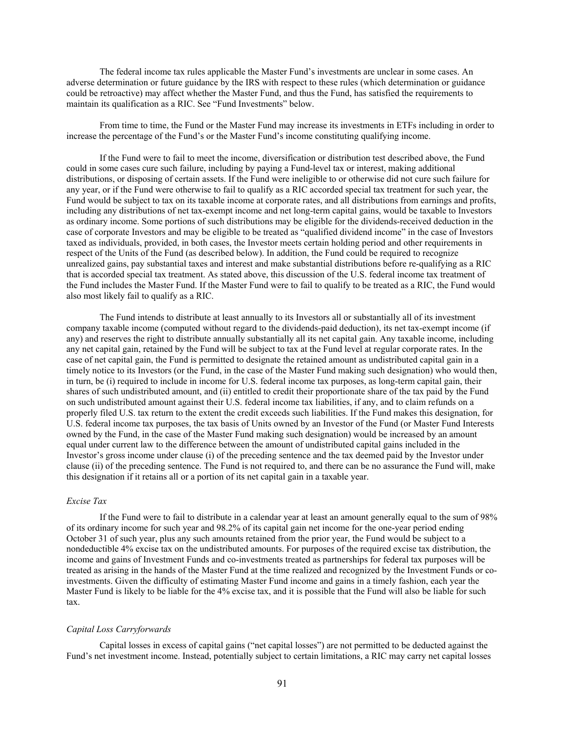The federal income tax rules applicable the Master Fund's investments are unclear in some cases. An adverse determination or future guidance by the IRS with respect to these rules (which determination or guidance could be retroactive) may affect whether the Master Fund, and thus the Fund, has satisfied the requirements to maintain its qualification as a RIC. See "Fund Investments" below.

From time to time, the Fund or the Master Fund may increase its investments in ETFs including in order to increase the percentage of the Fund's or the Master Fund's income constituting qualifying income.

If the Fund were to fail to meet the income, diversification or distribution test described above, the Fund could in some cases cure such failure, including by paying a Fund-level tax or interest, making additional distributions, or disposing of certain assets. If the Fund were ineligible to or otherwise did not cure such failure for any year, or if the Fund were otherwise to fail to qualify as a RIC accorded special tax treatment for such year, the Fund would be subject to tax on its taxable income at corporate rates, and all distributions from earnings and profits, including any distributions of net tax-exempt income and net long-term capital gains, would be taxable to Investors as ordinary income. Some portions of such distributions may be eligible for the dividends-received deduction in the case of corporate Investors and may be eligible to be treated as "qualified dividend income" in the case of Investors taxed as individuals, provided, in both cases, the Investor meets certain holding period and other requirements in respect of the Units of the Fund (as described below). In addition, the Fund could be required to recognize unrealized gains, pay substantial taxes and interest and make substantial distributions before re-qualifying as a RIC that is accorded special tax treatment. As stated above, this discussion of the U.S. federal income tax treatment of the Fund includes the Master Fund. If the Master Fund were to fail to qualify to be treated as a RIC, the Fund would also most likely fail to qualify as a RIC.

The Fund intends to distribute at least annually to its Investors all or substantially all of its investment company taxable income (computed without regard to the dividends-paid deduction), its net tax-exempt income (if any) and reserves the right to distribute annually substantially all its net capital gain. Any taxable income, including any net capital gain, retained by the Fund will be subject to tax at the Fund level at regular corporate rates. In the case of net capital gain, the Fund is permitted to designate the retained amount as undistributed capital gain in a timely notice to its Investors (or the Fund, in the case of the Master Fund making such designation) who would then, in turn, be (i) required to include in income for U.S. federal income tax purposes, as long-term capital gain, their shares of such undistributed amount, and (ii) entitled to credit their proportionate share of the tax paid by the Fund on such undistributed amount against their U.S. federal income tax liabilities, if any, and to claim refunds on a properly filed U.S. tax return to the extent the credit exceeds such liabilities. If the Fund makes this designation, for U.S. federal income tax purposes, the tax basis of Units owned by an Investor of the Fund (or Master Fund Interests owned by the Fund, in the case of the Master Fund making such designation) would be increased by an amount equal under current law to the difference between the amount of undistributed capital gains included in the Investor's gross income under clause (i) of the preceding sentence and the tax deemed paid by the Investor under clause (ii) of the preceding sentence. The Fund is not required to, and there can be no assurance the Fund will, make this designation if it retains all or a portion of its net capital gain in a taxable year.

*Excise Tax*

If the Fund were to fail to distribute in a calendar year at least an amount generally equal to the sum of 98% of its ordinary income for such year and 98.2% of its capital gain net income for the one-year period ending October 31 of such year, plus any such amounts retained from the prior year, the Fund would be subject to a nondeductible 4% excise tax on the undistributed amounts. For purposes of the required excise tax distribution, the income and gains of Investment Funds and co-investments treated as partnerships for federal tax purposes will be treated as arising in the hands of the Master Fund at the time realized and recognized by the Investment Funds or co-investments. Given the difficulty of estimating Master Fund income and gains in a timely fashion, each year the Master Fund is likely to be liable for the 4% excise tax, and it is possible that the Fund will also be liable for such tax.

*Capital Loss Carryforwards*

Capital losses in excess of capital gains ("net capital losses") are not permitted to be deducted against the Fund's net investment income. Instead, potentially subject to certain limitations, a RIC may carry net capital losses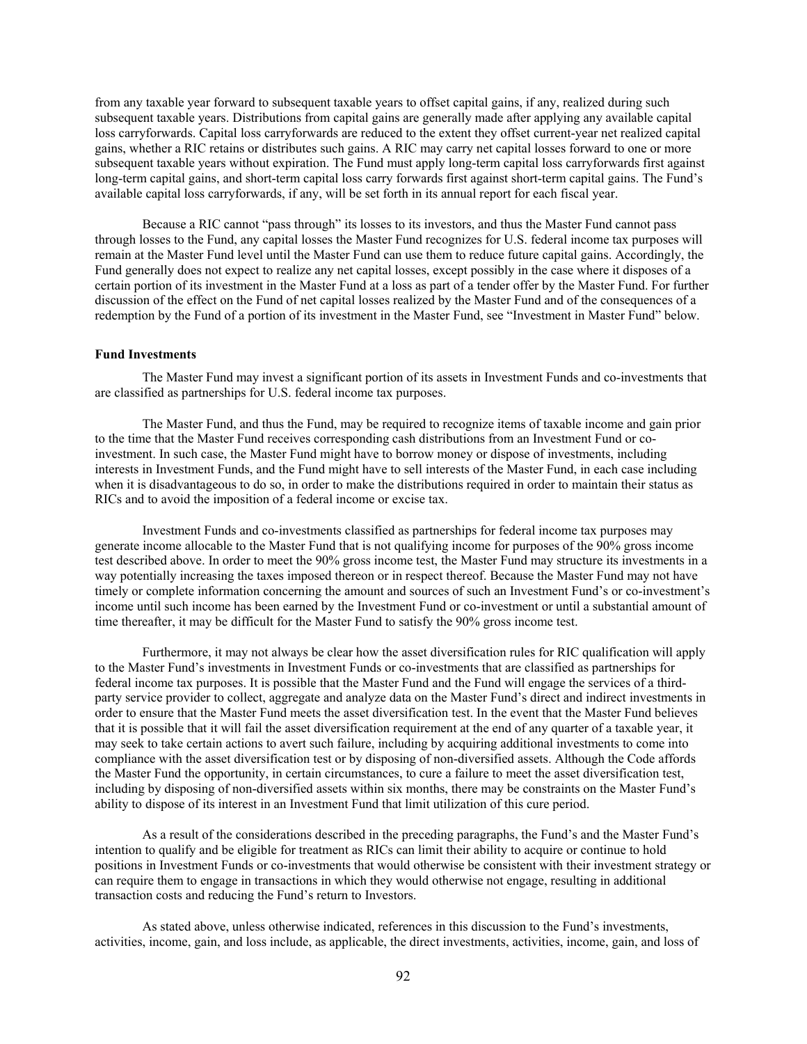from any taxable year forward to subsequent taxable years to offset capital gains, if any, realized during such subsequent taxable years. Distributions from capital gains are generally made after applying any available capital loss carryforwards. Capital loss carryforwards are reduced to the extent they offset current-year net realized capital gains, whether a RIC retains or distributes such gains. A RIC may carry net capital losses forward to one or more subsequent taxable years without expiration. The Fund must apply long-term capital loss carryforwards first against long-term capital gains, and short-term capital loss carry forwards first against short-term capital gains. The Fund's available capital loss carryforwards, if any, will be set forth in its annual report for each fiscal year.

Because a RIC cannot "pass through" its losses to its investors, and thus the Master Fund cannot pass through losses to the Fund, any capital losses the Master Fund recognizes for U.S. federal income tax purposes will remain at the Master Fund level until the Master Fund can use them to reduce future capital gains. Accordingly, the Fund generally does not expect to realize any net capital losses, except possibly in the case where it disposes of a certain portion of its investment in the Master Fund at a loss as part of a tender offer by the Master Fund. For further discussion of the effect on the Fund of net capital losses realized by the Master Fund and of the consequences of a redemption by the Fund of a portion of its investment in the Master Fund, see "Investment in Master Fund" below.

**Fund Investments**

The Master Fund may invest a significant portion of its assets in Investment Funds and co-investments that are classified as partnerships for U.S. federal income tax purposes.

The Master Fund, and thus the Fund, may be required to recognize items of taxable income and gain prior to the time that the Master Fund receives corresponding cash distributions from an Investment Fund or co-investment. In such case, the Master Fund might have to borrow money or dispose of investments, including interests in Investment Funds, and the Fund might have to sell interests of the Master Fund, in each case including when it is disadvantageous to do so, in order to make the distributions required in order to maintain their status as RICs and to avoid the imposition of a federal income or excise tax.

Investment Funds and co-investments classified as partnerships for federal income tax purposes may generate income allocable to the Master Fund that is not qualifying income for purposes of the 90% gross income test described above. In order to meet the 90% gross income test, the Master Fund may structure its investments in a way potentially increasing the taxes imposed thereon or in respect thereof. Because the Master Fund may not have timely or complete information concerning the amount and sources of such an Investment Fund's or co-investment's income until such income has been earned by the Investment Fund or co-investment or until a substantial amount of time thereafter, it may be difficult for the Master Fund to satisfy the 90% gross income test.

Furthermore, it may not always be clear how the asset diversification rules for RIC qualification will apply to the Master Fund's investments in Investment Funds or co-investments that are classified as partnerships for federal income tax purposes. It is possible that the Master Fund and the Fund will engage the services of a third-party service provider to collect, aggregate and analyze data on the Master Fund's direct and indirect investments in order to ensure that the Master Fund meets the asset diversification test. In the event that the Master Fund believes that it is possible that it will fail the asset diversification requirement at the end of any quarter of a taxable year, it may seek to take certain actions to avert such failure, including by acquiring additional investments to come into compliance with the asset diversification test or by disposing of non-diversified assets. Although the Code affords the Master Fund the opportunity, in certain circumstances, to cure a failure to meet the asset diversification test, including by disposing of non-diversified assets within six months, there may be constraints on the Master Fund's ability to dispose of its interest in an Investment Fund that limit utilization of this cure period.

As a result of the considerations described in the preceding paragraphs, the Fund's and the Master Fund's intention to qualify and be eligible for treatment as RICs can limit their ability to acquire or continue to hold positions in Investment Funds or co-investments that would otherwise be consistent with their investment strategy or can require them to engage in transactions in which they would otherwise not engage, resulting in additional transaction costs and reducing the Fund's return to Investors.

As stated above, unless otherwise indicated, references in this discussion to the Fund's investments, activities, income, gain, and loss include, as applicable, the direct investments, activities, income, gain, and loss of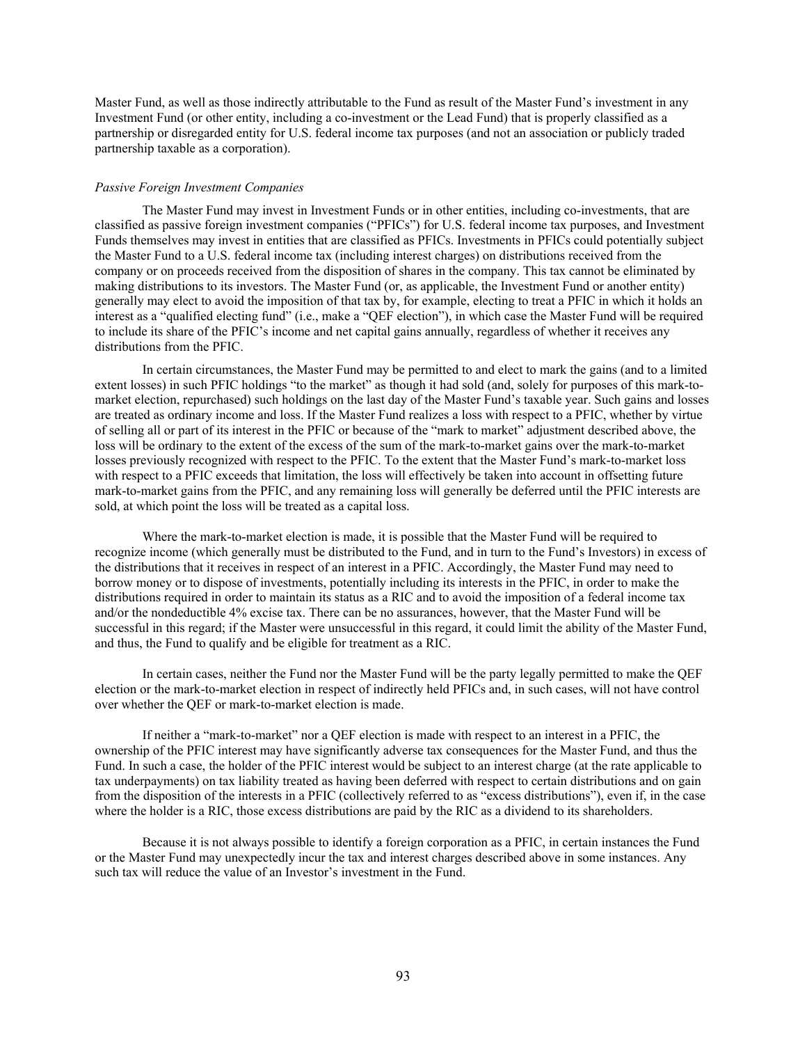Master Fund, as well as those indirectly attributable to the Fund as result of the Master Fund's investment in any Investment Fund (or other entity, including a co-investment or the Lead Fund) that is properly classified as a partnership or disregarded entity for U.S. federal income tax purposes (and not an association or publicly traded partnership taxable as a corporation).

*Passive Foreign Investment Companies*

The Master Fund may invest in Investment Funds or in other entities, including co-investments, that are classified as passive foreign investment companies ("PFICs") for U.S. federal income tax purposes, and Investment Funds themselves may invest in entities that are classified as PFICs. Investments in PFICs could potentially subject the Master Fund to a U.S. federal income tax (including interest charges) on distributions received from the company or on proceeds received from the disposition of shares in the company. This tax cannot be eliminated by making distributions to its investors. The Master Fund (or, as applicable, the Investment Fund or another entity) generally may elect to avoid the imposition of that tax by, for example, electing to treat a PFIC in which it holds an interest as a "qualified electing fund" (i.e., make a "QEF election"), in which case the Master Fund will be required to include its share of the PFIC's income and net capital gains annually, regardless of whether it receives any distributions from the PFIC.

In certain circumstances, the Master Fund may be permitted to and elect to mark the gains (and to a limited extent losses) in such PFIC holdings "to the market" as though it had sold (and, solely for purposes of this mark-to-market election, repurchased) such holdings on the last day of the Master Fund's taxable year. Such gains and losses are treated as ordinary income and loss. If the Master Fund realizes a loss with respect to a PFIC, whether by virtue of selling all or part of its interest in the PFIC or because of the "mark to market" adjustment described above, the loss will be ordinary to the extent of the excess of the sum of the mark-to-market gains over the mark-to-market losses previously recognized with respect to the PFIC. To the extent that the Master Fund's mark-to-market loss with respect to a PFIC exceeds that limitation, the loss will effectively be taken into account in offsetting future mark-to-market gains from the PFIC, and any remaining loss will generally be deferred until the PFIC interests are sold, at which point the loss will be treated as a capital loss.

Where the mark-to-market election is made, it is possible that the Master Fund will be required to recognize income (which generally must be distributed to the Fund, and in turn to the Fund's Investors) in excess of the distributions that it receives in respect of an interest in a PFIC. Accordingly, the Master Fund may need to borrow money or to dispose of investments, potentially including its interests in the PFIC, in order to make the distributions required in order to maintain its status as a RIC and to avoid the imposition of a federal income tax and/or the nondeductible 4% excise tax. There can be no assurances, however, that the Master Fund will be successful in this regard; if the Master were unsuccessful in this regard, it could limit the ability of the Master Fund, and thus, the Fund to qualify and be eligible for treatment as a RIC.

In certain cases, neither the Fund nor the Master Fund will be the party legally permitted to make the QEF election or the mark-to-market election in respect of indirectly held PFICs and, in such cases, will not have control over whether the QEF or mark-to-market election is made.

If neither a "mark-to-market" nor a QEF election is made with respect to an interest in a PFIC, the ownership of the PFIC interest may have significantly adverse tax consequences for the Master Fund, and thus the Fund. In such a case, the holder of the PFIC interest would be subject to an interest charge (at the rate applicable to tax underpayments) on tax liability treated as having been deferred with respect to certain distributions and on gain from the disposition of the interests in a PFIC (collectively referred to as "excess distributions"), even if, in the case where the holder is a RIC, those excess distributions are paid by the RIC as a dividend to its shareholders.

Because it is not always possible to identify a foreign corporation as a PFIC, in certain instances the Fund or the Master Fund may unexpectedly incur the tax and interest charges described above in some instances. Any such tax will reduce the value of an Investor's investment in the Fund.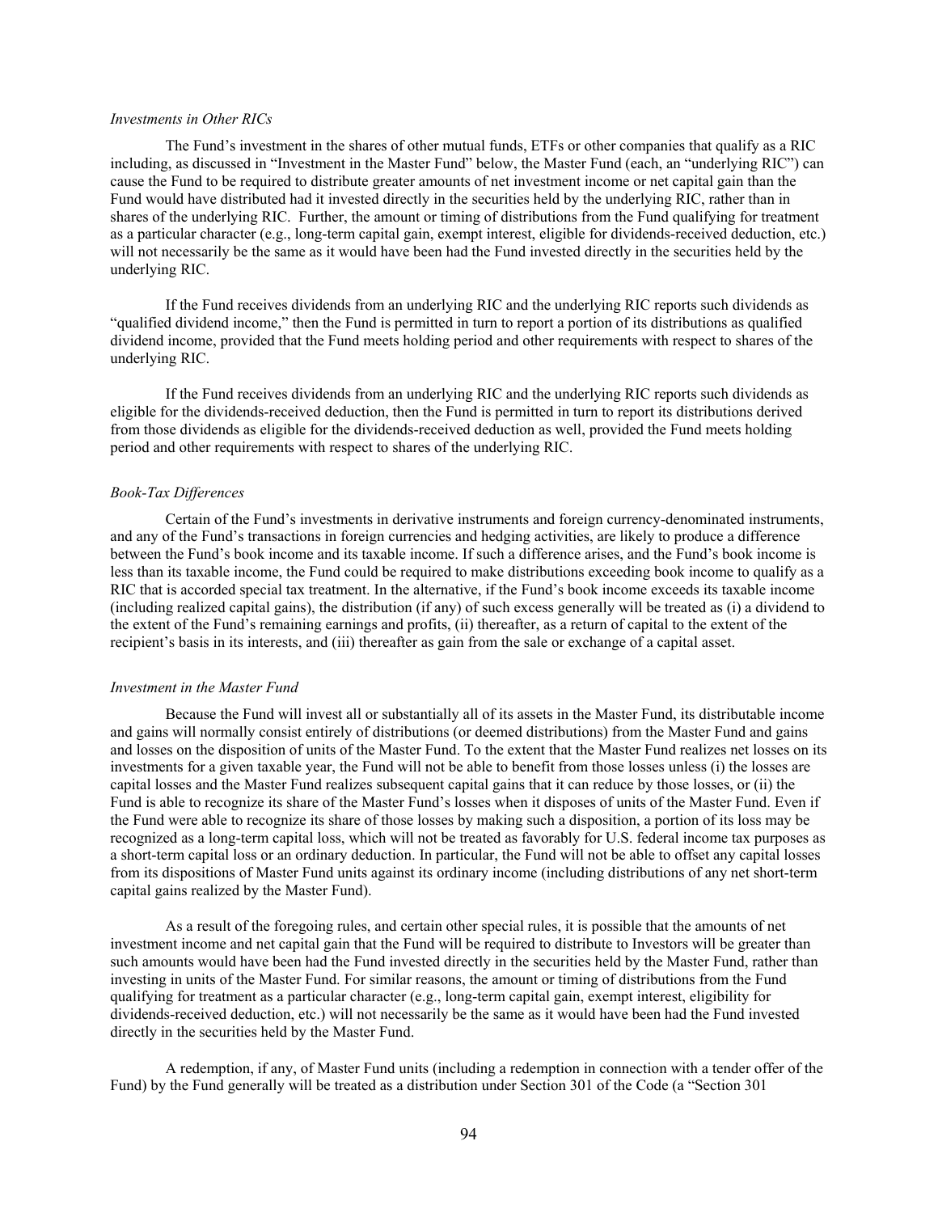*Investments in Other RICs*

The Fund's investment in the shares of other mutual funds, ETFs or other companies that qualify as a RIC including, as discussed in "Investment in the Master Fund" below, the Master Fund (each, an "underlying RIC") can cause the Fund to be required to distribute greater amounts of net investment income or net capital gain than the Fund would have distributed had it invested directly in the securities held by the underlying RIC, rather than in shares of the underlying RIC. Further, the amount or timing of distributions from the Fund qualifying for treatment as a particular character (e.g., long-term capital gain, exempt interest, eligible for dividends-received deduction, etc.) will not necessarily be the same as it would have been had the Fund invested directly in the securities held by the underlying RIC.

If the Fund receives dividends from an underlying RIC and the underlying RIC reports such dividends as "qualified dividend income," then the Fund is permitted in turn to report a portion of its distributions as qualified dividend income, provided that the Fund meets holding period and other requirements with respect to shares of the underlying RIC.

If the Fund receives dividends from an underlying RIC and the underlying RIC reports such dividends as eligible for the dividends-received deduction, then the Fund is permitted in turn to report its distributions derived from those dividends as eligible for the dividends-received deduction as well, provided the Fund meets holding period and other requirements with respect to shares of the underlying RIC.

*Book-Tax Differences*

Certain of the Fund's investments in derivative instruments and foreign currency-denominated instruments, and any of the Fund's transactions in foreign currencies and hedging activities, are likely to produce a difference between the Fund's book income and its taxable income. If such a difference arises, and the Fund's book income is less than its taxable income, the Fund could be required to make distributions exceeding book income to qualify as a RIC that is accorded special tax treatment. In the alternative, if the Fund's book income exceeds its taxable income (including realized capital gains), the distribution (if any) of such excess generally will be treated as (i) a dividend to the extent of the Fund's remaining earnings and profits, (ii) thereafter, as a return of capital to the extent of the recipient's basis in its interests, and (iii) thereafter as gain from the sale or exchange of a capital asset.

*Investment in the Master Fund*

Because the Fund will invest all or substantially all of its assets in the Master Fund, its distributable income and gains will normally consist entirely of distributions (or deemed distributions) from the Master Fund and gains and losses on the disposition of units of the Master Fund. To the extent that the Master Fund realizes net losses on its investments for a given taxable year, the Fund will not be able to benefit from those losses unless (i) the losses are capital losses and the Master Fund realizes subsequent capital gains that it can reduce by those losses, or (ii) the Fund is able to recognize its share of the Master Fund's losses when it disposes of units of the Master Fund. Even if the Fund were able to recognize its share of those losses by making such a disposition, a portion of its loss may be recognized as a long-term capital loss, which will not be treated as favorably for U.S. federal income tax purposes as a short-term capital loss or an ordinary deduction. In particular, the Fund will not be able to offset any capital losses from its dispositions of Master Fund units against its ordinary income (including distributions of any net short-term capital gains realized by the Master Fund).

As a result of the foregoing rules, and certain other special rules, it is possible that the amounts of net investment income and net capital gain that the Fund will be required to distribute to Investors will be greater than such amounts would have been had the Fund invested directly in the securities held by the Master Fund, rather than investing in units of the Master Fund. For similar reasons, the amount or timing of distributions from the Fund qualifying for treatment as a particular character (e.g., long-term capital gain, exempt interest, eligibility for dividends-received deduction, etc.) will not necessarily be the same as it would have been had the Fund invested directly in the securities held by the Master Fund.

A redemption, if any, of Master Fund units (including a redemption in connection with a tender offer of the Fund) by the Fund generally will be treated as a distribution under Section 301 of the Code (a "Section 301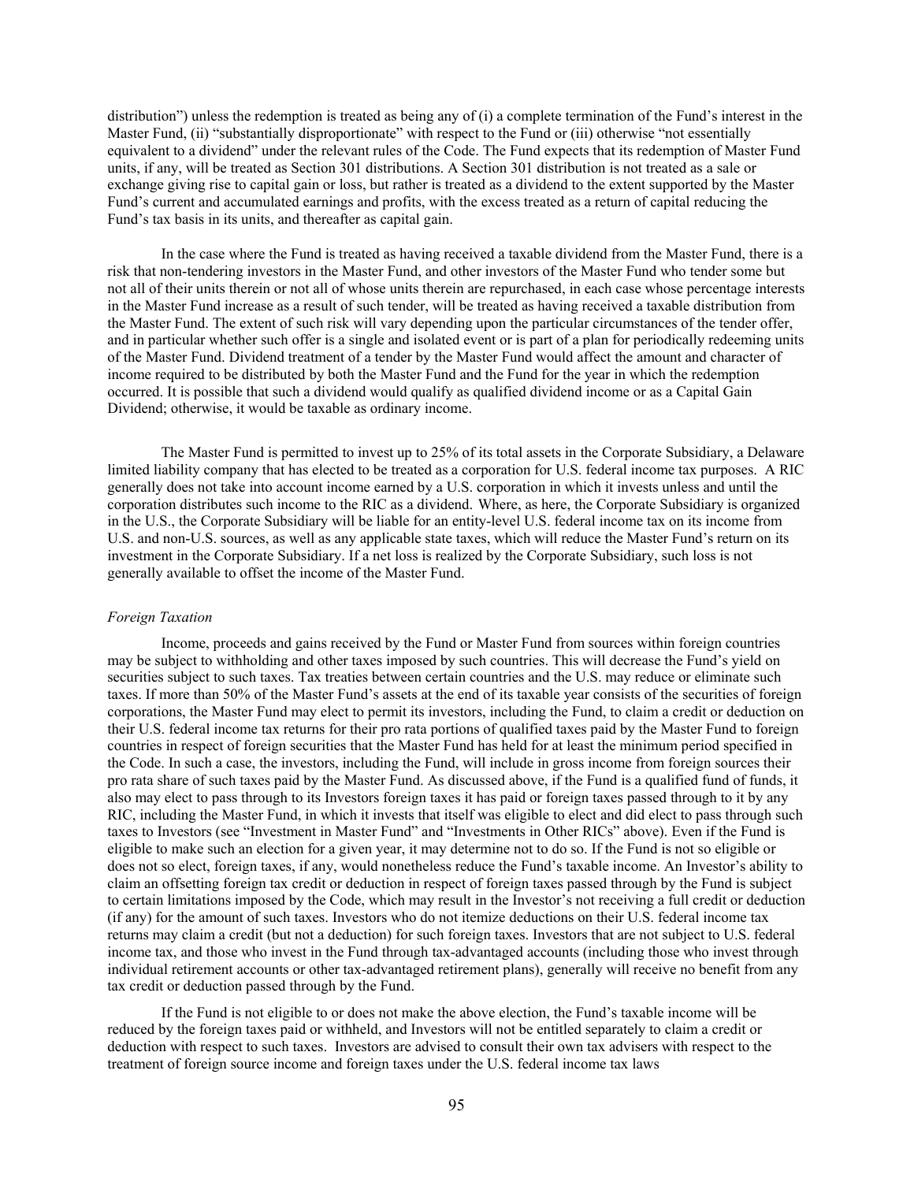distribution") unless the redemption is treated as being any of (i) a complete termination of the Fund's interest in the Master Fund, (ii) "substantially disproportionate" with respect to the Fund or (iii) otherwise "not essentially equivalent to a dividend" under the relevant rules of the Code. The Fund expects that its redemption of Master Fund units, if any, will be treated as Section 301 distributions. A Section 301 distribution is not treated as a sale or exchange giving rise to capital gain or loss, but rather is treated as a dividend to the extent supported by the Master Fund's current and accumulated earnings and profits, with the excess treated as a return of capital reducing the Fund's tax basis in its units, and thereafter as capital gain.

In the case where the Fund is treated as having received a taxable dividend from the Master Fund, there is a risk that non-tendering investors in the Master Fund, and other investors of the Master Fund who tender some but not all of their units therein or not all of whose units therein are repurchased, in each case whose percentage interests in the Master Fund increase as a result of such tender, will be treated as having received a taxable distribution from the Master Fund. The extent of such risk will vary depending upon the particular circumstances of the tender offer, and in particular whether such offer is a single and isolated event or is part of a plan for periodically redeeming units of the Master Fund. Dividend treatment of a tender by the Master Fund would affect the amount and character of income required to be distributed by both the Master Fund and the Fund for the year in which the redemption occurred. It is possible that such a dividend would qualify as qualified dividend income or as a Capital Gain Dividend; otherwise, it would be taxable as ordinary income.

The Master Fund is permitted to invest up to 25% of its total assets in the Corporate Subsidiary, a Delaware limited liability company that has elected to be treated as a corporation for U.S. federal income tax purposes. A RIC generally does not take into account income earned by a U.S. corporation in which it invests unless and until the corporation distributes such income to the RIC as a dividend. Where, as here, the Corporate Subsidiary is organized in the U.S., the Corporate Subsidiary will be liable for an entity-level U.S. federal income tax on its income from U.S. and non-U.S. sources, as well as any applicable state taxes, which will reduce the Master Fund's return on its investment in the Corporate Subsidiary. If a net loss is realized by the Corporate Subsidiary, such loss is not generally available to offset the income of the Master Fund.

*Foreign Taxation*

Income, proceeds and gains received by the Fund or Master Fund from sources within foreign countries may be subject to withholding and other taxes imposed by such countries. This will decrease the Fund's yield on securities subject to such taxes. Tax treaties between certain countries and the U.S. may reduce or eliminate such taxes. If more than 50% of the Master Fund's assets at the end of its taxable year consists of the securities of foreign corporations, the Master Fund may elect to permit its investors, including the Fund, to claim a credit or deduction on their U.S. federal income tax returns for their pro rata portions of qualified taxes paid by the Master Fund to foreign countries in respect of foreign securities that the Master Fund has held for at least the minimum period specified in the Code. In such a case, the investors, including the Fund, will include in gross income from foreign sources their pro rata share of such taxes paid by the Master Fund. As discussed above, if the Fund is a qualified fund of funds, it also may elect to pass through to its Investors foreign taxes it has paid or foreign taxes passed through to it by any RIC, including the Master Fund, in which it invests that itself was eligible to elect and did elect to pass through such taxes to Investors (see "Investment in Master Fund" and "Investments in Other RICs" above). Even if the Fund is eligible to make such an election for a given year, it may determine not to do so. If the Fund is not so eligible or does not so elect, foreign taxes, if any, would nonetheless reduce the Fund's taxable income. An Investor's ability to claim an offsetting foreign tax credit or deduction in respect of foreign taxes passed through by the Fund is subject to certain limitations imposed by the Code, which may result in the Investor's not receiving a full credit or deduction (if any) for the amount of such taxes. Investors who do not itemize deductions on their U.S. federal income tax returns may claim a credit (but not a deduction) for such foreign taxes. Investors that are not subject to U.S. federal income tax, and those who invest in the Fund through tax-advantaged accounts (including those who invest through individual retirement accounts or other tax-advantaged retirement plans), generally will receive no benefit from any tax credit or deduction passed through by the Fund.

If the Fund is not eligible to or does not make the above election, the Fund's taxable income will be reduced by the foreign taxes paid or withheld, and Investors will not be entitled separately to claim a credit or deduction with respect to such taxes. Investors are advised to consult their own tax advisers with respect to the treatment of foreign source income and foreign taxes under the U.S. federal income tax laws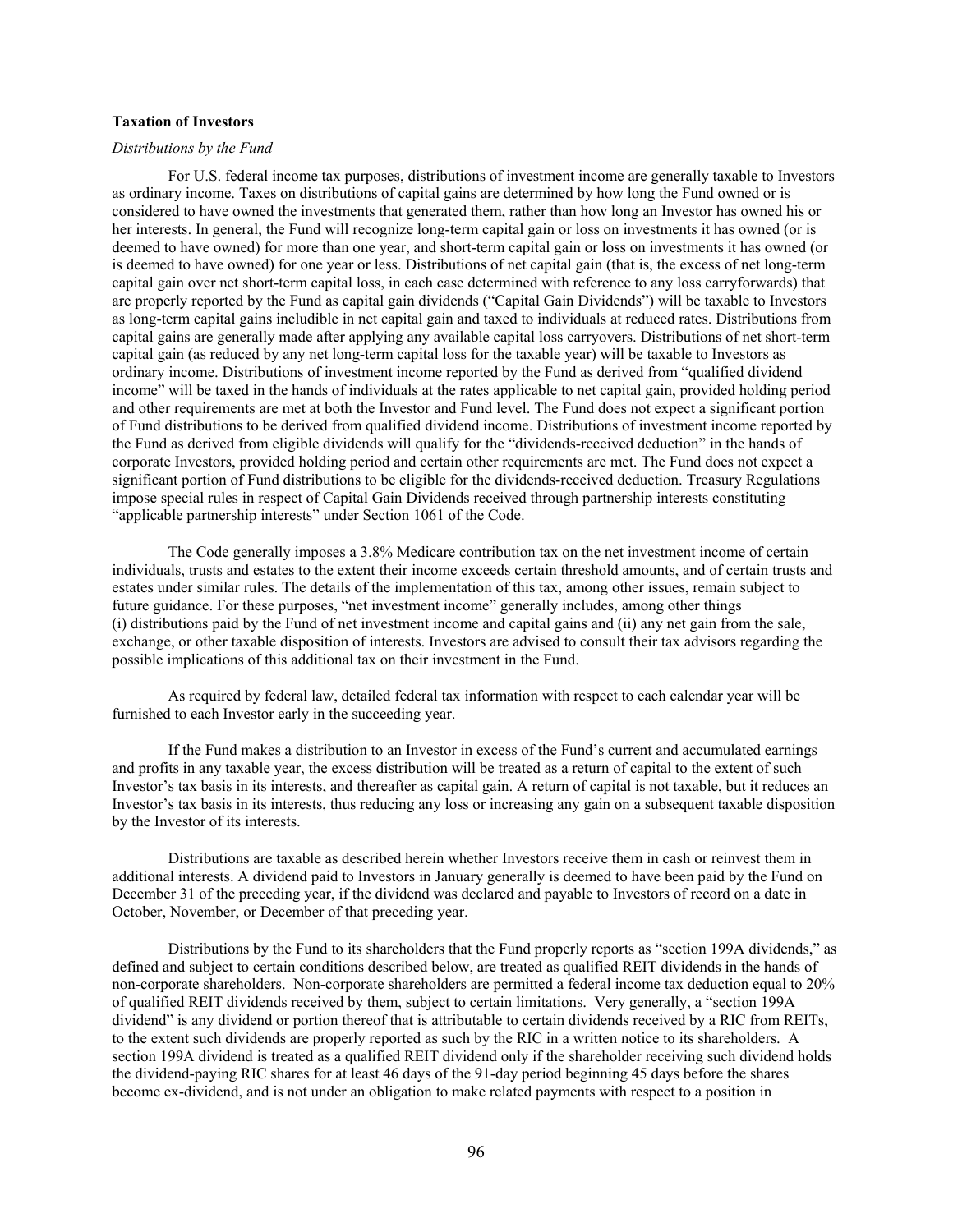**Taxation of Investors**

*Distributions by the Fund*

For U.S. federal income tax purposes, distributions of investment income are generally taxable to Investors as ordinary income. Taxes on distributions of capital gains are determined by how long the Fund owned or is considered to have owned the investments that generated them, rather than how long an Investor has owned his or her interests. In general, the Fund will recognize long-term capital gain or loss on investments it has owned (or is deemed to have owned) for more than one year, and short-term capital gain or loss on investments it has owned (or is deemed to have owned) for one year or less. Distributions of net capital gain (that is, the excess of net long-term capital gain over net short-term capital loss, in each case determined with reference to any loss carryforwards) that are properly reported by the Fund as capital gain dividends ("Capital Gain Dividends") will be taxable to Investors as long-term capital gains includible in net capital gain and taxed to individuals at reduced rates. Distributions from capital gains are generally made after applying any available capital loss carryovers. Distributions of net short-term capital gain (as reduced by any net long-term capital loss for the taxable year) will be taxable to Investors as ordinary income. Distributions of investment income reported by the Fund as derived from "qualified dividend income" will be taxed in the hands of individuals at the rates applicable to net capital gain, provided holding period and other requirements are met at both the Investor and Fund level. The Fund does not expect a significant portion of Fund distributions to be derived from qualified dividend income. Distributions of investment income reported by the Fund as derived from eligible dividends will qualify for the "dividends-received deduction" in the hands of corporate Investors, provided holding period and certain other requirements are met. The Fund does not expect a significant portion of Fund distributions to be eligible for the dividends-received deduction. Treasury Regulations impose special rules in respect of Capital Gain Dividends received through partnership interests constituting "applicable partnership interests" under Section 1061 of the Code.

The Code generally imposes a 3.8% Medicare contribution tax on the net investment income of certain individuals, trusts and estates to the extent their income exceeds certain threshold amounts, and of certain trusts and estates under similar rules. The details of the implementation of this tax, among other issues, remain subject to future guidance. For these purposes, "net investment income" generally includes, among other things (i) distributions paid by the Fund of net investment income and capital gains and (ii) any net gain from the sale, exchange, or other taxable disposition of interests. Investors are advised to consult their tax advisors regarding the possible implications of this additional tax on their investment in the Fund.

As required by federal law, detailed federal tax information with respect to each calendar year will be furnished to each Investor early in the succeeding year.

If the Fund makes a distribution to an Investor in excess of the Fund's current and accumulated earnings and profits in any taxable year, the excess distribution will be treated as a return of capital to the extent of such Investor's tax basis in its interests, and thereafter as capital gain. A return of capital is not taxable, but it reduces an Investor's tax basis in its interests, thus reducing any loss or increasing any gain on a subsequent taxable disposition by the Investor of its interests.

Distributions are taxable as described herein whether Investors receive them in cash or reinvest them in additional interests. A dividend paid to Investors in January generally is deemed to have been paid by the Fund on December 31 of the preceding year, if the dividend was declared and payable to Investors of record on a date in October, November, or December of that preceding year.

Distributions by the Fund to its shareholders that the Fund properly reports as "section 199A dividends," as defined and subject to certain conditions described below, are treated as qualified REIT dividends in the hands of non-corporate shareholders. Non-corporate shareholders are permitted a federal income tax deduction equal to 20% of qualified REIT dividends received by them, subject to certain limitations. Very generally, a "section 199A dividend" is any dividend or portion thereof that is attributable to certain dividends received by a RIC from REITs, to the extent such dividends are properly reported as such by the RIC in a written notice to its shareholders. A section 199A dividend is treated as a qualified REIT dividend only if the shareholder receiving such dividend holds the dividend-paying RIC shares for at least 46 days of the 91-day period beginning 45 days before the shares become ex-dividend, and is not under an obligation to make related payments with respect to a position in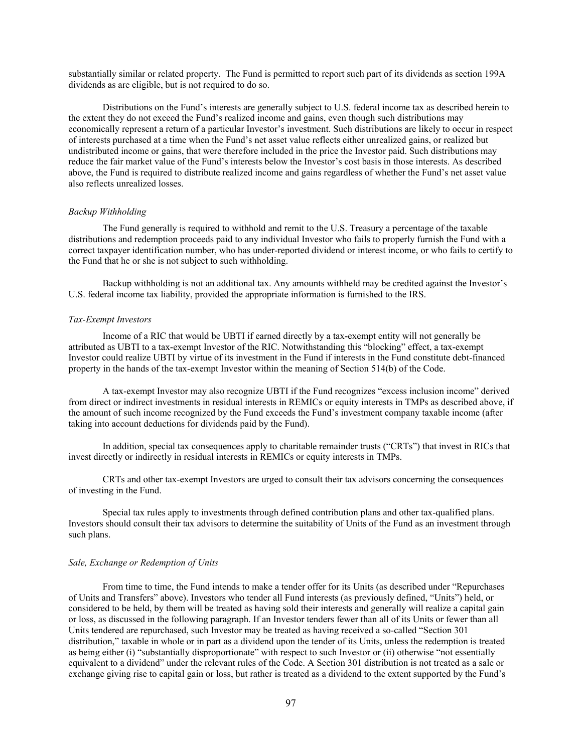substantially similar or related property. The Fund is permitted to report such part of its dividends as section 199A dividends as are eligible, but is not required to do so.

Distributions on the Fund's interests are generally subject to U.S. federal income tax as described herein to the extent they do not exceed the Fund's realized income and gains, even though such distributions may economically represent a return of a particular Investor's investment. Such distributions are likely to occur in respect of interests purchased at a time when the Fund's net asset value reflects either unrealized gains, or realized but undistributed income or gains, that were therefore included in the price the Investor paid. Such distributions may reduce the fair market value of the Fund's interests below the Investor's cost basis in those interests. As described above, the Fund is required to distribute realized income and gains regardless of whether the Fund's net asset value also reflects unrealized losses.

*Backup Withholding*

The Fund generally is required to withhold and remit to the U.S. Treasury a percentage of the taxable distributions and redemption proceeds paid to any individual Investor who fails to properly furnish the Fund with a correct taxpayer identification number, who has under-reported dividend or interest income, or who fails to certify to the Fund that he or she is not subject to such withholding.

Backup withholding is not an additional tax. Any amounts withheld may be credited against the Investor's U.S. federal income tax liability, provided the appropriate information is furnished to the IRS.

*Tax-Exempt Investors*

Income of a RIC that would be UBTI if earned directly by a tax-exempt entity will not generally be attributed as UBTI to a tax-exempt Investor of the RIC. Notwithstanding this "blocking" effect, a tax-exempt Investor could realize UBTI by virtue of its investment in the Fund if interests in the Fund constitute debt-financed property in the hands of the tax-exempt Investor within the meaning of Section 514(b) of the Code.

A tax-exempt Investor may also recognize UBTI if the Fund recognizes "excess inclusion income" derived from direct or indirect investments in residual interests in REMICs or equity interests in TMPs as described above, if the amount of such income recognized by the Fund exceeds the Fund's investment company taxable income (after taking into account deductions for dividends paid by the Fund).

In addition, special tax consequences apply to charitable remainder trusts ("CRTs") that invest in RICs that invest directly or indirectly in residual interests in REMICs or equity interests in TMPs.

CRTs and other tax-exempt Investors are urged to consult their tax advisors concerning the consequences of investing in the Fund.

Special tax rules apply to investments through defined contribution plans and other tax-qualified plans. Investors should consult their tax advisors to determine the suitability of Units of the Fund as an investment through such plans.

*Sale, Exchange or Redemption of Units*

From time to time, the Fund intends to make a tender offer for its Units (as described under "Repurchases of Units and Transfers" above). Investors who tender all Fund interests (as previously defined, "Units") held, or considered to be held, by them will be treated as having sold their interests and generally will realize a capital gain or loss, as discussed in the following paragraph. If an Investor tenders fewer than all of its Units or fewer than all Units tendered are repurchased, such Investor may be treated as having received a so-called "Section 301 distribution," taxable in whole or in part as a dividend upon the tender of its Units, unless the redemption is treated as being either (i) "substantially disproportionate" with respect to such Investor or (ii) otherwise "not essentially equivalent to a dividend" under the relevant rules of the Code. A Section 301 distribution is not treated as a sale or exchange giving rise to capital gain or loss, but rather is treated as a dividend to the extent supported by the Fund's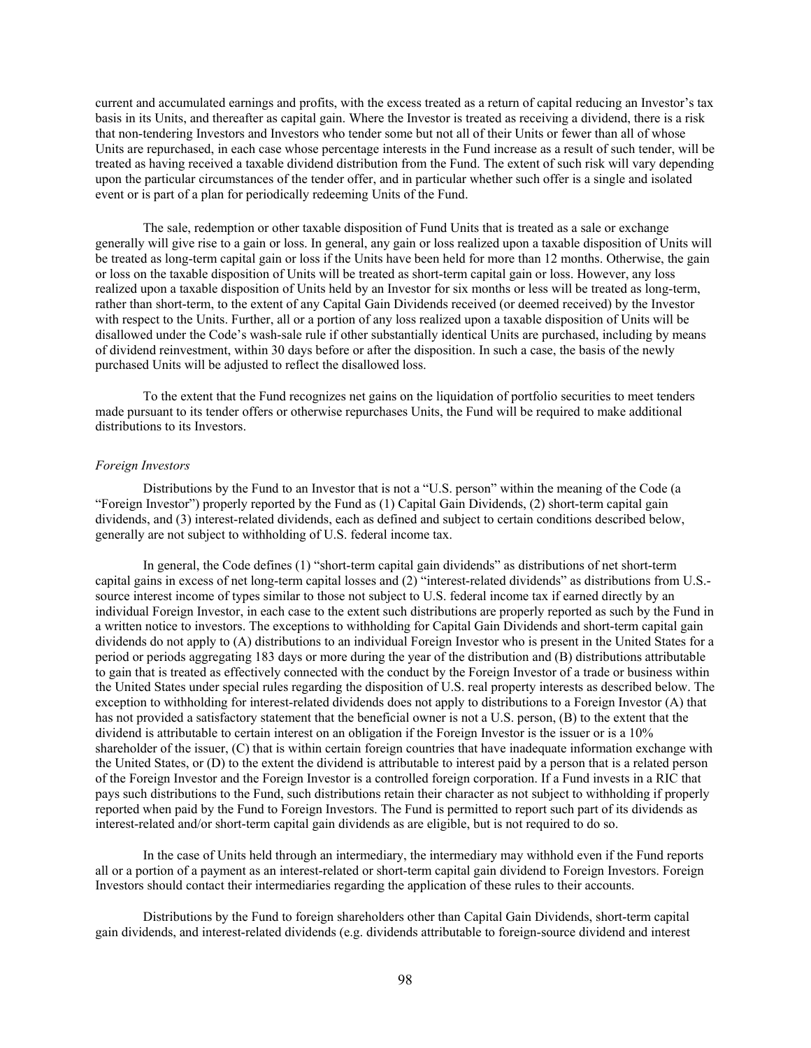current and accumulated earnings and profits, with the excess treated as a return of capital reducing an Investor's tax basis in its Units, and thereafter as capital gain. Where the Investor is treated as receiving a dividend, there is a risk that non-tendering Investors and Investors who tender some but not all of their Units or fewer than all of whose Units are repurchased, in each case whose percentage interests in the Fund increase as a result of such tender, will be treated as having received a taxable dividend distribution from the Fund. The extent of such risk will vary depending upon the particular circumstances of the tender offer, and in particular whether such offer is a single and isolated event or is part of a plan for periodically redeeming Units of the Fund.

The sale, redemption or other taxable disposition of Fund Units that is treated as a sale or exchange generally will give rise to a gain or loss. In general, any gain or loss realized upon a taxable disposition of Units will be treated as long-term capital gain or loss if the Units have been held for more than 12 months. Otherwise, the gain or loss on the taxable disposition of Units will be treated as short-term capital gain or loss. However, any loss realized upon a taxable disposition of Units held by an Investor for six months or less will be treated as long-term, rather than short-term, to the extent of any Capital Gain Dividends received (or deemed received) by the Investor with respect to the Units. Further, all or a portion of any loss realized upon a taxable disposition of Units will be disallowed under the Code's wash-sale rule if other substantially identical Units are purchased, including by means of dividend reinvestment, within 30 days before or after the disposition. In such a case, the basis of the newly purchased Units will be adjusted to reflect the disallowed loss.

To the extent that the Fund recognizes net gains on the liquidation of portfolio securities to meet tenders made pursuant to its tender offers or otherwise repurchases Units, the Fund will be required to make additional distributions to its Investors.

*Foreign Investors*

Distributions by the Fund to an Investor that is not a "U.S. person" within the meaning of the Code (a "Foreign Investor") properly reported by the Fund as (1) Capital Gain Dividends, (2) short-term capital gain dividends, and (3) interest-related dividends, each as defined and subject to certain conditions described below, generally are not subject to withholding of U.S. federal income tax.

In general, the Code defines (1) "short-term capital gain dividends" as distributions of net short-term capital gains in excess of net long-term capital losses and (2) "interest-related dividends" as distributions from U.S.-source interest income of types similar to those not subject to U.S. federal income tax if earned directly by an individual Foreign Investor, in each case to the extent such distributions are properly reported as such by the Fund in a written notice to investors. The exceptions to withholding for Capital Gain Dividends and short-term capital gain dividends do not apply to (A) distributions to an individual Foreign Investor who is present in the United States for a period or periods aggregating 183 days or more during the year of the distribution and (B) distributions attributable to gain that is treated as effectively connected with the conduct by the Foreign Investor of a trade or business within the United States under special rules regarding the disposition of U.S. real property interests as described below. The exception to withholding for interest-related dividends does not apply to distributions to a Foreign Investor (A) that has not provided a satisfactory statement that the beneficial owner is not a U.S. person, (B) to the extent that the dividend is attributable to certain interest on an obligation if the Foreign Investor is the issuer or is a 10% shareholder of the issuer, (C) that is within certain foreign countries that have inadequate information exchange with the United States, or (D) to the extent the dividend is attributable to interest paid by a person that is a related person of the Foreign Investor and the Foreign Investor is a controlled foreign corporation. If a Fund invests in a RIC that pays such distributions to the Fund, such distributions retain their character as not subject to withholding if properly reported when paid by the Fund to Foreign Investors. The Fund is permitted to report such part of its dividends as interest-related and/or short-term capital gain dividends as are eligible, but is not required to do so.

In the case of Units held through an intermediary, the intermediary may withhold even if the Fund reports all or a portion of a payment as an interest-related or short-term capital gain dividend to Foreign Investors. Foreign Investors should contact their intermediaries regarding the application of these rules to their accounts.

Distributions by the Fund to foreign shareholders other than Capital Gain Dividends, short-term capital gain dividends, and interest-related dividends (e.g. dividends attributable to foreign-source dividend and interest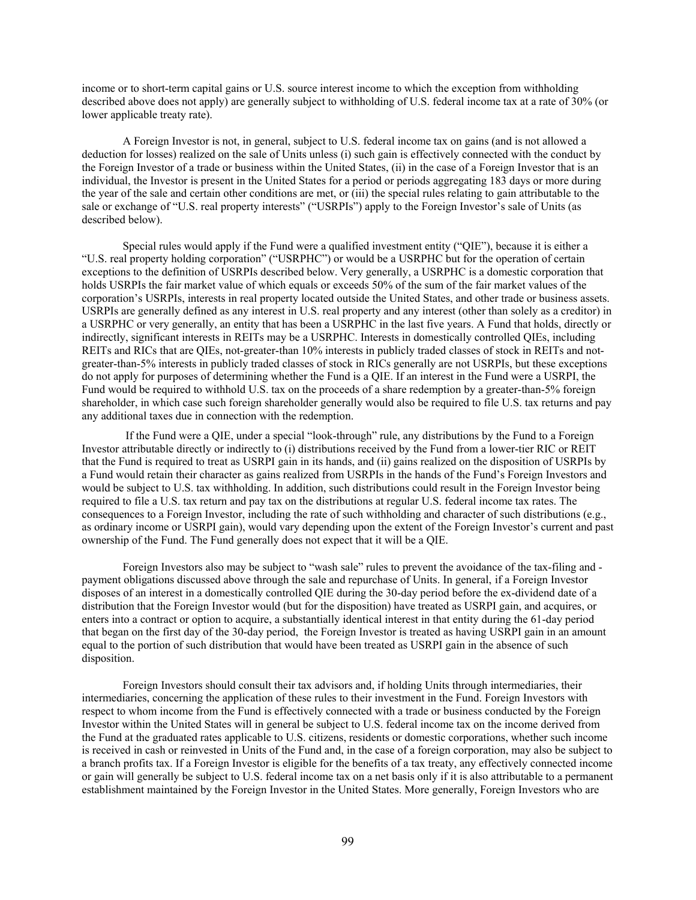income or to short-term capital gains or U.S. source interest income to which the exception from withholding described above does not apply) are generally subject to withholding of U.S. federal income tax at a rate of 30% (or lower applicable treaty rate).

A Foreign Investor is not, in general, subject to U.S. federal income tax on gains (and is not allowed a deduction for losses) realized on the sale of Units unless (i) such gain is effectively connected with the conduct by the Foreign Investor of a trade or business within the United States, (ii) in the case of a Foreign Investor that is an individual, the Investor is present in the United States for a period or periods aggregating 183 days or more during the year of the sale and certain other conditions are met, or (iii) the special rules relating to gain attributable to the sale or exchange of "U.S. real property interests" ("USRPIs") apply to the Foreign Investor's sale of Units (as described below).

Special rules would apply if the Fund were a qualified investment entity ("QIE"), because it is either a "U.S. real property holding corporation" ("USRPHC") or would be a USRPHC but for the operation of certain exceptions to the definition of USRPIs described below. Very generally, a USRPHC is a domestic corporation that holds USRPIs the fair market value of which equals or exceeds 50% of the sum of the fair market values of the corporation's USRPIs, interests in real property located outside the United States, and other trade or business assets. USRPIs are generally defined as any interest in U.S. real property and any interest (other than solely as a creditor) in a USRPHC or very generally, an entity that has been a USRPHC in the last five years. A Fund that holds, directly or indirectly, significant interests in REITs may be a USRPHC. Interests in domestically controlled QIEs, including REITs and RICs that are QIEs, not-greater-than 10% interests in publicly traded classes of stock in REITs and not-greater-than-5% interests in publicly traded classes of stock in RICs generally are not USRPIs, but these exceptions do not apply for purposes of determining whether the Fund is a QIE. If an interest in the Fund were a USRPI, the Fund would be required to withhold U.S. tax on the proceeds of a share redemption by a greater-than-5% foreign shareholder, in which case such foreign shareholder generally would also be required to file U.S. tax returns and pay any additional taxes due in connection with the redemption.

If the Fund were a QIE, under a special "look-through" rule, any distributions by the Fund to a Foreign Investor attributable directly or indirectly to (i) distributions received by the Fund from a lower-tier RIC or REIT that the Fund is required to treat as USRPI gain in its hands, and (ii) gains realized on the disposition of USRPIs by a Fund would retain their character as gains realized from USRPIs in the hands of the Fund's Foreign Investors and would be subject to U.S. tax withholding. In addition, such distributions could result in the Foreign Investor being required to file a U.S. tax return and pay tax on the distributions at regular U.S. federal income tax rates. The consequences to a Foreign Investor, including the rate of such withholding and character of such distributions (e.g., as ordinary income or USRPI gain), would vary depending upon the extent of the Foreign Investor's current and past ownership of the Fund. The Fund generally does not expect that it will be a QIE.

Foreign Investors also may be subject to "wash sale" rules to prevent the avoidance of the tax-filing and -payment obligations discussed above through the sale and repurchase of Units. In general, if a Foreign Investor disposes of an interest in a domestically controlled QIE during the 30-day period before the ex-dividend date of a distribution that the Foreign Investor would (but for the disposition) have treated as USRPI gain, and acquires, or enters into a contract or option to acquire, a substantially identical interest in that entity during the 61-day period that began on the first day of the 30-day period, the Foreign Investor is treated as having USRPI gain in an amount equal to the portion of such distribution that would have been treated as USRPI gain in the absence of such disposition.

Foreign Investors should consult their tax advisors and, if holding Units through intermediaries, their intermediaries, concerning the application of these rules to their investment in the Fund. Foreign Investors with respect to whom income from the Fund is effectively connected with a trade or business conducted by the Foreign Investor within the United States will in general be subject to U.S. federal income tax on the income derived from the Fund at the graduated rates applicable to U.S. citizens, residents or domestic corporations, whether such income is received in cash or reinvested in Units of the Fund and, in the case of a foreign corporation, may also be subject to a branch profits tax. If a Foreign Investor is eligible for the benefits of a tax treaty, any effectively connected income or gain will generally be subject to U.S. federal income tax on a net basis only if it is also attributable to a permanent establishment maintained by the Foreign Investor in the United States. More generally, Foreign Investors who are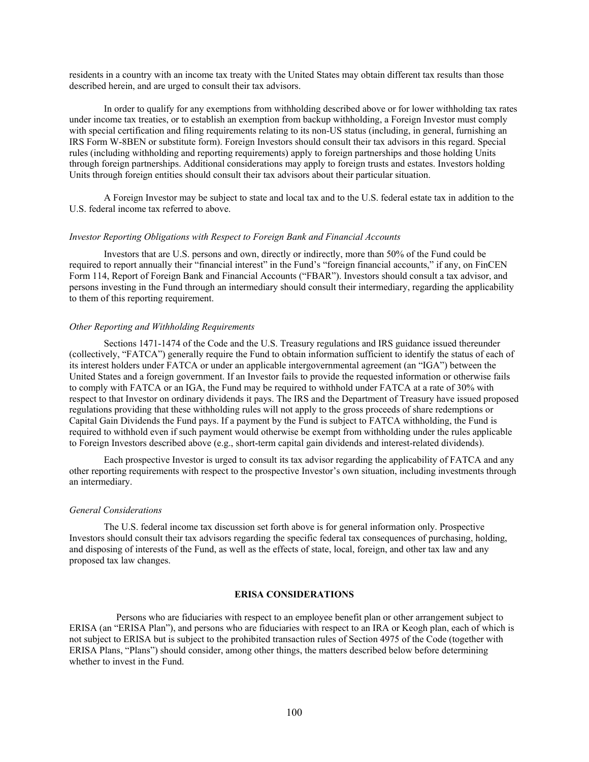residents in a country with an income tax treaty with the United States may obtain different tax results than those described herein, and are urged to consult their tax advisors.

In order to qualify for any exemptions from withholding described above or for lower withholding tax rates under income tax treaties, or to establish an exemption from backup withholding, a Foreign Investor must comply with special certification and filing requirements relating to its non-US status (including, in general, furnishing an IRS Form W-8BEN or substitute form). Foreign Investors should consult their tax advisors in this regard. Special rules (including withholding and reporting requirements) apply to foreign partnerships and those holding Units through foreign partnerships. Additional considerations may apply to foreign trusts and estates. Investors holding Units through foreign entities should consult their tax advisors about their particular situation.

A Foreign Investor may be subject to state and local tax and to the U.S. federal estate tax in addition to the U.S. federal income tax referred to above.

*Investor Reporting Obligations with Respect to Foreign Bank and Financial Accounts*

Investors that are U.S. persons and own, directly or indirectly, more than 50% of the Fund could be required to report annually their "financial interest" in the Fund's "foreign financial accounts," if any, on FinCEN Form 114, Report of Foreign Bank and Financial Accounts ("FBAR"). Investors should consult a tax advisor, and persons investing in the Fund through an intermediary should consult their intermediary, regarding the applicability to them of this reporting requirement.

*Other Reporting and Withholding Requirements*

Sections 1471-1474 of the Code and the U.S. Treasury regulations and IRS guidance issued thereunder (collectively, "FATCA") generally require the Fund to obtain information sufficient to identify the status of each of its interest holders under FATCA or under an applicable intergovernmental agreement (an "IGA") between the United States and a foreign government. If an Investor fails to provide the requested information or otherwise fails to comply with FATCA or an IGA, the Fund may be required to withhold under FATCA at a rate of 30% with respect to that Investor on ordinary dividends it pays. The IRS and the Department of Treasury have issued proposed regulations providing that these withholding rules will not apply to the gross proceeds of share redemptions or Capital Gain Dividends the Fund pays. If a payment by the Fund is subject to FATCA withholding, the Fund is required to withhold even if such payment would otherwise be exempt from withholding under the rules applicable to Foreign Investors described above (e.g., short-term capital gain dividends and interest-related dividends).

Each prospective Investor is urged to consult its tax advisor regarding the applicability of FATCA and any other reporting requirements with respect to the prospective Investor's own situation, including investments through an intermediary.

*General Considerations*

The U.S. federal income tax discussion set forth above is for general information only. Prospective Investors should consult their tax advisors regarding the specific federal tax consequences of purchasing, holding, and disposing of interests of the Fund, as well as the effects of state, local, foreign, and other tax law and any proposed tax law changes.

## ERISA CONSIDERATIONS

Persons who are fiduciaries with respect to an employee benefit plan or other arrangement subject to ERISA (an "ERISA Plan"), and persons who are fiduciaries with respect to an IRA or Keogh plan, each of which is not subject to ERISA but is subject to the prohibited transaction rules of Section 4975 of the Code (together with ERISA Plans, "Plans") should consider, among other things, the matters described below before determining whether to invest in the Fund.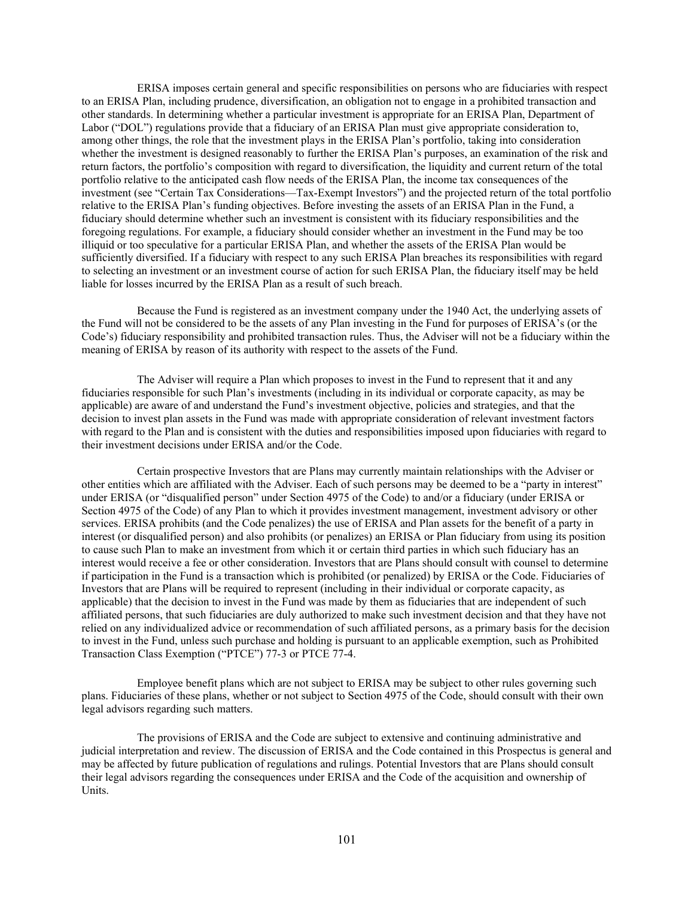ERISA imposes certain general and specific responsibilities on persons who are fiduciaries with respect to an ERISA Plan, including prudence, diversification, an obligation not to engage in a prohibited transaction and other standards. In determining whether a particular investment is appropriate for an ERISA Plan, Department of Labor ("DOL") regulations provide that a fiduciary of an ERISA Plan must give appropriate consideration to, among other things, the role that the investment plays in the ERISA Plan's portfolio, taking into consideration whether the investment is designed reasonably to further the ERISA Plan's purposes, an examination of the risk and return factors, the portfolio's composition with regard to diversification, the liquidity and current return of the total portfolio relative to the anticipated cash flow needs of the ERISA Plan, the income tax consequences of the investment (see "Certain Tax Considerations—Tax-Exempt Investors") and the projected return of the total portfolio relative to the ERISA Plan's funding objectives. Before investing the assets of an ERISA Plan in the Fund, a fiduciary should determine whether such an investment is consistent with its fiduciary responsibilities and the foregoing regulations. For example, a fiduciary should consider whether an investment in the Fund may be too illiquid or too speculative for a particular ERISA Plan, and whether the assets of the ERISA Plan would be sufficiently diversified. If a fiduciary with respect to any such ERISA Plan breaches its responsibilities with regard to selecting an investment or an investment course of action for such ERISA Plan, the fiduciary itself may be held liable for losses incurred by the ERISA Plan as a result of such breach.

Because the Fund is registered as an investment company under the 1940 Act, the underlying assets of the Fund will not be considered to be the assets of any Plan investing in the Fund for purposes of ERISA's (or the Code's) fiduciary responsibility and prohibited transaction rules. Thus, the Adviser will not be a fiduciary within the meaning of ERISA by reason of its authority with respect to the assets of the Fund.

The Adviser will require a Plan which proposes to invest in the Fund to represent that it and any fiduciaries responsible for such Plan's investments (including in its individual or corporate capacity, as may be applicable) are aware of and understand the Fund's investment objective, policies and strategies, and that the decision to invest plan assets in the Fund was made with appropriate consideration of relevant investment factors with regard to the Plan and is consistent with the duties and responsibilities imposed upon fiduciaries with regard to their investment decisions under ERISA and/or the Code.

Certain prospective Investors that are Plans may currently maintain relationships with the Adviser or other entities which are affiliated with the Adviser. Each of such persons may be deemed to be a "party in interest" under ERISA (or "disqualified person" under Section 4975 of the Code) to and/or a fiduciary (under ERISA or Section 4975 of the Code) of any Plan to which it provides investment management, investment advisory or other services. ERISA prohibits (and the Code penalizes) the use of ERISA and Plan assets for the benefit of a party in interest (or disqualified person) and also prohibits (or penalizes) an ERISA or Plan fiduciary from using its position to cause such Plan to make an investment from which it or certain third parties in which such fiduciary has an interest would receive a fee or other consideration. Investors that are Plans should consult with counsel to determine if participation in the Fund is a transaction which is prohibited (or penalized) by ERISA or the Code. Fiduciaries of Investors that are Plans will be required to represent (including in their individual or corporate capacity, as applicable) that the decision to invest in the Fund was made by them as fiduciaries that are independent of such affiliated persons, that such fiduciaries are duly authorized to make such investment decision and that they have not relied on any individualized advice or recommendation of such affiliated persons, as a primary basis for the decision to invest in the Fund, unless such purchase and holding is pursuant to an applicable exemption, such as Prohibited Transaction Class Exemption ("PTCE") 77-3 or PTCE 77-4.

Employee benefit plans which are not subject to ERISA may be subject to other rules governing such plans. Fiduciaries of these plans, whether or not subject to Section 4975 of the Code, should consult with their own legal advisors regarding such matters.

The provisions of ERISA and the Code are subject to extensive and continuing administrative and judicial interpretation and review. The discussion of ERISA and the Code contained in this Prospectus is general and may be affected by future publication of regulations and rulings. Potential Investors that are Plans should consult their legal advisors regarding the consequences under ERISA and the Code of the acquisition and ownership of Units.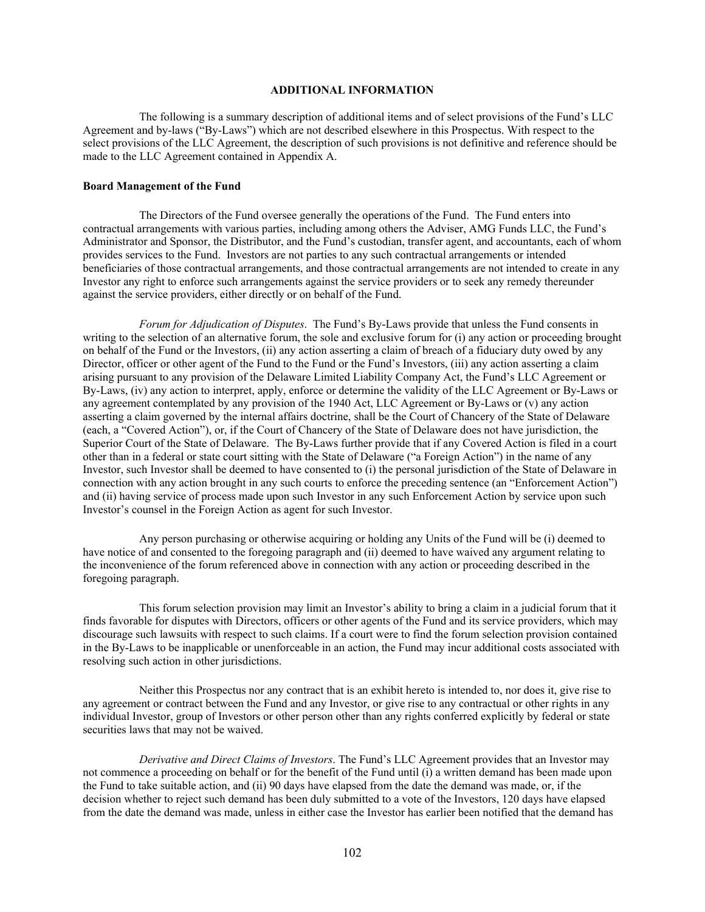## ADDITIONAL INFORMATION

The following is a summary description of additional items and of select provisions of the Fund's LLC Agreement and by-laws ("By-Laws") which are not described elsewhere in this Prospectus. With respect to the select provisions of the LLC Agreement, the description of such provisions is not definitive and reference should be made to the LLC Agreement contained in Appendix A.

### Board Management of the Fund

The Directors of the Fund oversee generally the operations of the Fund. The Fund enters into contractual arrangements with various parties, including among others the Adviser, AMG Funds LLC, the Fund's Administrator and Sponsor, the Distributor, and the Fund's custodian, transfer agent, and accountants, each of whom provides services to the Fund. Investors are not parties to any such contractual arrangements or intended beneficiaries of those contractual arrangements, and those contractual arrangements are not intended to create in any Investor any right to enforce such arrangements against the service providers or to seek any remedy thereunder against the service providers, either directly or on behalf of the Fund.

*Forum for Adjudication of Disputes*. The Fund's By-Laws provide that unless the Fund consents in writing to the selection of an alternative forum, the sole and exclusive forum for (i) any action or proceeding brought on behalf of the Fund or the Investors, (ii) any action asserting a claim of breach of a fiduciary duty owed by any Director, officer or other agent of the Fund to the Fund or the Fund's Investors, (iii) any action asserting a claim arising pursuant to any provision of the Delaware Limited Liability Company Act, the Fund's LLC Agreement or By-Laws, (iv) any action to interpret, apply, enforce or determine the validity of the LLC Agreement or By-Laws or any agreement contemplated by any provision of the 1940 Act, LLC Agreement or By-Laws or (v) any action asserting a claim governed by the internal affairs doctrine, shall be the Court of Chancery of the State of Delaware (each, a "Covered Action"), or, if the Court of Chancery of the State of Delaware does not have jurisdiction, the Superior Court of the State of Delaware. The By-Laws further provide that if any Covered Action is filed in a court other than in a federal or state court sitting with the State of Delaware ("a Foreign Action") in the name of any Investor, such Investor shall be deemed to have consented to (i) the personal jurisdiction of the State of Delaware in connection with any action brought in any such courts to enforce the preceding sentence (an "Enforcement Action") and (ii) having service of process made upon such Investor in any such Enforcement Action by service upon such Investor's counsel in the Foreign Action as agent for such Investor.

Any person purchasing or otherwise acquiring or holding any Units of the Fund will be (i) deemed to have notice of and consented to the foregoing paragraph and (ii) deemed to have waived any argument relating to the inconvenience of the forum referenced above in connection with any action or proceeding described in the foregoing paragraph.

This forum selection provision may limit an Investor's ability to bring a claim in a judicial forum that it finds favorable for disputes with Directors, officers or other agents of the Fund and its service providers, which may discourage such lawsuits with respect to such claims. If a court were to find the forum selection provision contained in the By-Laws to be inapplicable or unenforceable in an action, the Fund may incur additional costs associated with resolving such action in other jurisdictions.

Neither this Prospectus nor any contract that is an exhibit hereto is intended to, nor does it, give rise to any agreement or contract between the Fund and any Investor, or give rise to any contractual or other rights in any individual Investor, group of Investors or other person other than any rights conferred explicitly by federal or state securities laws that may not be waived.

*Derivative and Direct Claims of Investors*. The Fund's LLC Agreement provides that an Investor may not commence a proceeding on behalf or for the benefit of the Fund until (i) a written demand has been made upon the Fund to take suitable action, and (ii) 90 days have elapsed from the date the demand was made, or, if the decision whether to reject such demand has been duly submitted to a vote of the Investors, 120 days have elapsed from the date the demand was made, unless in either case the Investor has earlier been notified that the demand has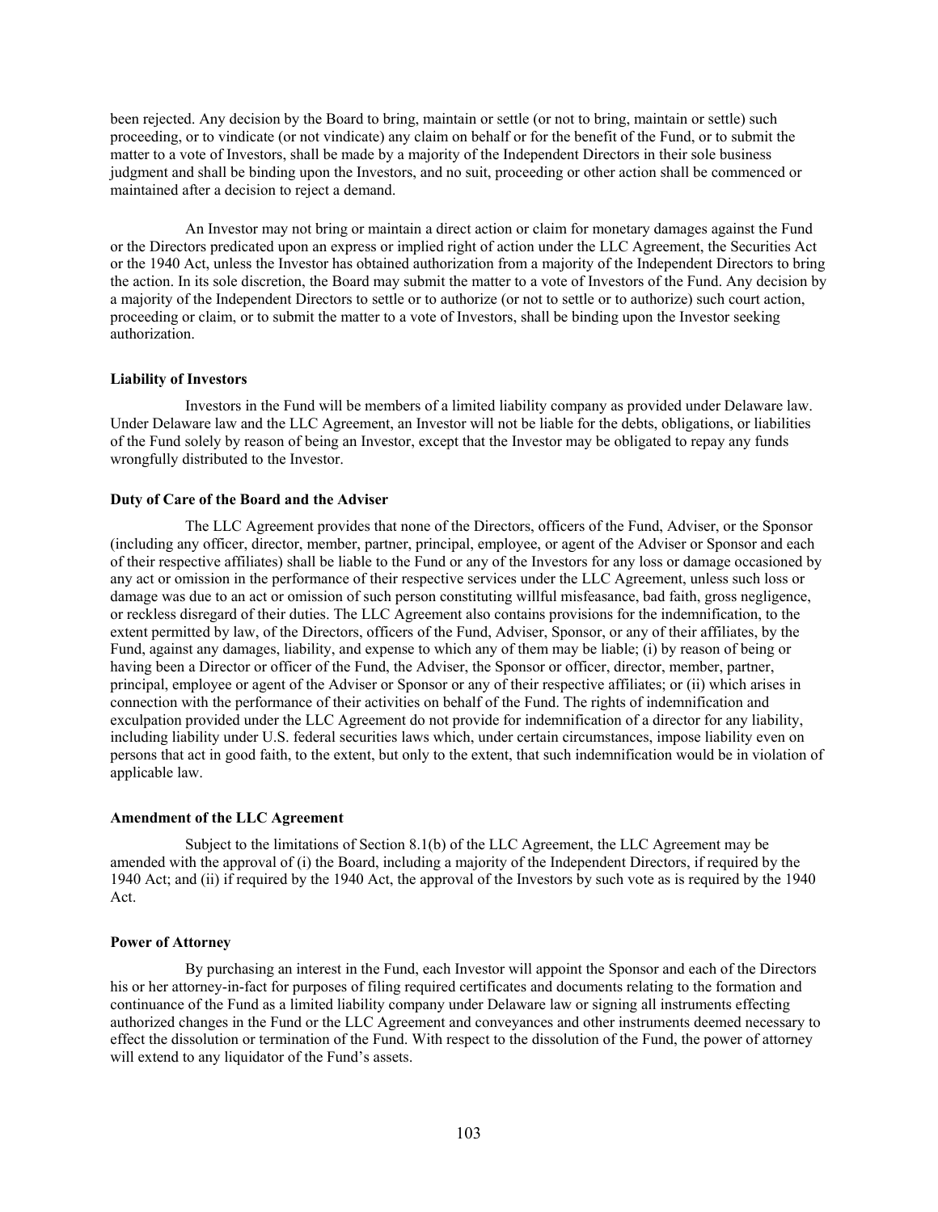been rejected. Any decision by the Board to bring, maintain or settle (or not to bring, maintain or settle) such proceeding, or to vindicate (or not vindicate) any claim on behalf or for the benefit of the Fund, or to submit the matter to a vote of Investors, shall be made by a majority of the Independent Directors in their sole business judgment and shall be binding upon the Investors, and no suit, proceeding or other action shall be commenced or maintained after a decision to reject a demand.

An Investor may not bring or maintain a direct action or claim for monetary damages against the Fund or the Directors predicated upon an express or implied right of action under the LLC Agreement, the Securities Act or the 1940 Act, unless the Investor has obtained authorization from a majority of the Independent Directors to bring the action. In its sole discretion, the Board may submit the matter to a vote of Investors of the Fund. Any decision by a majority of the Independent Directors to settle or to authorize (or not to settle or to authorize) such court action, proceeding or claim, or to submit the matter to a vote of Investors, shall be binding upon the Investor seeking authorization.

**Liability of Investors**

Investors in the Fund will be members of a limited liability company as provided under Delaware law. Under Delaware law and the LLC Agreement, an Investor will not be liable for the debts, obligations, or liabilities of the Fund solely by reason of being an Investor, except that the Investor may be obligated to repay any funds wrongfully distributed to the Investor.

**Duty of Care of the Board and the Adviser**

The LLC Agreement provides that none of the Directors, officers of the Fund, Adviser, or the Sponsor (including any officer, director, member, partner, principal, employee, or agent of the Adviser or Sponsor and each of their respective affiliates) shall be liable to the Fund or any of the Investors for any loss or damage occasioned by any act or omission in the performance of their respective services under the LLC Agreement, unless such loss or damage was due to an act or omission of such person constituting willful misfeasance, bad faith, gross negligence, or reckless disregard of their duties. The LLC Agreement also contains provisions for the indemnification, to the extent permitted by law, of the Directors, officers of the Fund, Adviser, Sponsor, or any of their affiliates, by the Fund, against any damages, liability, and expense to which any of them may be liable; (i) by reason of being or having been a Director or officer of the Fund, the Adviser, the Sponsor or officer, director, member, partner, principal, employee or agent of the Adviser or Sponsor or any of their respective affiliates; or (ii) which arises in connection with the performance of their activities on behalf of the Fund. The rights of indemnification and exculpation provided under the LLC Agreement do not provide for indemnification of a director for any liability, including liability under U.S. federal securities laws which, under certain circumstances, impose liability even on persons that act in good faith, to the extent, but only to the extent, that such indemnification would be in violation of applicable law.

**Amendment of the LLC Agreement**

Subject to the limitations of Section 8.1(b) of the LLC Agreement, the LLC Agreement may be amended with the approval of (i) the Board, including a majority of the Independent Directors, if required by the 1940 Act; and (ii) if required by the 1940 Act, the approval of the Investors by such vote as is required by the 1940 Act.

**Power of Attorney**

By purchasing an interest in the Fund, each Investor will appoint the Sponsor and each of the Directors his or her attorney-in-fact for purposes of filing required certificates and documents relating to the formation and continuance of the Fund as a limited liability company under Delaware law or signing all instruments effecting authorized changes in the Fund or the LLC Agreement and conveyances and other instruments deemed necessary to effect the dissolution or termination of the Fund. With respect to the dissolution of the Fund, the power of attorney will extend to any liquidator of the Fund's assets.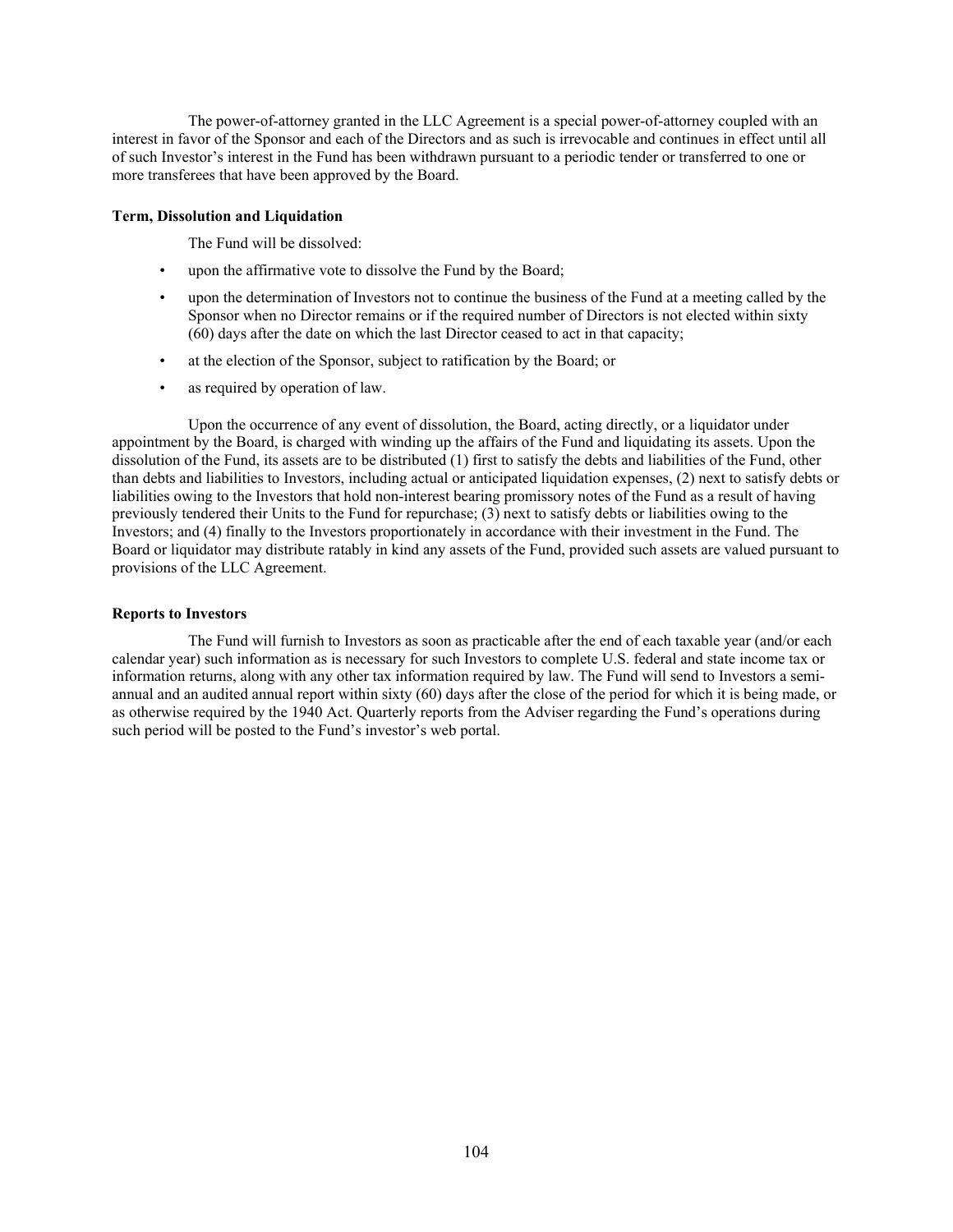The power-of-attorney granted in the LLC Agreement is a special power-of-attorney coupled with an interest in favor of the Sponsor and each of the Directors and as such is irrevocable and continues in effect until all of such Investor's interest in the Fund has been withdrawn pursuant to a periodic tender or transferred to one or more transferees that have been approved by the Board.

**Term, Dissolution and Liquidation**

The Fund will be dissolved:

- upon the affirmative vote to dissolve the Fund by the Board;
- upon the determination of Investors not to continue the business of the Fund at a meeting called by the Sponsor when no Director remains or if the required number of Directors is not elected within sixty (60) days after the date on which the last Director ceased to act in that capacity;
- at the election of the Sponsor, subject to ratification by the Board; or
- as required by operation of law.

Upon the occurrence of any event of dissolution, the Board, acting directly, or a liquidator under appointment by the Board, is charged with winding up the affairs of the Fund and liquidating its assets. Upon the dissolution of the Fund, its assets are to be distributed (1) first to satisfy the debts and liabilities of the Fund, other than debts and liabilities to Investors, including actual or anticipated liquidation expenses, (2) next to satisfy debts or liabilities owing to the Investors that hold non-interest bearing promissory notes of the Fund as a result of having previously tendered their Units to the Fund for repurchase; (3) next to satisfy debts or liabilities owing to the Investors; and (4) finally to the Investors proportionately in accordance with their investment in the Fund. The Board or liquidator may distribute ratably in kind any assets of the Fund, provided such assets are valued pursuant to provisions of the LLC Agreement.

**Reports to Investors**

The Fund will furnish to Investors as soon as practicable after the end of each taxable year (and/or each calendar year) such information as is necessary for such Investors to complete U.S. federal and state income tax or information returns, along with any other tax information required by law. The Fund will send to Investors a semi-annual and an audited annual report within sixty (60) days after the close of the period for which it is being made, or as otherwise required by the 1940 Act. Quarterly reports from the Adviser regarding the Fund's operations during such period will be posted to the Fund's investor's web portal.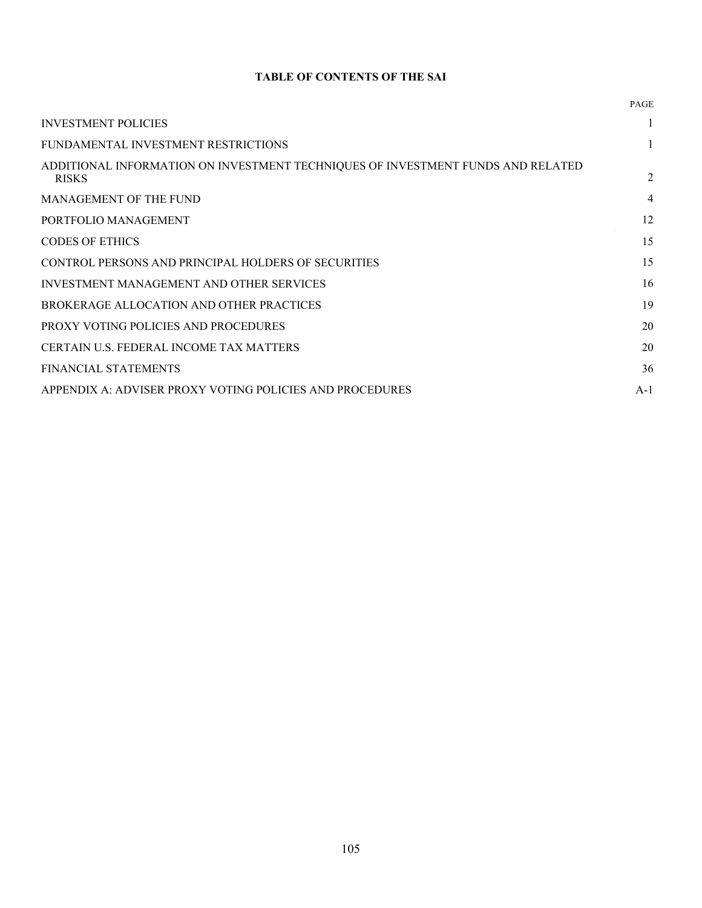**TABLE OF CONTENTS OF THE SAI**

| | PAGE |
|---|---|
| INVESTMENT POLICIES | 1 |
| FUNDAMENTAL INVESTMENT RESTRICTIONS | 1 |
| ADDITIONAL INFORMATION ON INVESTMENT TECHNIQUES OF INVESTMENT FUNDS AND RELATED RISKS | 2 |
| MANAGEMENT OF THE FUND | 4 |
| PORTFOLIO MANAGEMENT | 12 |
| CODES OF ETHICS | 15 |
| CONTROL PERSONS AND PRINCIPAL HOLDERS OF SECURITIES | 15 |
| INVESTMENT MANAGEMENT AND OTHER SERVICES | 16 |
| BROKERAGE ALLOCATION AND OTHER PRACTICES | 19 |
| PROXY VOTING POLICIES AND PROCEDURES | 20 |
| CERTAIN U.S. FEDERAL INCOME TAX MATTERS | 20 |
| FINANCIAL STATEMENTS | 36 |
| APPENDIX A: ADVISER PROXY VOTING POLICIES AND PROCEDURES | A-1 |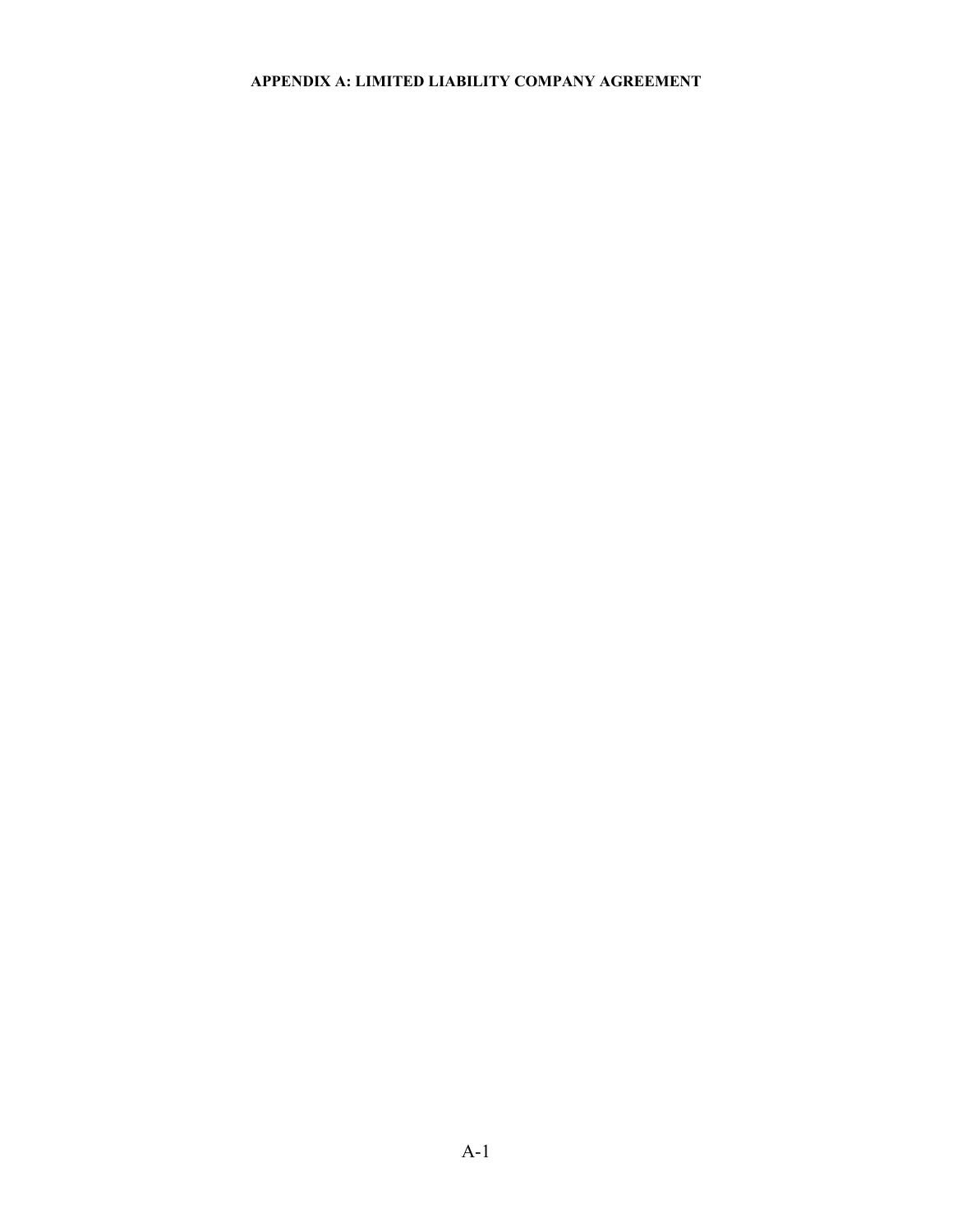**APPENDIX A: LIMITED LIABILITY COMPANY AGREEMENT**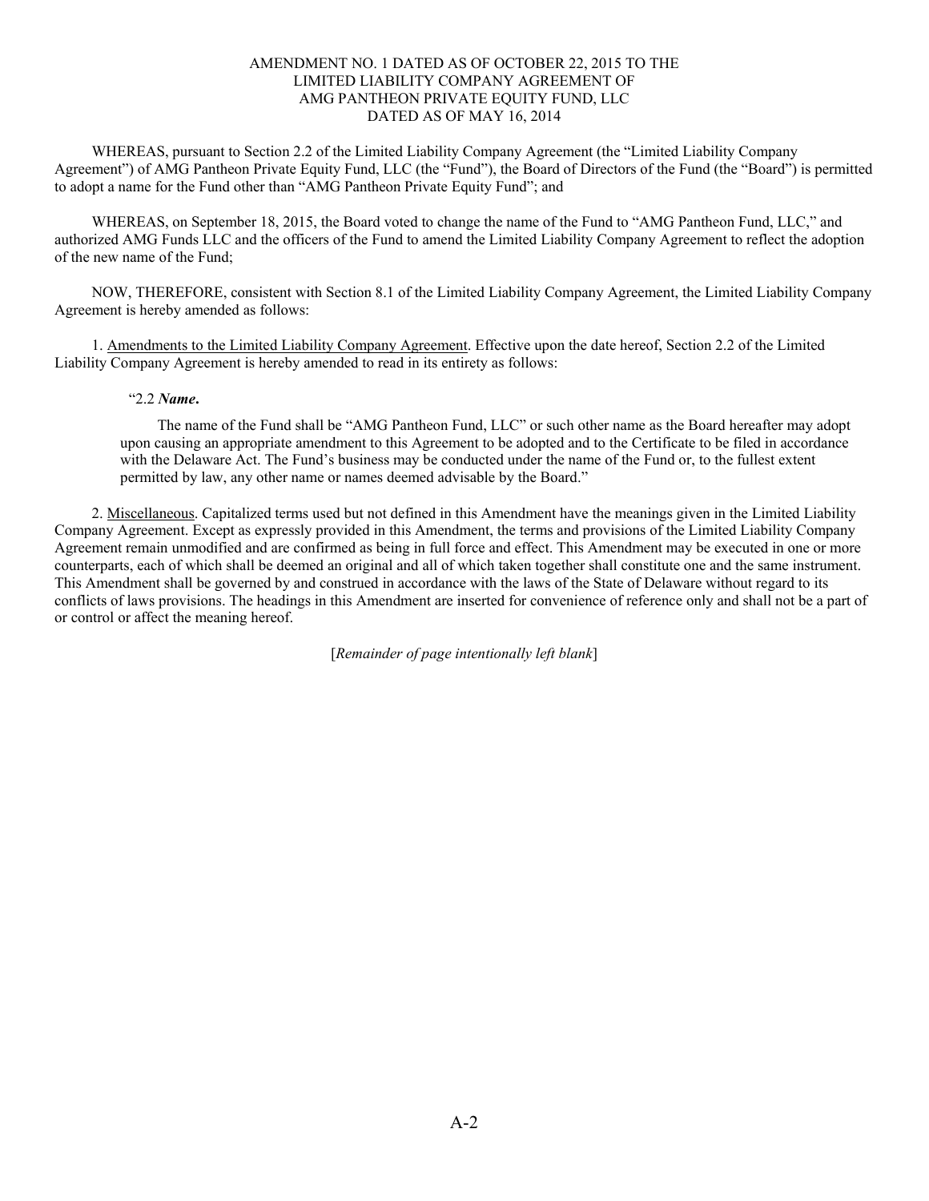AMENDMENT NO. 1 DATED AS OF OCTOBER 22, 2015 TO THE
LIMITED LIABILITY COMPANY AGREEMENT OF
AMG PANTHEON PRIVATE EQUITY FUND, LLC
DATED AS OF MAY 16, 2014

WHEREAS, pursuant to Section 2.2 of the Limited Liability Company Agreement (the "Limited Liability Company Agreement") of AMG Pantheon Private Equity Fund, LLC (the "Fund"), the Board of Directors of the Fund (the "Board") is permitted to adopt a name for the Fund other than "AMG Pantheon Private Equity Fund"; and

WHEREAS, on September 18, 2015, the Board voted to change the name of the Fund to "AMG Pantheon Fund, LLC," and authorized AMG Funds LLC and the officers of the Fund to amend the Limited Liability Company Agreement to reflect the adoption of the new name of the Fund;

NOW, THEREFORE, consistent with Section 8.1 of the Limited Liability Company Agreement, the Limited Liability Company Agreement is hereby amended as follows:

1. Amendments to the Limited Liability Company Agreement. Effective upon the date hereof, Section 2.2 of the Limited Liability Company Agreement is hereby amended to read in its entirety as follows:

> "2.2 ***Name*.**
>
> The name of the Fund shall be "AMG Pantheon Fund, LLC" or such other name as the Board hereafter may adopt upon causing an appropriate amendment to this Agreement to be adopted and to the Certificate to be filed in accordance with the Delaware Act. The Fund's business may be conducted under the name of the Fund or, to the fullest extent permitted by law, any other name or names deemed advisable by the Board."

2. Miscellaneous. Capitalized terms used but not defined in this Amendment have the meanings given in the Limited Liability Company Agreement. Except as expressly provided in this Amendment, the terms and provisions of the Limited Liability Company Agreement remain unmodified and are confirmed as being in full force and effect. This Amendment may be executed in one or more counterparts, each of which shall be deemed an original and all of which taken together shall constitute one and the same instrument. This Amendment shall be governed by and construed in accordance with the laws of the State of Delaware without regard to its conflicts of laws provisions. The headings in this Amendment are inserted for convenience of reference only and shall not be a part of or control or affect the meaning hereof.

[*Remainder of page intentionally left blank*]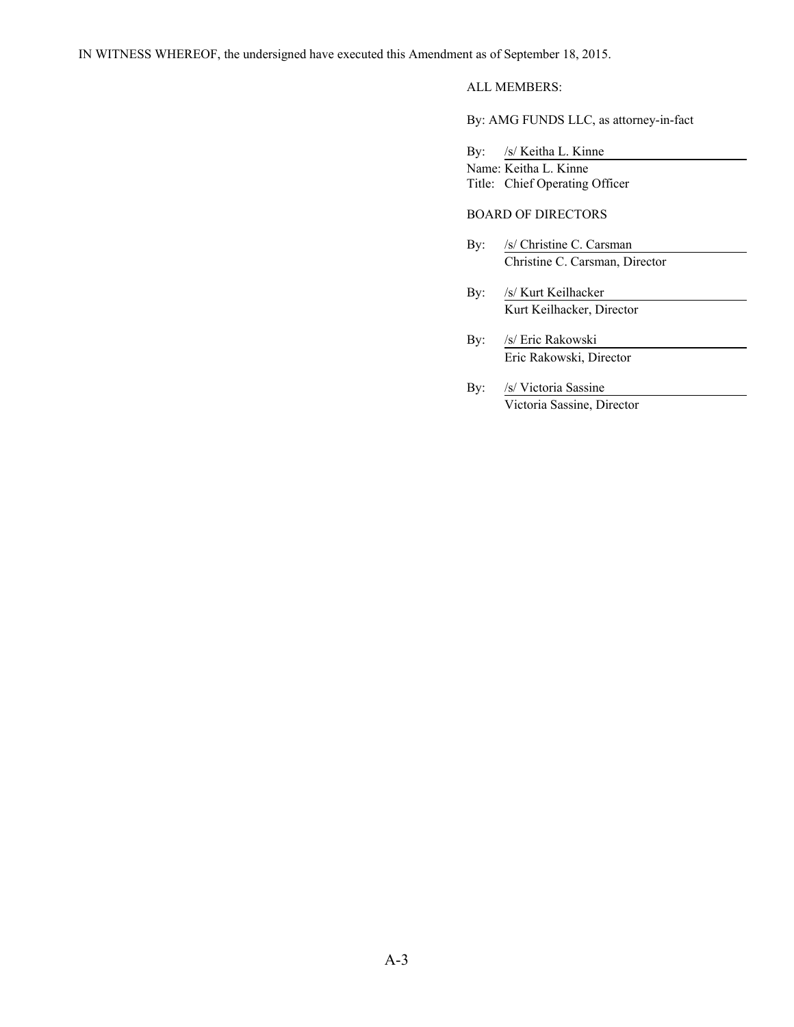IN WITNESS WHEREOF, the undersigned have executed this Amendment as of September 18, 2015.

ALL MEMBERS:

By: AMG FUNDS LLC, as attorney-in-fact

By: /s/ Keitha L. Kinne
Name: Keitha L. Kinne
Title: Chief Operating Officer

BOARD OF DIRECTORS

By: /s/ Christine C. Carsman
Christine C. Carsman, Director

By: /s/ Kurt Keilhacker
Kurt Keilhacker, Director

By: /s/ Eric Rakowski
Eric Rakowski, Director

By: /s/ Victoria Sassine
Victoria Sassine, Director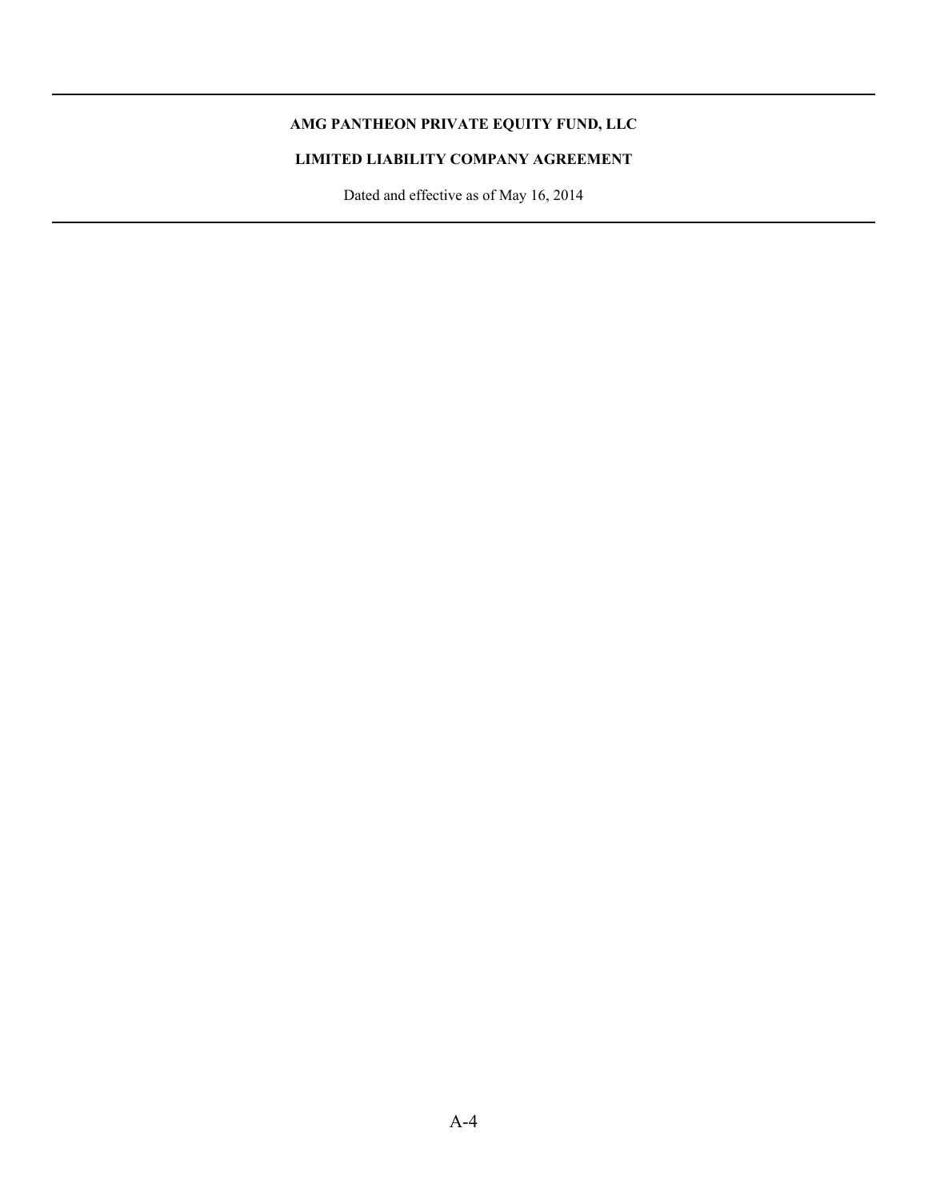**AMG PANTHEON PRIVATE EQUITY FUND, LLC**

**LIMITED LIABILITY COMPANY AGREEMENT**

Dated and effective as of May 16, 2014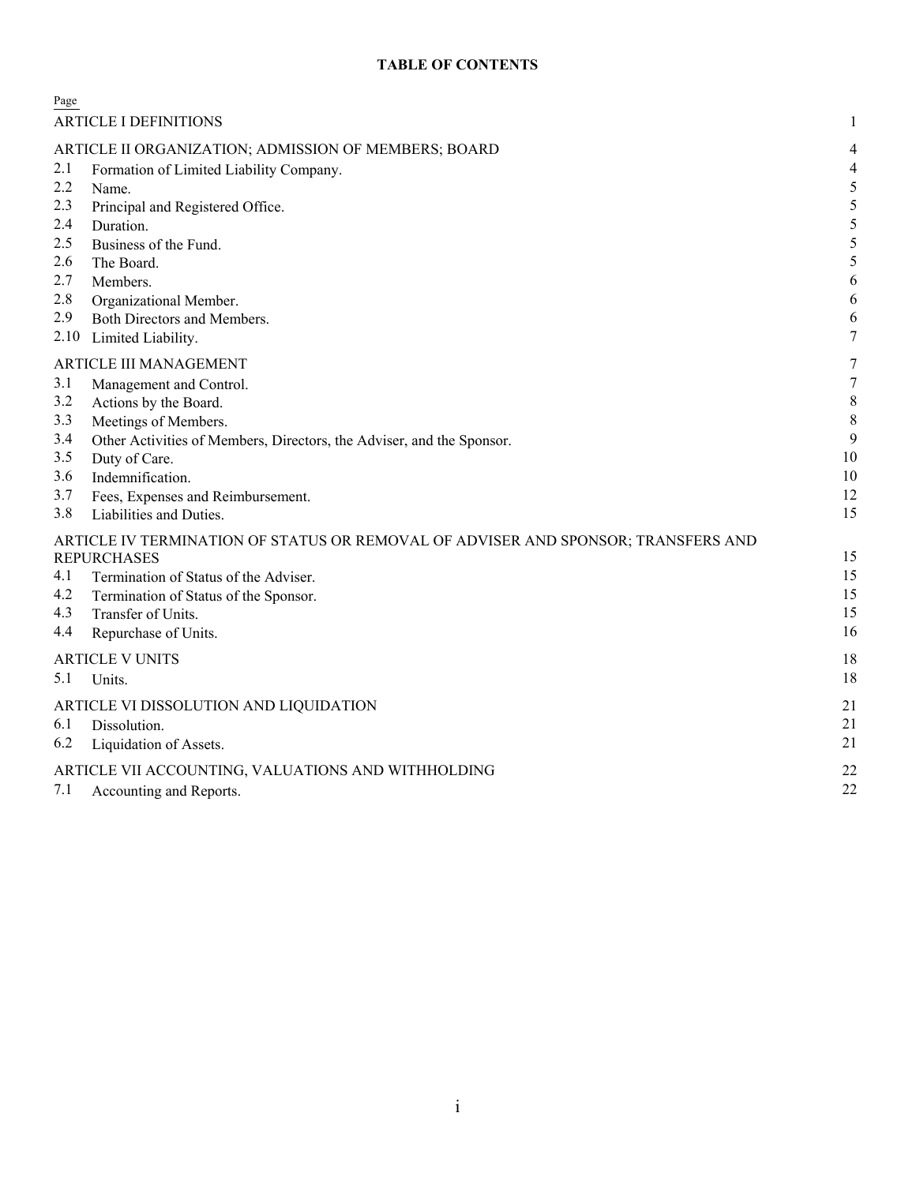**TABLE OF CONTENTS**

| | | Page |
|---|---|---|
| ARTICLE I DEFINITIONS | | 1 |
| ARTICLE II ORGANIZATION; ADMISSION OF MEMBERS; BOARD | | 4 |
| 2.1 | Formation of Limited Liability Company. | 4 |
| 2.2 | Name. | 5 |
| 2.3 | Principal and Registered Office. | 5 |
| 2.4 | Duration. | 5 |
| 2.5 | Business of the Fund. | 5 |
| 2.6 | The Board. | 5 |
| 2.7 | Members. | 6 |
| 2.8 | Organizational Member. | 6 |
| 2.9 | Both Directors and Members. | 6 |
| 2.10 | Limited Liability. | 7 |
| ARTICLE III MANAGEMENT | | 7 |
| 3.1 | Management and Control. | 7 |
| 3.2 | Actions by the Board. | 8 |
| 3.3 | Meetings of Members. | 8 |
| 3.4 | Other Activities of Members, Directors, the Adviser, and the Sponsor. | 9 |
| 3.5 | Duty of Care. | 10 |
| 3.6 | Indemnification. | 10 |
| 3.7 | Fees, Expenses and Reimbursement. | 12 |
| 3.8 | Liabilities and Duties. | 15 |
| ARTICLE IV TERMINATION OF STATUS OR REMOVAL OF ADVISER AND SPONSOR; TRANSFERS AND REPURCHASES | | 15 |
| 4.1 | Termination of Status of the Adviser. | 15 |
| 4.2 | Termination of Status of the Sponsor. | 15 |
| 4.3 | Transfer of Units. | 15 |
| 4.4 | Repurchase of Units. | 16 |
| ARTICLE V UNITS | | 18 |
| 5.1 | Units. | 18 |
| ARTICLE VI DISSOLUTION AND LIQUIDATION | | 21 |
| 6.1 | Dissolution. | 21 |
| 6.2 | Liquidation of Assets. | 21 |
| ARTICLE VII ACCOUNTING, VALUATIONS AND WITHHOLDING | | 22 |
| 7.1 | Accounting and Reports. | 22 |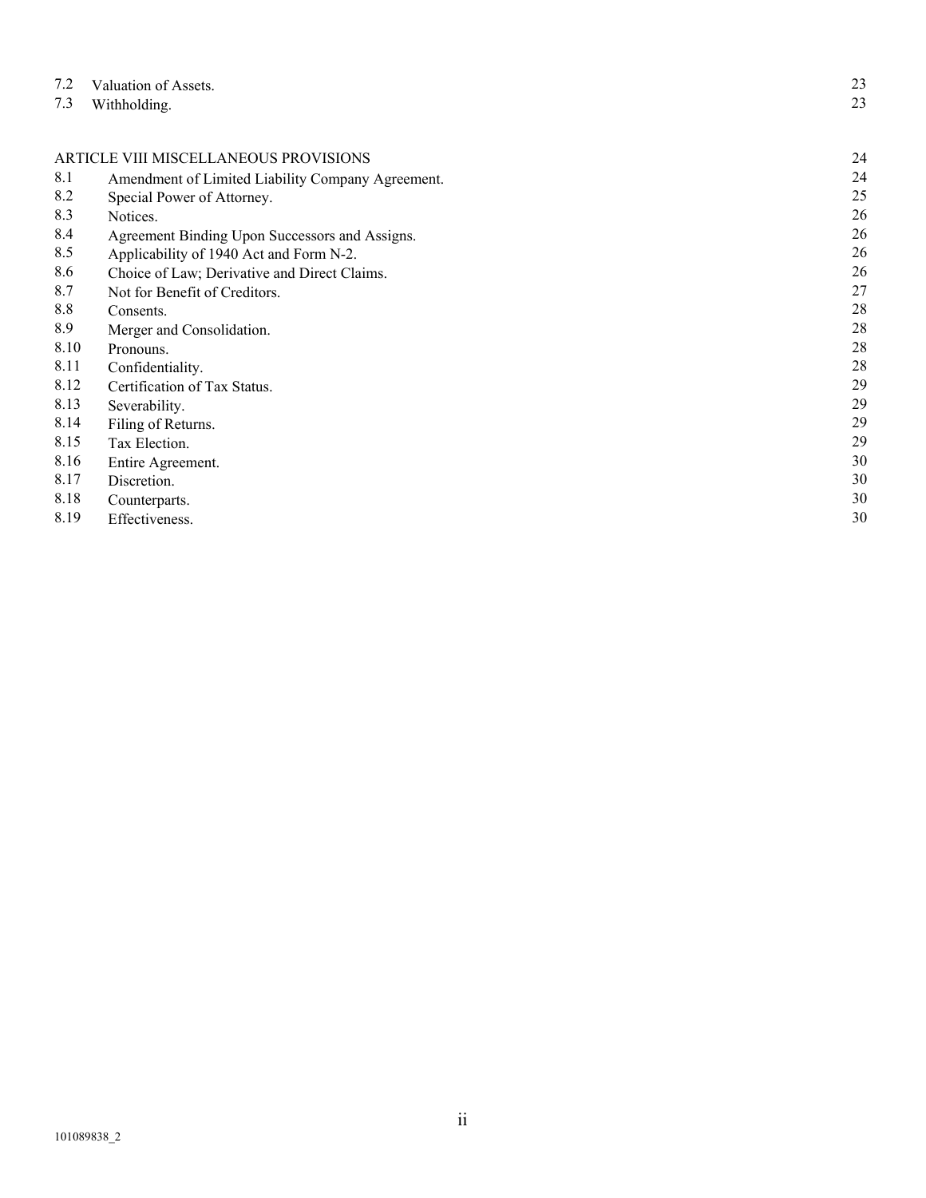| | | |
|---|---|---|
| 7.2 | Valuation of Assets. | 23 |
| 7.3 | Withholding. | 23 |
| | | |
| ARTICLE VIII MISCELLANEOUS PROVISIONS | | 24 |
| 8.1 | Amendment of Limited Liability Company Agreement. | 24 |
| 8.2 | Special Power of Attorney. | 25 |
| 8.3 | Notices. | 26 |
| 8.4 | Agreement Binding Upon Successors and Assigns. | 26 |
| 8.5 | Applicability of 1940 Act and Form N-2. | 26 |
| 8.6 | Choice of Law; Derivative and Direct Claims. | 26 |
| 8.7 | Not for Benefit of Creditors. | 27 |
| 8.8 | Consents. | 28 |
| 8.9 | Merger and Consolidation. | 28 |
| 8.10 | Pronouns. | 28 |
| 8.11 | Confidentiality. | 28 |
| 8.12 | Certification of Tax Status. | 29 |
| 8.13 | Severability. | 29 |
| 8.14 | Filing of Returns. | 29 |
| 8.15 | Tax Election. | 29 |
| 8.16 | Entire Agreement. | 30 |
| 8.17 | Discretion. | 30 |
| 8.18 | Counterparts. | 30 |
| 8.19 | Effectiveness. | 30 |

101089838_2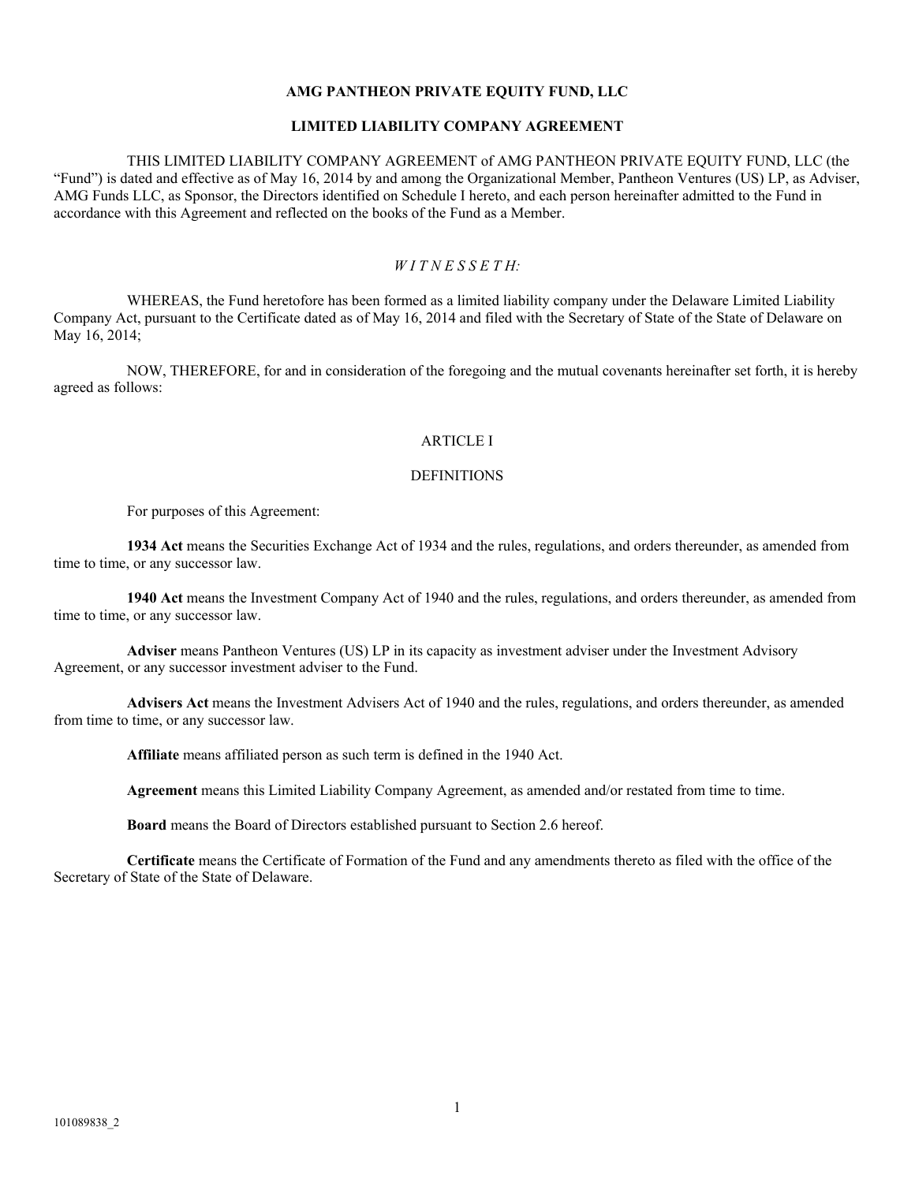**AMG PANTHEON PRIVATE EQUITY FUND, LLC**

**LIMITED LIABILITY COMPANY AGREEMENT**

THIS LIMITED LIABILITY COMPANY AGREEMENT of AMG PANTHEON PRIVATE EQUITY FUND, LLC (the "Fund") is dated and effective as of May 16, 2014 by and among the Organizational Member, Pantheon Ventures (US) LP, as Adviser, AMG Funds LLC, as Sponsor, the Directors identified on Schedule I hereto, and each person hereinafter admitted to the Fund in accordance with this Agreement and reflected on the books of the Fund as a Member.

*W I T N E S S E T H:*

WHEREAS, the Fund heretofore has been formed as a limited liability company under the Delaware Limited Liability Company Act, pursuant to the Certificate dated as of May 16, 2014 and filed with the Secretary of State of the State of Delaware on May 16, 2014;

NOW, THEREFORE, for and in consideration of the foregoing and the mutual covenants hereinafter set forth, it is hereby agreed as follows:

ARTICLE I

DEFINITIONS

For purposes of this Agreement:

**1934 Act** means the Securities Exchange Act of 1934 and the rules, regulations, and orders thereunder, as amended from time to time, or any successor law.

**1940 Act** means the Investment Company Act of 1940 and the rules, regulations, and orders thereunder, as amended from time to time, or any successor law.

**Adviser** means Pantheon Ventures (US) LP in its capacity as investment adviser under the Investment Advisory Agreement, or any successor investment adviser to the Fund.

**Advisers Act** means the Investment Advisers Act of 1940 and the rules, regulations, and orders thereunder, as amended from time to time, or any successor law.

**Affiliate** means affiliated person as such term is defined in the 1940 Act.

**Agreement** means this Limited Liability Company Agreement, as amended and/or restated from time to time.

**Board** means the Board of Directors established pursuant to Section 2.6 hereof.

**Certificate** means the Certificate of Formation of the Fund and any amendments thereto as filed with the office of the Secretary of State of the State of Delaware.

101089838_2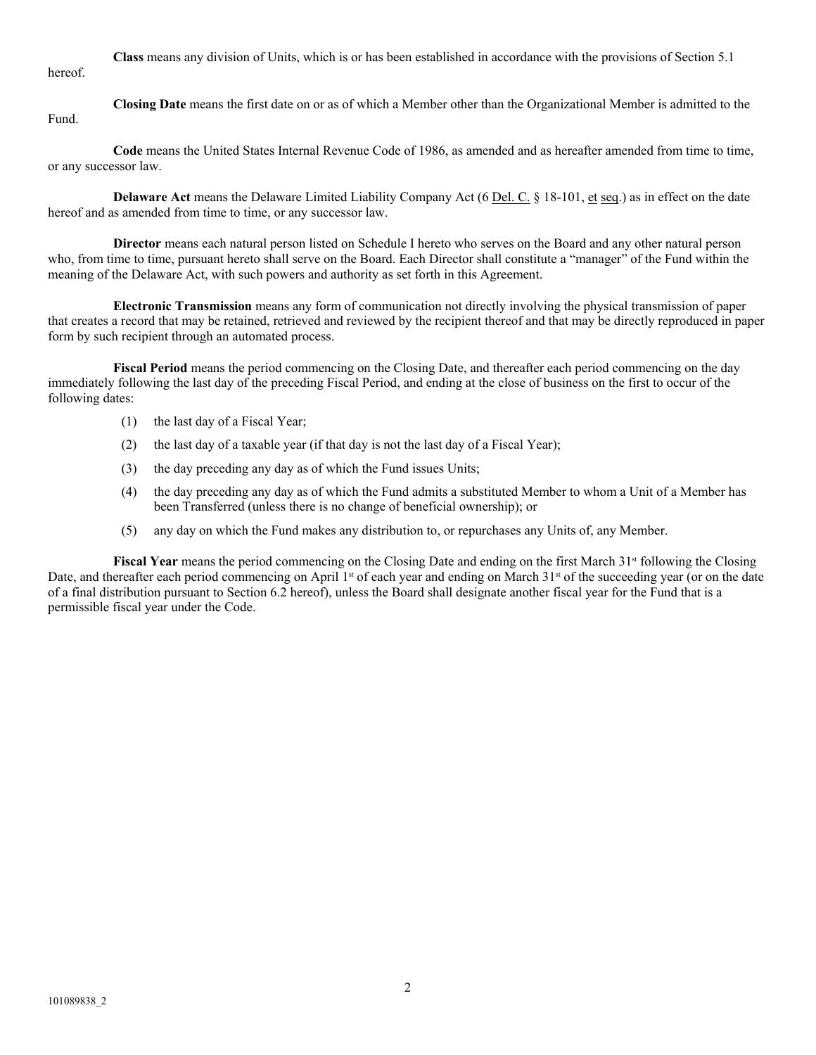**Class** means any division of Units, which is or has been established in accordance with the provisions of Section 5.1 hereof.

**Closing Date** means the first date on or as of which a Member other than the Organizational Member is admitted to the Fund.

**Code** means the United States Internal Revenue Code of 1986, as amended and as hereafter amended from time to time, or any successor law.

**Delaware Act** means the Delaware Limited Liability Company Act (6 Del. C. § 18-101, et seq.) as in effect on the date hereof and as amended from time to time, or any successor law.

**Director** means each natural person listed on Schedule I hereto who serves on the Board and any other natural person who, from time to time, pursuant hereto shall serve on the Board. Each Director shall constitute a "manager" of the Fund within the meaning of the Delaware Act, with such powers and authority as set forth in this Agreement.

**Electronic Transmission** means any form of communication not directly involving the physical transmission of paper that creates a record that may be retained, retrieved and reviewed by the recipient thereof and that may be directly reproduced in paper form by such recipient through an automated process.

**Fiscal Period** means the period commencing on the Closing Date, and thereafter each period commencing on the day immediately following the last day of the preceding Fiscal Period, and ending at the close of business on the first to occur of the following dates:

(1) the last day of a Fiscal Year;

(2) the last day of a taxable year (if that day is not the last day of a Fiscal Year);

(3) the day preceding any day as of which the Fund issues Units;

(4) the day preceding any day as of which the Fund admits a substituted Member to whom a Unit of a Member has been Transferred (unless there is no change of beneficial ownership); or

(5) any day on which the Fund makes any distribution to, or repurchases any Units of, any Member.

**Fiscal Year** means the period commencing on the Closing Date and ending on the first March 31st following the Closing Date, and thereafter each period commencing on April 1st of each year and ending on March 31st of the succeeding year (or on the date of a final distribution pursuant to Section 6.2 hereof), unless the Board shall designate another fiscal year for the Fund that is a permissible fiscal year under the Code.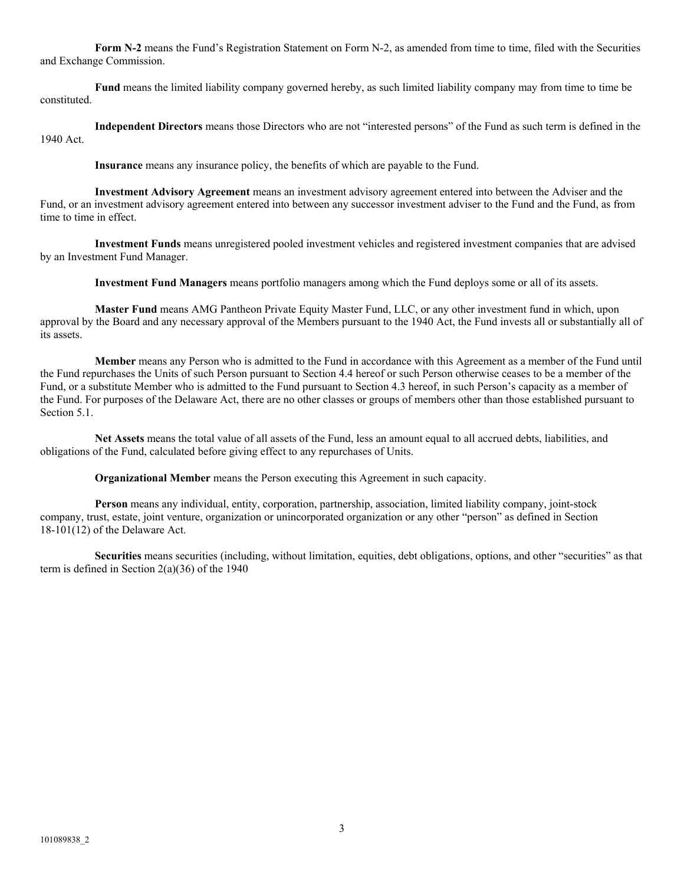**Form N-2** means the Fund's Registration Statement on Form N-2, as amended from time to time, filed with the Securities and Exchange Commission.

**Fund** means the limited liability company governed hereby, as such limited liability company may from time to time be constituted.

**Independent Directors** means those Directors who are not "interested persons" of the Fund as such term is defined in the 1940 Act.

**Insurance** means any insurance policy, the benefits of which are payable to the Fund.

**Investment Advisory Agreement** means an investment advisory agreement entered into between the Adviser and the Fund, or an investment advisory agreement entered into between any successor investment adviser to the Fund and the Fund, as from time to time in effect.

**Investment Funds** means unregistered pooled investment vehicles and registered investment companies that are advised by an Investment Fund Manager.

**Investment Fund Managers** means portfolio managers among which the Fund deploys some or all of its assets.

**Master Fund** means AMG Pantheon Private Equity Master Fund, LLC, or any other investment fund in which, upon approval by the Board and any necessary approval of the Members pursuant to the 1940 Act, the Fund invests all or substantially all of its assets.

**Member** means any Person who is admitted to the Fund in accordance with this Agreement as a member of the Fund until the Fund repurchases the Units of such Person pursuant to Section 4.4 hereof or such Person otherwise ceases to be a member of the Fund, or a substitute Member who is admitted to the Fund pursuant to Section 4.3 hereof, in such Person's capacity as a member of the Fund. For purposes of the Delaware Act, there are no other classes or groups of members other than those established pursuant to Section 5.1.

**Net Assets** means the total value of all assets of the Fund, less an amount equal to all accrued debts, liabilities, and obligations of the Fund, calculated before giving effect to any repurchases of Units.

**Organizational Member** means the Person executing this Agreement in such capacity.

**Person** means any individual, entity, corporation, partnership, association, limited liability company, joint-stock company, trust, estate, joint venture, organization or unincorporated organization or any other "person" as defined in Section 18-101(12) of the Delaware Act.

**Securities** means securities (including, without limitation, equities, debt obligations, options, and other "securities" as that term is defined in Section 2(a)(36) of the 1940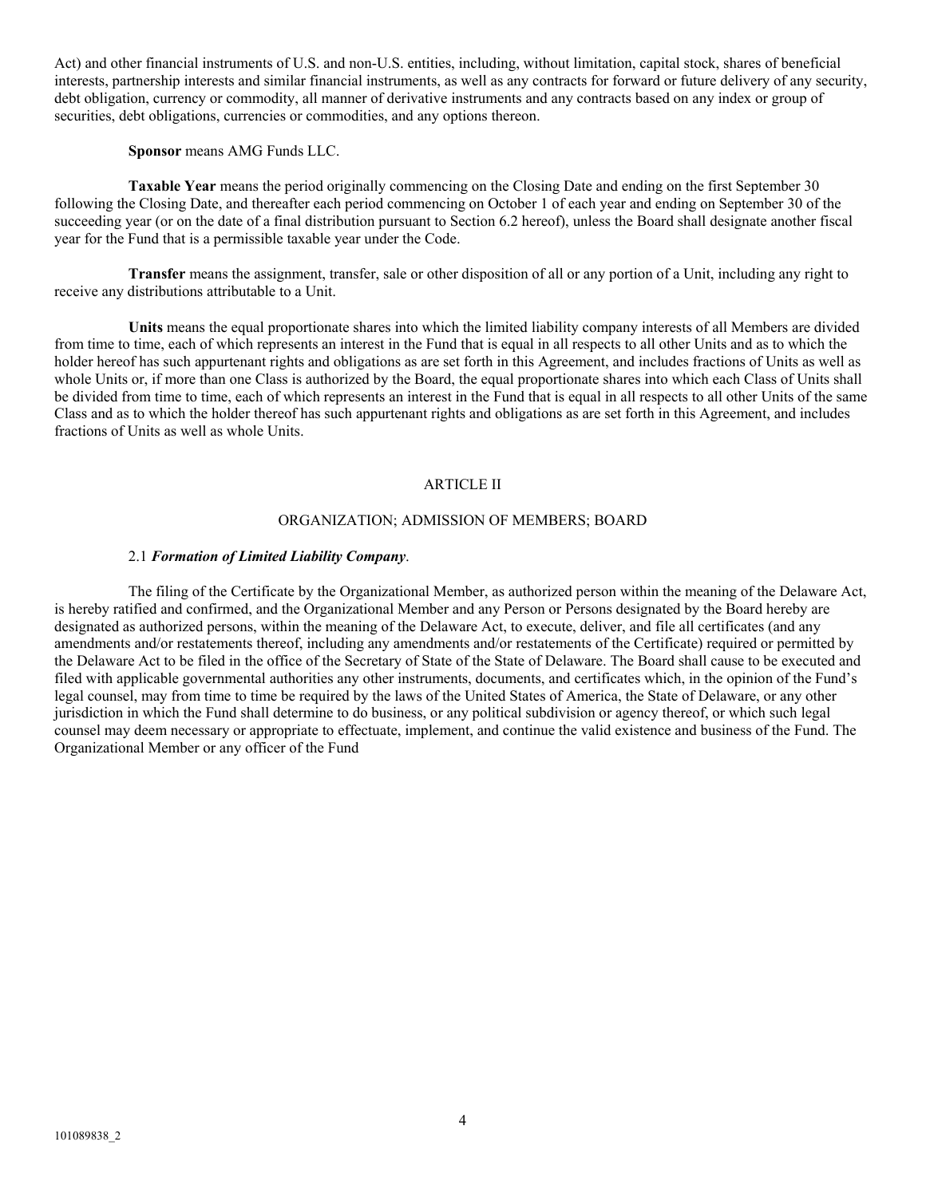Act) and other financial instruments of U.S. and non-U.S. entities, including, without limitation, capital stock, shares of beneficial interests, partnership interests and similar financial instruments, as well as any contracts for forward or future delivery of any security, debt obligation, currency or commodity, all manner of derivative instruments and any contracts based on any index or group of securities, debt obligations, currencies or commodities, and any options thereon.

**Sponsor** means AMG Funds LLC.

**Taxable Year** means the period originally commencing on the Closing Date and ending on the first September 30 following the Closing Date, and thereafter each period commencing on October 1 of each year and ending on September 30 of the succeeding year (or on the date of a final distribution pursuant to Section 6.2 hereof), unless the Board shall designate another fiscal year for the Fund that is a permissible taxable year under the Code.

**Transfer** means the assignment, transfer, sale or other disposition of all or any portion of a Unit, including any right to receive any distributions attributable to a Unit.

**Units** means the equal proportionate shares into which the limited liability company interests of all Members are divided from time to time, each of which represents an interest in the Fund that is equal in all respects to all other Units and as to which the holder hereof has such appurtenant rights and obligations as are set forth in this Agreement, and includes fractions of Units as well as whole Units or, if more than one Class is authorized by the Board, the equal proportionate shares into which each Class of Units shall be divided from time to time, each of which represents an interest in the Fund that is equal in all respects to all other Units of the same Class and as to which the holder thereof has such appurtenant rights and obligations as are set forth in this Agreement, and includes fractions of Units as well as whole Units.

## ARTICLE II

## ORGANIZATION; ADMISSION OF MEMBERS; BOARD

### 2.1 ***Formation of Limited Liability Company***.

The filing of the Certificate by the Organizational Member, as authorized person within the meaning of the Delaware Act, is hereby ratified and confirmed, and the Organizational Member and any Person or Persons designated by the Board hereby are designated as authorized persons, within the meaning of the Delaware Act, to execute, deliver, and file all certificates (and any amendments and/or restatements thereof, including any amendments and/or restatements of the Certificate) required or permitted by the Delaware Act to be filed in the office of the Secretary of State of the State of Delaware. The Board shall cause to be executed and filed with applicable governmental authorities any other instruments, documents, and certificates which, in the opinion of the Fund's legal counsel, may from time to time be required by the laws of the United States of America, the State of Delaware, or any other jurisdiction in which the Fund shall determine to do business, or any political subdivision or agency thereof, or which such legal counsel may deem necessary or appropriate to effectuate, implement, and continue the valid existence and business of the Fund. The Organizational Member or any officer of the Fund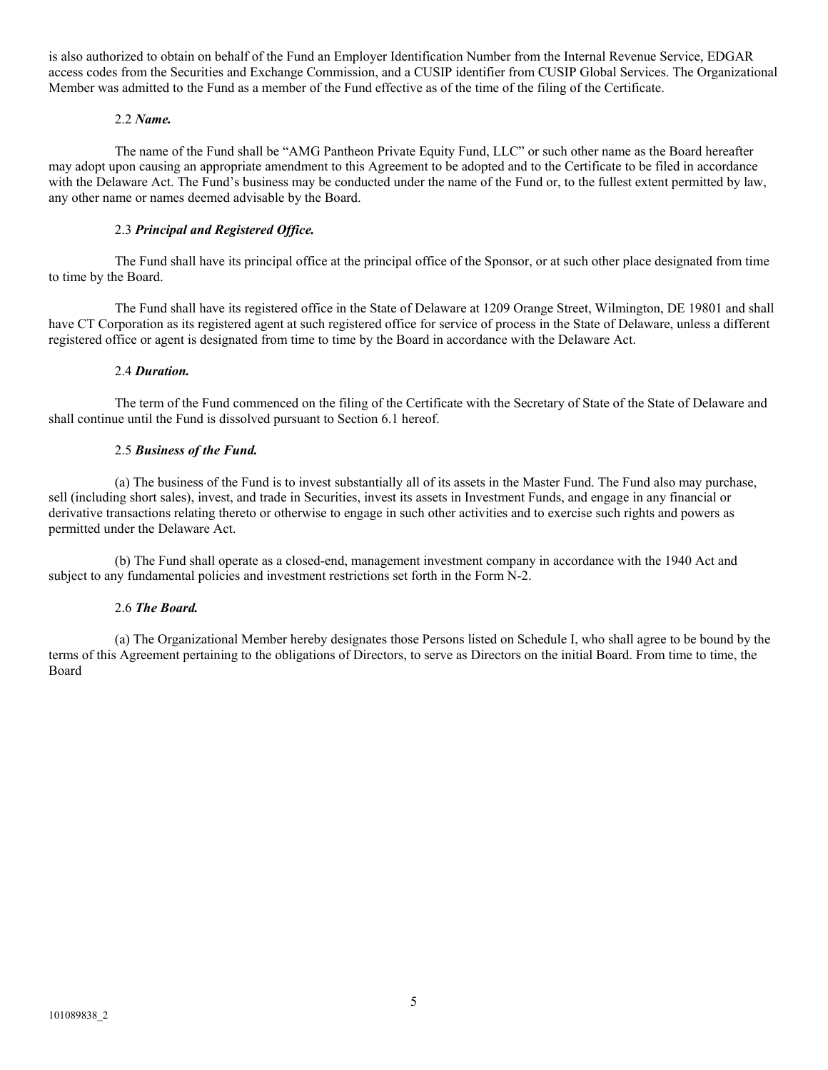is also authorized to obtain on behalf of the Fund an Employer Identification Number from the Internal Revenue Service, EDGAR access codes from the Securities and Exchange Commission, and a CUSIP identifier from CUSIP Global Services. The Organizational Member was admitted to the Fund as a member of the Fund effective as of the time of the filing of the Certificate.

2.2 ***Name.***

The name of the Fund shall be "AMG Pantheon Private Equity Fund, LLC" or such other name as the Board hereafter may adopt upon causing an appropriate amendment to this Agreement to be adopted and to the Certificate to be filed in accordance with the Delaware Act. The Fund's business may be conducted under the name of the Fund or, to the fullest extent permitted by law, any other name or names deemed advisable by the Board.

2.3 ***Principal and Registered Office.***

The Fund shall have its principal office at the principal office of the Sponsor, or at such other place designated from time to time by the Board.

The Fund shall have its registered office in the State of Delaware at 1209 Orange Street, Wilmington, DE 19801 and shall have CT Corporation as its registered agent at such registered office for service of process in the State of Delaware, unless a different registered office or agent is designated from time to time by the Board in accordance with the Delaware Act.

2.4 ***Duration.***

The term of the Fund commenced on the filing of the Certificate with the Secretary of State of the State of Delaware and shall continue until the Fund is dissolved pursuant to Section 6.1 hereof.

2.5 ***Business of the Fund.***

(a) The business of the Fund is to invest substantially all of its assets in the Master Fund. The Fund also may purchase, sell (including short sales), invest, and trade in Securities, invest its assets in Investment Funds, and engage in any financial or derivative transactions relating thereto or otherwise to engage in such other activities and to exercise such rights and powers as permitted under the Delaware Act.

(b) The Fund shall operate as a closed-end, management investment company in accordance with the 1940 Act and subject to any fundamental policies and investment restrictions set forth in the Form N-2.

2.6 ***The Board.***

(a) The Organizational Member hereby designates those Persons listed on Schedule I, who shall agree to be bound by the terms of this Agreement pertaining to the obligations of Directors, to serve as Directors on the initial Board. From time to time, the Board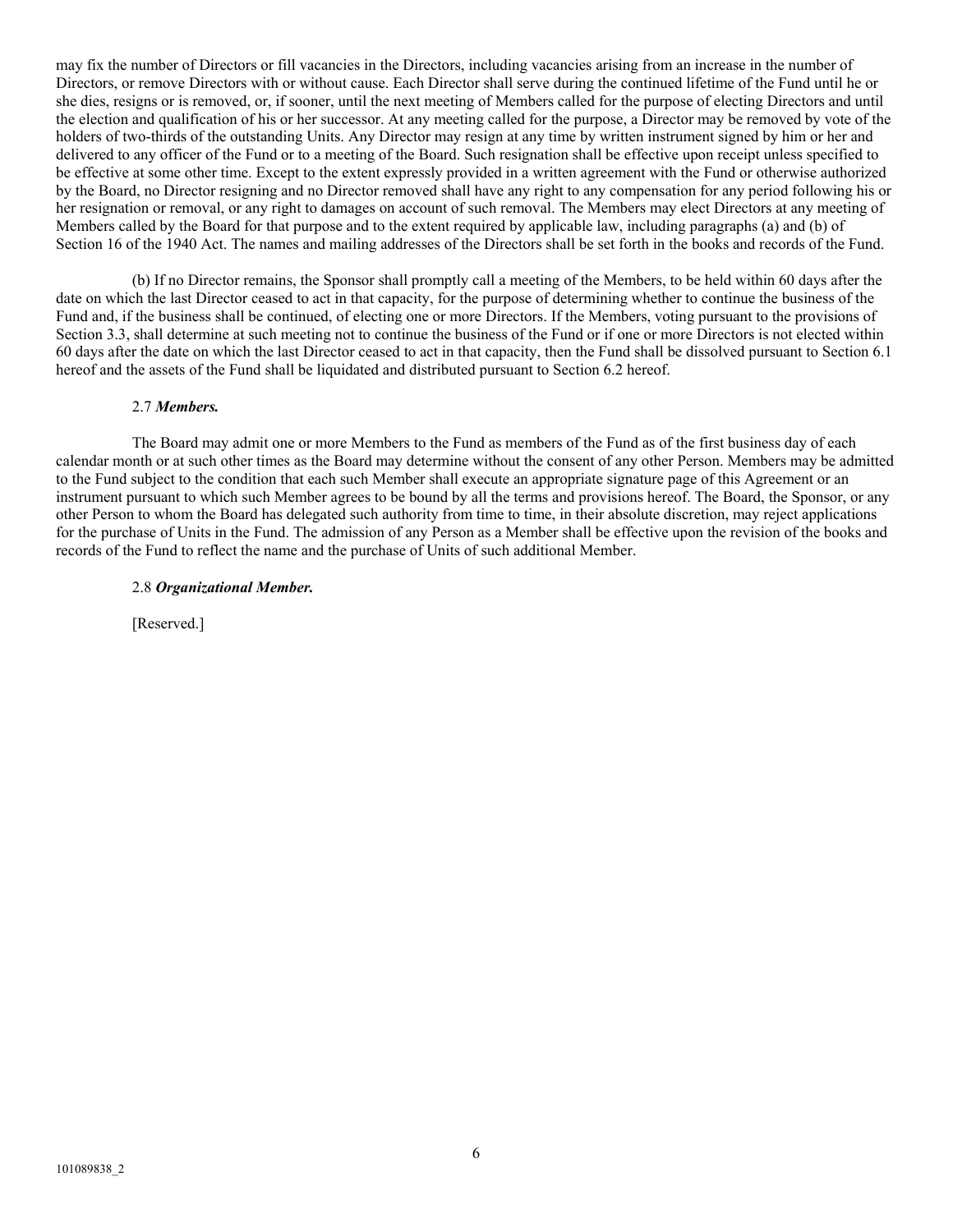may fix the number of Directors or fill vacancies in the Directors, including vacancies arising from an increase in the number of Directors, or remove Directors with or without cause. Each Director shall serve during the continued lifetime of the Fund until he or she dies, resigns or is removed, or, if sooner, until the next meeting of Members called for the purpose of electing Directors and until the election and qualification of his or her successor. At any meeting called for the purpose, a Director may be removed by vote of the holders of two-thirds of the outstanding Units. Any Director may resign at any time by written instrument signed by him or her and delivered to any officer of the Fund or to a meeting of the Board. Such resignation shall be effective upon receipt unless specified to be effective at some other time. Except to the extent expressly provided in a written agreement with the Fund or otherwise authorized by the Board, no Director resigning and no Director removed shall have any right to any compensation for any period following his or her resignation or removal, or any right to damages on account of such removal. The Members may elect Directors at any meeting of Members called by the Board for that purpose and to the extent required by applicable law, including paragraphs (a) and (b) of Section 16 of the 1940 Act. The names and mailing addresses of the Directors shall be set forth in the books and records of the Fund.

(b) If no Director remains, the Sponsor shall promptly call a meeting of the Members, to be held within 60 days after the date on which the last Director ceased to act in that capacity, for the purpose of determining whether to continue the business of the Fund and, if the business shall be continued, of electing one or more Directors. If the Members, voting pursuant to the provisions of Section 3.3, shall determine at such meeting not to continue the business of the Fund or if one or more Directors is not elected within 60 days after the date on which the last Director ceased to act in that capacity, then the Fund shall be dissolved pursuant to Section 6.1 hereof and the assets of the Fund shall be liquidated and distributed pursuant to Section 6.2 hereof.

2.7 ***Members.***

The Board may admit one or more Members to the Fund as members of the Fund as of the first business day of each calendar month or at such other times as the Board may determine without the consent of any other Person. Members may be admitted to the Fund subject to the condition that each such Member shall execute an appropriate signature page of this Agreement or an instrument pursuant to which such Member agrees to be bound by all the terms and provisions hereof. The Board, the Sponsor, or any other Person to whom the Board has delegated such authority from time to time, in their absolute discretion, may reject applications for the purchase of Units in the Fund. The admission of any Person as a Member shall be effective upon the revision of the books and records of the Fund to reflect the name and the purchase of Units of such additional Member.

2.8 ***Organizational Member.***

[Reserved.]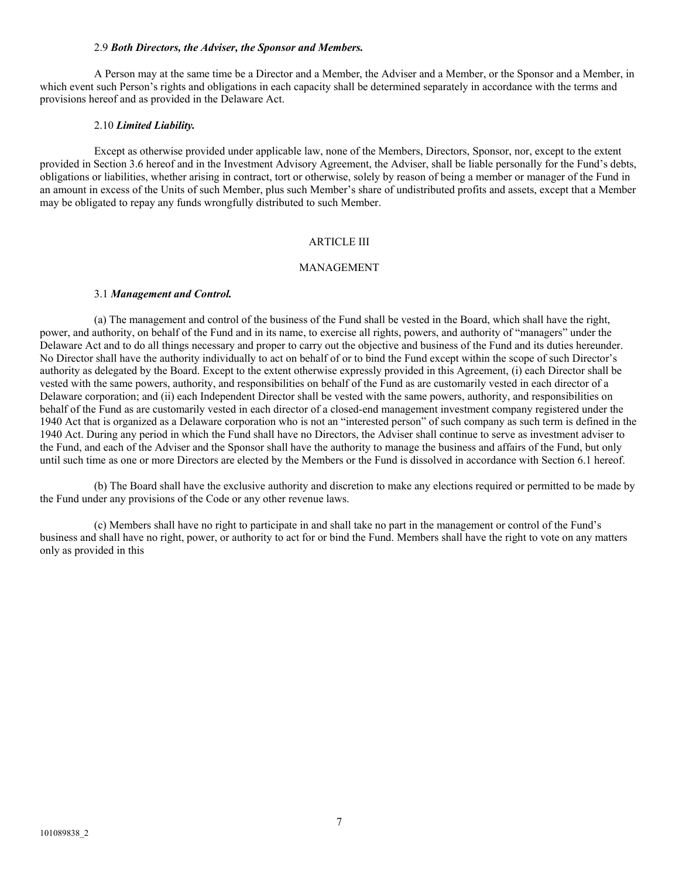2.9 ***Both Directors, the Adviser, the Sponsor and Members.***

A Person may at the same time be a Director and a Member, the Adviser and a Member, or the Sponsor and a Member, in which event such Person's rights and obligations in each capacity shall be determined separately in accordance with the terms and provisions hereof and as provided in the Delaware Act.

2.10 ***Limited Liability.***

Except as otherwise provided under applicable law, none of the Members, Directors, Sponsor, nor, except to the extent provided in Section 3.6 hereof and in the Investment Advisory Agreement, the Adviser, shall be liable personally for the Fund's debts, obligations or liabilities, whether arising in contract, tort or otherwise, solely by reason of being a member or manager of the Fund in an amount in excess of the Units of such Member, plus such Member's share of undistributed profits and assets, except that a Member may be obligated to repay any funds wrongfully distributed to such Member.

## ARTICLE III

## MANAGEMENT

3.1 ***Management and Control.***

(a) The management and control of the business of the Fund shall be vested in the Board, which shall have the right, power, and authority, on behalf of the Fund and in its name, to exercise all rights, powers, and authority of "managers" under the Delaware Act and to do all things necessary and proper to carry out the objective and business of the Fund and its duties hereunder. No Director shall have the authority individually to act on behalf of or to bind the Fund except within the scope of such Director's authority as delegated by the Board. Except to the extent otherwise expressly provided in this Agreement, (i) each Director shall be vested with the same powers, authority, and responsibilities on behalf of the Fund as are customarily vested in each director of a Delaware corporation; and (ii) each Independent Director shall be vested with the same powers, authority, and responsibilities on behalf of the Fund as are customarily vested in each director of a closed-end management investment company registered under the 1940 Act that is organized as a Delaware corporation who is not an "interested person" of such company as such term is defined in the 1940 Act. During any period in which the Fund shall have no Directors, the Adviser shall continue to serve as investment adviser to the Fund, and each of the Adviser and the Sponsor shall have the authority to manage the business and affairs of the Fund, but only until such time as one or more Directors are elected by the Members or the Fund is dissolved in accordance with Section 6.1 hereof.

(b) The Board shall have the exclusive authority and discretion to make any elections required or permitted to be made by the Fund under any provisions of the Code or any other revenue laws.

(c) Members shall have no right to participate in and shall take no part in the management or control of the Fund's business and shall have no right, power, or authority to act for or bind the Fund. Members shall have the right to vote on any matters only as provided in this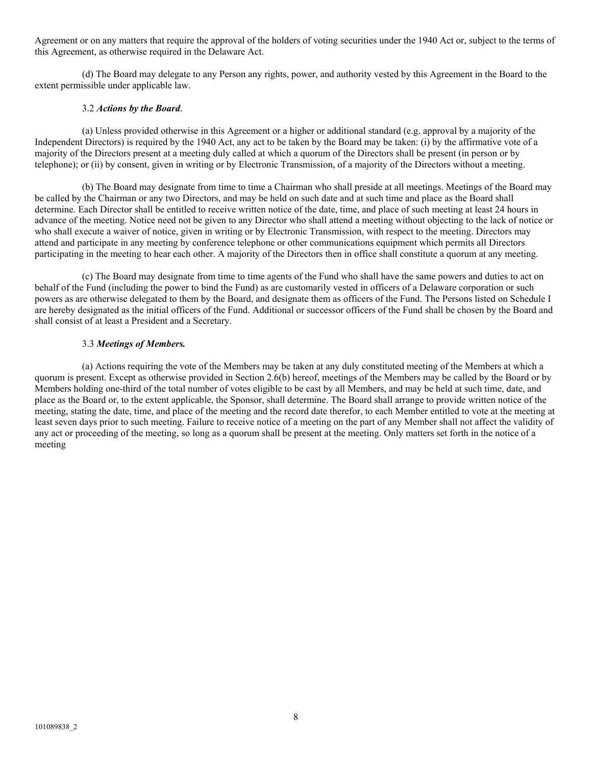Agreement or on any matters that require the approval of the holders of voting securities under the 1940 Act or, subject to the terms of this Agreement, as otherwise required in the Delaware Act.

(d) The Board may delegate to any Person any rights, power, and authority vested by this Agreement in the Board to the extent permissible under applicable law.

3.2 ***Actions by the Board***.

(a) Unless provided otherwise in this Agreement or a higher or additional standard (e.g. approval by a majority of the Independent Directors) is required by the 1940 Act, any act to be taken by the Board may be taken: (i) by the affirmative vote of a majority of the Directors present at a meeting duly called at which a quorum of the Directors shall be present (in person or by telephone); or (ii) by consent, given in writing or by Electronic Transmission, of a majority of the Directors without a meeting.

(b) The Board may designate from time to time a Chairman who shall preside at all meetings. Meetings of the Board may be called by the Chairman or any two Directors, and may be held on such date and at such time and place as the Board shall determine. Each Director shall be entitled to receive written notice of the date, time, and place of such meeting at least 24 hours in advance of the meeting. Notice need not be given to any Director who shall attend a meeting without objecting to the lack of notice or who shall execute a waiver of notice, given in writing or by Electronic Transmission, with respect to the meeting. Directors may attend and participate in any meeting by conference telephone or other communications equipment which permits all Directors participating in the meeting to hear each other. A majority of the Directors then in office shall constitute a quorum at any meeting.

(c) The Board may designate from time to time agents of the Fund who shall have the same powers and duties to act on behalf of the Fund (including the power to bind the Fund) as are customarily vested in officers of a Delaware corporation or such powers as are otherwise delegated to them by the Board, and designate them as officers of the Fund. The Persons listed on Schedule I are hereby designated as the initial officers of the Fund. Additional or successor officers of the Fund shall be chosen by the Board and shall consist of at least a President and a Secretary.

3.3 ***Meetings of Members.***

(a) Actions requiring the vote of the Members may be taken at any duly constituted meeting of the Members at which a quorum is present. Except as otherwise provided in Section 2.6(b) hereof, meetings of the Members may be called by the Board or by Members holding one-third of the total number of votes eligible to be cast by all Members, and may be held at such time, date, and place as the Board or, to the extent applicable, the Sponsor, shall determine. The Board shall arrange to provide written notice of the meeting, stating the date, time, and place of the meeting and the record date therefor, to each Member entitled to vote at the meeting at least seven days prior to such meeting. Failure to receive notice of a meeting on the part of any Member shall not affect the validity of any act or proceeding of the meeting, so long as a quorum shall be present at the meeting. Only matters set forth in the notice of a meeting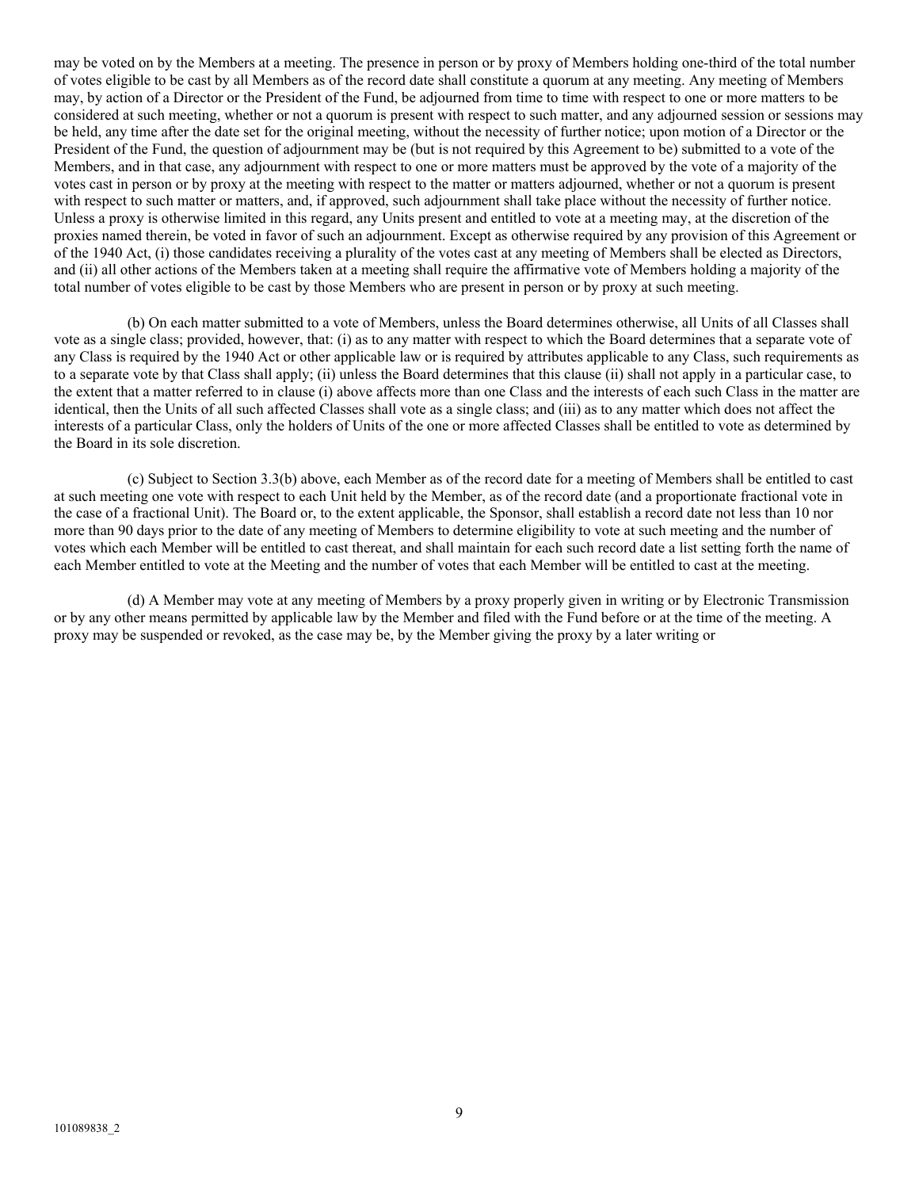may be voted on by the Members at a meeting. The presence in person or by proxy of Members holding one-third of the total number of votes eligible to be cast by all Members as of the record date shall constitute a quorum at any meeting. Any meeting of Members may, by action of a Director or the President of the Fund, be adjourned from time to time with respect to one or more matters to be considered at such meeting, whether or not a quorum is present with respect to such matter, and any adjourned session or sessions may be held, any time after the date set for the original meeting, without the necessity of further notice; upon motion of a Director or the President of the Fund, the question of adjournment may be (but is not required by this Agreement to be) submitted to a vote of the Members, and in that case, any adjournment with respect to one or more matters must be approved by the vote of a majority of the votes cast in person or by proxy at the meeting with respect to the matter or matters adjourned, whether or not a quorum is present with respect to such matter or matters, and, if approved, such adjournment shall take place without the necessity of further notice. Unless a proxy is otherwise limited in this regard, any Units present and entitled to vote at a meeting may, at the discretion of the proxies named therein, be voted in favor of such an adjournment. Except as otherwise required by any provision of this Agreement or of the 1940 Act, (i) those candidates receiving a plurality of the votes cast at any meeting of Members shall be elected as Directors, and (ii) all other actions of the Members taken at a meeting shall require the affirmative vote of Members holding a majority of the total number of votes eligible to be cast by those Members who are present in person or by proxy at such meeting.

(b) On each matter submitted to a vote of Members, unless the Board determines otherwise, all Units of all Classes shall vote as a single class; provided, however, that: (i) as to any matter with respect to which the Board determines that a separate vote of any Class is required by the 1940 Act or other applicable law or is required by attributes applicable to any Class, such requirements as to a separate vote by that Class shall apply; (ii) unless the Board determines that this clause (ii) shall not apply in a particular case, to the extent that a matter referred to in clause (i) above affects more than one Class and the interests of each such Class in the matter are identical, then the Units of all such affected Classes shall vote as a single class; and (iii) as to any matter which does not affect the interests of a particular Class, only the holders of Units of the one or more affected Classes shall be entitled to vote as determined by the Board in its sole discretion.

(c) Subject to Section 3.3(b) above, each Member as of the record date for a meeting of Members shall be entitled to cast at such meeting one vote with respect to each Unit held by the Member, as of the record date (and a proportionate fractional vote in the case of a fractional Unit). The Board or, to the extent applicable, the Sponsor, shall establish a record date not less than 10 nor more than 90 days prior to the date of any meeting of Members to determine eligibility to vote at such meeting and the number of votes which each Member will be entitled to cast thereat, and shall maintain for each such record date a list setting forth the name of each Member entitled to vote at the Meeting and the number of votes that each Member will be entitled to cast at the meeting.

(d) A Member may vote at any meeting of Members by a proxy properly given in writing or by Electronic Transmission or by any other means permitted by applicable law by the Member and filed with the Fund before or at the time of the meeting. A proxy may be suspended or revoked, as the case may be, by the Member giving the proxy by a later writing or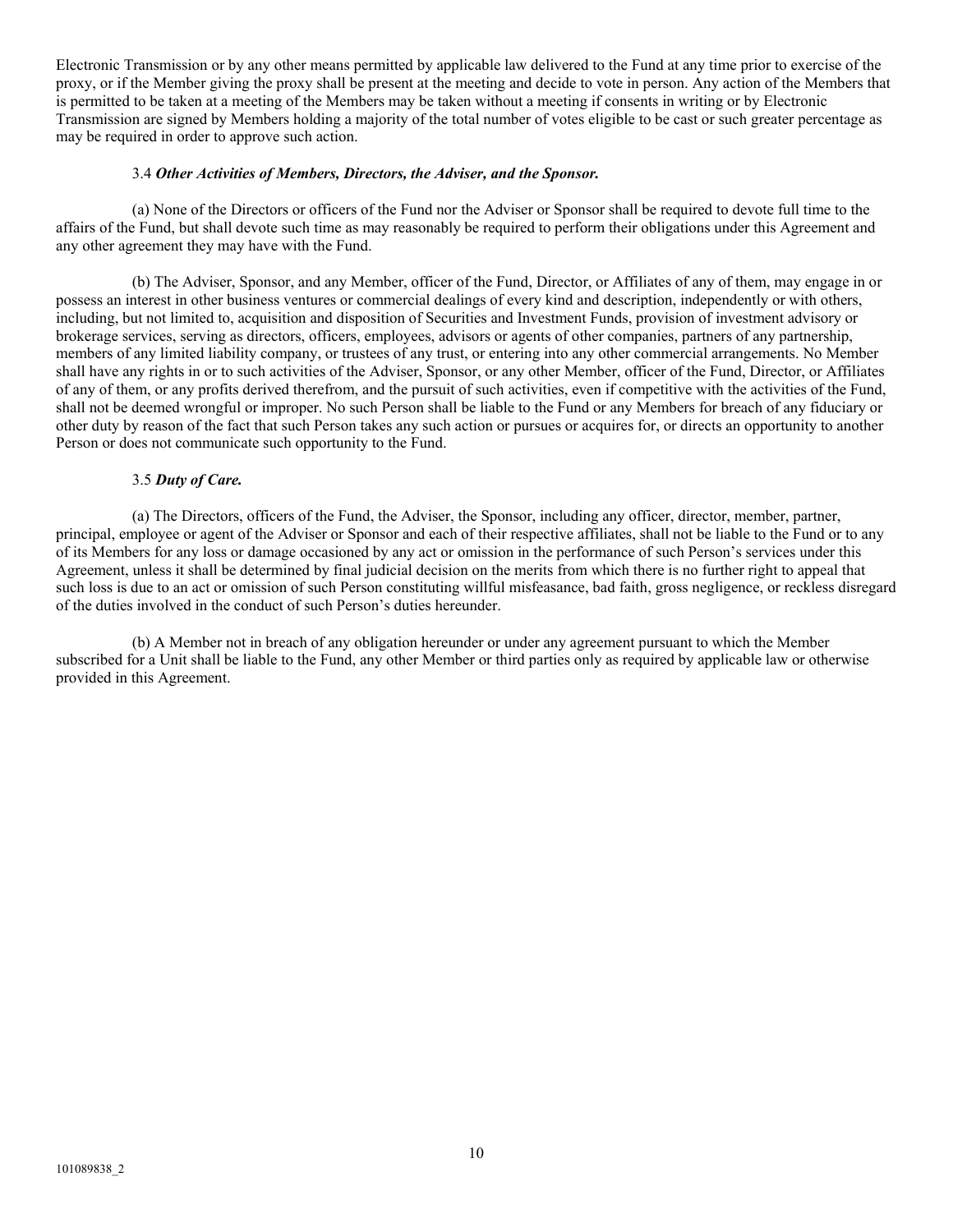Electronic Transmission or by any other means permitted by applicable law delivered to the Fund at any time prior to exercise of the proxy, or if the Member giving the proxy shall be present at the meeting and decide to vote in person. Any action of the Members that is permitted to be taken at a meeting of the Members may be taken without a meeting if consents in writing or by Electronic Transmission are signed by Members holding a majority of the total number of votes eligible to be cast or such greater percentage as may be required in order to approve such action.

3.4 ***Other Activities of Members, Directors, the Adviser, and the Sponsor.***

(a) None of the Directors or officers of the Fund nor the Adviser or Sponsor shall be required to devote full time to the affairs of the Fund, but shall devote such time as may reasonably be required to perform their obligations under this Agreement and any other agreement they may have with the Fund.

(b) The Adviser, Sponsor, and any Member, officer of the Fund, Director, or Affiliates of any of them, may engage in or possess an interest in other business ventures or commercial dealings of every kind and description, independently or with others, including, but not limited to, acquisition and disposition of Securities and Investment Funds, provision of investment advisory or brokerage services, serving as directors, officers, employees, advisors or agents of other companies, partners of any partnership, members of any limited liability company, or trustees of any trust, or entering into any other commercial arrangements. No Member shall have any rights in or to such activities of the Adviser, Sponsor, or any other Member, officer of the Fund, Director, or Affiliates of any of them, or any profits derived therefrom, and the pursuit of such activities, even if competitive with the activities of the Fund, shall not be deemed wrongful or improper. No such Person shall be liable to the Fund or any Members for breach of any fiduciary or other duty by reason of the fact that such Person takes any such action or pursues or acquires for, or directs an opportunity to another Person or does not communicate such opportunity to the Fund.

3.5 ***Duty of Care.***

(a) The Directors, officers of the Fund, the Adviser, the Sponsor, including any officer, director, member, partner, principal, employee or agent of the Adviser or Sponsor and each of their respective affiliates, shall not be liable to the Fund or to any of its Members for any loss or damage occasioned by any act or omission in the performance of such Person's services under this Agreement, unless it shall be determined by final judicial decision on the merits from which there is no further right to appeal that such loss is due to an act or omission of such Person constituting willful misfeasance, bad faith, gross negligence, or reckless disregard of the duties involved in the conduct of such Person's duties hereunder.

(b) A Member not in breach of any obligation hereunder or under any agreement pursuant to which the Member subscribed for a Unit shall be liable to the Fund, any other Member or third parties only as required by applicable law or otherwise provided in this Agreement.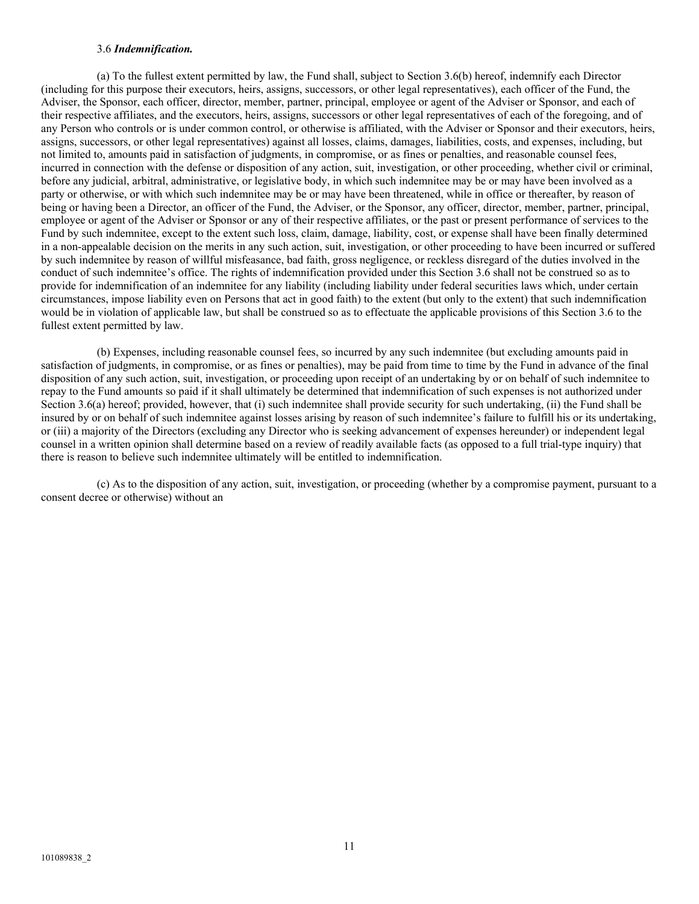3.6 ***Indemnification.***

(a) To the fullest extent permitted by law, the Fund shall, subject to Section 3.6(b) hereof, indemnify each Director (including for this purpose their executors, heirs, assigns, successors, or other legal representatives), each officer of the Fund, the Adviser, the Sponsor, each officer, director, member, partner, principal, employee or agent of the Adviser or Sponsor, and each of their respective affiliates, and the executors, heirs, assigns, successors or other legal representatives of each of the foregoing, and of any Person who controls or is under common control, or otherwise is affiliated, with the Adviser or Sponsor and their executors, heirs, assigns, successors, or other legal representatives) against all losses, claims, damages, liabilities, costs, and expenses, including, but not limited to, amounts paid in satisfaction of judgments, in compromise, or as fines or penalties, and reasonable counsel fees, incurred in connection with the defense or disposition of any action, suit, investigation, or other proceeding, whether civil or criminal, before any judicial, arbitral, administrative, or legislative body, in which such indemnitee may be or may have been involved as a party or otherwise, or with which such indemnitee may be or may have been threatened, while in office or thereafter, by reason of being or having been a Director, an officer of the Fund, the Adviser, or the Sponsor, any officer, director, member, partner, principal, employee or agent of the Adviser or Sponsor or any of their respective affiliates, or the past or present performance of services to the Fund by such indemnitee, except to the extent such loss, claim, damage, liability, cost, or expense shall have been finally determined in a non-appealable decision on the merits in any such action, suit, investigation, or other proceeding to have been incurred or suffered by such indemnitee by reason of willful misfeasance, bad faith, gross negligence, or reckless disregard of the duties involved in the conduct of such indemnitee's office. The rights of indemnification provided under this Section 3.6 shall not be construed so as to provide for indemnification of an indemnitee for any liability (including liability under federal securities laws which, under certain circumstances, impose liability even on Persons that act in good faith) to the extent (but only to the extent) that such indemnification would be in violation of applicable law, but shall be construed so as to effectuate the applicable provisions of this Section 3.6 to the fullest extent permitted by law.

(b) Expenses, including reasonable counsel fees, so incurred by any such indemnitee (but excluding amounts paid in satisfaction of judgments, in compromise, or as fines or penalties), may be paid from time to time by the Fund in advance of the final disposition of any such action, suit, investigation, or proceeding upon receipt of an undertaking by or on behalf of such indemnitee to repay to the Fund amounts so paid if it shall ultimately be determined that indemnification of such expenses is not authorized under Section 3.6(a) hereof; provided, however, that (i) such indemnitee shall provide security for such undertaking, (ii) the Fund shall be insured by or on behalf of such indemnitee against losses arising by reason of such indemnitee's failure to fulfill his or its undertaking, or (iii) a majority of the Directors (excluding any Director who is seeking advancement of expenses hereunder) or independent legal counsel in a written opinion shall determine based on a review of readily available facts (as opposed to a full trial-type inquiry) that there is reason to believe such indemnitee ultimately will be entitled to indemnification.

(c) As to the disposition of any action, suit, investigation, or proceeding (whether by a compromise payment, pursuant to a consent decree or otherwise) without an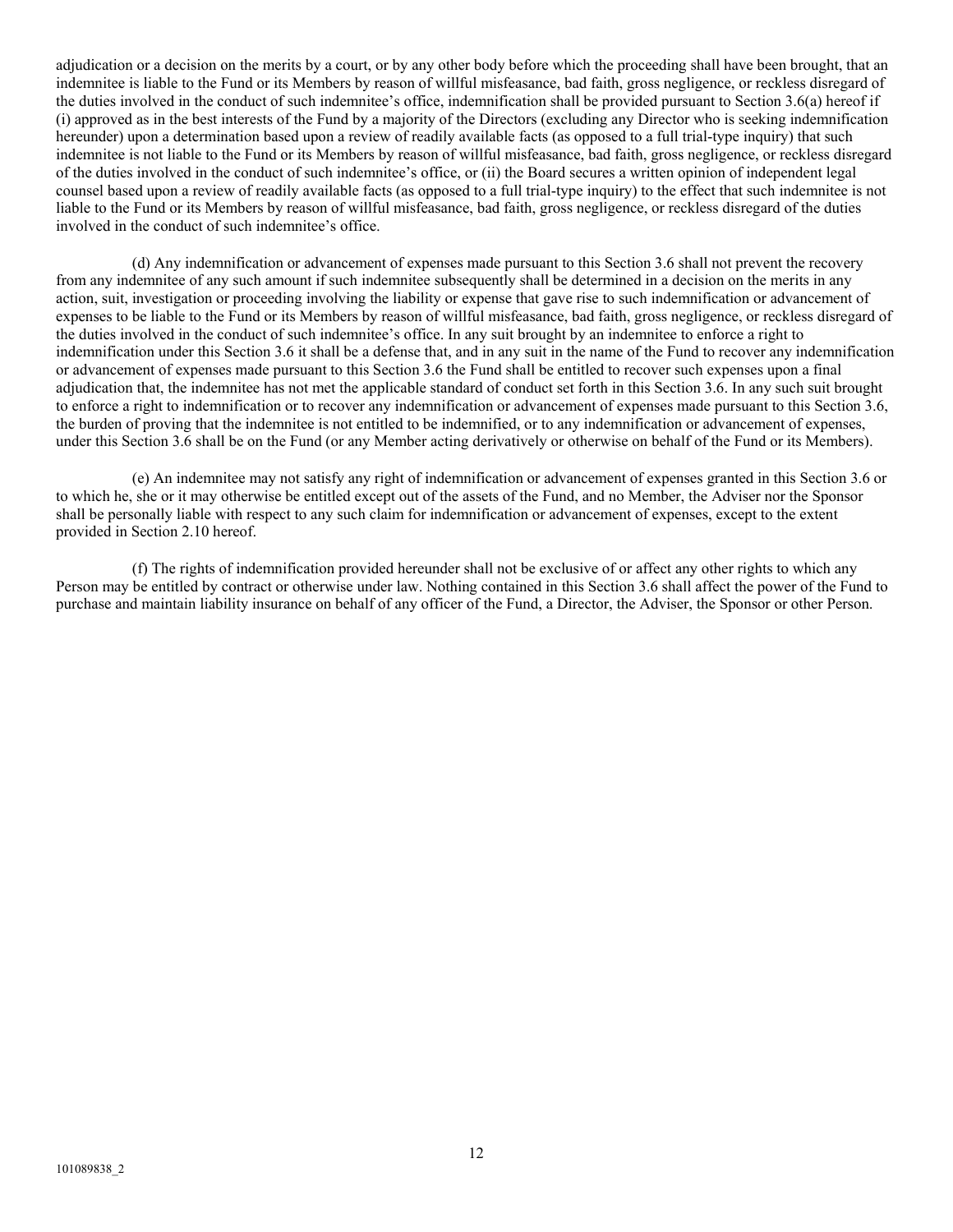adjudication or a decision on the merits by a court, or by any other body before which the proceeding shall have been brought, that an indemnitee is liable to the Fund or its Members by reason of willful misfeasance, bad faith, gross negligence, or reckless disregard of the duties involved in the conduct of such indemnitee's office, indemnification shall be provided pursuant to Section 3.6(a) hereof if (i) approved as in the best interests of the Fund by a majority of the Directors (excluding any Director who is seeking indemnification hereunder) upon a determination based upon a review of readily available facts (as opposed to a full trial-type inquiry) that such indemnitee is not liable to the Fund or its Members by reason of willful misfeasance, bad faith, gross negligence, or reckless disregard of the duties involved in the conduct of such indemnitee's office, or (ii) the Board secures a written opinion of independent legal counsel based upon a review of readily available facts (as opposed to a full trial-type inquiry) to the effect that such indemnitee is not liable to the Fund or its Members by reason of willful misfeasance, bad faith, gross negligence, or reckless disregard of the duties involved in the conduct of such indemnitee's office.

(d) Any indemnification or advancement of expenses made pursuant to this Section 3.6 shall not prevent the recovery from any indemnitee of any such amount if such indemnitee subsequently shall be determined in a decision on the merits in any action, suit, investigation or proceeding involving the liability or expense that gave rise to such indemnification or advancement of expenses to be liable to the Fund or its Members by reason of willful misfeasance, bad faith, gross negligence, or reckless disregard of the duties involved in the conduct of such indemnitee's office. In any suit brought by an indemnitee to enforce a right to indemnification under this Section 3.6 it shall be a defense that, and in any suit in the name of the Fund to recover any indemnification or advancement of expenses made pursuant to this Section 3.6 the Fund shall be entitled to recover such expenses upon a final adjudication that, the indemnitee has not met the applicable standard of conduct set forth in this Section 3.6. In any such suit brought to enforce a right to indemnification or to recover any indemnification or advancement of expenses made pursuant to this Section 3.6, the burden of proving that the indemnitee is not entitled to be indemnified, or to any indemnification or advancement of expenses, under this Section 3.6 shall be on the Fund (or any Member acting derivatively or otherwise on behalf of the Fund or its Members).

(e) An indemnitee may not satisfy any right of indemnification or advancement of expenses granted in this Section 3.6 or to which he, she or it may otherwise be entitled except out of the assets of the Fund, and no Member, the Adviser nor the Sponsor shall be personally liable with respect to any such claim for indemnification or advancement of expenses, except to the extent provided in Section 2.10 hereof.

(f) The rights of indemnification provided hereunder shall not be exclusive of or affect any other rights to which any Person may be entitled by contract or otherwise under law. Nothing contained in this Section 3.6 shall affect the power of the Fund to purchase and maintain liability insurance on behalf of any officer of the Fund, a Director, the Adviser, the Sponsor or other Person.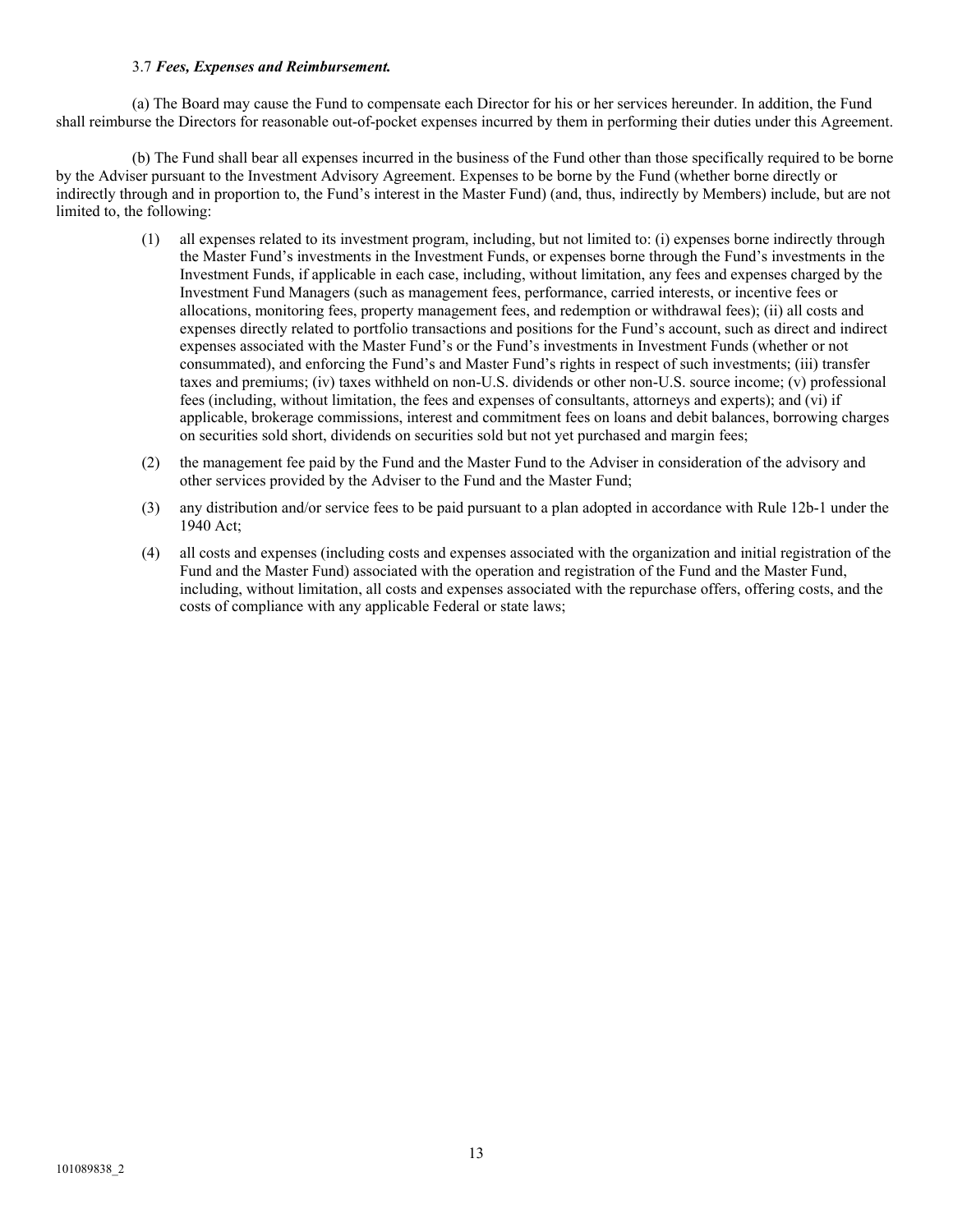3.7 ***Fees, Expenses and Reimbursement.***

(a) The Board may cause the Fund to compensate each Director for his or her services hereunder. In addition, the Fund shall reimburse the Directors for reasonable out-of-pocket expenses incurred by them in performing their duties under this Agreement.

(b) The Fund shall bear all expenses incurred in the business of the Fund other than those specifically required to be borne by the Adviser pursuant to the Investment Advisory Agreement. Expenses to be borne by the Fund (whether borne directly or indirectly through and in proportion to, the Fund's interest in the Master Fund) (and, thus, indirectly by Members) include, but are not limited to, the following:

(1) all expenses related to its investment program, including, but not limited to: (i) expenses borne indirectly through the Master Fund's investments in the Investment Funds, or expenses borne through the Fund's investments in the Investment Funds, if applicable in each case, including, without limitation, any fees and expenses charged by the Investment Fund Managers (such as management fees, performance, carried interests, or incentive fees or allocations, monitoring fees, property management fees, and redemption or withdrawal fees); (ii) all costs and expenses directly related to portfolio transactions and positions for the Fund's account, such as direct and indirect expenses associated with the Master Fund's or the Fund's investments in Investment Funds (whether or not consummated), and enforcing the Fund's and Master Fund's rights in respect of such investments; (iii) transfer taxes and premiums; (iv) taxes withheld on non-U.S. dividends or other non-U.S. source income; (v) professional fees (including, without limitation, the fees and expenses of consultants, attorneys and experts); and (vi) if applicable, brokerage commissions, interest and commitment fees on loans and debit balances, borrowing charges on securities sold short, dividends on securities sold but not yet purchased and margin fees;

(2) the management fee paid by the Fund and the Master Fund to the Adviser in consideration of the advisory and other services provided by the Adviser to the Fund and the Master Fund;

(3) any distribution and/or service fees to be paid pursuant to a plan adopted in accordance with Rule 12b-1 under the 1940 Act;

(4) all costs and expenses (including costs and expenses associated with the organization and initial registration of the Fund and the Master Fund) associated with the operation and registration of the Fund and the Master Fund, including, without limitation, all costs and expenses associated with the repurchase offers, offering costs, and the costs of compliance with any applicable Federal or state laws;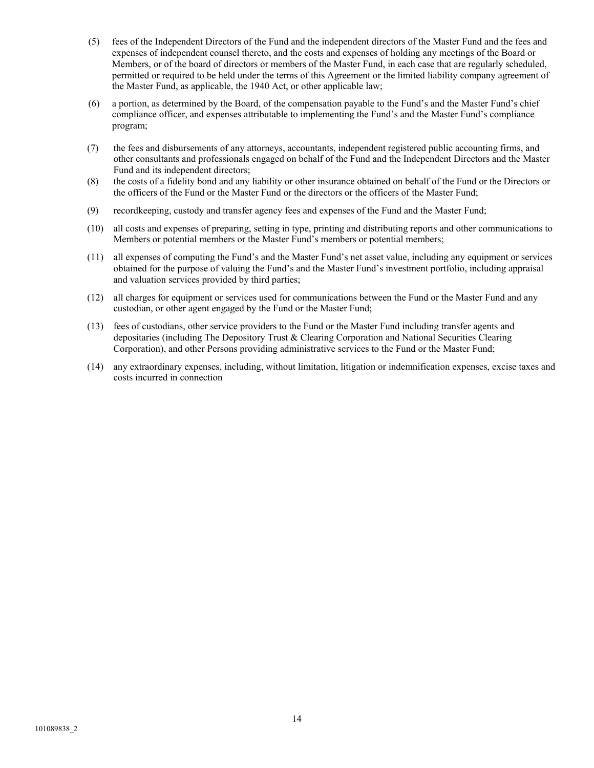(5) fees of the Independent Directors of the Fund and the independent directors of the Master Fund and the fees and expenses of independent counsel thereto, and the costs and expenses of holding any meetings of the Board or Members, or of the board of directors or members of the Master Fund, in each case that are regularly scheduled, permitted or required to be held under the terms of this Agreement or the limited liability company agreement of the Master Fund, as applicable, the 1940 Act, or other applicable law;

(6) a portion, as determined by the Board, of the compensation payable to the Fund's and the Master Fund's chief compliance officer, and expenses attributable to implementing the Fund's and the Master Fund's compliance program;

(7) the fees and disbursements of any attorneys, accountants, independent registered public accounting firms, and other consultants and professionals engaged on behalf of the Fund and the Independent Directors and the Master Fund and its independent directors;

(8) the costs of a fidelity bond and any liability or other insurance obtained on behalf of the Fund or the Directors or the officers of the Fund or the Master Fund or the directors or the officers of the Master Fund;

(9) recordkeeping, custody and transfer agency fees and expenses of the Fund and the Master Fund;

(10) all costs and expenses of preparing, setting in type, printing and distributing reports and other communications to Members or potential members or the Master Fund's members or potential members;

(11) all expenses of computing the Fund's and the Master Fund's net asset value, including any equipment or services obtained for the purpose of valuing the Fund's and the Master Fund's investment portfolio, including appraisal and valuation services provided by third parties;

(12) all charges for equipment or services used for communications between the Fund or the Master Fund and any custodian, or other agent engaged by the Fund or the Master Fund;

(13) fees of custodians, other service providers to the Fund or the Master Fund including transfer agents and depositaries (including The Depository Trust & Clearing Corporation and National Securities Clearing Corporation), and other Persons providing administrative services to the Fund or the Master Fund;

(14) any extraordinary expenses, including, without limitation, litigation or indemnification expenses, excise taxes and costs incurred in connection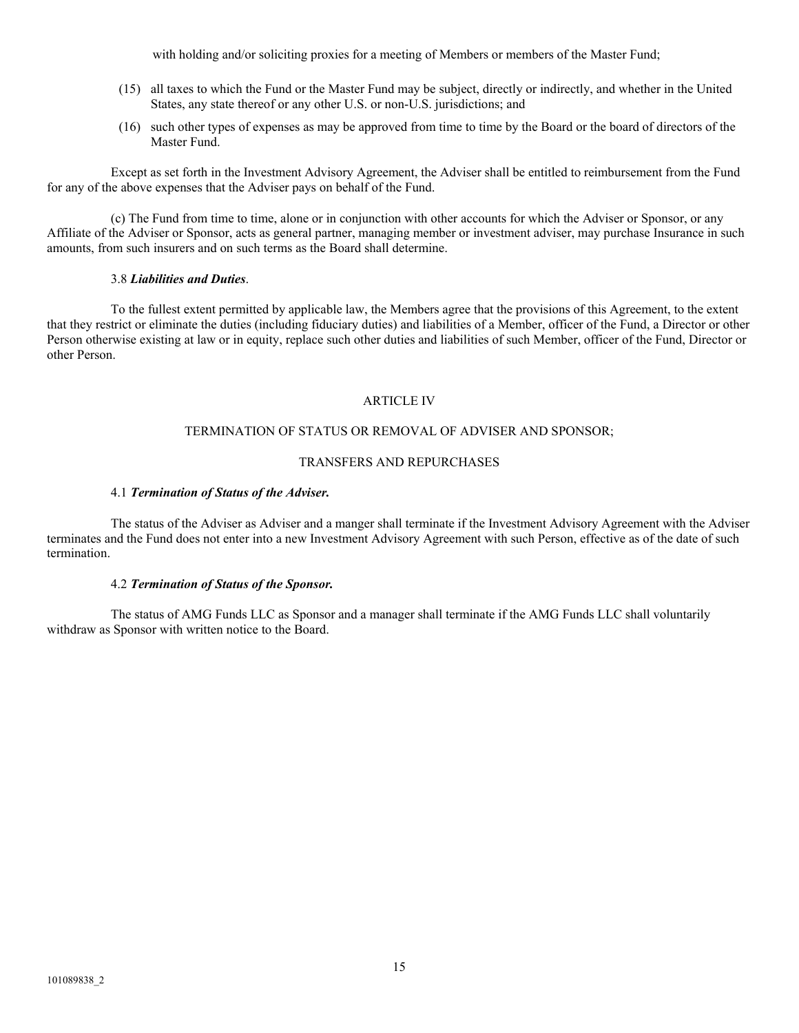with holding and/or soliciting proxies for a meeting of Members or members of the Master Fund;

(15) all taxes to which the Fund or the Master Fund may be subject, directly or indirectly, and whether in the United States, any state thereof or any other U.S. or non-U.S. jurisdictions; and

(16) such other types of expenses as may be approved from time to time by the Board or the board of directors of the Master Fund.

Except as set forth in the Investment Advisory Agreement, the Adviser shall be entitled to reimbursement from the Fund for any of the above expenses that the Adviser pays on behalf of the Fund.

(c) The Fund from time to time, alone or in conjunction with other accounts for which the Adviser or Sponsor, or any Affiliate of the Adviser or Sponsor, acts as general partner, managing member or investment adviser, may purchase Insurance in such amounts, from such insurers and on such terms as the Board shall determine.

3.8 ***Liabilities and Duties***.

To the fullest extent permitted by applicable law, the Members agree that the provisions of this Agreement, to the extent that they restrict or eliminate the duties (including fiduciary duties) and liabilities of a Member, officer of the Fund, a Director or other Person otherwise existing at law or in equity, replace such other duties and liabilities of such Member, officer of the Fund, Director or other Person.

## ARTICLE IV

## TERMINATION OF STATUS OR REMOVAL OF ADVISER AND SPONSOR;

## TRANSFERS AND REPURCHASES

4.1 ***Termination of Status of the Adviser.***

The status of the Adviser as Adviser and a manger shall terminate if the Investment Advisory Agreement with the Adviser terminates and the Fund does not enter into a new Investment Advisory Agreement with such Person, effective as of the date of such termination.

4.2 ***Termination of Status of the Sponsor.***

The status of AMG Funds LLC as Sponsor and a manager shall terminate if the AMG Funds LLC shall voluntarily withdraw as Sponsor with written notice to the Board.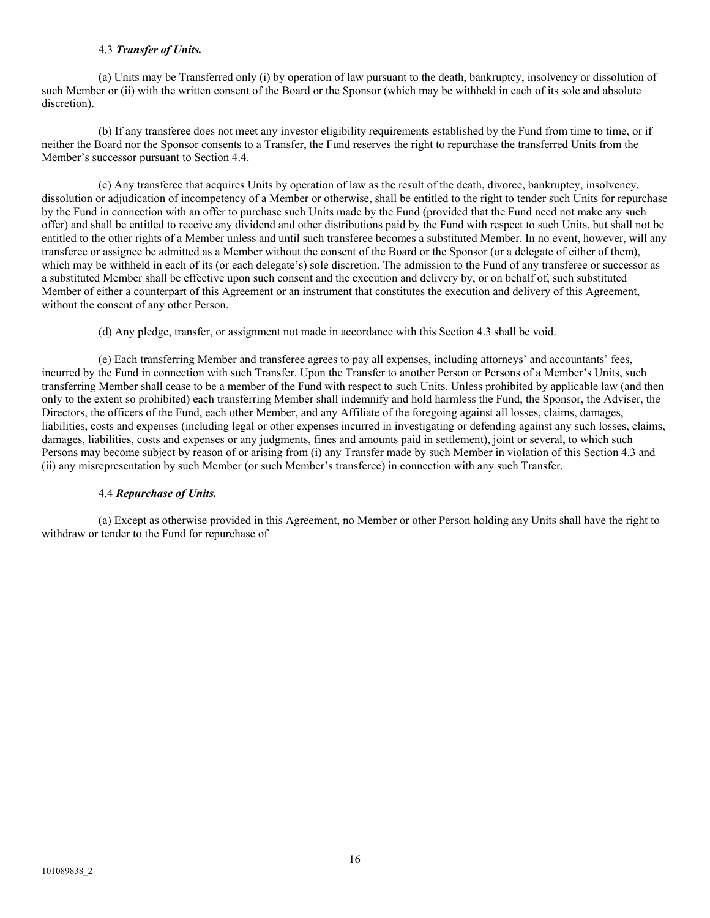4.3 ***Transfer of Units.***

(a) Units may be Transferred only (i) by operation of law pursuant to the death, bankruptcy, insolvency or dissolution of such Member or (ii) with the written consent of the Board or the Sponsor (which may be withheld in each of its sole and absolute discretion).

(b) If any transferee does not meet any investor eligibility requirements established by the Fund from time to time, or if neither the Board nor the Sponsor consents to a Transfer, the Fund reserves the right to repurchase the transferred Units from the Member's successor pursuant to Section 4.4.

(c) Any transferee that acquires Units by operation of law as the result of the death, divorce, bankruptcy, insolvency, dissolution or adjudication of incompetency of a Member or otherwise, shall be entitled to the right to tender such Units for repurchase by the Fund in connection with an offer to purchase such Units made by the Fund (provided that the Fund need not make any such offer) and shall be entitled to receive any dividend and other distributions paid by the Fund with respect to such Units, but shall not be entitled to the other rights of a Member unless and until such transferee becomes a substituted Member. In no event, however, will any transferee or assignee be admitted as a Member without the consent of the Board or the Sponsor (or a delegate of either of them), which may be withheld in each of its (or each delegate's) sole discretion. The admission to the Fund of any transferee or successor as a substituted Member shall be effective upon such consent and the execution and delivery by, or on behalf of, such substituted Member of either a counterpart of this Agreement or an instrument that constitutes the execution and delivery of this Agreement, without the consent of any other Person.

(d) Any pledge, transfer, or assignment not made in accordance with this Section 4.3 shall be void.

(e) Each transferring Member and transferee agrees to pay all expenses, including attorneys' and accountants' fees, incurred by the Fund in connection with such Transfer. Upon the Transfer to another Person or Persons of a Member's Units, such transferring Member shall cease to be a member of the Fund with respect to such Units. Unless prohibited by applicable law (and then only to the extent so prohibited) each transferring Member shall indemnify and hold harmless the Fund, the Sponsor, the Adviser, the Directors, the officers of the Fund, each other Member, and any Affiliate of the foregoing against all losses, claims, damages, liabilities, costs and expenses (including legal or other expenses incurred in investigating or defending against any such losses, claims, damages, liabilities, costs and expenses or any judgments, fines and amounts paid in settlement), joint or several, to which such Persons may become subject by reason of or arising from (i) any Transfer made by such Member in violation of this Section 4.3 and (ii) any misrepresentation by such Member (or such Member's transferee) in connection with any such Transfer.

4.4 ***Repurchase of Units.***

(a) Except as otherwise provided in this Agreement, no Member or other Person holding any Units shall have the right to withdraw or tender to the Fund for repurchase of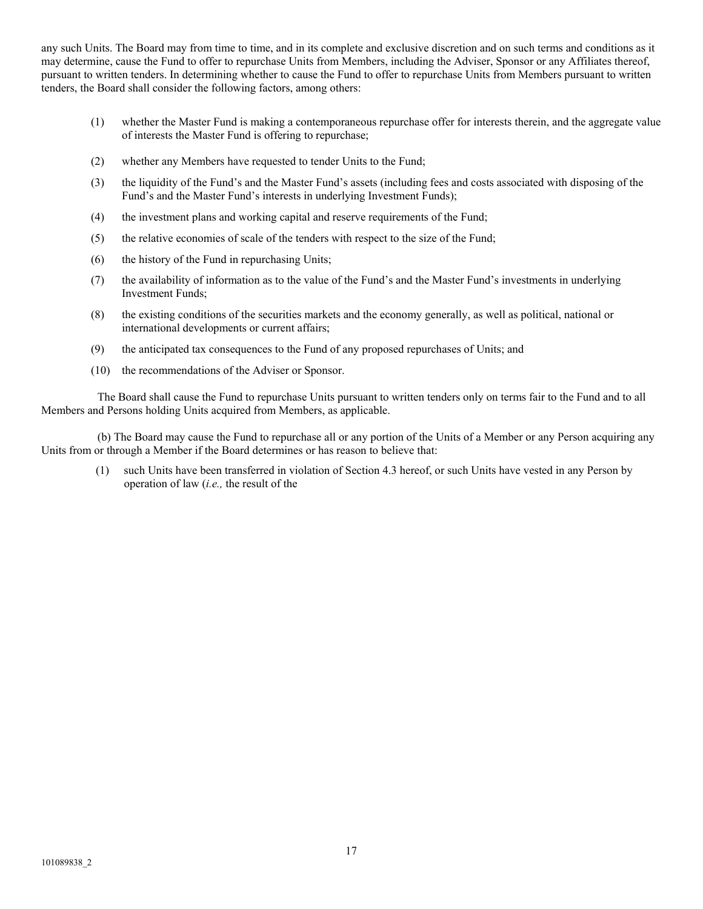any such Units. The Board may from time to time, and in its complete and exclusive discretion and on such terms and conditions as it may determine, cause the Fund to offer to repurchase Units from Members, including the Adviser, Sponsor or any Affiliates thereof, pursuant to written tenders. In determining whether to cause the Fund to offer to repurchase Units from Members pursuant to written tenders, the Board shall consider the following factors, among others:

(1) whether the Master Fund is making a contemporaneous repurchase offer for interests therein, and the aggregate value of interests the Master Fund is offering to repurchase;

(2) whether any Members have requested to tender Units to the Fund;

(3) the liquidity of the Fund's and the Master Fund's assets (including fees and costs associated with disposing of the Fund's and the Master Fund's interests in underlying Investment Funds);

(4) the investment plans and working capital and reserve requirements of the Fund;

(5) the relative economies of scale of the tenders with respect to the size of the Fund;

(6) the history of the Fund in repurchasing Units;

(7) the availability of information as to the value of the Fund's and the Master Fund's investments in underlying Investment Funds;

(8) the existing conditions of the securities markets and the economy generally, as well as political, national or international developments or current affairs;

(9) the anticipated tax consequences to the Fund of any proposed repurchases of Units; and

(10) the recommendations of the Adviser or Sponsor.

The Board shall cause the Fund to repurchase Units pursuant to written tenders only on terms fair to the Fund and to all Members and Persons holding Units acquired from Members, as applicable.

(b) The Board may cause the Fund to repurchase all or any portion of the Units of a Member or any Person acquiring any Units from or through a Member if the Board determines or has reason to believe that:

(1) such Units have been transferred in violation of Section 4.3 hereof, or such Units have vested in any Person by operation of law (*i.e.,* the result of the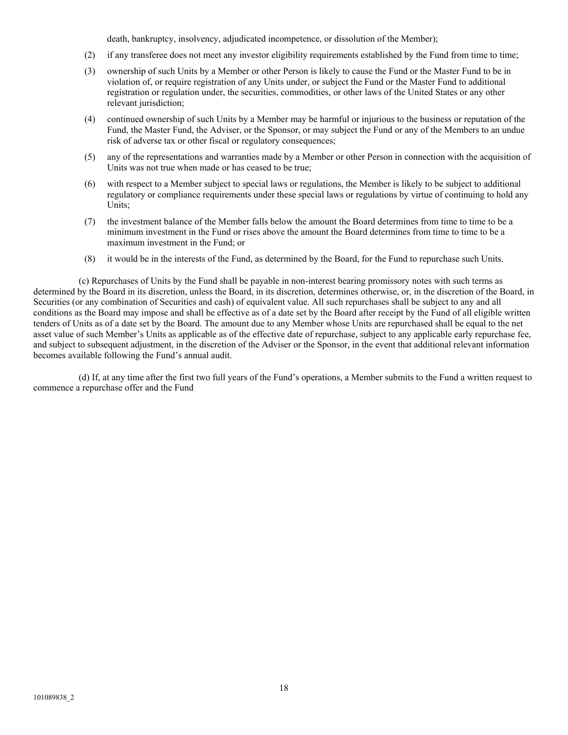death, bankruptcy, insolvency, adjudicated incompetence, or dissolution of the Member);

(2) if any transferee does not meet any investor eligibility requirements established by the Fund from time to time;

(3) ownership of such Units by a Member or other Person is likely to cause the Fund or the Master Fund to be in violation of, or require registration of any Units under, or subject the Fund or the Master Fund to additional registration or regulation under, the securities, commodities, or other laws of the United States or any other relevant jurisdiction;

(4) continued ownership of such Units by a Member may be harmful or injurious to the business or reputation of the Fund, the Master Fund, the Adviser, or the Sponsor, or may subject the Fund or any of the Members to an undue risk of adverse tax or other fiscal or regulatory consequences;

(5) any of the representations and warranties made by a Member or other Person in connection with the acquisition of Units was not true when made or has ceased to be true;

(6) with respect to a Member subject to special laws or regulations, the Member is likely to be subject to additional regulatory or compliance requirements under these special laws or regulations by virtue of continuing to hold any Units;

(7) the investment balance of the Member falls below the amount the Board determines from time to time to be a minimum investment in the Fund or rises above the amount the Board determines from time to time to be a maximum investment in the Fund; or

(8) it would be in the interests of the Fund, as determined by the Board, for the Fund to repurchase such Units.

(c) Repurchases of Units by the Fund shall be payable in non-interest bearing promissory notes with such terms as determined by the Board in its discretion, unless the Board, in its discretion, determines otherwise, or, in the discretion of the Board, in Securities (or any combination of Securities and cash) of equivalent value. All such repurchases shall be subject to any and all conditions as the Board may impose and shall be effective as of a date set by the Board after receipt by the Fund of all eligible written tenders of Units as of a date set by the Board. The amount due to any Member whose Units are repurchased shall be equal to the net asset value of such Member's Units as applicable as of the effective date of repurchase, subject to any applicable early repurchase fee, and subject to subsequent adjustment, in the discretion of the Adviser or the Sponsor, in the event that additional relevant information becomes available following the Fund's annual audit.

(d) If, at any time after the first two full years of the Fund's operations, a Member submits to the Fund a written request to commence a repurchase offer and the Fund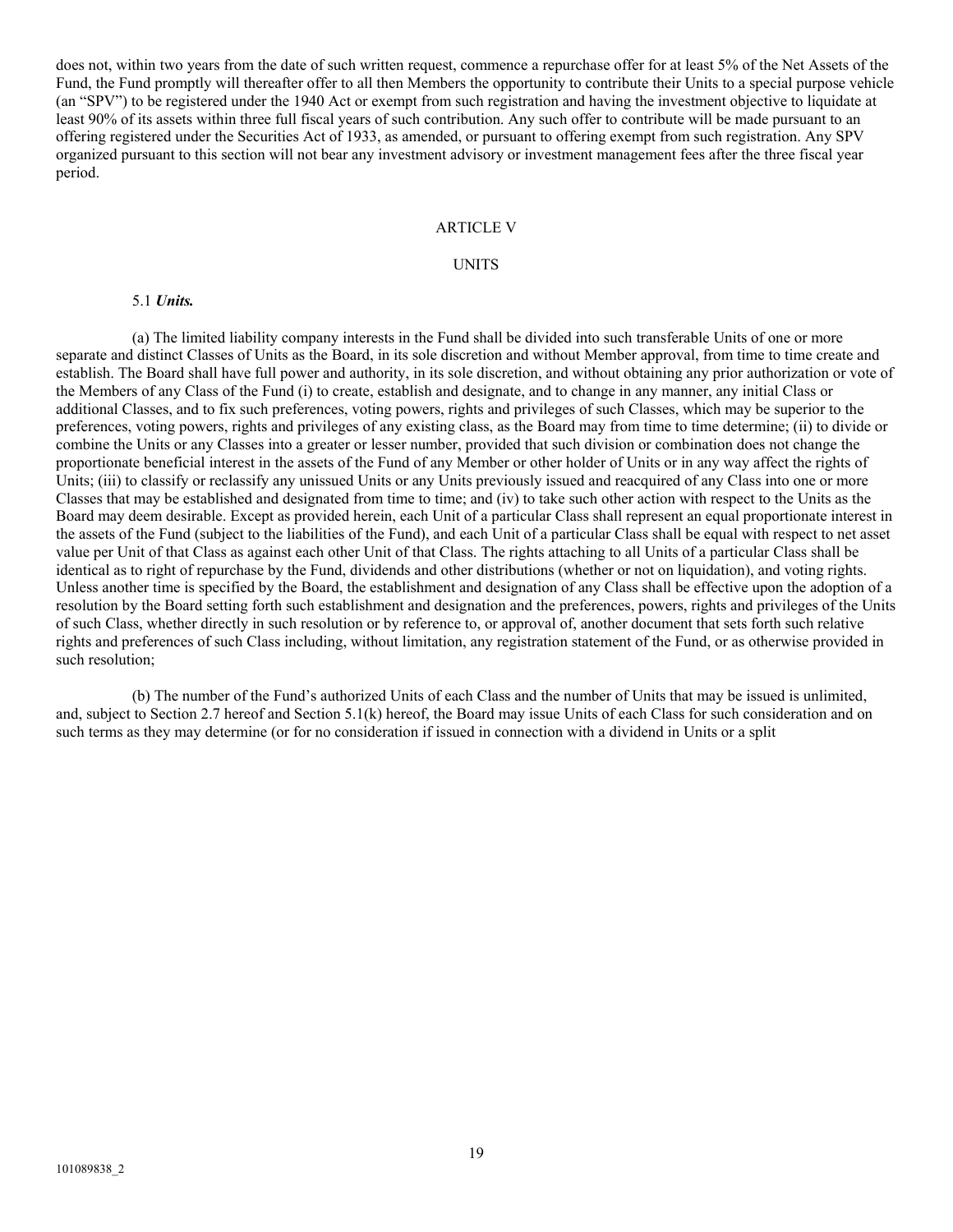does not, within two years from the date of such written request, commence a repurchase offer for at least 5% of the Net Assets of the Fund, the Fund promptly will thereafter offer to all then Members the opportunity to contribute their Units to a special purpose vehicle (an "SPV") to be registered under the 1940 Act or exempt from such registration and having the investment objective to liquidate at least 90% of its assets within three full fiscal years of such contribution. Any such offer to contribute will be made pursuant to an offering registered under the Securities Act of 1933, as amended, or pursuant to offering exempt from such registration. Any SPV organized pursuant to this section will not bear any investment advisory or investment management fees after the three fiscal year period.

## ARTICLE V

## UNITS

5.1 ***Units.***

(a) The limited liability company interests in the Fund shall be divided into such transferable Units of one or more separate and distinct Classes of Units as the Board, in its sole discretion and without Member approval, from time to time create and establish. The Board shall have full power and authority, in its sole discretion, and without obtaining any prior authorization or vote of the Members of any Class of the Fund (i) to create, establish and designate, and to change in any manner, any initial Class or additional Classes, and to fix such preferences, voting powers, rights and privileges of such Classes, which may be superior to the preferences, voting powers, rights and privileges of any existing class, as the Board may from time to time determine; (ii) to divide or combine the Units or any Classes into a greater or lesser number, provided that such division or combination does not change the proportionate beneficial interest in the assets of the Fund of any Member or other holder of Units or in any way affect the rights of Units; (iii) to classify or reclassify any unissued Units or any Units previously issued and reacquired of any Class into one or more Classes that may be established and designated from time to time; and (iv) to take such other action with respect to the Units as the Board may deem desirable. Except as provided herein, each Unit of a particular Class shall represent an equal proportionate interest in the assets of the Fund (subject to the liabilities of the Fund), and each Unit of a particular Class shall be equal with respect to net asset value per Unit of that Class as against each other Unit of that Class. The rights attaching to all Units of a particular Class shall be identical as to right of repurchase by the Fund, dividends and other distributions (whether or not on liquidation), and voting rights. Unless another time is specified by the Board, the establishment and designation of any Class shall be effective upon the adoption of a resolution by the Board setting forth such establishment and designation and the preferences, powers, rights and privileges of the Units of such Class, whether directly in such resolution or by reference to, or approval of, another document that sets forth such relative rights and preferences of such Class including, without limitation, any registration statement of the Fund, or as otherwise provided in such resolution;

(b) The number of the Fund's authorized Units of each Class and the number of Units that may be issued is unlimited, and, subject to Section 2.7 hereof and Section 5.1(k) hereof, the Board may issue Units of each Class for such consideration and on such terms as they may determine (or for no consideration if issued in connection with a dividend in Units or a split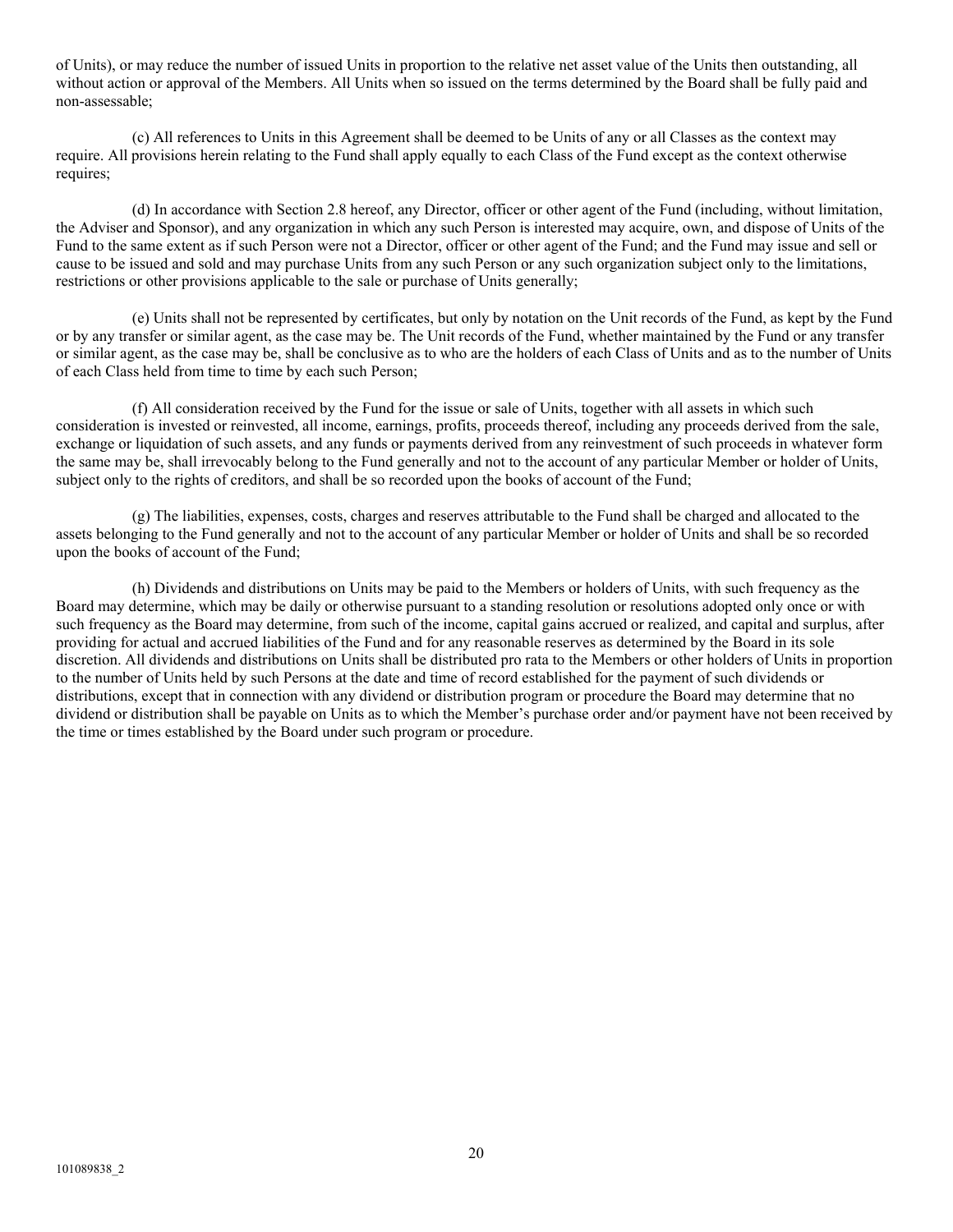of Units), or may reduce the number of issued Units in proportion to the relative net asset value of the Units then outstanding, all without action or approval of the Members. All Units when so issued on the terms determined by the Board shall be fully paid and non-assessable;

(c) All references to Units in this Agreement shall be deemed to be Units of any or all Classes as the context may require. All provisions herein relating to the Fund shall apply equally to each Class of the Fund except as the context otherwise requires;

(d) In accordance with Section 2.8 hereof, any Director, officer or other agent of the Fund (including, without limitation, the Adviser and Sponsor), and any organization in which any such Person is interested may acquire, own, and dispose of Units of the Fund to the same extent as if such Person were not a Director, officer or other agent of the Fund; and the Fund may issue and sell or cause to be issued and sold and may purchase Units from any such Person or any such organization subject only to the limitations, restrictions or other provisions applicable to the sale or purchase of Units generally;

(e) Units shall not be represented by certificates, but only by notation on the Unit records of the Fund, as kept by the Fund or by any transfer or similar agent, as the case may be. The Unit records of the Fund, whether maintained by the Fund or any transfer or similar agent, as the case may be, shall be conclusive as to who are the holders of each Class of Units and as to the number of Units of each Class held from time to time by each such Person;

(f) All consideration received by the Fund for the issue or sale of Units, together with all assets in which such consideration is invested or reinvested, all income, earnings, profits, proceeds thereof, including any proceeds derived from the sale, exchange or liquidation of such assets, and any funds or payments derived from any reinvestment of such proceeds in whatever form the same may be, shall irrevocably belong to the Fund generally and not to the account of any particular Member or holder of Units, subject only to the rights of creditors, and shall be so recorded upon the books of account of the Fund;

(g) The liabilities, expenses, costs, charges and reserves attributable to the Fund shall be charged and allocated to the assets belonging to the Fund generally and not to the account of any particular Member or holder of Units and shall be so recorded upon the books of account of the Fund;

(h) Dividends and distributions on Units may be paid to the Members or holders of Units, with such frequency as the Board may determine, which may be daily or otherwise pursuant to a standing resolution or resolutions adopted only once or with such frequency as the Board may determine, from such of the income, capital gains accrued or realized, and capital and surplus, after providing for actual and accrued liabilities of the Fund and for any reasonable reserves as determined by the Board in its sole discretion. All dividends and distributions on Units shall be distributed pro rata to the Members or other holders of Units in proportion to the number of Units held by such Persons at the date and time of record established for the payment of such dividends or distributions, except that in connection with any dividend or distribution program or procedure the Board may determine that no dividend or distribution shall be payable on Units as to which the Member's purchase order and/or payment have not been received by the time or times established by the Board under such program or procedure.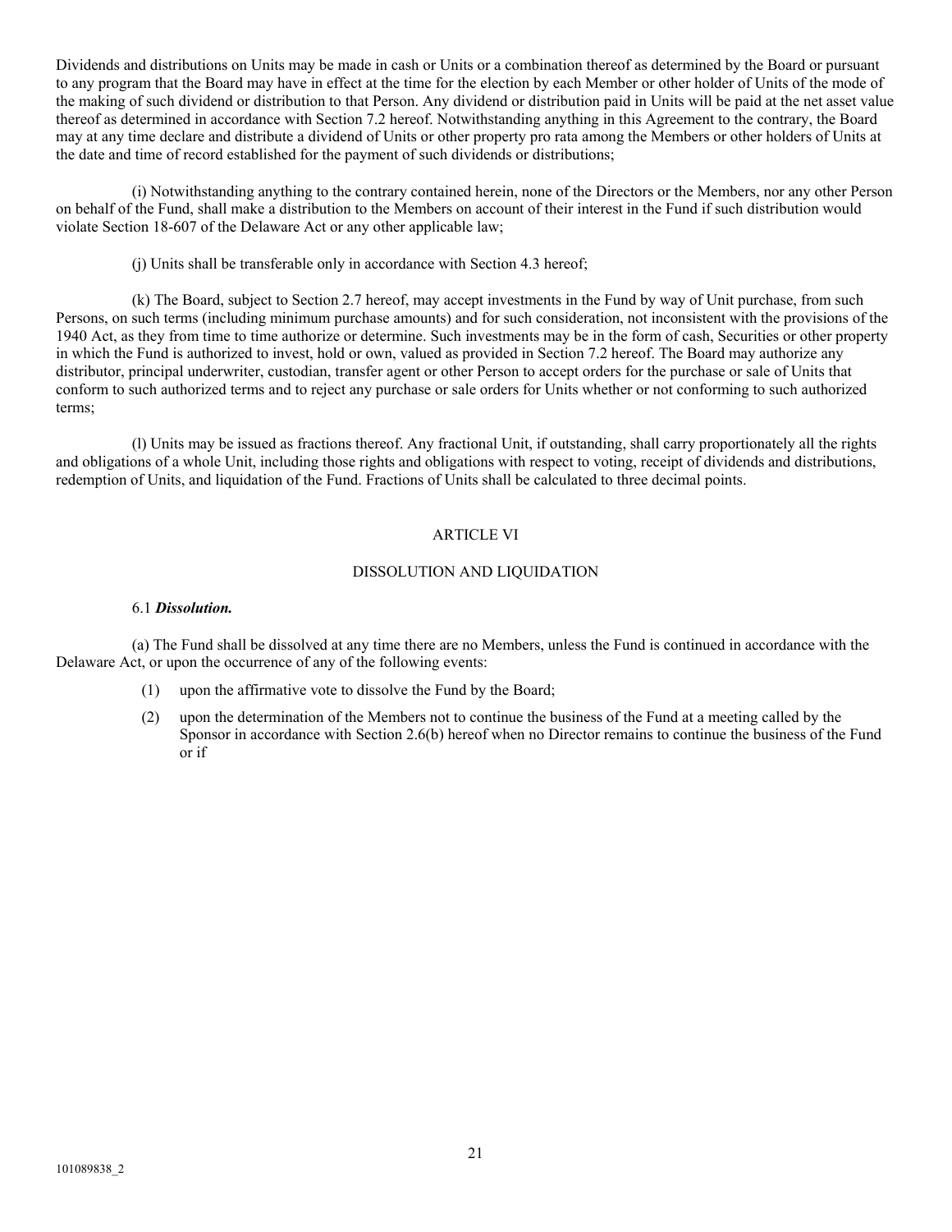Dividends and distributions on Units may be made in cash or Units or a combination thereof as determined by the Board or pursuant to any program that the Board may have in effect at the time for the election by each Member or other holder of Units of the mode of the making of such dividend or distribution to that Person. Any dividend or distribution paid in Units will be paid at the net asset value thereof as determined in accordance with Section 7.2 hereof. Notwithstanding anything in this Agreement to the contrary, the Board may at any time declare and distribute a dividend of Units or other property pro rata among the Members or other holders of Units at the date and time of record established for the payment of such dividends or distributions;

(i) Notwithstanding anything to the contrary contained herein, none of the Directors or the Members, nor any other Person on behalf of the Fund, shall make a distribution to the Members on account of their interest in the Fund if such distribution would violate Section 18-607 of the Delaware Act or any other applicable law;

(j) Units shall be transferable only in accordance with Section 4.3 hereof;

(k) The Board, subject to Section 2.7 hereof, may accept investments in the Fund by way of Unit purchase, from such Persons, on such terms (including minimum purchase amounts) and for such consideration, not inconsistent with the provisions of the 1940 Act, as they from time to time authorize or determine. Such investments may be in the form of cash, Securities or other property in which the Fund is authorized to invest, hold or own, valued as provided in Section 7.2 hereof. The Board may authorize any distributor, principal underwriter, custodian, transfer agent or other Person to accept orders for the purchase or sale of Units that conform to such authorized terms and to reject any purchase or sale orders for Units whether or not conforming to such authorized terms;

(l) Units may be issued as fractions thereof. Any fractional Unit, if outstanding, shall carry proportionately all the rights and obligations of a whole Unit, including those rights and obligations with respect to voting, receipt of dividends and distributions, redemption of Units, and liquidation of the Fund. Fractions of Units shall be calculated to three decimal points.

## ARTICLE VI

## DISSOLUTION AND LIQUIDATION

6.1 ***Dissolution.***

(a) The Fund shall be dissolved at any time there are no Members, unless the Fund is continued in accordance with the Delaware Act, or upon the occurrence of any of the following events:

(1) upon the affirmative vote to dissolve the Fund by the Board;

(2) upon the determination of the Members not to continue the business of the Fund at a meeting called by the Sponsor in accordance with Section 2.6(b) hereof when no Director remains to continue the business of the Fund or if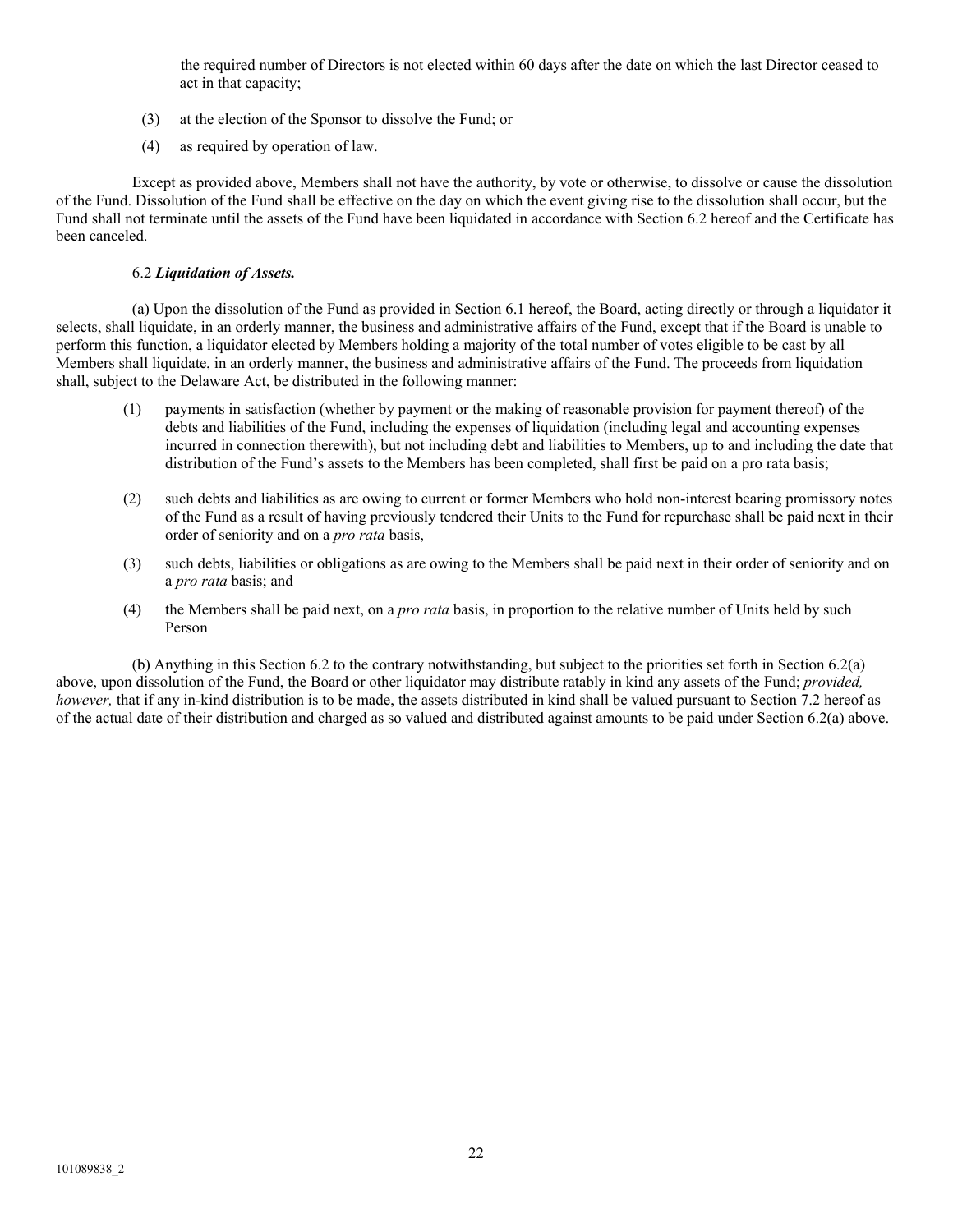the required number of Directors is not elected within 60 days after the date on which the last Director ceased to act in that capacity;

(3) at the election of the Sponsor to dissolve the Fund; or

(4) as required by operation of law.

Except as provided above, Members shall not have the authority, by vote or otherwise, to dissolve or cause the dissolution of the Fund. Dissolution of the Fund shall be effective on the day on which the event giving rise to the dissolution shall occur, but the Fund shall not terminate until the assets of the Fund have been liquidated in accordance with Section 6.2 hereof and the Certificate has been canceled.

6.2 ***Liquidation of Assets.***

(a) Upon the dissolution of the Fund as provided in Section 6.1 hereof, the Board, acting directly or through a liquidator it selects, shall liquidate, in an orderly manner, the business and administrative affairs of the Fund, except that if the Board is unable to perform this function, a liquidator elected by Members holding a majority of the total number of votes eligible to be cast by all Members shall liquidate, in an orderly manner, the business and administrative affairs of the Fund. The proceeds from liquidation shall, subject to the Delaware Act, be distributed in the following manner:

(1) payments in satisfaction (whether by payment or the making of reasonable provision for payment thereof) of the debts and liabilities of the Fund, including the expenses of liquidation (including legal and accounting expenses incurred in connection therewith), but not including debt and liabilities to Members, up to and including the date that distribution of the Fund's assets to the Members has been completed, shall first be paid on a pro rata basis;

(2) such debts and liabilities as are owing to current or former Members who hold non-interest bearing promissory notes of the Fund as a result of having previously tendered their Units to the Fund for repurchase shall be paid next in their order of seniority and on a *pro rata* basis,

(3) such debts, liabilities or obligations as are owing to the Members shall be paid next in their order of seniority and on a *pro rata* basis; and

(4) the Members shall be paid next, on a *pro rata* basis, in proportion to the relative number of Units held by such Person

(b) Anything in this Section 6.2 to the contrary notwithstanding, but subject to the priorities set forth in Section 6.2(a) above, upon dissolution of the Fund, the Board or other liquidator may distribute ratably in kind any assets of the Fund; *provided, however,* that if any in-kind distribution is to be made, the assets distributed in kind shall be valued pursuant to Section 7.2 hereof as of the actual date of their distribution and charged as so valued and distributed against amounts to be paid under Section 6.2(a) above.

101089838_2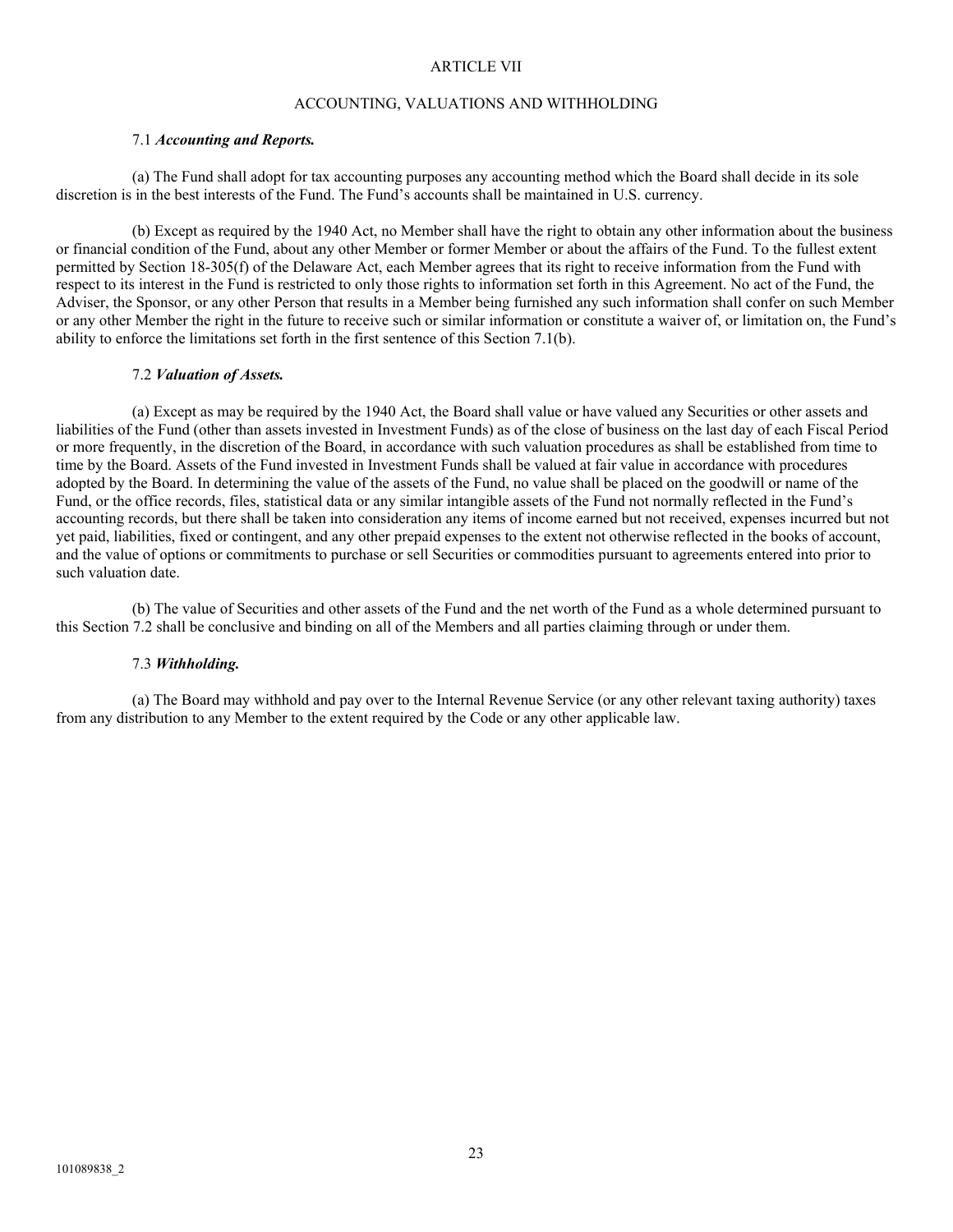# ARTICLE VII

## ACCOUNTING, VALUATIONS AND WITHHOLDING

7.1 ***Accounting and Reports.***

(a) The Fund shall adopt for tax accounting purposes any accounting method which the Board shall decide in its sole discretion is in the best interests of the Fund. The Fund's accounts shall be maintained in U.S. currency.

(b) Except as required by the 1940 Act, no Member shall have the right to obtain any other information about the business or financial condition of the Fund, about any other Member or former Member or about the affairs of the Fund. To the fullest extent permitted by Section 18-305(f) of the Delaware Act, each Member agrees that its right to receive information from the Fund with respect to its interest in the Fund is restricted to only those rights to information set forth in this Agreement. No act of the Fund, the Adviser, the Sponsor, or any other Person that results in a Member being furnished any such information shall confer on such Member or any other Member the right in the future to receive such or similar information or constitute a waiver of, or limitation on, the Fund's ability to enforce the limitations set forth in the first sentence of this Section 7.1(b).

7.2 ***Valuation of Assets.***

(a) Except as may be required by the 1940 Act, the Board shall value or have valued any Securities or other assets and liabilities of the Fund (other than assets invested in Investment Funds) as of the close of business on the last day of each Fiscal Period or more frequently, in the discretion of the Board, in accordance with such valuation procedures as shall be established from time to time by the Board. Assets of the Fund invested in Investment Funds shall be valued at fair value in accordance with procedures adopted by the Board. In determining the value of the assets of the Fund, no value shall be placed on the goodwill or name of the Fund, or the office records, files, statistical data or any similar intangible assets of the Fund not normally reflected in the Fund's accounting records, but there shall be taken into consideration any items of income earned but not received, expenses incurred but not yet paid, liabilities, fixed or contingent, and any other prepaid expenses to the extent not otherwise reflected in the books of account, and the value of options or commitments to purchase or sell Securities or commodities pursuant to agreements entered into prior to such valuation date.

(b) The value of Securities and other assets of the Fund and the net worth of the Fund as a whole determined pursuant to this Section 7.2 shall be conclusive and binding on all of the Members and all parties claiming through or under them.

7.3 ***Withholding.***

(a) The Board may withhold and pay over to the Internal Revenue Service (or any other relevant taxing authority) taxes from any distribution to any Member to the extent required by the Code or any other applicable law.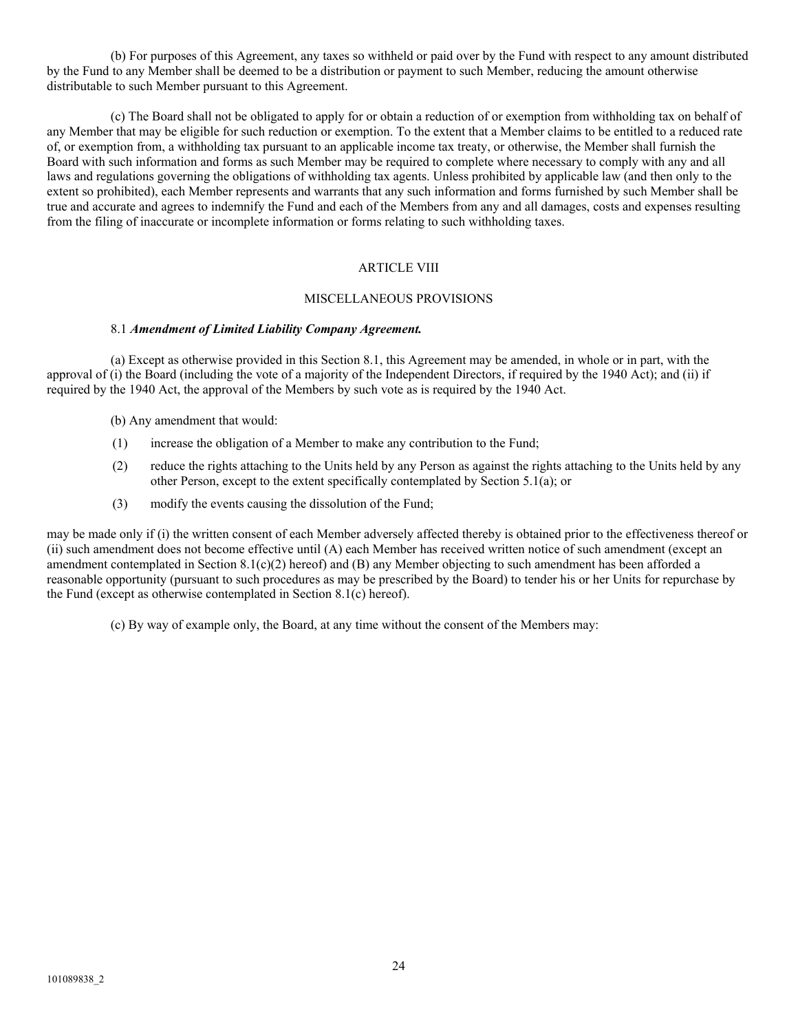(b) For purposes of this Agreement, any taxes so withheld or paid over by the Fund with respect to any amount distributed by the Fund to any Member shall be deemed to be a distribution or payment to such Member, reducing the amount otherwise distributable to such Member pursuant to this Agreement.

(c) The Board shall not be obligated to apply for or obtain a reduction of or exemption from withholding tax on behalf of any Member that may be eligible for such reduction or exemption. To the extent that a Member claims to be entitled to a reduced rate of, or exemption from, a withholding tax pursuant to an applicable income tax treaty, or otherwise, the Member shall furnish the Board with such information and forms as such Member may be required to complete where necessary to comply with any and all laws and regulations governing the obligations of withholding tax agents. Unless prohibited by applicable law (and then only to the extent so prohibited), each Member represents and warrants that any such information and forms furnished by such Member shall be true and accurate and agrees to indemnify the Fund and each of the Members from any and all damages, costs and expenses resulting from the filing of inaccurate or incomplete information or forms relating to such withholding taxes.

## ARTICLE VIII

## MISCELLANEOUS PROVISIONS

8.1 ***Amendment of Limited Liability Company Agreement.***

(a) Except as otherwise provided in this Section 8.1, this Agreement may be amended, in whole or in part, with the approval of (i) the Board (including the vote of a majority of the Independent Directors, if required by the 1940 Act); and (ii) if required by the 1940 Act, the approval of the Members by such vote as is required by the 1940 Act.

(b) Any amendment that would:

(1) increase the obligation of a Member to make any contribution to the Fund;

(2) reduce the rights attaching to the Units held by any Person as against the rights attaching to the Units held by any other Person, except to the extent specifically contemplated by Section 5.1(a); or

(3) modify the events causing the dissolution of the Fund;

may be made only if (i) the written consent of each Member adversely affected thereby is obtained prior to the effectiveness thereof or (ii) such amendment does not become effective until (A) each Member has received written notice of such amendment (except an amendment contemplated in Section 8.1(c)(2) hereof) and (B) any Member objecting to such amendment has been afforded a reasonable opportunity (pursuant to such procedures as may be prescribed by the Board) to tender his or her Units for repurchase by the Fund (except as otherwise contemplated in Section 8.1(c) hereof).

(c) By way of example only, the Board, at any time without the consent of the Members may:

101089838_2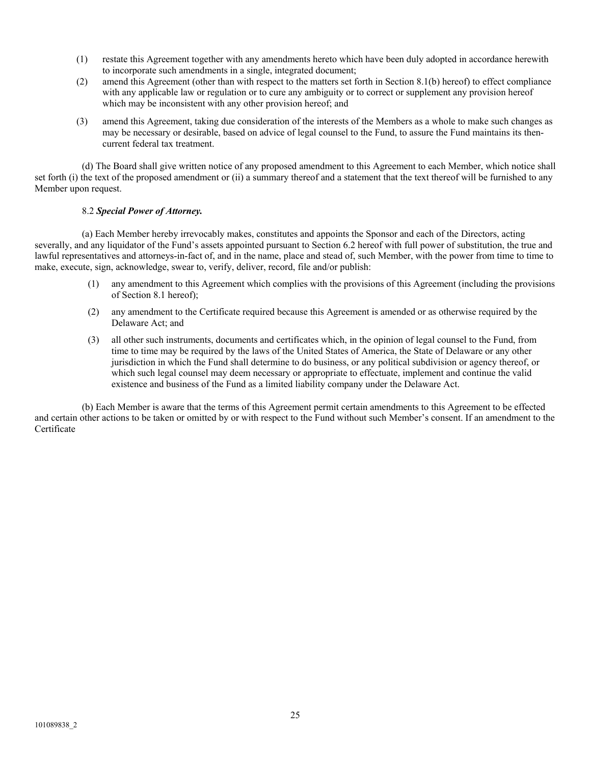(1) restate this Agreement together with any amendments hereto which have been duly adopted in accordance herewith to incorporate such amendments in a single, integrated document;

(2) amend this Agreement (other than with respect to the matters set forth in Section 8.1(b) hereof) to effect compliance with any applicable law or regulation or to cure any ambiguity or to correct or supplement any provision hereof which may be inconsistent with any other provision hereof; and

(3) amend this Agreement, taking due consideration of the interests of the Members as a whole to make such changes as may be necessary or desirable, based on advice of legal counsel to the Fund, to assure the Fund maintains its then-current federal tax treatment.

(d) The Board shall give written notice of any proposed amendment to this Agreement to each Member, which notice shall set forth (i) the text of the proposed amendment or (ii) a summary thereof and a statement that the text thereof will be furnished to any Member upon request.

8.2 ***Special Power of Attorney.***

(a) Each Member hereby irrevocably makes, constitutes and appoints the Sponsor and each of the Directors, acting severally, and any liquidator of the Fund's assets appointed pursuant to Section 6.2 hereof with full power of substitution, the true and lawful representatives and attorneys-in-fact of, and in the name, place and stead of, such Member, with the power from time to time to make, execute, sign, acknowledge, swear to, verify, deliver, record, file and/or publish:

(1) any amendment to this Agreement which complies with the provisions of this Agreement (including the provisions of Section 8.1 hereof);

(2) any amendment to the Certificate required because this Agreement is amended or as otherwise required by the Delaware Act; and

(3) all other such instruments, documents and certificates which, in the opinion of legal counsel to the Fund, from time to time may be required by the laws of the United States of America, the State of Delaware or any other jurisdiction in which the Fund shall determine to do business, or any political subdivision or agency thereof, or which such legal counsel may deem necessary or appropriate to effectuate, implement and continue the valid existence and business of the Fund as a limited liability company under the Delaware Act.

(b) Each Member is aware that the terms of this Agreement permit certain amendments to this Agreement to be effected and certain other actions to be taken or omitted by or with respect to the Fund without such Member's consent. If an amendment to the Certificate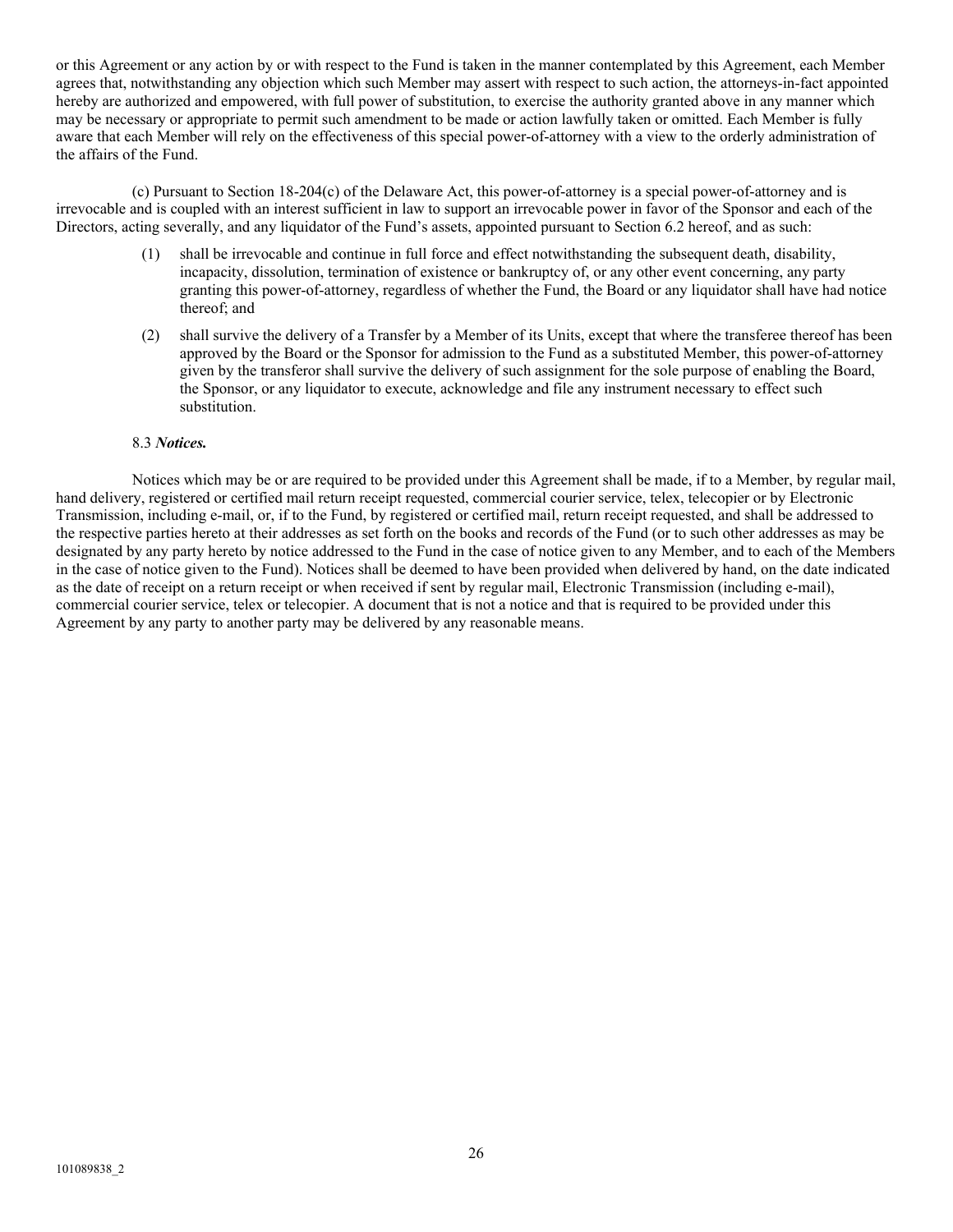or this Agreement or any action by or with respect to the Fund is taken in the manner contemplated by this Agreement, each Member agrees that, notwithstanding any objection which such Member may assert with respect to such action, the attorneys-in-fact appointed hereby are authorized and empowered, with full power of substitution, to exercise the authority granted above in any manner which may be necessary or appropriate to permit such amendment to be made or action lawfully taken or omitted. Each Member is fully aware that each Member will rely on the effectiveness of this special power-of-attorney with a view to the orderly administration of the affairs of the Fund.

(c) Pursuant to Section 18-204(c) of the Delaware Act, this power-of-attorney is a special power-of-attorney and is irrevocable and is coupled with an interest sufficient in law to support an irrevocable power in favor of the Sponsor and each of the Directors, acting severally, and any liquidator of the Fund's assets, appointed pursuant to Section 6.2 hereof, and as such:

(1) shall be irrevocable and continue in full force and effect notwithstanding the subsequent death, disability, incapacity, dissolution, termination of existence or bankruptcy of, or any other event concerning, any party granting this power-of-attorney, regardless of whether the Fund, the Board or any liquidator shall have had notice thereof; and

(2) shall survive the delivery of a Transfer by a Member of its Units, except that where the transferee thereof has been approved by the Board or the Sponsor for admission to the Fund as a substituted Member, this power-of-attorney given by the transferor shall survive the delivery of such assignment for the sole purpose of enabling the Board, the Sponsor, or any liquidator to execute, acknowledge and file any instrument necessary to effect such substitution.

8.3 ***Notices.***

Notices which may be or are required to be provided under this Agreement shall be made, if to a Member, by regular mail, hand delivery, registered or certified mail return receipt requested, commercial courier service, telex, telecopier or by Electronic Transmission, including e-mail, or, if to the Fund, by registered or certified mail, return receipt requested, and shall be addressed to the respective parties hereto at their addresses as set forth on the books and records of the Fund (or to such other addresses as may be designated by any party hereto by notice addressed to the Fund in the case of notice given to any Member, and to each of the Members in the case of notice given to the Fund). Notices shall be deemed to have been provided when delivered by hand, on the date indicated as the date of receipt on a return receipt or when received if sent by regular mail, Electronic Transmission (including e-mail), commercial courier service, telex or telecopier. A document that is not a notice and that is required to be provided under this Agreement by any party to another party may be delivered by any reasonable means.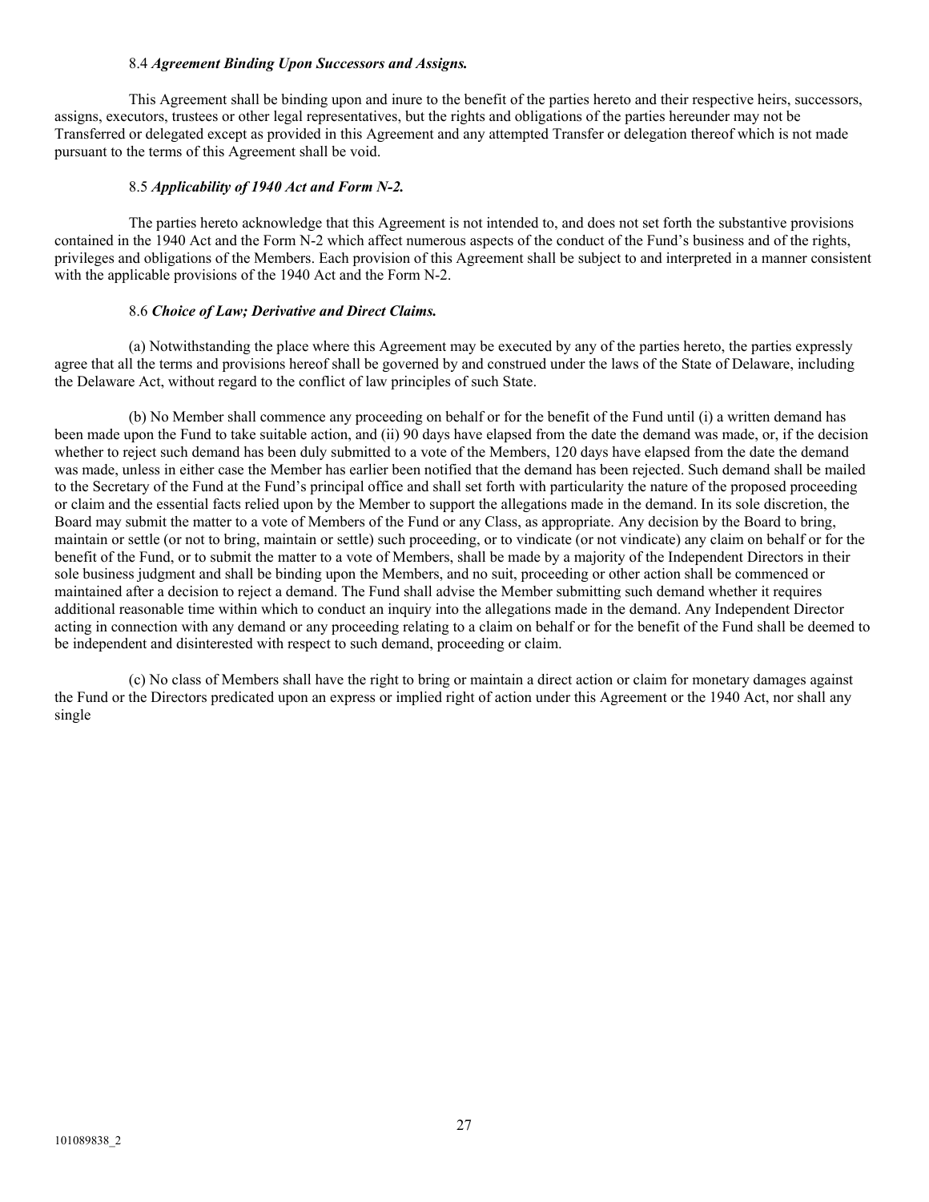### 8.4 *Agreement Binding Upon Successors and Assigns.*

This Agreement shall be binding upon and inure to the benefit of the parties hereto and their respective heirs, successors, assigns, executors, trustees or other legal representatives, but the rights and obligations of the parties hereunder may not be Transferred or delegated except as provided in this Agreement and any attempted Transfer or delegation thereof which is not made pursuant to the terms of this Agreement shall be void.

### 8.5 *Applicability of 1940 Act and Form N-2.*

The parties hereto acknowledge that this Agreement is not intended to, and does not set forth the substantive provisions contained in the 1940 Act and the Form N-2 which affect numerous aspects of the conduct of the Fund's business and of the rights, privileges and obligations of the Members. Each provision of this Agreement shall be subject to and interpreted in a manner consistent with the applicable provisions of the 1940 Act and the Form N-2.

### 8.6 *Choice of Law; Derivative and Direct Claims.*

(a) Notwithstanding the place where this Agreement may be executed by any of the parties hereto, the parties expressly agree that all the terms and provisions hereof shall be governed by and construed under the laws of the State of Delaware, including the Delaware Act, without regard to the conflict of law principles of such State.

(b) No Member shall commence any proceeding on behalf or for the benefit of the Fund until (i) a written demand has been made upon the Fund to take suitable action, and (ii) 90 days have elapsed from the date the demand was made, or, if the decision whether to reject such demand has been duly submitted to a vote of the Members, 120 days have elapsed from the date the demand was made, unless in either case the Member has earlier been notified that the demand has been rejected. Such demand shall be mailed to the Secretary of the Fund at the Fund's principal office and shall set forth with particularity the nature of the proposed proceeding or claim and the essential facts relied upon by the Member to support the allegations made in the demand. In its sole discretion, the Board may submit the matter to a vote of Members of the Fund or any Class, as appropriate. Any decision by the Board to bring, maintain or settle (or not to bring, maintain or settle) such proceeding, or to vindicate (or not vindicate) any claim on behalf or for the benefit of the Fund, or to submit the matter to a vote of Members, shall be made by a majority of the Independent Directors in their sole business judgment and shall be binding upon the Members, and no suit, proceeding or other action shall be commenced or maintained after a decision to reject a demand. The Fund shall advise the Member submitting such demand whether it requires additional reasonable time within which to conduct an inquiry into the allegations made in the demand. Any Independent Director acting in connection with any demand or any proceeding relating to a claim on behalf or for the benefit of the Fund shall be deemed to be independent and disinterested with respect to such demand, proceeding or claim.

(c) No class of Members shall have the right to bring or maintain a direct action or claim for monetary damages against the Fund or the Directors predicated upon an express or implied right of action under this Agreement or the 1940 Act, nor shall any single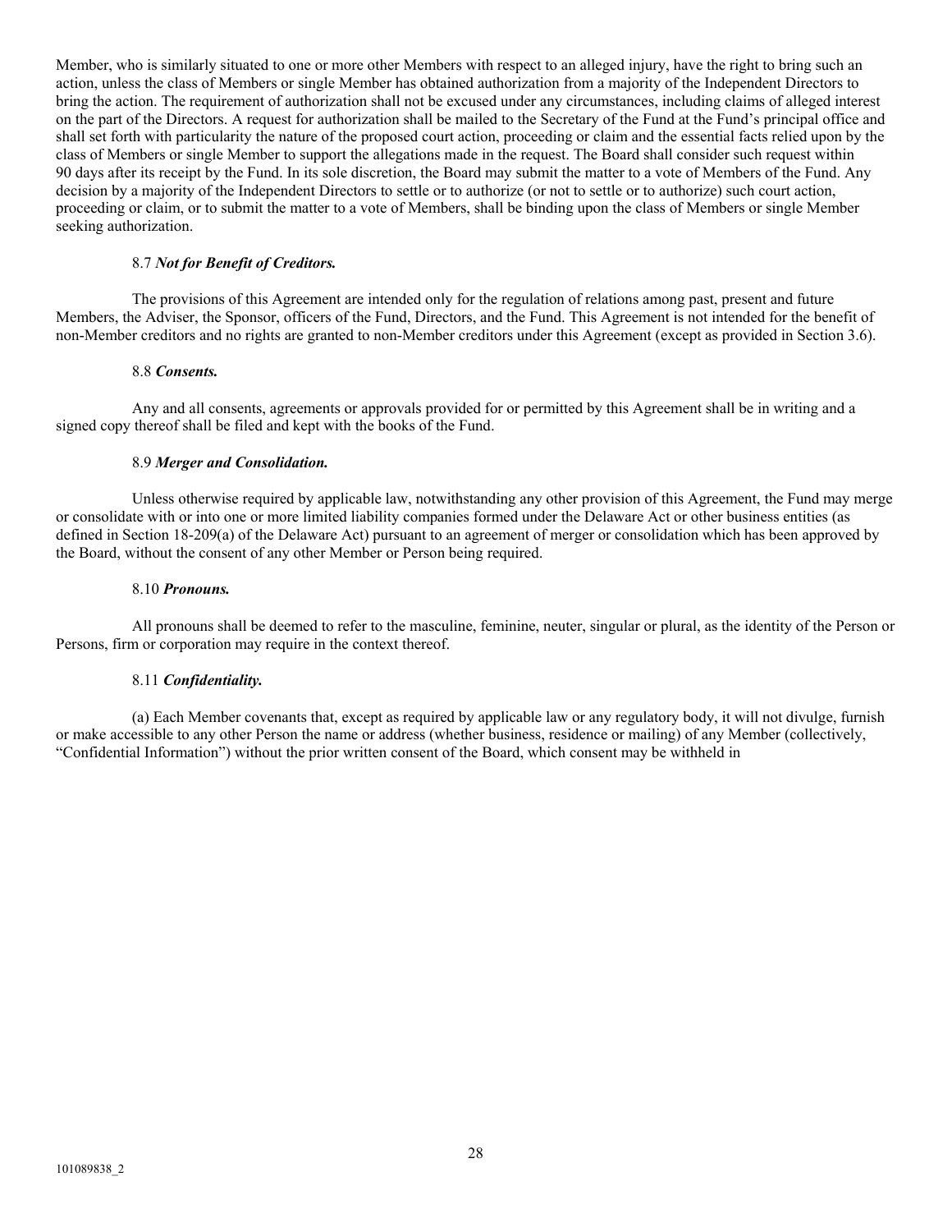Member, who is similarly situated to one or more other Members with respect to an alleged injury, have the right to bring such an action, unless the class of Members or single Member has obtained authorization from a majority of the Independent Directors to bring the action. The requirement of authorization shall not be excused under any circumstances, including claims of alleged interest on the part of the Directors. A request for authorization shall be mailed to the Secretary of the Fund at the Fund's principal office and shall set forth with particularity the nature of the proposed court action, proceeding or claim and the essential facts relied upon by the class of Members or single Member to support the allegations made in the request. The Board shall consider such request within 90 days after its receipt by the Fund. In its sole discretion, the Board may submit the matter to a vote of Members of the Fund. Any decision by a majority of the Independent Directors to settle or to authorize (or not to settle or to authorize) such court action, proceeding or claim, or to submit the matter to a vote of Members, shall be binding upon the class of Members or single Member seeking authorization.

8.7 ***Not for Benefit of Creditors.***

The provisions of this Agreement are intended only for the regulation of relations among past, present and future Members, the Adviser, the Sponsor, officers of the Fund, Directors, and the Fund. This Agreement is not intended for the benefit of non-Member creditors and no rights are granted to non-Member creditors under this Agreement (except as provided in Section 3.6).

8.8 ***Consents.***

Any and all consents, agreements or approvals provided for or permitted by this Agreement shall be in writing and a signed copy thereof shall be filed and kept with the books of the Fund.

8.9 ***Merger and Consolidation.***

Unless otherwise required by applicable law, notwithstanding any other provision of this Agreement, the Fund may merge or consolidate with or into one or more limited liability companies formed under the Delaware Act or other business entities (as defined in Section 18-209(a) of the Delaware Act) pursuant to an agreement of merger or consolidation which has been approved by the Board, without the consent of any other Member or Person being required.

8.10 ***Pronouns.***

All pronouns shall be deemed to refer to the masculine, feminine, neuter, singular or plural, as the identity of the Person or Persons, firm or corporation may require in the context thereof.

8.11 ***Confidentiality.***

(a) Each Member covenants that, except as required by applicable law or any regulatory body, it will not divulge, furnish or make accessible to any other Person the name or address (whether business, residence or mailing) of any Member (collectively, "Confidential Information") without the prior written consent of the Board, which consent may be withheld in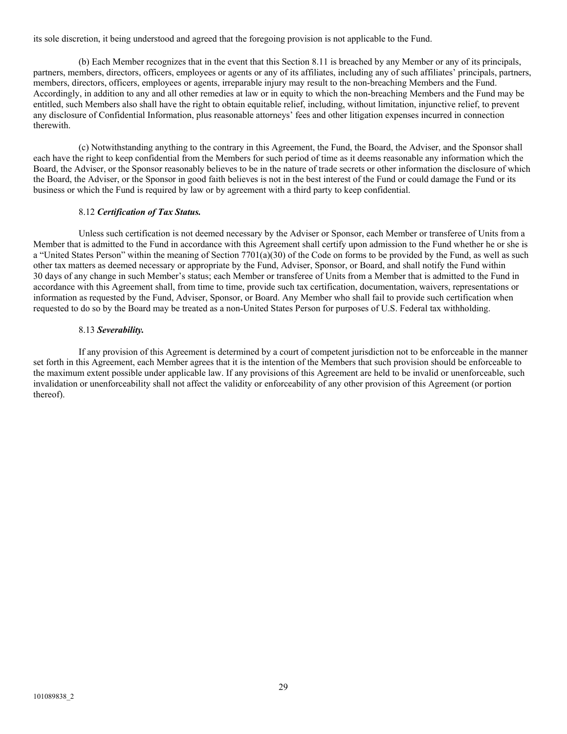its sole discretion, it being understood and agreed that the foregoing provision is not applicable to the Fund.

(b) Each Member recognizes that in the event that this Section 8.11 is breached by any Member or any of its principals, partners, members, directors, officers, employees or agents or any of its affiliates, including any of such affiliates' principals, partners, members, directors, officers, employees or agents, irreparable injury may result to the non-breaching Members and the Fund. Accordingly, in addition to any and all other remedies at law or in equity to which the non-breaching Members and the Fund may be entitled, such Members also shall have the right to obtain equitable relief, including, without limitation, injunctive relief, to prevent any disclosure of Confidential Information, plus reasonable attorneys' fees and other litigation expenses incurred in connection therewith.

(c) Notwithstanding anything to the contrary in this Agreement, the Fund, the Board, the Adviser, and the Sponsor shall each have the right to keep confidential from the Members for such period of time as it deems reasonable any information which the Board, the Adviser, or the Sponsor reasonably believes to be in the nature of trade secrets or other information the disclosure of which the Board, the Adviser, or the Sponsor in good faith believes is not in the best interest of the Fund or could damage the Fund or its business or which the Fund is required by law or by agreement with a third party to keep confidential.

8.12 ***Certification of Tax Status.***

Unless such certification is not deemed necessary by the Adviser or Sponsor, each Member or transferee of Units from a Member that is admitted to the Fund in accordance with this Agreement shall certify upon admission to the Fund whether he or she is a "United States Person" within the meaning of Section 7701(a)(30) of the Code on forms to be provided by the Fund, as well as such other tax matters as deemed necessary or appropriate by the Fund, Adviser, Sponsor, or Board, and shall notify the Fund within 30 days of any change in such Member's status; each Member or transferee of Units from a Member that is admitted to the Fund in accordance with this Agreement shall, from time to time, provide such tax certification, documentation, waivers, representations or information as requested by the Fund, Adviser, Sponsor, or Board. Any Member who shall fail to provide such certification when requested to do so by the Board may be treated as a non-United States Person for purposes of U.S. Federal tax withholding.

8.13 ***Severability.***

If any provision of this Agreement is determined by a court of competent jurisdiction not to be enforceable in the manner set forth in this Agreement, each Member agrees that it is the intention of the Members that such provision should be enforceable to the maximum extent possible under applicable law. If any provisions of this Agreement are held to be invalid or unenforceable, such invalidation or unenforceability shall not affect the validity or enforceability of any other provision of this Agreement (or portion thereof).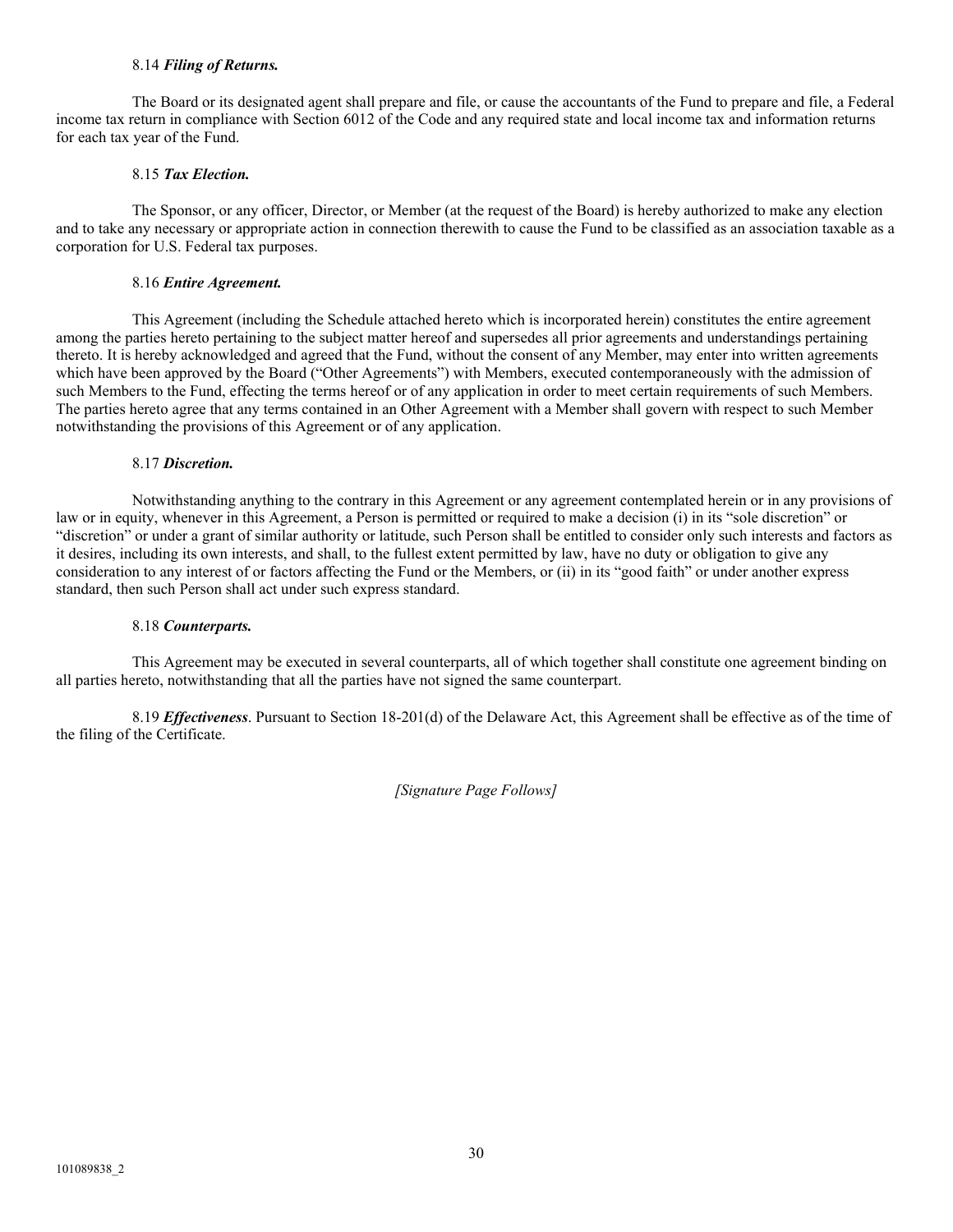8.14 ***Filing of Returns.***

The Board or its designated agent shall prepare and file, or cause the accountants of the Fund to prepare and file, a Federal income tax return in compliance with Section 6012 of the Code and any required state and local income tax and information returns for each tax year of the Fund.

8.15 ***Tax Election.***

The Sponsor, or any officer, Director, or Member (at the request of the Board) is hereby authorized to make any election and to take any necessary or appropriate action in connection therewith to cause the Fund to be classified as an association taxable as a corporation for U.S. Federal tax purposes.

8.16 ***Entire Agreement.***

This Agreement (including the Schedule attached hereto which is incorporated herein) constitutes the entire agreement among the parties hereto pertaining to the subject matter hereof and supersedes all prior agreements and understandings pertaining thereto. It is hereby acknowledged and agreed that the Fund, without the consent of any Member, may enter into written agreements which have been approved by the Board ("Other Agreements") with Members, executed contemporaneously with the admission of such Members to the Fund, effecting the terms hereof or of any application in order to meet certain requirements of such Members. The parties hereto agree that any terms contained in an Other Agreement with a Member shall govern with respect to such Member notwithstanding the provisions of this Agreement or of any application.

8.17 ***Discretion.***

Notwithstanding anything to the contrary in this Agreement or any agreement contemplated herein or in any provisions of law or in equity, whenever in this Agreement, a Person is permitted or required to make a decision (i) in its "sole discretion" or "discretion" or under a grant of similar authority or latitude, such Person shall be entitled to consider only such interests and factors as it desires, including its own interests, and shall, to the fullest extent permitted by law, have no duty or obligation to give any consideration to any interest of or factors affecting the Fund or the Members, or (ii) in its "good faith" or under another express standard, then such Person shall act under such express standard.

8.18 ***Counterparts.***

This Agreement may be executed in several counterparts, all of which together shall constitute one agreement binding on all parties hereto, notwithstanding that all the parties have not signed the same counterpart.

8.19 ***Effectiveness***. Pursuant to Section 18-201(d) of the Delaware Act, this Agreement shall be effective as of the time of the filing of the Certificate.

*[Signature Page Follows]*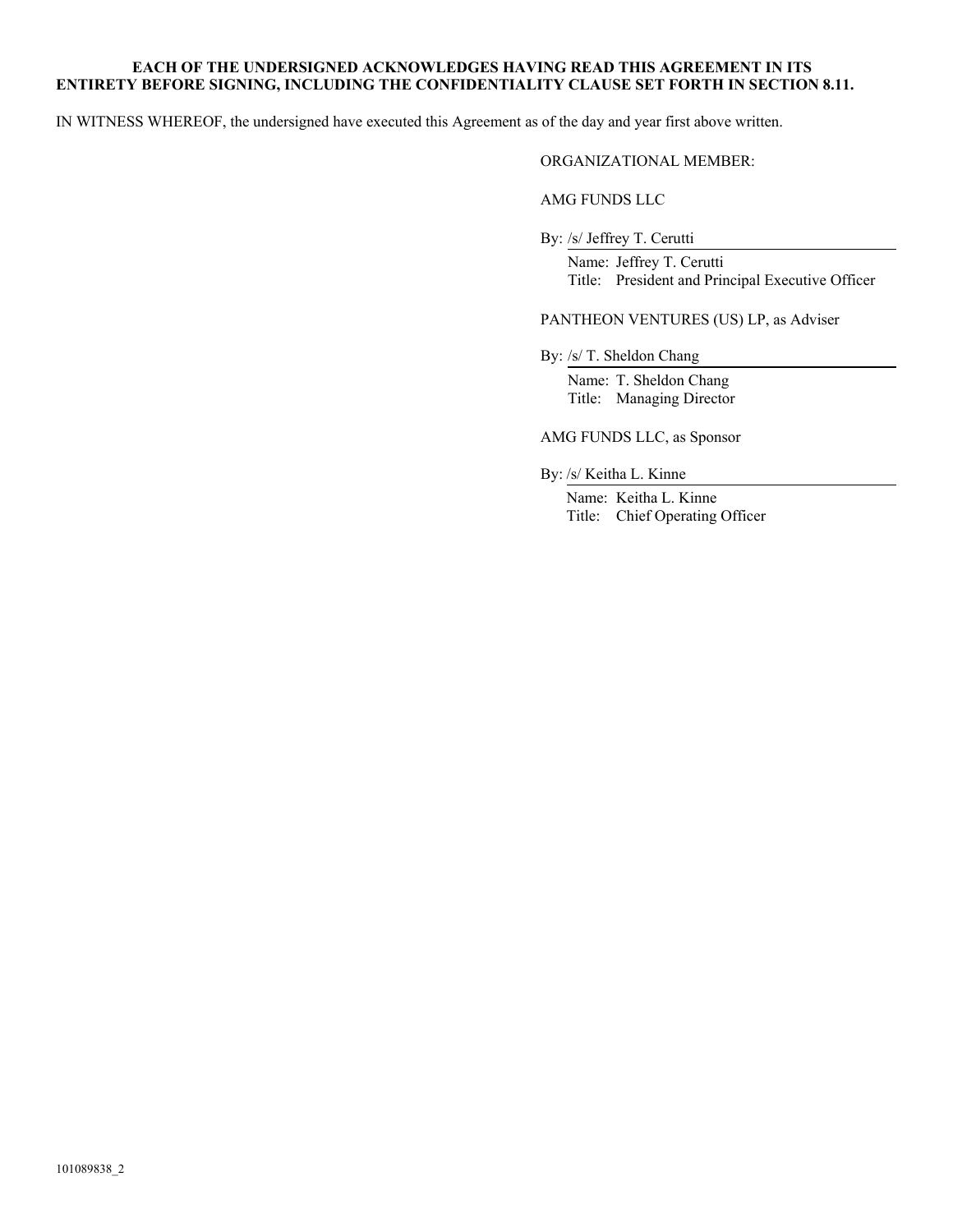**EACH OF THE UNDERSIGNED ACKNOWLEDGES HAVING READ THIS AGREEMENT IN ITS ENTIRETY BEFORE SIGNING, INCLUDING THE CONFIDENTIALITY CLAUSE SET FORTH IN SECTION 8.11.**

IN WITNESS WHEREOF, the undersigned have executed this Agreement as of the day and year first above written.

ORGANIZATIONAL MEMBER:

AMG FUNDS LLC

By: /s/ Jeffrey T. Cerutti

Name: Jeffrey T. Cerutti
Title: President and Principal Executive Officer

PANTHEON VENTURES (US) LP, as Adviser

By: /s/ T. Sheldon Chang

Name: T. Sheldon Chang
Title: Managing Director

AMG FUNDS LLC, as Sponsor

By: /s/ Keitha L. Kinne

Name: Keitha L. Kinne
Title: Chief Operating Officer

101089838_2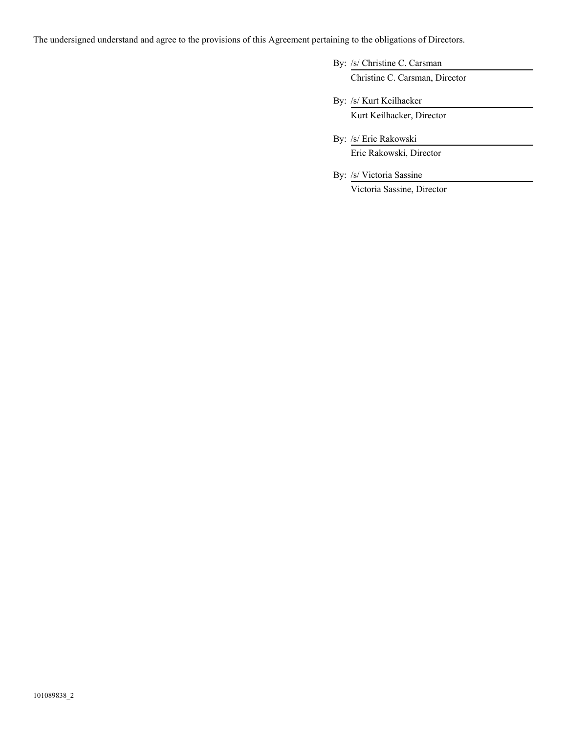The undersigned understand and agree to the provisions of this Agreement pertaining to the obligations of Directors.

By: /s/ Christine C. Carsman
Christine C. Carsman, Director

By: /s/ Kurt Keilhacker
Kurt Keilhacker, Director

By: /s/ Eric Rakowski
Eric Rakowski, Director

By: /s/ Victoria Sassine
Victoria Sassine, Director

101089838_2